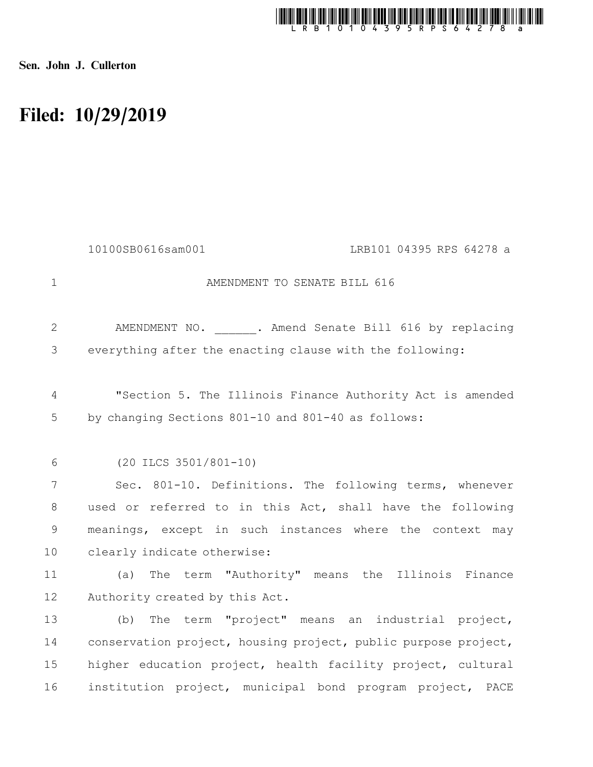**Sen. John J. Cullerton**

# Filed: 10/29/2019

10100SB0616sam001 LRB101 04395 RPS 64278 a

AMENDMENT TO SENATE BILL 616

AMENDMENT NO. ______. Amend Senate Bill 616 by replacing everything after the enacting clause with the following:

"Section 5. The Illinois Finance Authority Act is amended by changing Sections 801-10 and 801-40 as follows:

(20 ILCS 3501/801-10)

Sec. 801-10. Definitions. The following terms, whenever used or referred to in this Act, shall have the following meanings, except in such instances where the context may clearly indicate otherwise:

(a) The term "Authority" means the Illinois Finance Authority created by this Act.

(b) The term "project" means an industrial project, conservation project, housing project, public purpose project, higher education project, health facility project, cultural institution project, municipal bond program project, PACE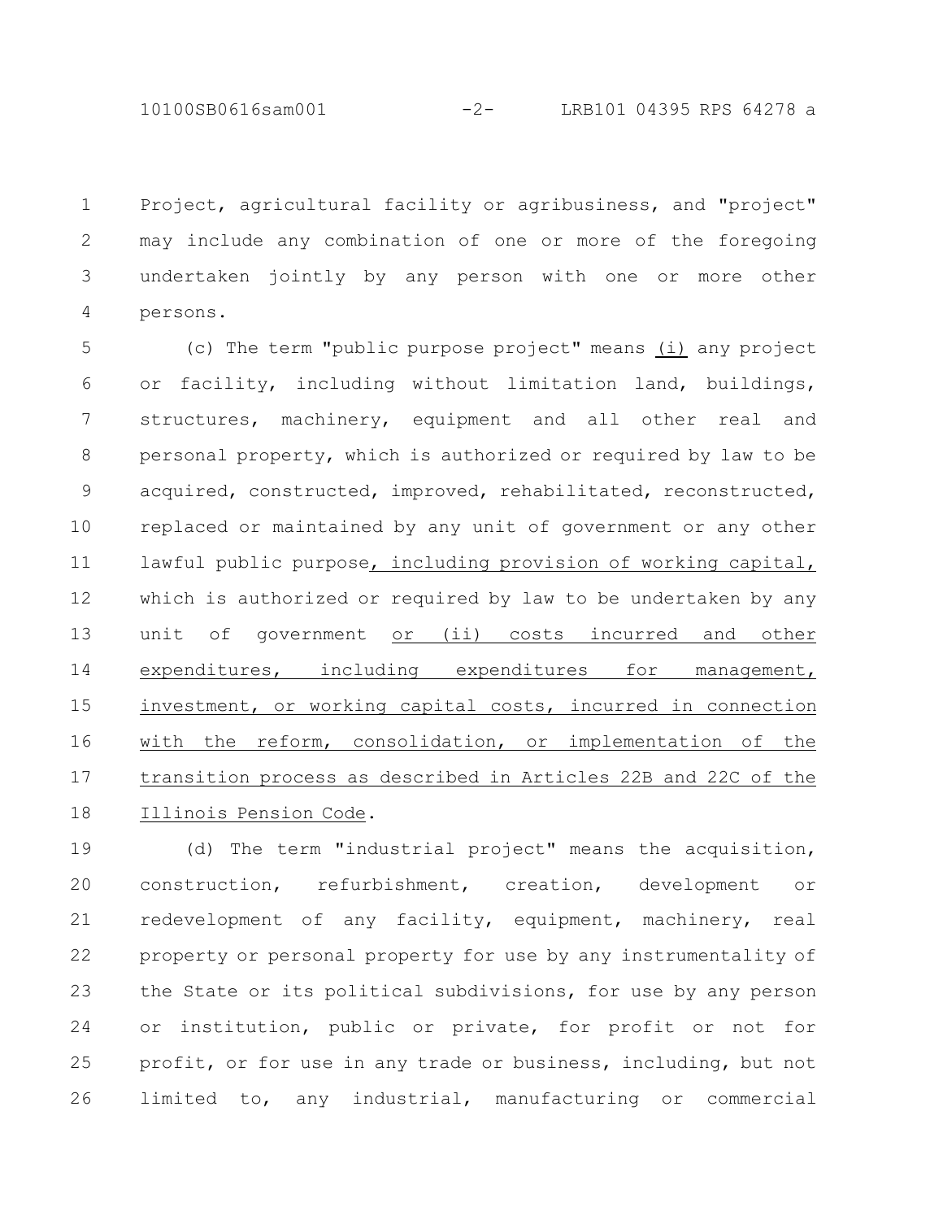Project, agricultural facility or agribusiness, and "project" may include any combination of one or more of the foregoing undertaken jointly by any person with one or more other persons.

(c) The term "public purpose project" means <u>(i)</u> any project or facility, including without limitation land, buildings, structures, machinery, equipment and all other real and personal property, which is authorized or required by law to be acquired, constructed, improved, rehabilitated, reconstructed, replaced or maintained by any unit of government or any other lawful public purpose<u>, including provision of working capital,</u> which is authorized or required by law to be undertaken by any unit of government <u>or (ii) costs incurred and other expenditures, including expenditures for management, investment, or working capital costs, incurred in connection with the reform, consolidation, or implementation of the transition process as described in Articles 22B and 22C of the Illinois Pension Code</u>.

(d) The term "industrial project" means the acquisition, construction, refurbishment, creation, development or redevelopment of any facility, equipment, machinery, real property or personal property for use by any instrumentality of the State or its political subdivisions, for use by any person or institution, public or private, for profit or not for profit, or for use in any trade or business, including, but not limited to, any industrial, manufacturing or commercial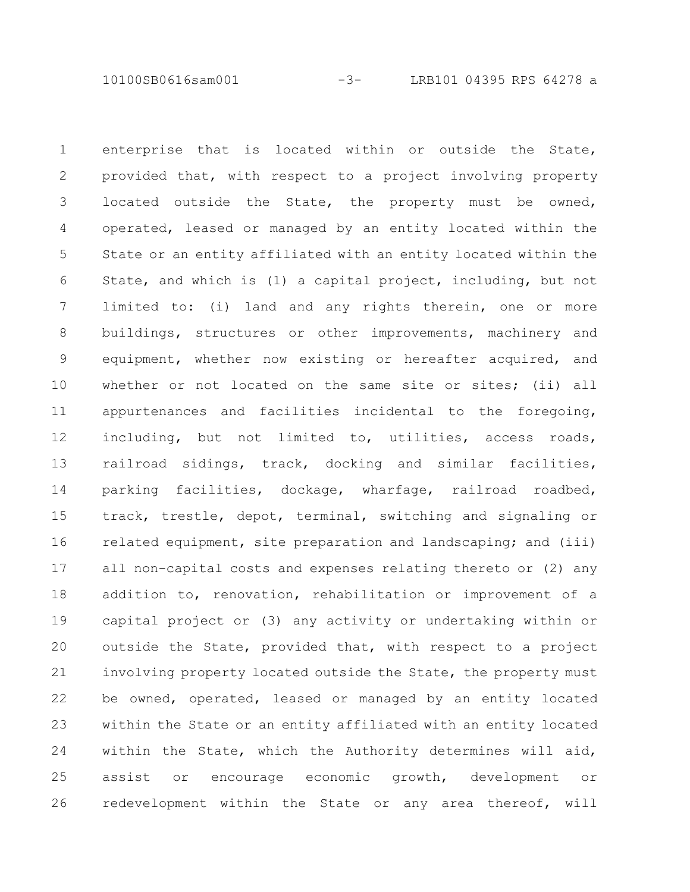enterprise that is located within or outside the State, provided that, with respect to a project involving property located outside the State, the property must be owned, operated, leased or managed by an entity located within the State or an entity affiliated with an entity located within the State, and which is (1) a capital project, including, but not limited to: (i) land and any rights therein, one or more buildings, structures or other improvements, machinery and equipment, whether now existing or hereafter acquired, and whether or not located on the same site or sites; (ii) all appurtenances and facilities incidental to the foregoing, including, but not limited to, utilities, access roads, railroad sidings, track, docking and similar facilities, parking facilities, dockage, wharfage, railroad roadbed, track, trestle, depot, terminal, switching and signaling or related equipment, site preparation and landscaping; and (iii) all non-capital costs and expenses relating thereto or (2) any addition to, renovation, rehabilitation or improvement of a capital project or (3) any activity or undertaking within or outside the State, provided that, with respect to a project involving property located outside the State, the property must be owned, operated, leased or managed by an entity located within the State or an entity affiliated with an entity located within the State, which the Authority determines will aid, assist or encourage economic growth, development or redevelopment within the State or any area thereof, will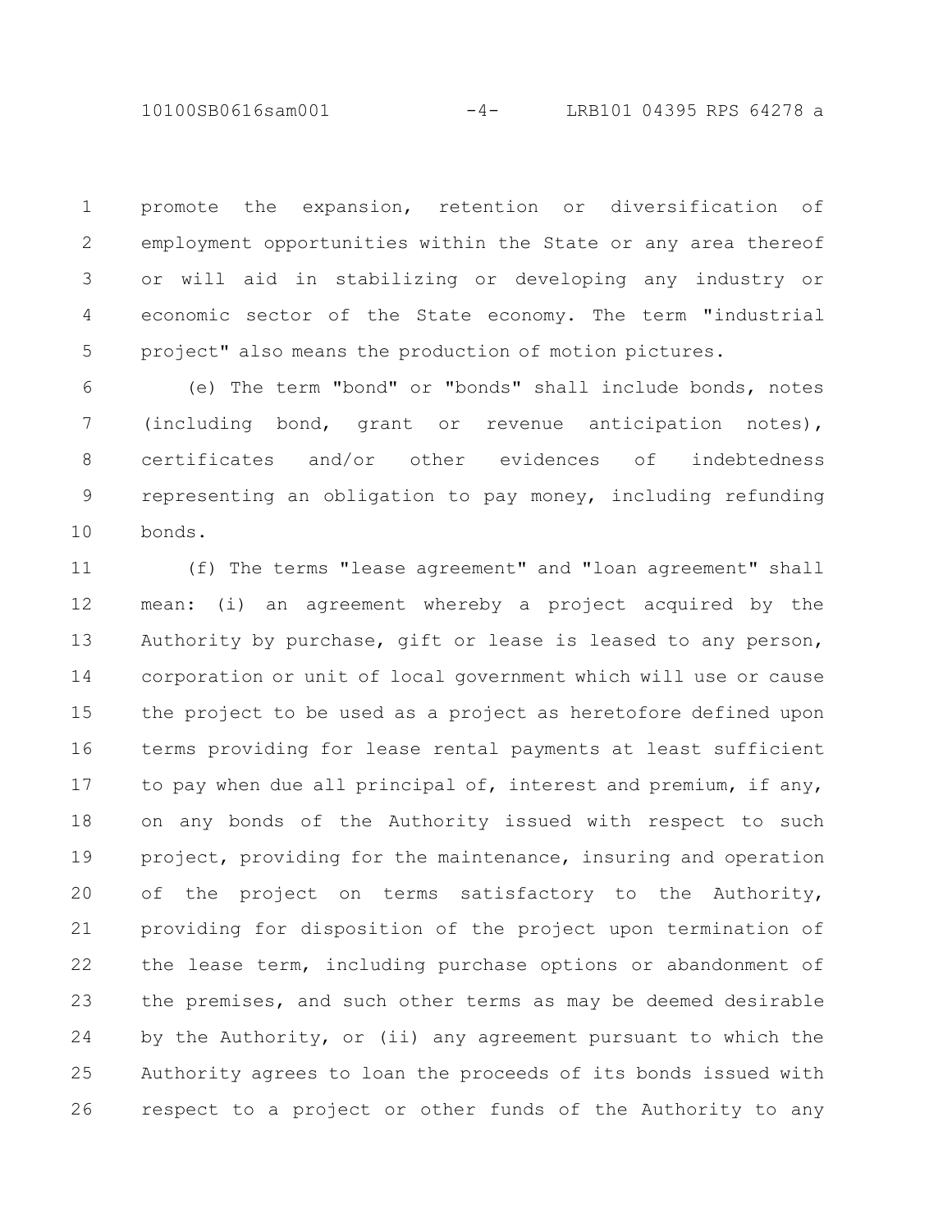promote the expansion, retention or diversification of employment opportunities within the State or any area thereof or will aid in stabilizing or developing any industry or economic sector of the State economy. The term "industrial project" also means the production of motion pictures.

(e) The term "bond" or "bonds" shall include bonds, notes (including bond, grant or revenue anticipation notes), certificates and/or other evidences of indebtedness representing an obligation to pay money, including refunding bonds.

(f) The terms "lease agreement" and "loan agreement" shall mean: (i) an agreement whereby a project acquired by the Authority by purchase, gift or lease is leased to any person, corporation or unit of local government which will use or cause the project to be used as a project as heretofore defined upon terms providing for lease rental payments at least sufficient to pay when due all principal of, interest and premium, if any, on any bonds of the Authority issued with respect to such project, providing for the maintenance, insuring and operation of the project on terms satisfactory to the Authority, providing for disposition of the project upon termination of the lease term, including purchase options or abandonment of the premises, and such other terms as may be deemed desirable by the Authority, or (ii) any agreement pursuant to which the Authority agrees to loan the proceeds of its bonds issued with respect to a project or other funds of the Authority to any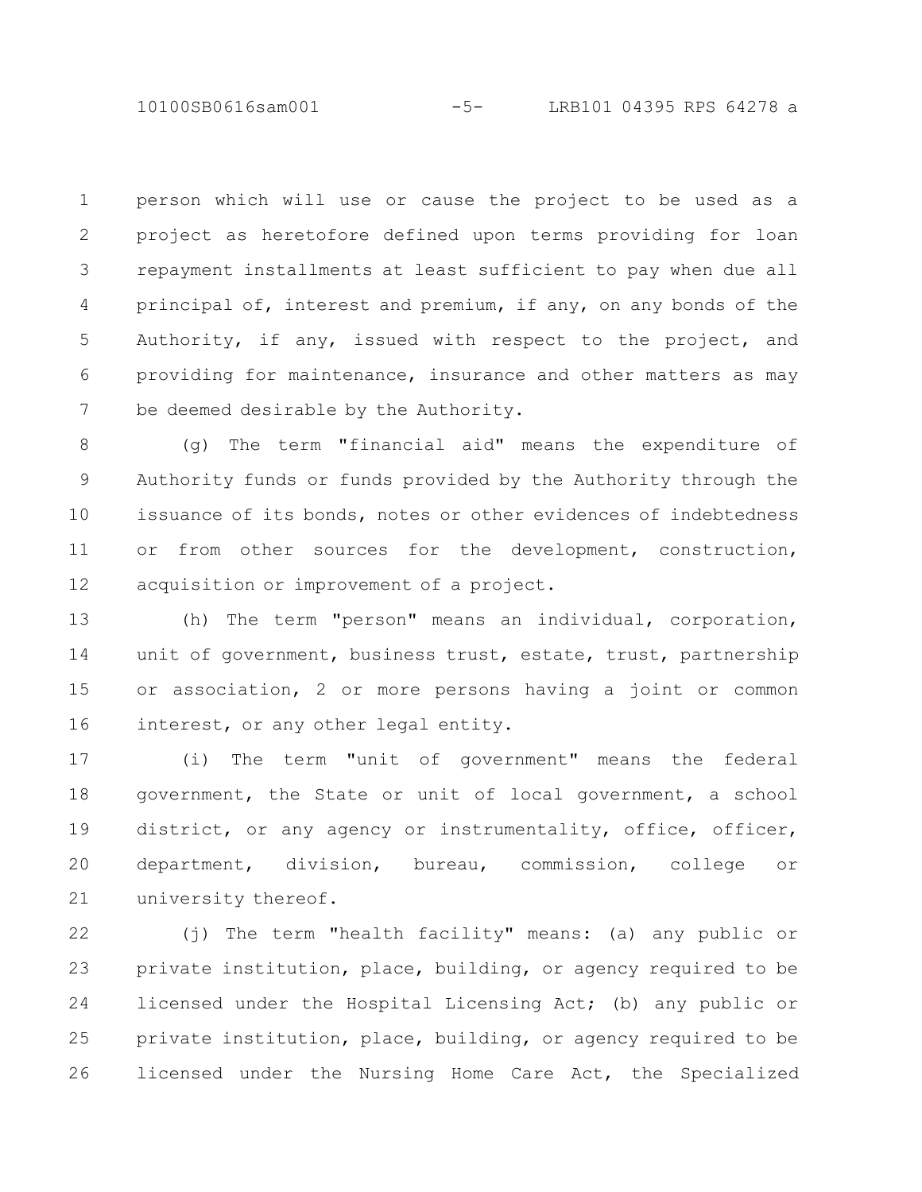person which will use or cause the project to be used as a project as heretofore defined upon terms providing for loan repayment installments at least sufficient to pay when due all principal of, interest and premium, if any, on any bonds of the Authority, if any, issued with respect to the project, and providing for maintenance, insurance and other matters as may be deemed desirable by the Authority.

(g) The term "financial aid" means the expenditure of Authority funds or funds provided by the Authority through the issuance of its bonds, notes or other evidences of indebtedness or from other sources for the development, construction, acquisition or improvement of a project.

(h) The term "person" means an individual, corporation, unit of government, business trust, estate, trust, partnership or association, 2 or more persons having a joint or common interest, or any other legal entity.

(i) The term "unit of government" means the federal government, the State or unit of local government, a school district, or any agency or instrumentality, office, officer, department, division, bureau, commission, college or university thereof.

(j) The term "health facility" means: (a) any public or private institution, place, building, or agency required to be licensed under the Hospital Licensing Act; (b) any public or private institution, place, building, or agency required to be licensed under the Nursing Home Care Act, the Specialized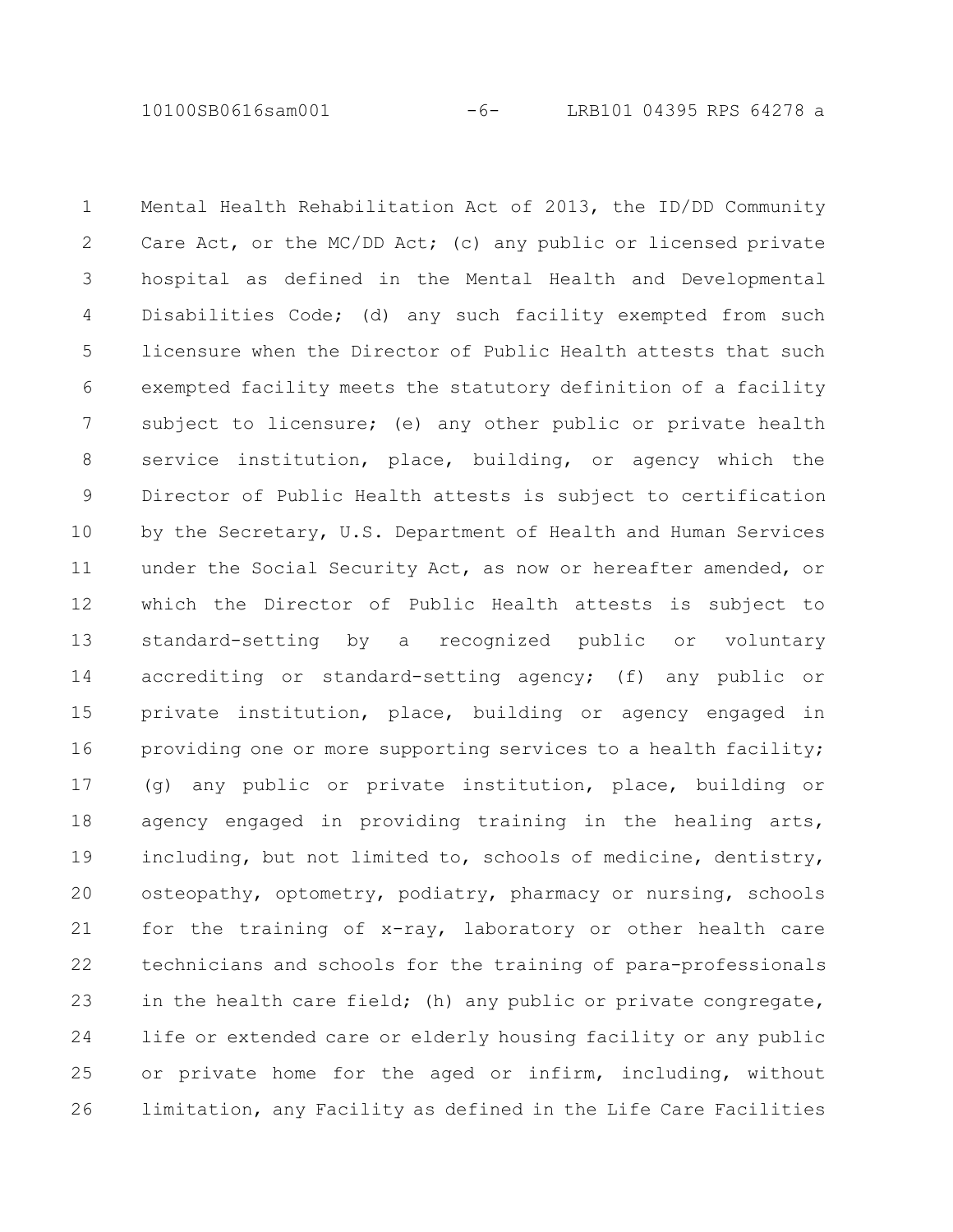Mental Health Rehabilitation Act of 2013, the ID/DD Community Care Act, or the MC/DD Act; (c) any public or licensed private hospital as defined in the Mental Health and Developmental Disabilities Code; (d) any such facility exempted from such licensure when the Director of Public Health attests that such exempted facility meets the statutory definition of a facility subject to licensure; (e) any other public or private health service institution, place, building, or agency which the Director of Public Health attests is subject to certification by the Secretary, U.S. Department of Health and Human Services under the Social Security Act, as now or hereafter amended, or which the Director of Public Health attests is subject to standard-setting by a recognized public or voluntary accrediting or standard-setting agency; (f) any public or private institution, place, building or agency engaged in providing one or more supporting services to a health facility; (g) any public or private institution, place, building or agency engaged in providing training in the healing arts, including, but not limited to, schools of medicine, dentistry, osteopathy, optometry, podiatry, pharmacy or nursing, schools for the training of x-ray, laboratory or other health care technicians and schools for the training of para-professionals in the health care field; (h) any public or private congregate, life or extended care or elderly housing facility or any public or private home for the aged or infirm, including, without limitation, any Facility as defined in the Life Care Facilities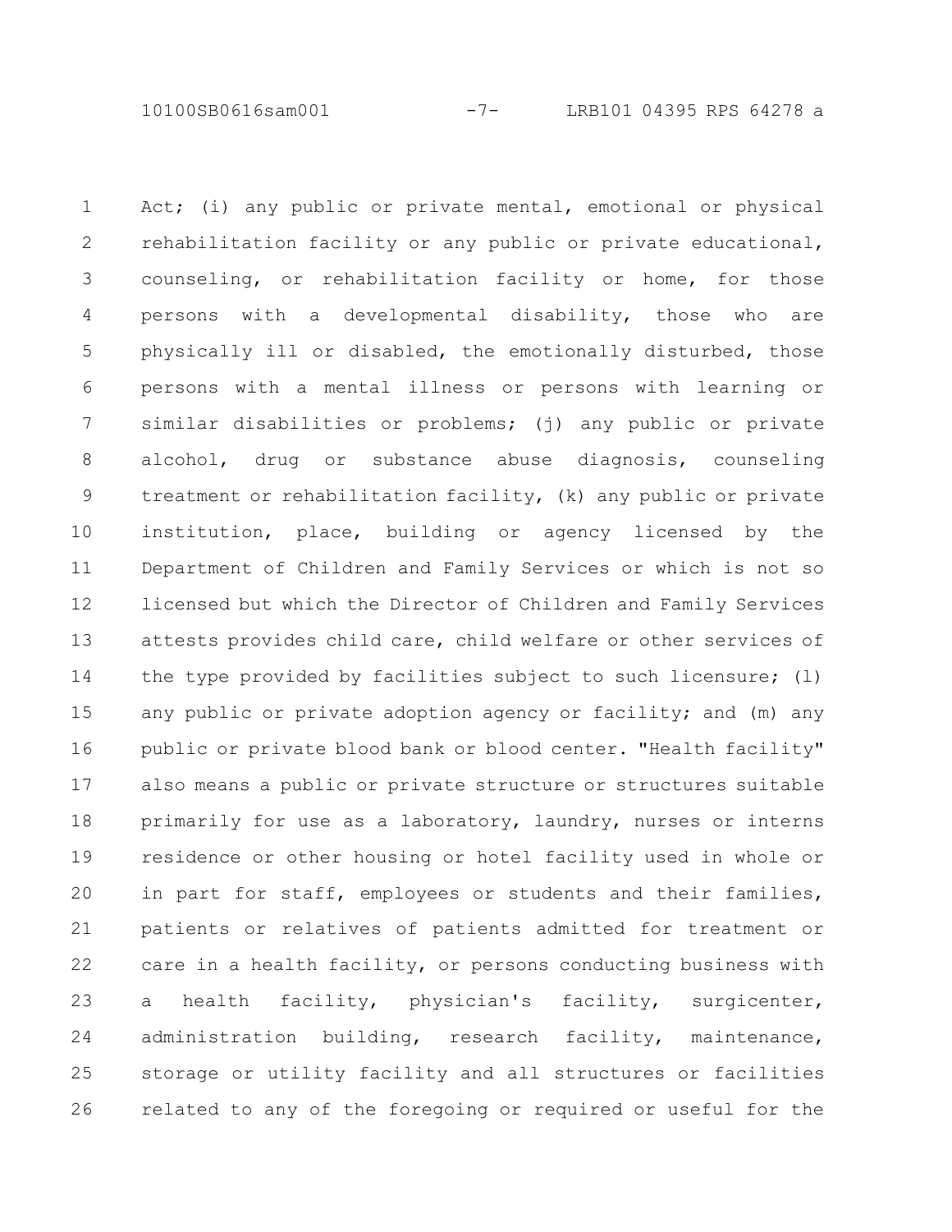Act; (i) any public or private mental, emotional or physical rehabilitation facility or any public or private educational, counseling, or rehabilitation facility or home, for those persons with a developmental disability, those who are physically ill or disabled, the emotionally disturbed, those persons with a mental illness or persons with learning or similar disabilities or problems; (j) any public or private alcohol, drug or substance abuse diagnosis, counseling treatment or rehabilitation facility, (k) any public or private institution, place, building or agency licensed by the Department of Children and Family Services or which is not so licensed but which the Director of Children and Family Services attests provides child care, child welfare or other services of the type provided by facilities subject to such licensure; (l) any public or private adoption agency or facility; and (m) any public or private blood bank or blood center. "Health facility" also means a public or private structure or structures suitable primarily for use as a laboratory, laundry, nurses or interns residence or other housing or hotel facility used in whole or in part for staff, employees or students and their families, patients or relatives of patients admitted for treatment or care in a health facility, or persons conducting business with a health facility, physician's facility, surgicenter, administration building, research facility, maintenance, storage or utility facility and all structures or facilities related to any of the foregoing or required or useful for the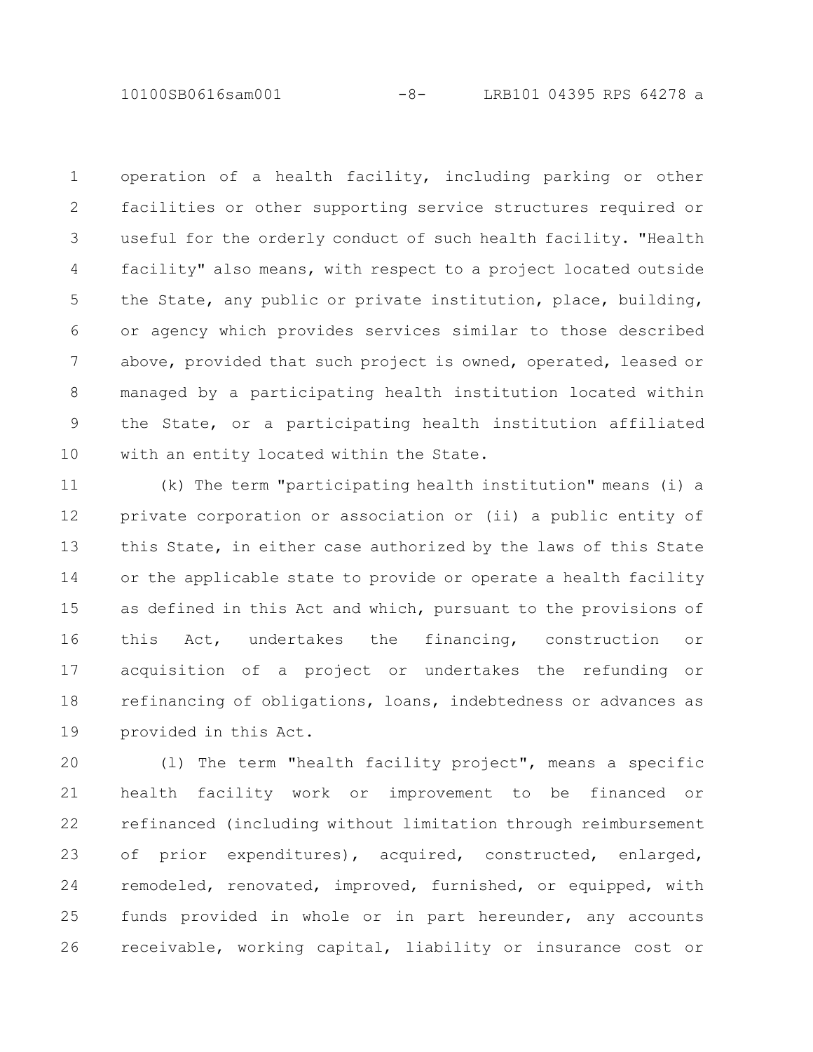operation of a health facility, including parking or other facilities or other supporting service structures required or useful for the orderly conduct of such health facility. "Health facility" also means, with respect to a project located outside the State, any public or private institution, place, building, or agency which provides services similar to those described above, provided that such project is owned, operated, leased or managed by a participating health institution located within the State, or a participating health institution affiliated with an entity located within the State.

(k) The term "participating health institution" means (i) a private corporation or association or (ii) a public entity of this State, in either case authorized by the laws of this State or the applicable state to provide or operate a health facility as defined in this Act and which, pursuant to the provisions of this Act, undertakes the financing, construction or acquisition of a project or undertakes the refunding or refinancing of obligations, loans, indebtedness or advances as provided in this Act.

(l) The term "health facility project", means a specific health facility work or improvement to be financed or refinanced (including without limitation through reimbursement of prior expenditures), acquired, constructed, enlarged, remodeled, renovated, improved, furnished, or equipped, with funds provided in whole or in part hereunder, any accounts receivable, working capital, liability or insurance cost or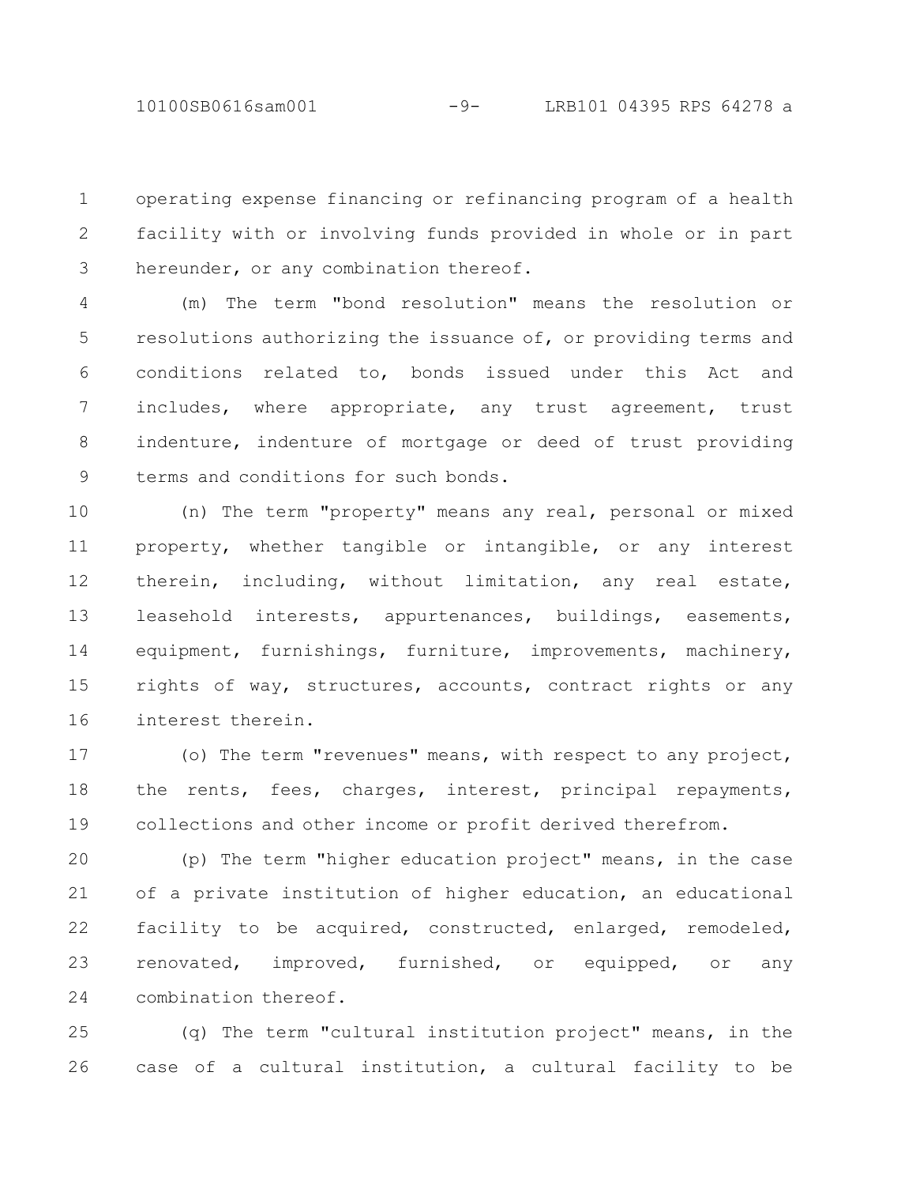operating expense financing or refinancing program of a health facility with or involving funds provided in whole or in part hereunder, or any combination thereof.

(m) The term "bond resolution" means the resolution or resolutions authorizing the issuance of, or providing terms and conditions related to, bonds issued under this Act and includes, where appropriate, any trust agreement, trust indenture, indenture of mortgage or deed of trust providing terms and conditions for such bonds.

(n) The term "property" means any real, personal or mixed property, whether tangible or intangible, or any interest therein, including, without limitation, any real estate, leasehold interests, appurtenances, buildings, easements, equipment, furnishings, furniture, improvements, machinery, rights of way, structures, accounts, contract rights or any interest therein.

(o) The term "revenues" means, with respect to any project, the rents, fees, charges, interest, principal repayments, collections and other income or profit derived therefrom.

(p) The term "higher education project" means, in the case of a private institution of higher education, an educational facility to be acquired, constructed, enlarged, remodeled, renovated, improved, furnished, or equipped, or any combination thereof.

(q) The term "cultural institution project" means, in the case of a cultural institution, a cultural facility to be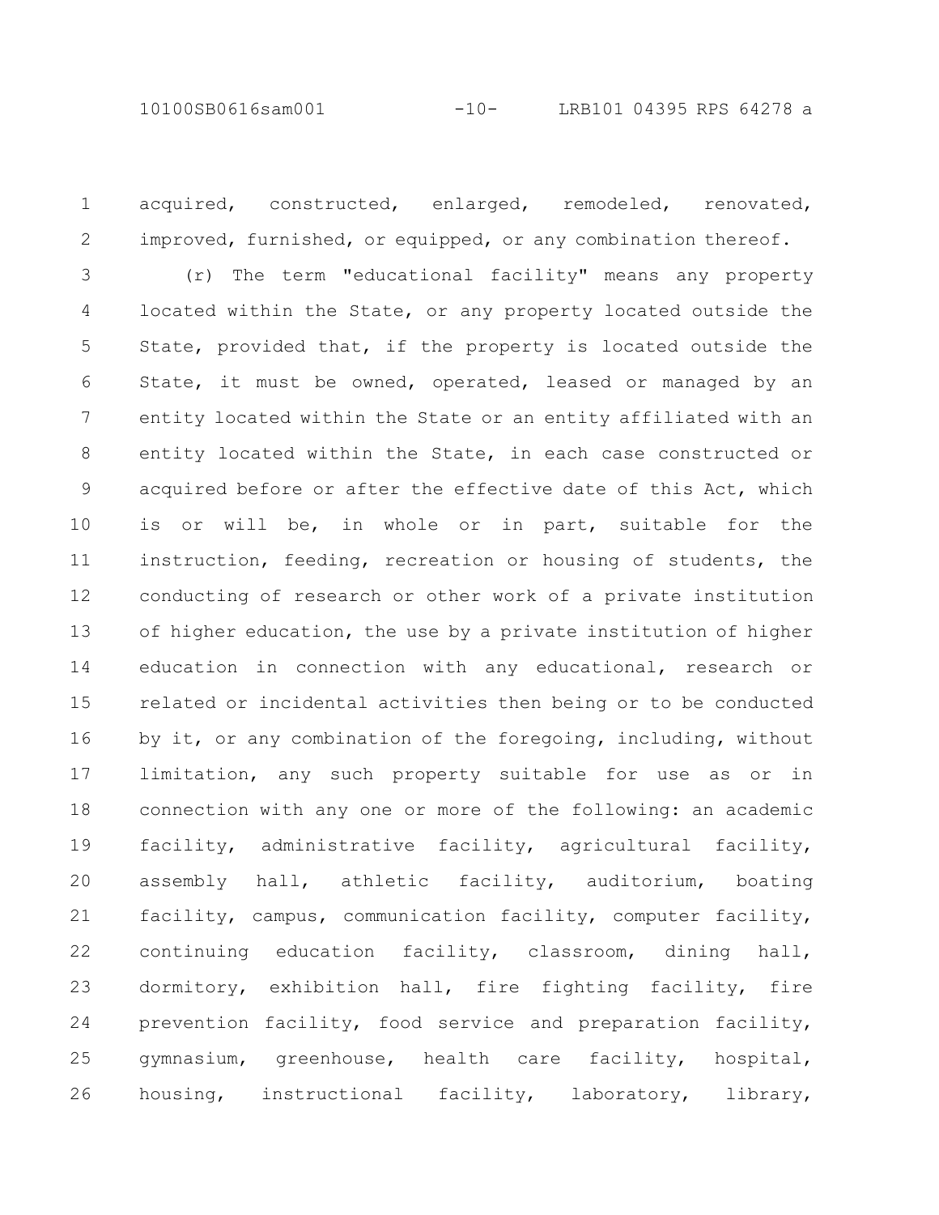acquired, constructed, enlarged, remodeled, renovated, improved, furnished, or equipped, or any combination thereof.

(r) The term "educational facility" means any property located within the State, or any property located outside the State, provided that, if the property is located outside the State, it must be owned, operated, leased or managed by an entity located within the State or an entity affiliated with an entity located within the State, in each case constructed or acquired before or after the effective date of this Act, which is or will be, in whole or in part, suitable for the instruction, feeding, recreation or housing of students, the conducting of research or other work of a private institution of higher education, the use by a private institution of higher education in connection with any educational, research or related or incidental activities then being or to be conducted by it, or any combination of the foregoing, including, without limitation, any such property suitable for use as or in connection with any one or more of the following: an academic facility, administrative facility, agricultural facility, assembly hall, athletic facility, auditorium, boating facility, campus, communication facility, computer facility, continuing education facility, classroom, dining hall, dormitory, exhibition hall, fire fighting facility, fire prevention facility, food service and preparation facility, gymnasium, greenhouse, health care facility, hospital, housing, instructional facility, laboratory, library,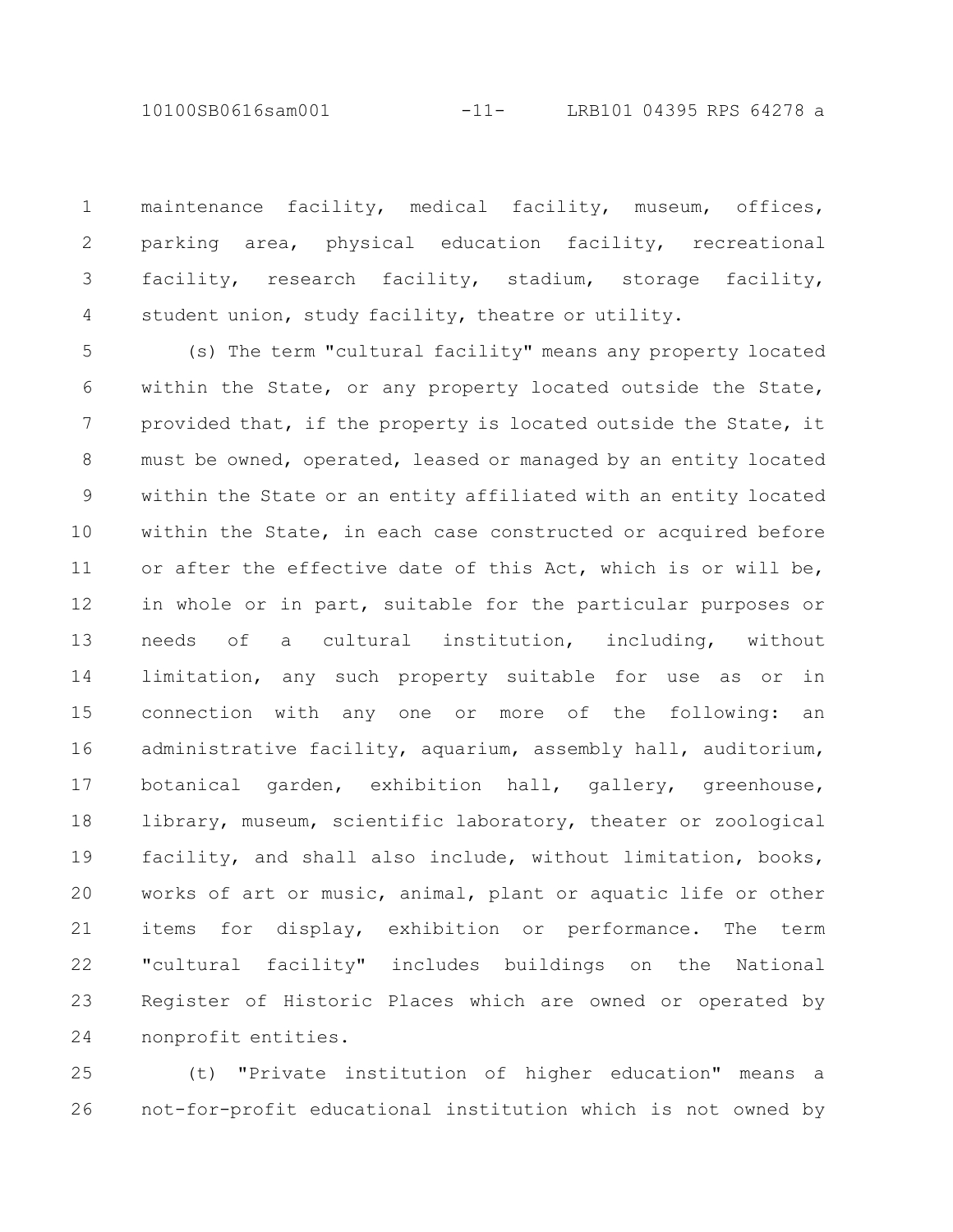maintenance facility, medical facility, museum, offices, parking area, physical education facility, recreational facility, research facility, stadium, storage facility, student union, study facility, theatre or utility.

(s) The term "cultural facility" means any property located within the State, or any property located outside the State, provided that, if the property is located outside the State, it must be owned, operated, leased or managed by an entity located within the State or an entity affiliated with an entity located within the State, in each case constructed or acquired before or after the effective date of this Act, which is or will be, in whole or in part, suitable for the particular purposes or needs of a cultural institution, including, without limitation, any such property suitable for use as or in connection with any one or more of the following: an administrative facility, aquarium, assembly hall, auditorium, botanical garden, exhibition hall, gallery, greenhouse, library, museum, scientific laboratory, theater or zoological facility, and shall also include, without limitation, books, works of art or music, animal, plant or aquatic life or other items for display, exhibition or performance. The term "cultural facility" includes buildings on the National Register of Historic Places which are owned or operated by nonprofit entities.

(t) "Private institution of higher education" means a not-for-profit educational institution which is not owned by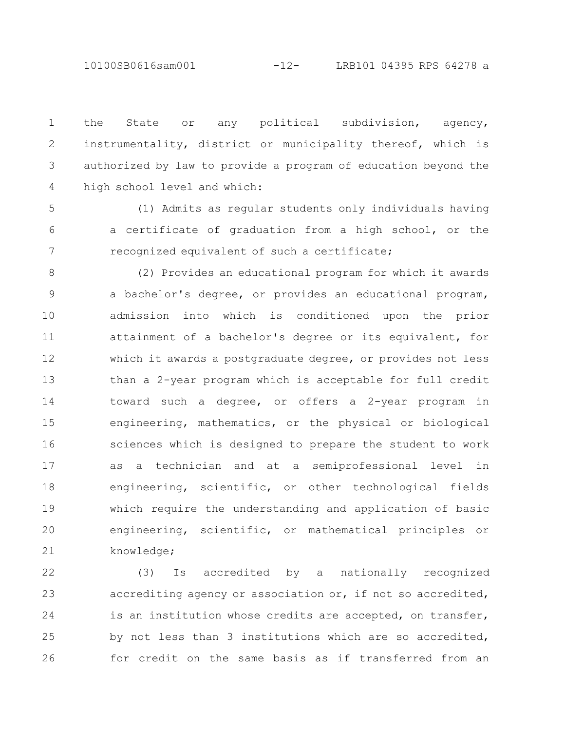the State or any political subdivision, agency, instrumentality, district or municipality thereof, which is authorized by law to provide a program of education beyond the high school level and which:

(1) Admits as regular students only individuals having a certificate of graduation from a high school, or the recognized equivalent of such a certificate;

(2) Provides an educational program for which it awards a bachelor's degree, or provides an educational program, admission into which is conditioned upon the prior attainment of a bachelor's degree or its equivalent, for which it awards a postgraduate degree, or provides not less than a 2-year program which is acceptable for full credit toward such a degree, or offers a 2-year program in engineering, mathematics, or the physical or biological sciences which is designed to prepare the student to work as a technician and at a semiprofessional level in engineering, scientific, or other technological fields which require the understanding and application of basic engineering, scientific, or mathematical principles or knowledge;

(3) Is accredited by a nationally recognized accrediting agency or association or, if not so accredited, is an institution whose credits are accepted, on transfer, by not less than 3 institutions which are so accredited, for credit on the same basis as if transferred from an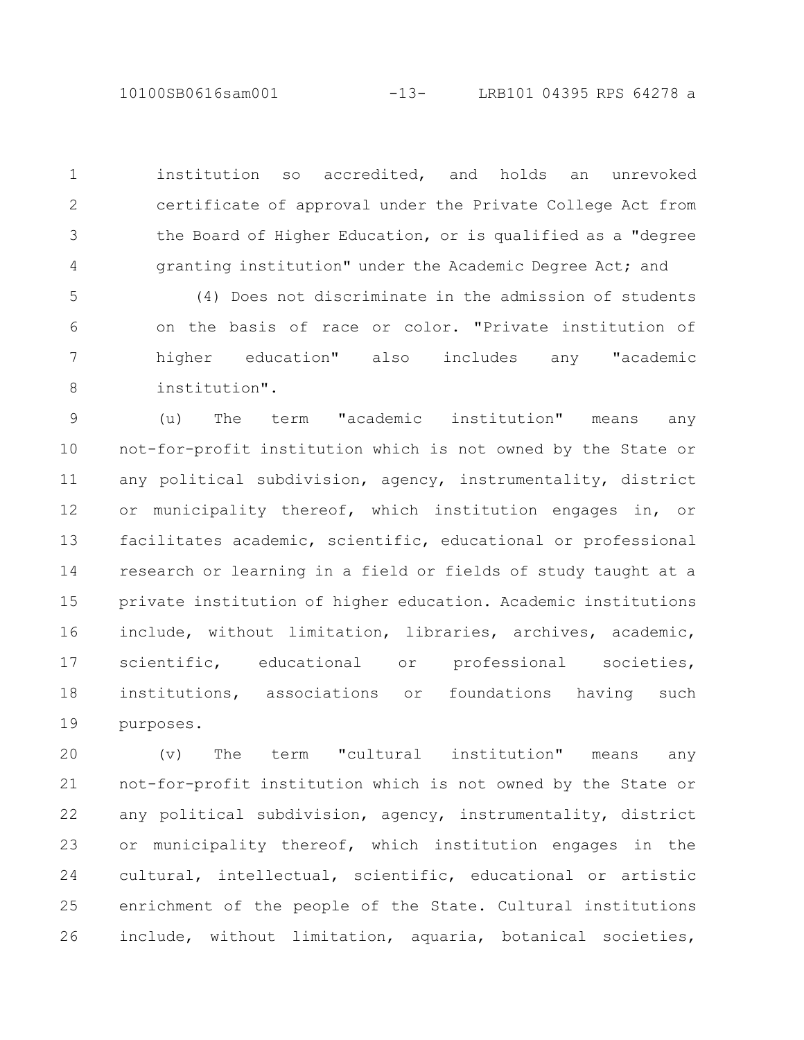institution so accredited, and holds an unrevoked certificate of approval under the Private College Act from the Board of Higher Education, or is qualified as a "degree granting institution" under the Academic Degree Act; and

(4) Does not discriminate in the admission of students on the basis of race or color. "Private institution of higher education" also includes any "academic institution".

(u) The term "academic institution" means any not-for-profit institution which is not owned by the State or any political subdivision, agency, instrumentality, district or municipality thereof, which institution engages in, or facilitates academic, scientific, educational or professional research or learning in a field or fields of study taught at a private institution of higher education. Academic institutions include, without limitation, libraries, archives, academic, scientific, educational or professional societies, institutions, associations or foundations having such purposes.

(v) The term "cultural institution" means any not-for-profit institution which is not owned by the State or any political subdivision, agency, instrumentality, district or municipality thereof, which institution engages in the cultural, intellectual, scientific, educational or artistic enrichment of the people of the State. Cultural institutions include, without limitation, aquaria, botanical societies,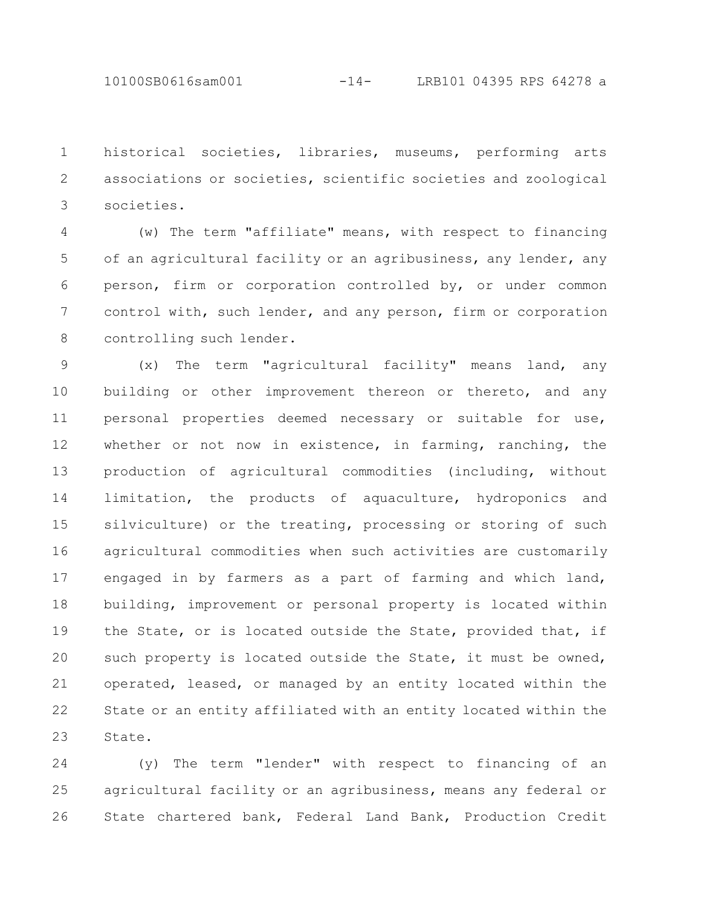historical societies, libraries, museums, performing arts associations or societies, scientific societies and zoological societies.

(w) The term "affiliate" means, with respect to financing of an agricultural facility or an agribusiness, any lender, any person, firm or corporation controlled by, or under common control with, such lender, and any person, firm or corporation controlling such lender.

(x) The term "agricultural facility" means land, any building or other improvement thereon or thereto, and any personal properties deemed necessary or suitable for use, whether or not now in existence, in farming, ranching, the production of agricultural commodities (including, without limitation, the products of aquaculture, hydroponics and silviculture) or the treating, processing or storing of such agricultural commodities when such activities are customarily engaged in by farmers as a part of farming and which land, building, improvement or personal property is located within the State, or is located outside the State, provided that, if such property is located outside the State, it must be owned, operated, leased, or managed by an entity located within the State or an entity affiliated with an entity located within the State.

(y) The term "lender" with respect to financing of an agricultural facility or an agribusiness, means any federal or State chartered bank, Federal Land Bank, Production Credit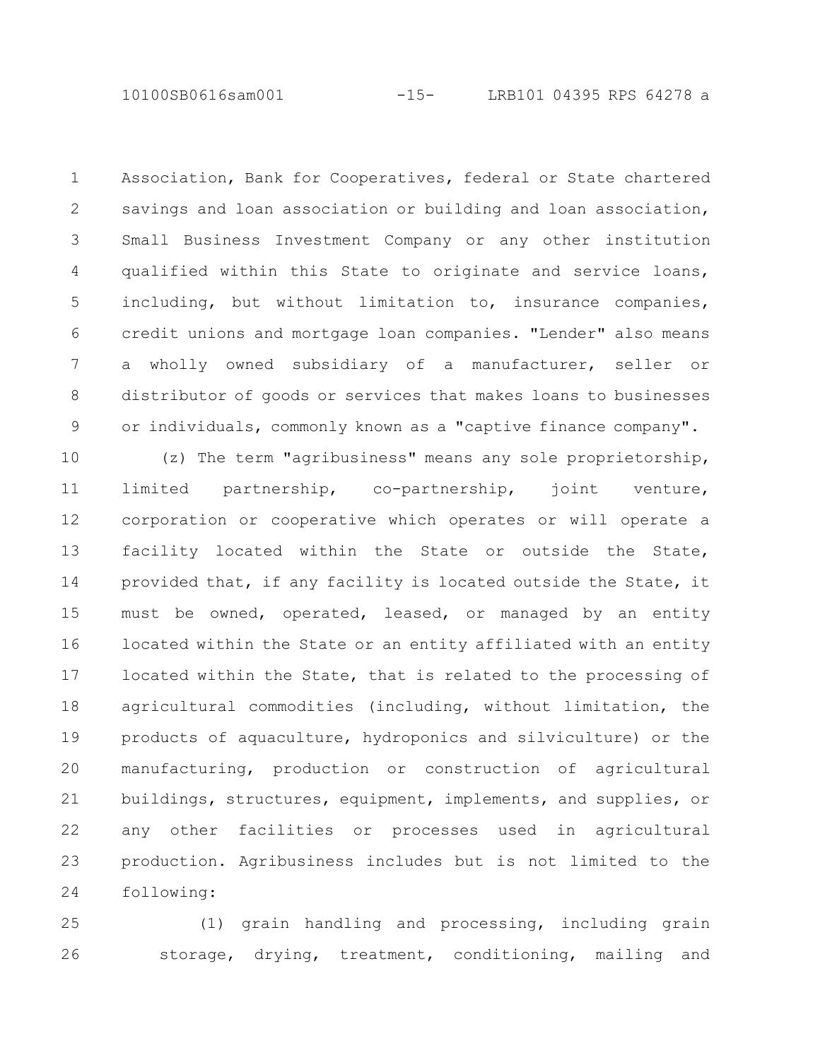Association, Bank for Cooperatives, federal or State chartered savings and loan association or building and loan association, Small Business Investment Company or any other institution qualified within this State to originate and service loans, including, but without limitation to, insurance companies, credit unions and mortgage loan companies. "Lender" also means a wholly owned subsidiary of a manufacturer, seller or distributor of goods or services that makes loans to businesses or individuals, commonly known as a "captive finance company".

(z) The term "agribusiness" means any sole proprietorship, limited partnership, co-partnership, joint venture, corporation or cooperative which operates or will operate a facility located within the State or outside the State, provided that, if any facility is located outside the State, it must be owned, operated, leased, or managed by an entity located within the State or an entity affiliated with an entity located within the State, that is related to the processing of agricultural commodities (including, without limitation, the products of aquaculture, hydroponics and silviculture) or the manufacturing, production or construction of agricultural buildings, structures, equipment, implements, and supplies, or any other facilities or processes used in agricultural production. Agribusiness includes but is not limited to the following:

(1) grain handling and processing, including grain storage, drying, treatment, conditioning, mailing and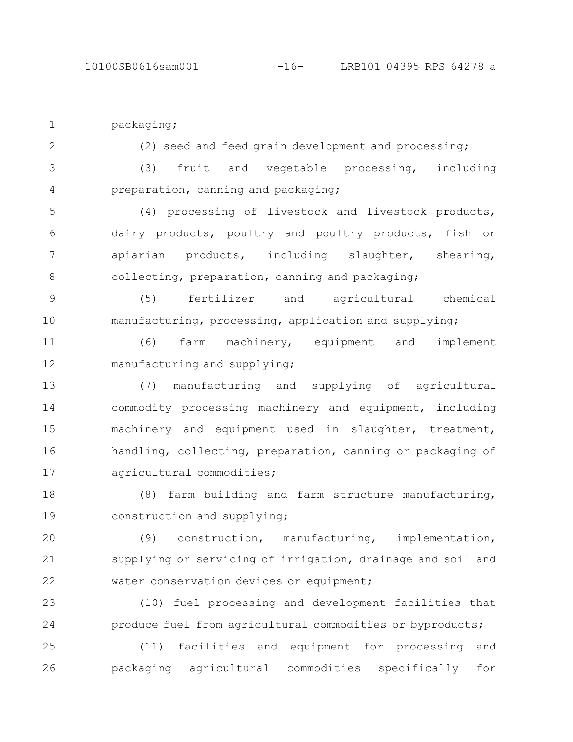packaging;

(2) seed and feed grain development and processing;

(3) fruit and vegetable processing, including preparation, canning and packaging;

(4) processing of livestock and livestock products, dairy products, poultry and poultry products, fish or apiarian products, including slaughter, shearing, collecting, preparation, canning and packaging;

(5) fertilizer and agricultural chemical manufacturing, processing, application and supplying;

(6) farm machinery, equipment and implement manufacturing and supplying;

(7) manufacturing and supplying of agricultural commodity processing machinery and equipment, including machinery and equipment used in slaughter, treatment, handling, collecting, preparation, canning or packaging of agricultural commodities;

(8) farm building and farm structure manufacturing, construction and supplying;

(9) construction, manufacturing, implementation, supplying or servicing of irrigation, drainage and soil and water conservation devices or equipment;

(10) fuel processing and development facilities that produce fuel from agricultural commodities or byproducts;

(11) facilities and equipment for processing and packaging agricultural commodities specifically for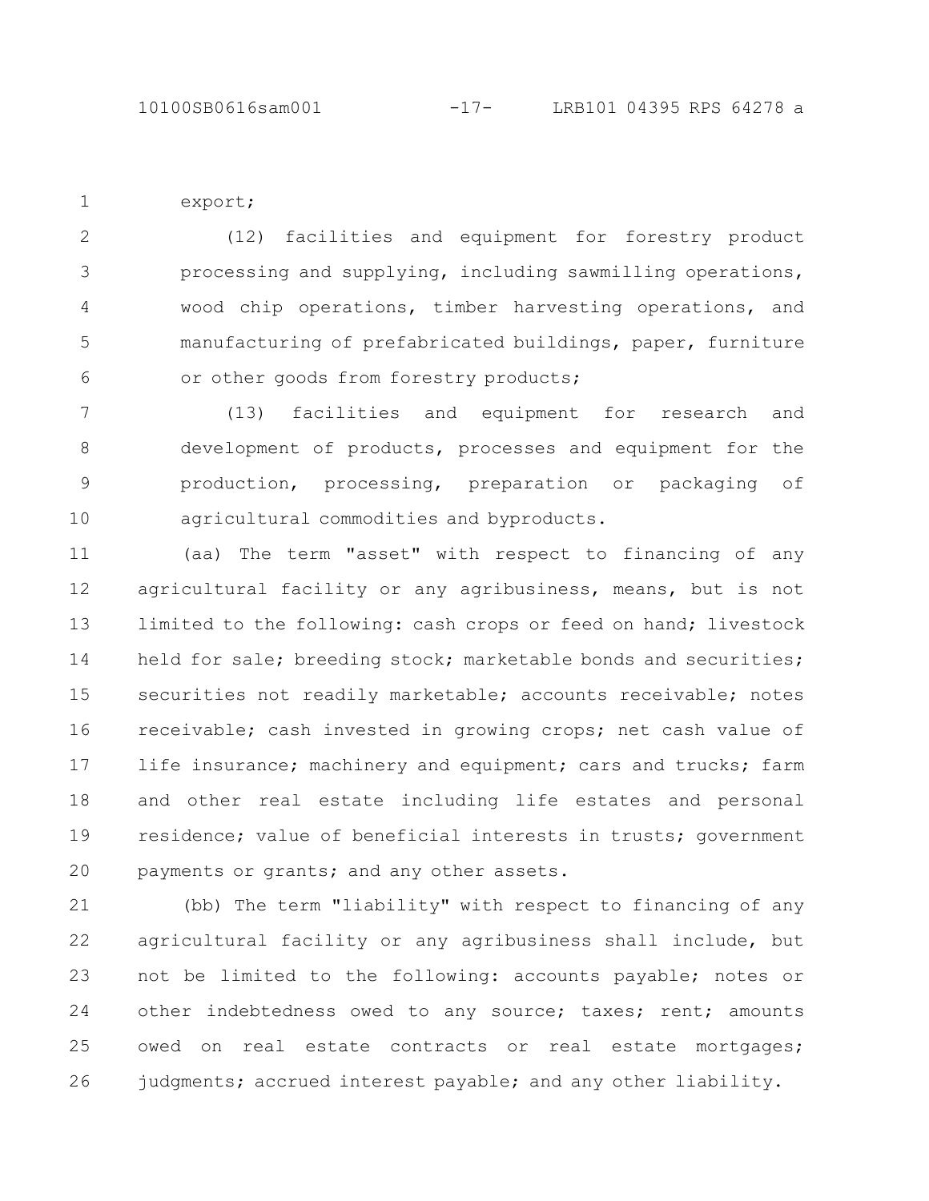export;

(12) facilities and equipment for forestry product processing and supplying, including sawmilling operations, wood chip operations, timber harvesting operations, and manufacturing of prefabricated buildings, paper, furniture or other goods from forestry products;

(13) facilities and equipment for research and development of products, processes and equipment for the production, processing, preparation or packaging of agricultural commodities and byproducts.

(aa) The term "asset" with respect to financing of any agricultural facility or any agribusiness, means, but is not limited to the following: cash crops or feed on hand; livestock held for sale; breeding stock; marketable bonds and securities; securities not readily marketable; accounts receivable; notes receivable; cash invested in growing crops; net cash value of life insurance; machinery and equipment; cars and trucks; farm and other real estate including life estates and personal residence; value of beneficial interests in trusts; government payments or grants; and any other assets.

(bb) The term "liability" with respect to financing of any agricultural facility or any agribusiness shall include, but not be limited to the following: accounts payable; notes or other indebtedness owed to any source; taxes; rent; amounts owed on real estate contracts or real estate mortgages; judgments; accrued interest payable; and any other liability.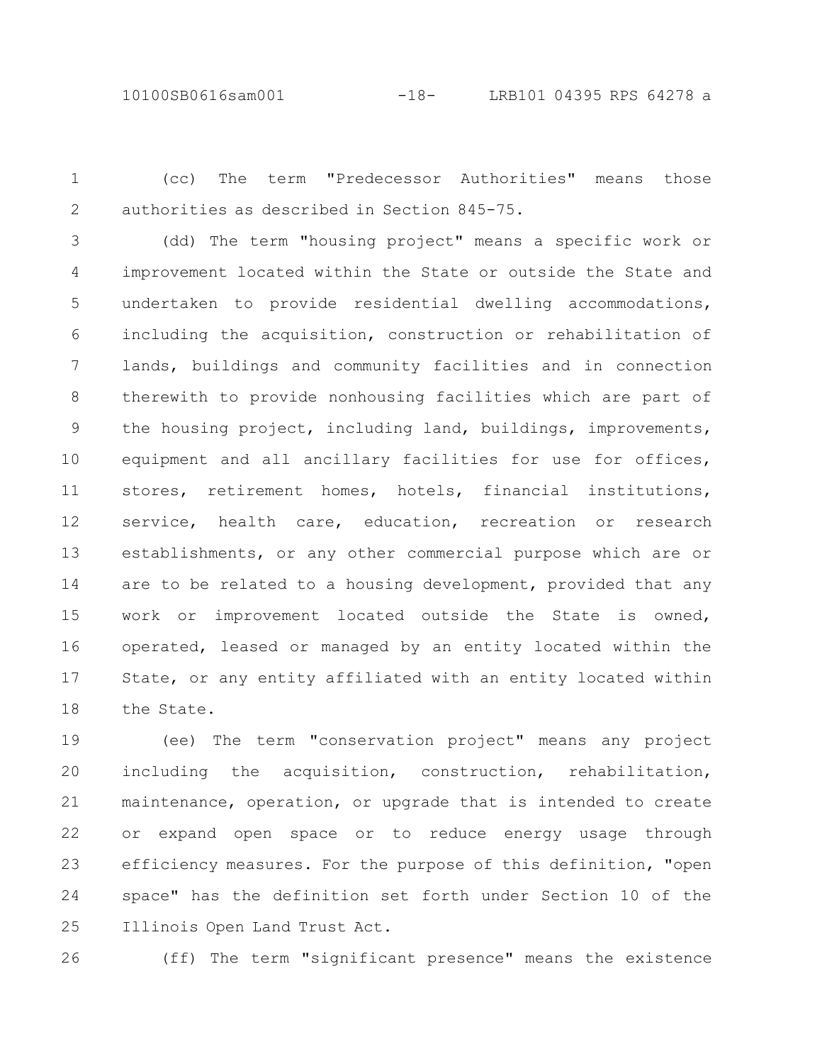(cc) The term "Predecessor Authorities" means those authorities as described in Section 845-75.

(dd) The term "housing project" means a specific work or improvement located within the State or outside the State and undertaken to provide residential dwelling accommodations, including the acquisition, construction or rehabilitation of lands, buildings and community facilities and in connection therewith to provide nonhousing facilities which are part of the housing project, including land, buildings, improvements, equipment and all ancillary facilities for use for offices, stores, retirement homes, hotels, financial institutions, service, health care, education, recreation or research establishments, or any other commercial purpose which are or are to be related to a housing development, provided that any work or improvement located outside the State is owned, operated, leased or managed by an entity located within the State, or any entity affiliated with an entity located within the State.

(ee) The term "conservation project" means any project including the acquisition, construction, rehabilitation, maintenance, operation, or upgrade that is intended to create or expand open space or to reduce energy usage through efficiency measures. For the purpose of this definition, "open space" has the definition set forth under Section 10 of the Illinois Open Land Trust Act.

(ff) The term "significant presence" means the existence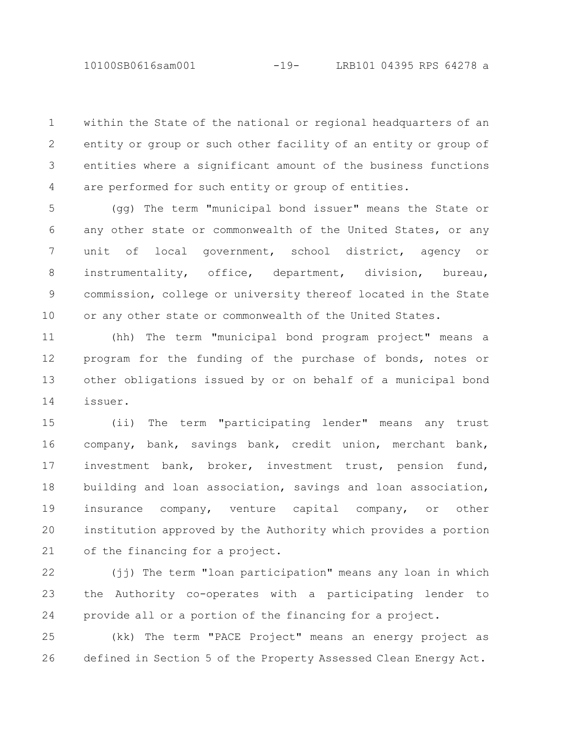within the State of the national or regional headquarters of an entity or group or such other facility of an entity or group of entities where a significant amount of the business functions are performed for such entity or group of entities.

(gg) The term "municipal bond issuer" means the State or any other state or commonwealth of the United States, or any unit of local government, school district, agency or instrumentality, office, department, division, bureau, commission, college or university thereof located in the State or any other state or commonwealth of the United States.

(hh) The term "municipal bond program project" means a program for the funding of the purchase of bonds, notes or other obligations issued by or on behalf of a municipal bond issuer.

(ii) The term "participating lender" means any trust company, bank, savings bank, credit union, merchant bank, investment bank, broker, investment trust, pension fund, building and loan association, savings and loan association, insurance company, venture capital company, or other institution approved by the Authority which provides a portion of the financing for a project.

(jj) The term "loan participation" means any loan in which the Authority co-operates with a participating lender to provide all or a portion of the financing for a project.

(kk) The term "PACE Project" means an energy project as defined in Section 5 of the Property Assessed Clean Energy Act.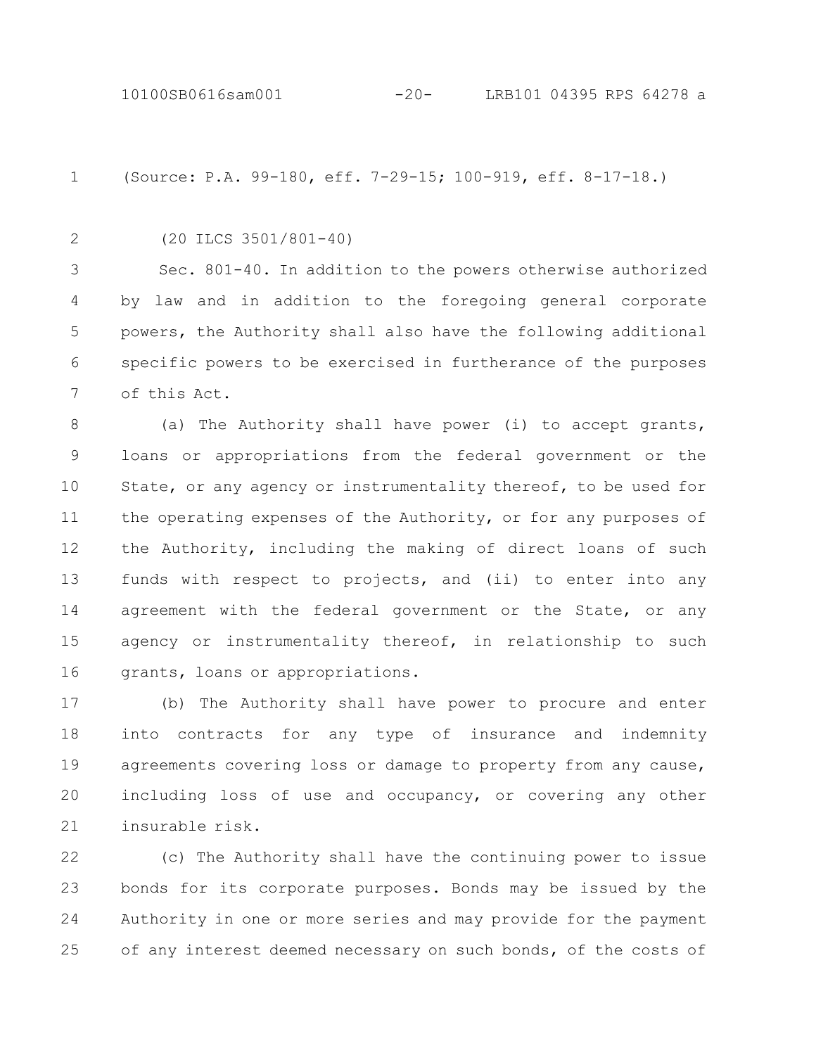(Source: P.A. 99-180, eff. 7-29-15; 100-919, eff. 8-17-18.)

(20 ILCS 3501/801-40)

Sec. 801-40. In addition to the powers otherwise authorized by law and in addition to the foregoing general corporate powers, the Authority shall also have the following additional specific powers to be exercised in furtherance of the purposes of this Act.

(a) The Authority shall have power (i) to accept grants, loans or appropriations from the federal government or the State, or any agency or instrumentality thereof, to be used for the operating expenses of the Authority, or for any purposes of the Authority, including the making of direct loans of such funds with respect to projects, and (ii) to enter into any agreement with the federal government or the State, or any agency or instrumentality thereof, in relationship to such grants, loans or appropriations.

(b) The Authority shall have power to procure and enter into contracts for any type of insurance and indemnity agreements covering loss or damage to property from any cause, including loss of use and occupancy, or covering any other insurable risk.

(c) The Authority shall have the continuing power to issue bonds for its corporate purposes. Bonds may be issued by the Authority in one or more series and may provide for the payment of any interest deemed necessary on such bonds, of the costs of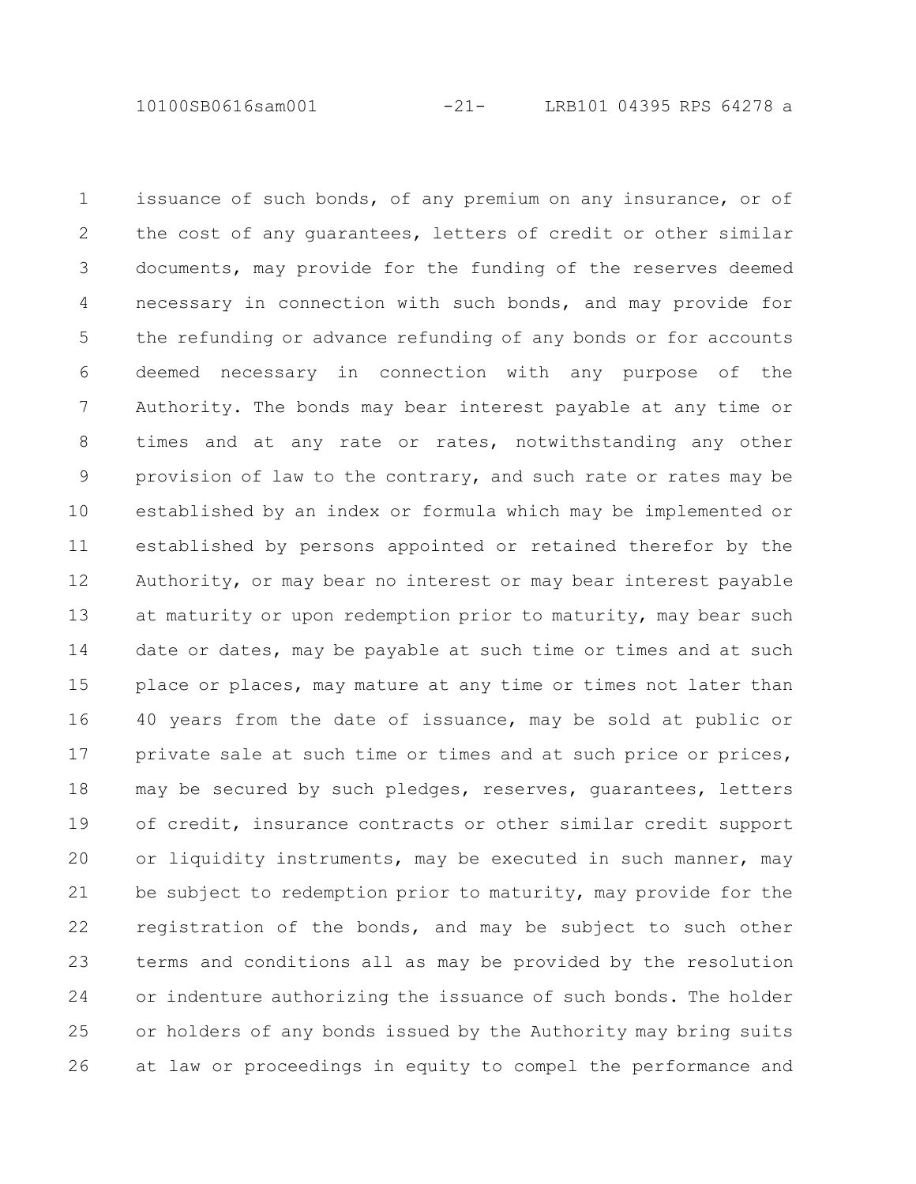issuance of such bonds, of any premium on any insurance, or of the cost of any guarantees, letters of credit or other similar documents, may provide for the funding of the reserves deemed necessary in connection with such bonds, and may provide for the refunding or advance refunding of any bonds or for accounts deemed necessary in connection with any purpose of the Authority. The bonds may bear interest payable at any time or times and at any rate or rates, notwithstanding any other provision of law to the contrary, and such rate or rates may be established by an index or formula which may be implemented or established by persons appointed or retained therefor by the Authority, or may bear no interest or may bear interest payable at maturity or upon redemption prior to maturity, may bear such date or dates, may be payable at such time or times and at such place or places, may mature at any time or times not later than 40 years from the date of issuance, may be sold at public or private sale at such time or times and at such price or prices, may be secured by such pledges, reserves, guarantees, letters of credit, insurance contracts or other similar credit support or liquidity instruments, may be executed in such manner, may be subject to redemption prior to maturity, may provide for the registration of the bonds, and may be subject to such other terms and conditions all as may be provided by the resolution or indenture authorizing the issuance of such bonds. The holder or holders of any bonds issued by the Authority may bring suits at law or proceedings in equity to compel the performance and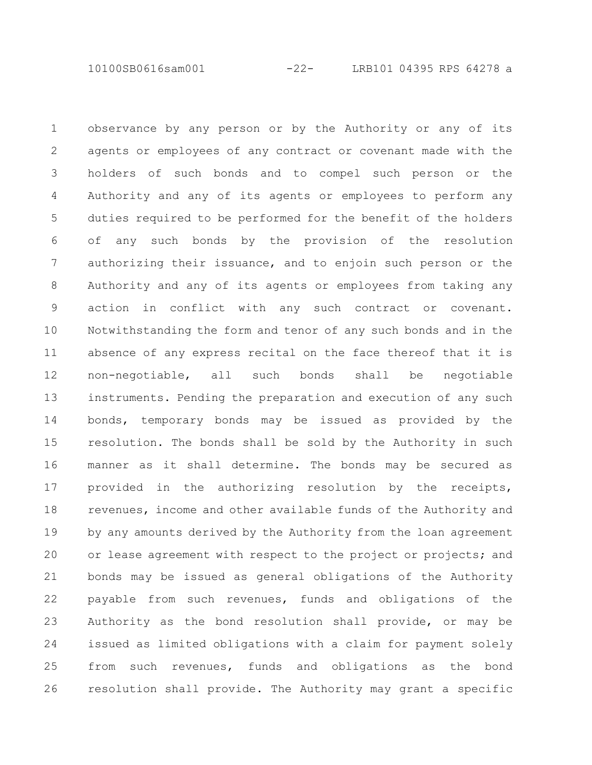observance by any person or by the Authority or any of its agents or employees of any contract or covenant made with the holders of such bonds and to compel such person or the Authority and any of its agents or employees to perform any duties required to be performed for the benefit of the holders of any such bonds by the provision of the resolution authorizing their issuance, and to enjoin such person or the Authority and any of its agents or employees from taking any action in conflict with any such contract or covenant. Notwithstanding the form and tenor of any such bonds and in the absence of any express recital on the face thereof that it is non-negotiable, all such bonds shall be negotiable instruments. Pending the preparation and execution of any such bonds, temporary bonds may be issued as provided by the resolution. The bonds shall be sold by the Authority in such manner as it shall determine. The bonds may be secured as provided in the authorizing resolution by the receipts, revenues, income and other available funds of the Authority and by any amounts derived by the Authority from the loan agreement or lease agreement with respect to the project or projects; and bonds may be issued as general obligations of the Authority payable from such revenues, funds and obligations of the Authority as the bond resolution shall provide, or may be issued as limited obligations with a claim for payment solely from such revenues, funds and obligations as the bond resolution shall provide. The Authority may grant a specific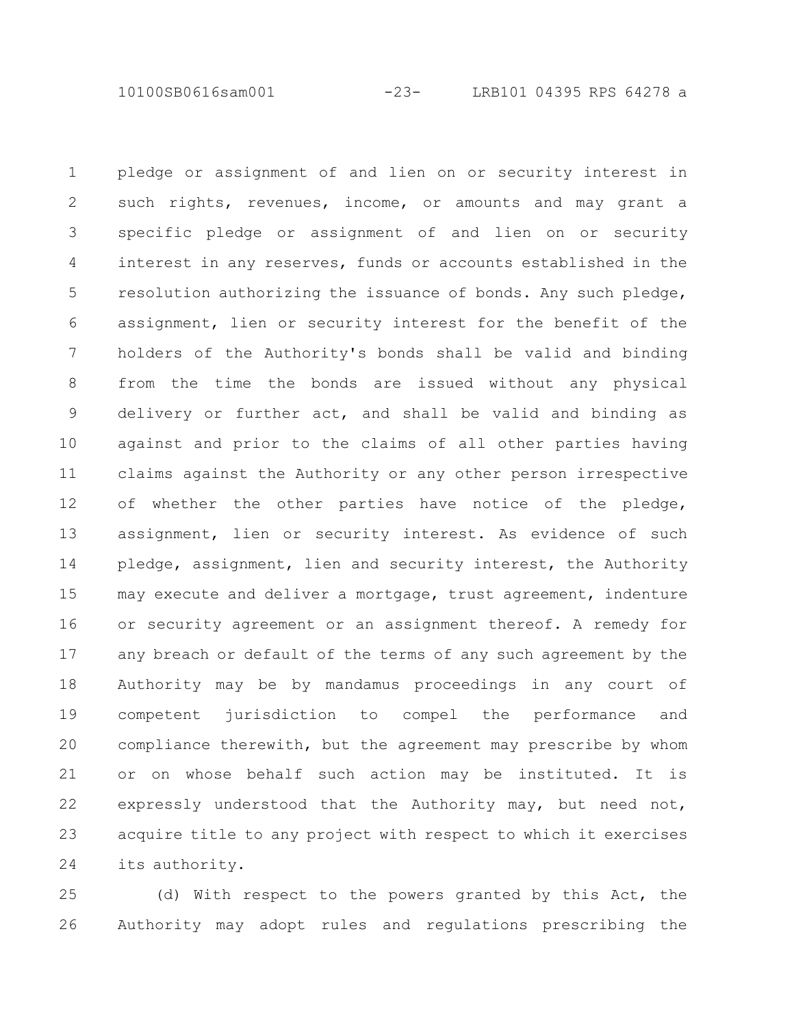pledge or assignment of and lien on or security interest in such rights, revenues, income, or amounts and may grant a specific pledge or assignment of and lien on or security interest in any reserves, funds or accounts established in the resolution authorizing the issuance of bonds. Any such pledge, assignment, lien or security interest for the benefit of the holders of the Authority's bonds shall be valid and binding from the time the bonds are issued without any physical delivery or further act, and shall be valid and binding as against and prior to the claims of all other parties having claims against the Authority or any other person irrespective of whether the other parties have notice of the pledge, assignment, lien or security interest. As evidence of such pledge, assignment, lien and security interest, the Authority may execute and deliver a mortgage, trust agreement, indenture or security agreement or an assignment thereof. A remedy for any breach or default of the terms of any such agreement by the Authority may be by mandamus proceedings in any court of competent jurisdiction to compel the performance and compliance therewith, but the agreement may prescribe by whom or on whose behalf such action may be instituted. It is expressly understood that the Authority may, but need not, acquire title to any project with respect to which it exercises its authority.

(d) With respect to the powers granted by this Act, the Authority may adopt rules and regulations prescribing the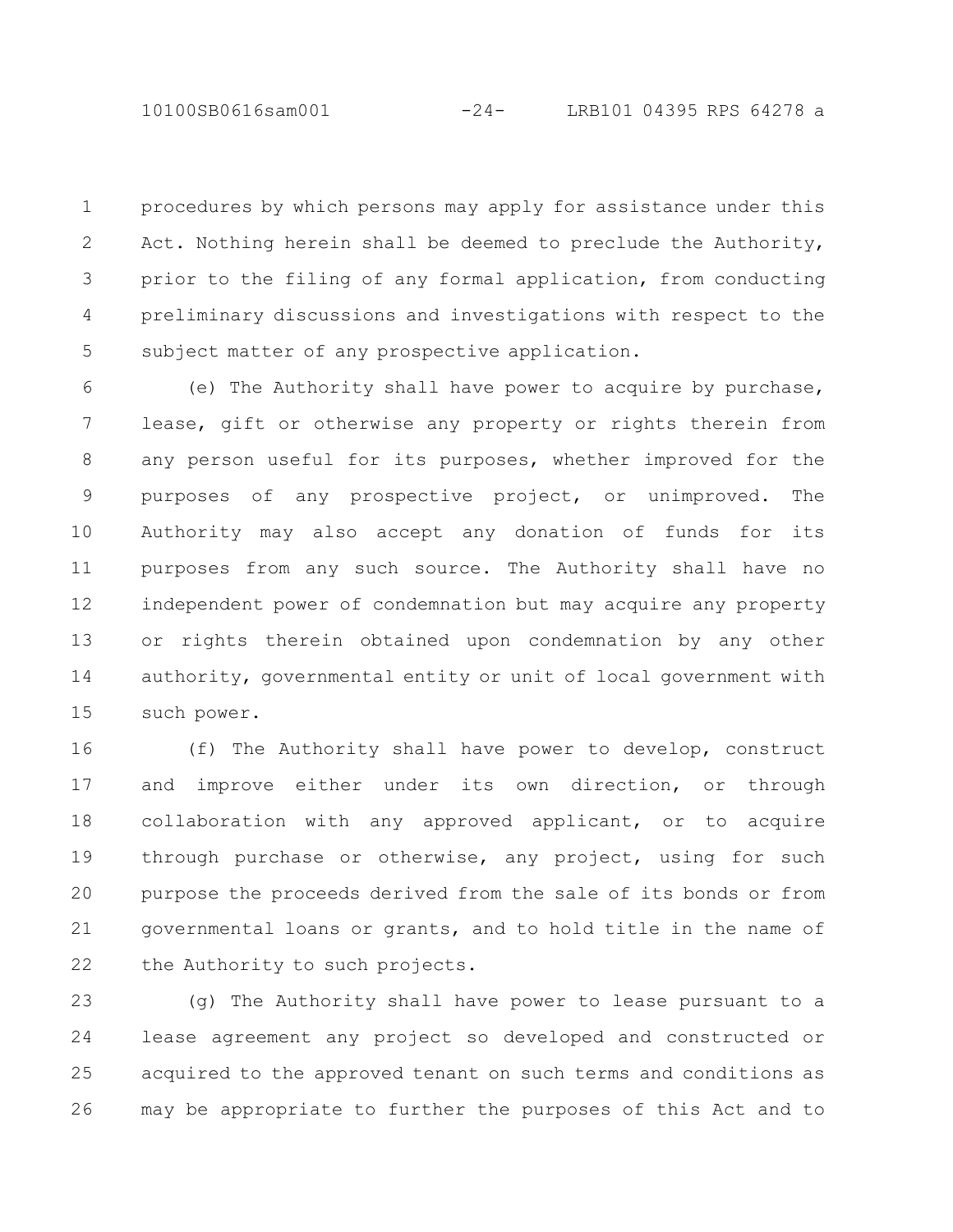procedures by which persons may apply for assistance under this Act. Nothing herein shall be deemed to preclude the Authority, prior to the filing of any formal application, from conducting preliminary discussions and investigations with respect to the subject matter of any prospective application.

(e) The Authority shall have power to acquire by purchase, lease, gift or otherwise any property or rights therein from any person useful for its purposes, whether improved for the purposes of any prospective project, or unimproved. The Authority may also accept any donation of funds for its purposes from any such source. The Authority shall have no independent power of condemnation but may acquire any property or rights therein obtained upon condemnation by any other authority, governmental entity or unit of local government with such power.

(f) The Authority shall have power to develop, construct and improve either under its own direction, or through collaboration with any approved applicant, or to acquire through purchase or otherwise, any project, using for such purpose the proceeds derived from the sale of its bonds or from governmental loans or grants, and to hold title in the name of the Authority to such projects.

(g) The Authority shall have power to lease pursuant to a lease agreement any project so developed and constructed or acquired to the approved tenant on such terms and conditions as may be appropriate to further the purposes of this Act and to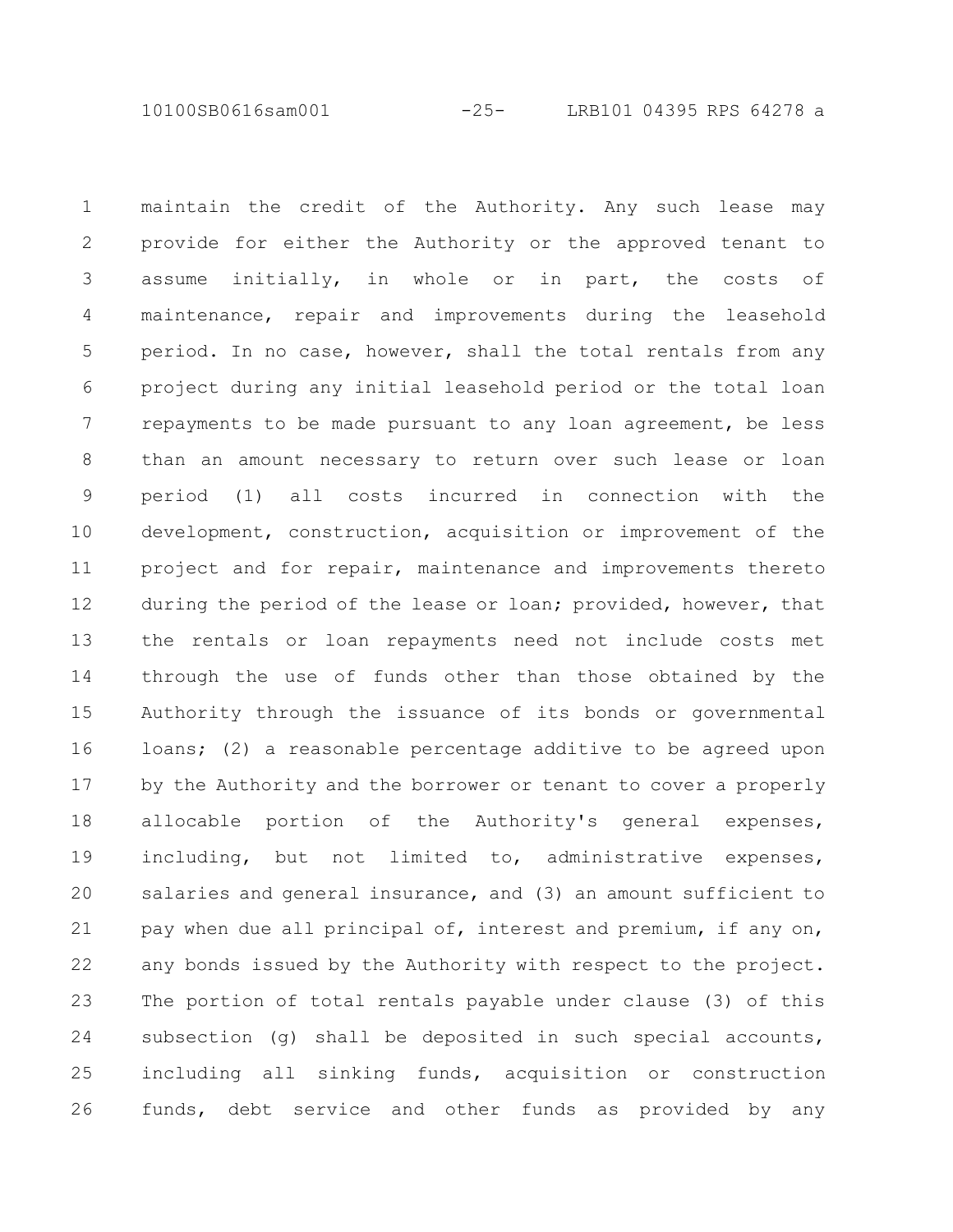maintain the credit of the Authority. Any such lease may provide for either the Authority or the approved tenant to assume initially, in whole or in part, the costs of maintenance, repair and improvements during the leasehold period. In no case, however, shall the total rentals from any project during any initial leasehold period or the total loan repayments to be made pursuant to any loan agreement, be less than an amount necessary to return over such lease or loan period (1) all costs incurred in connection with the development, construction, acquisition or improvement of the project and for repair, maintenance and improvements thereto during the period of the lease or loan; provided, however, that the rentals or loan repayments need not include costs met through the use of funds other than those obtained by the Authority through the issuance of its bonds or governmental loans; (2) a reasonable percentage additive to be agreed upon by the Authority and the borrower or tenant to cover a properly allocable portion of the Authority's general expenses, including, but not limited to, administrative expenses, salaries and general insurance, and (3) an amount sufficient to pay when due all principal of, interest and premium, if any on, any bonds issued by the Authority with respect to the project. The portion of total rentals payable under clause (3) of this subsection (g) shall be deposited in such special accounts, including all sinking funds, acquisition or construction funds, debt service and other funds as provided by any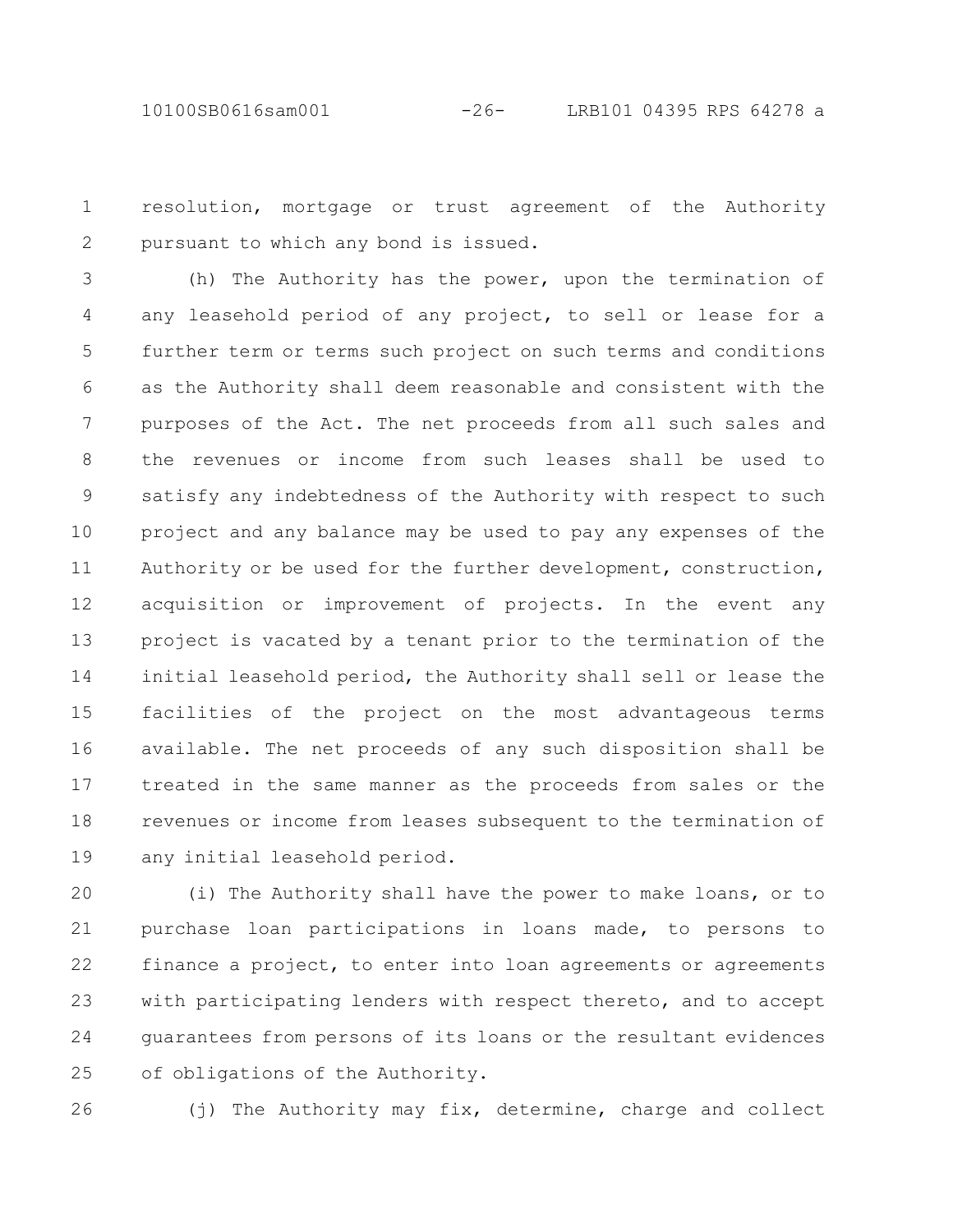resolution, mortgage or trust agreement of the Authority pursuant to which any bond is issued.

(h) The Authority has the power, upon the termination of any leasehold period of any project, to sell or lease for a further term or terms such project on such terms and conditions as the Authority shall deem reasonable and consistent with the purposes of the Act. The net proceeds from all such sales and the revenues or income from such leases shall be used to satisfy any indebtedness of the Authority with respect to such project and any balance may be used to pay any expenses of the Authority or be used for the further development, construction, acquisition or improvement of projects. In the event any project is vacated by a tenant prior to the termination of the initial leasehold period, the Authority shall sell or lease the facilities of the project on the most advantageous terms available. The net proceeds of any such disposition shall be treated in the same manner as the proceeds from sales or the revenues or income from leases subsequent to the termination of any initial leasehold period.

(i) The Authority shall have the power to make loans, or to purchase loan participations in loans made, to persons to finance a project, to enter into loan agreements or agreements with participating lenders with respect thereto, and to accept guarantees from persons of its loans or the resultant evidences of obligations of the Authority.

(j) The Authority may fix, determine, charge and collect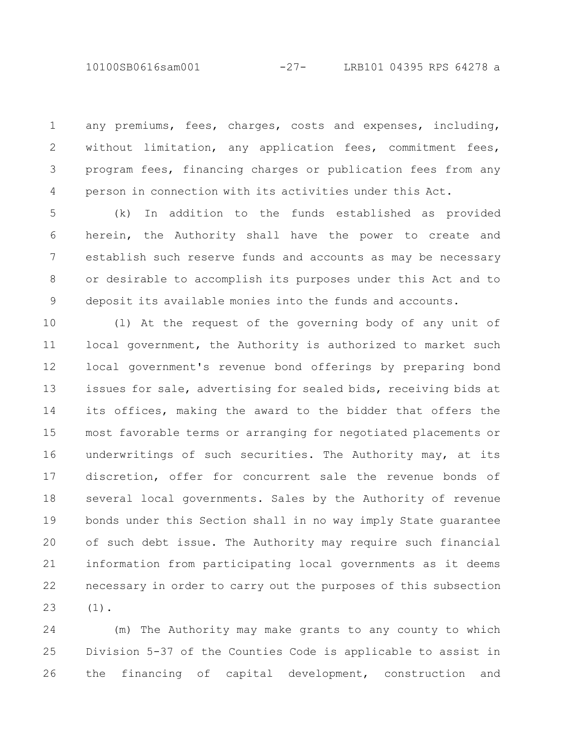any premiums, fees, charges, costs and expenses, including, without limitation, any application fees, commitment fees, program fees, financing charges or publication fees from any person in connection with its activities under this Act.

(k) In addition to the funds established as provided herein, the Authority shall have the power to create and establish such reserve funds and accounts as may be necessary or desirable to accomplish its purposes under this Act and to deposit its available monies into the funds and accounts.

(l) At the request of the governing body of any unit of local government, the Authority is authorized to market such local government's revenue bond offerings by preparing bond issues for sale, advertising for sealed bids, receiving bids at its offices, making the award to the bidder that offers the most favorable terms or arranging for negotiated placements or underwritings of such securities. The Authority may, at its discretion, offer for concurrent sale the revenue bonds of several local governments. Sales by the Authority of revenue bonds under this Section shall in no way imply State guarantee of such debt issue. The Authority may require such financial information from participating local governments as it deems necessary in order to carry out the purposes of this subsection (1).

(m) The Authority may make grants to any county to which Division 5-37 of the Counties Code is applicable to assist in the financing of capital development, construction and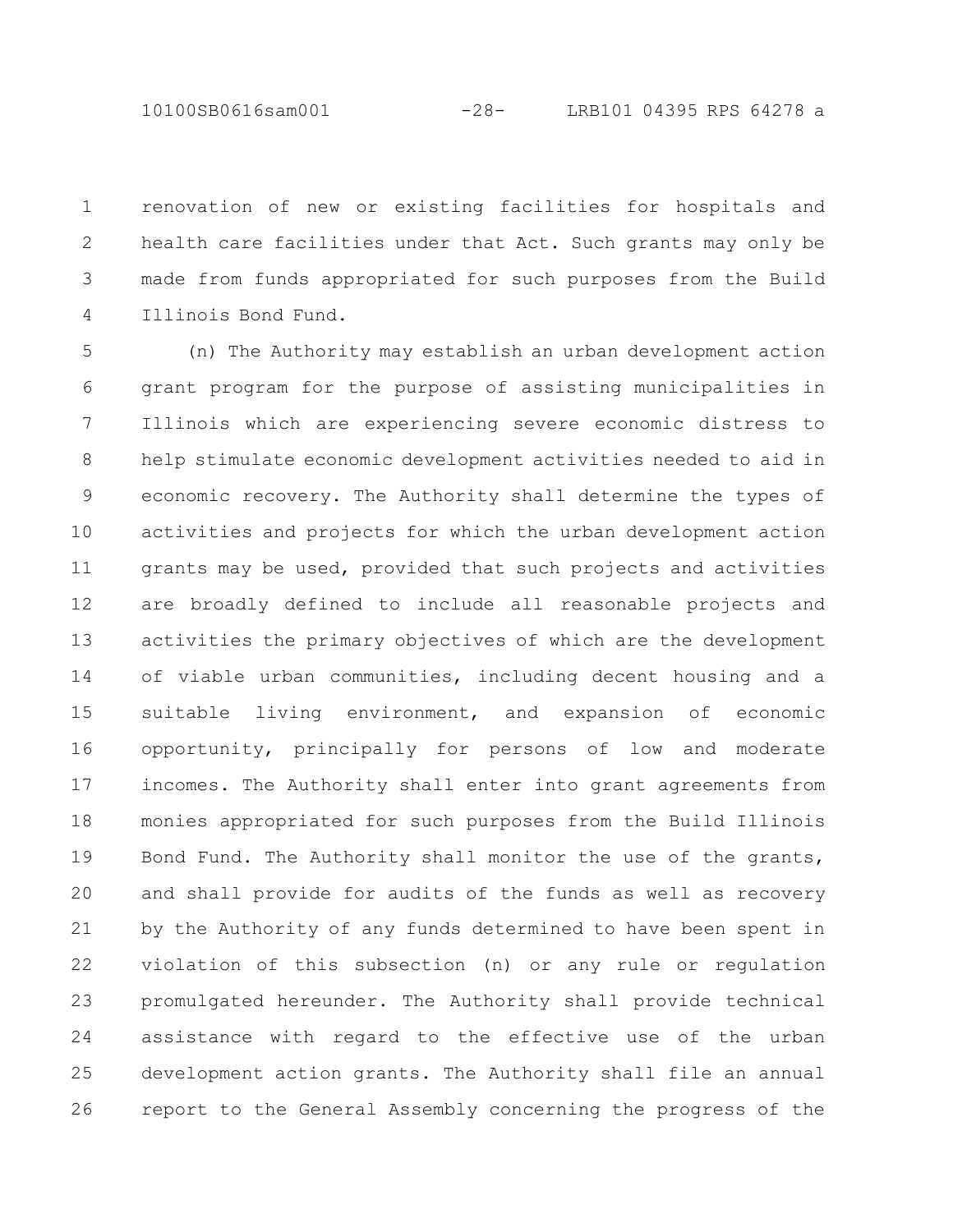renovation of new or existing facilities for hospitals and health care facilities under that Act. Such grants may only be made from funds appropriated for such purposes from the Build Illinois Bond Fund.

(n) The Authority may establish an urban development action grant program for the purpose of assisting municipalities in Illinois which are experiencing severe economic distress to help stimulate economic development activities needed to aid in economic recovery. The Authority shall determine the types of activities and projects for which the urban development action grants may be used, provided that such projects and activities are broadly defined to include all reasonable projects and activities the primary objectives of which are the development of viable urban communities, including decent housing and a suitable living environment, and expansion of economic opportunity, principally for persons of low and moderate incomes. The Authority shall enter into grant agreements from monies appropriated for such purposes from the Build Illinois Bond Fund. The Authority shall monitor the use of the grants, and shall provide for audits of the funds as well as recovery by the Authority of any funds determined to have been spent in violation of this subsection (n) or any rule or regulation promulgated hereunder. The Authority shall provide technical assistance with regard to the effective use of the urban development action grants. The Authority shall file an annual report to the General Assembly concerning the progress of the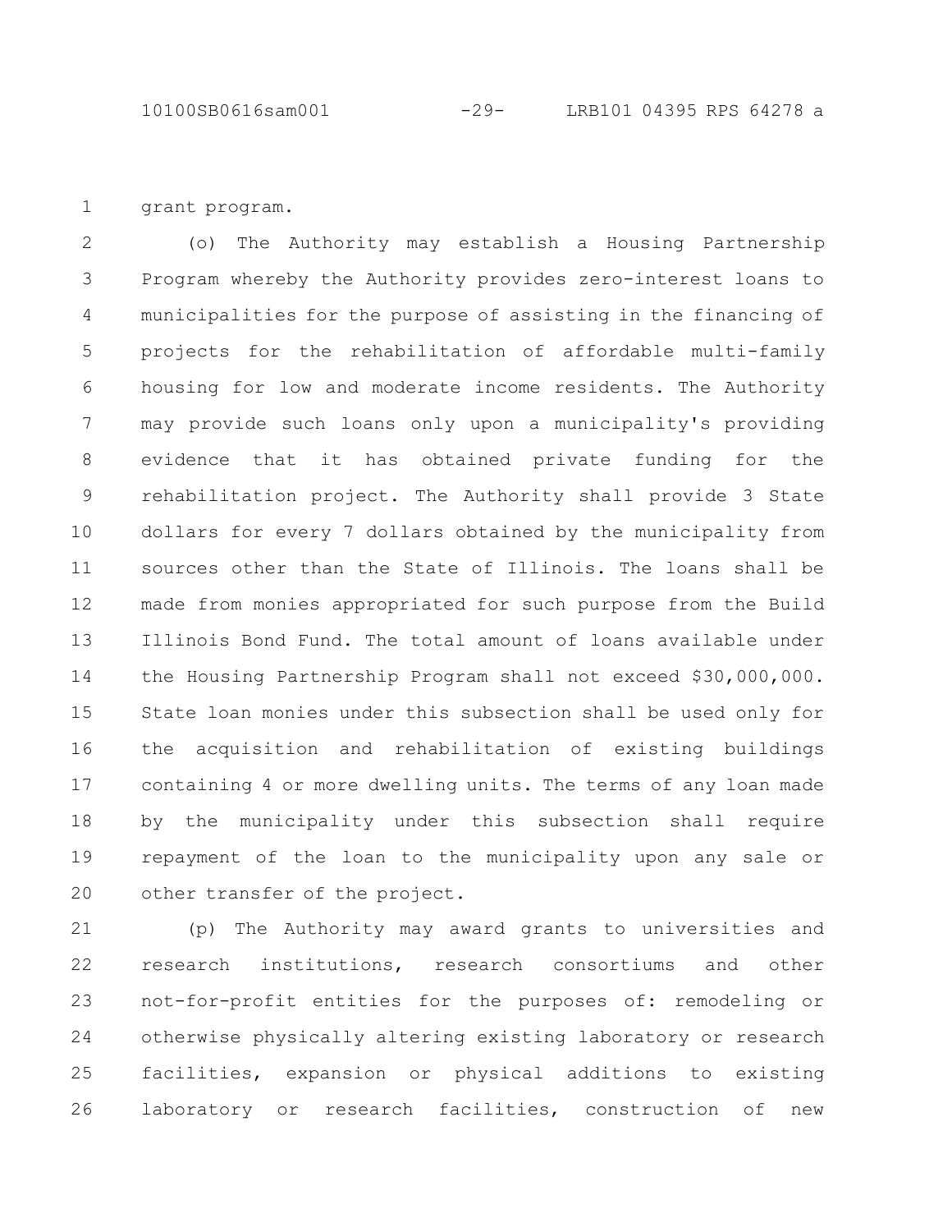grant program.

(o) The Authority may establish a Housing Partnership Program whereby the Authority provides zero-interest loans to municipalities for the purpose of assisting in the financing of projects for the rehabilitation of affordable multi-family housing for low and moderate income residents. The Authority may provide such loans only upon a municipality's providing evidence that it has obtained private funding for the rehabilitation project. The Authority shall provide 3 State dollars for every 7 dollars obtained by the municipality from sources other than the State of Illinois. The loans shall be made from monies appropriated for such purpose from the Build Illinois Bond Fund. The total amount of loans available under the Housing Partnership Program shall not exceed $30,000,000. State loan monies under this subsection shall be used only for the acquisition and rehabilitation of existing buildings containing 4 or more dwelling units. The terms of any loan made by the municipality under this subsection shall require repayment of the loan to the municipality upon any sale or other transfer of the project.

(p) The Authority may award grants to universities and research institutions, research consortiums and other not-for-profit entities for the purposes of: remodeling or otherwise physically altering existing laboratory or research facilities, expansion or physical additions to existing laboratory or research facilities, construction of new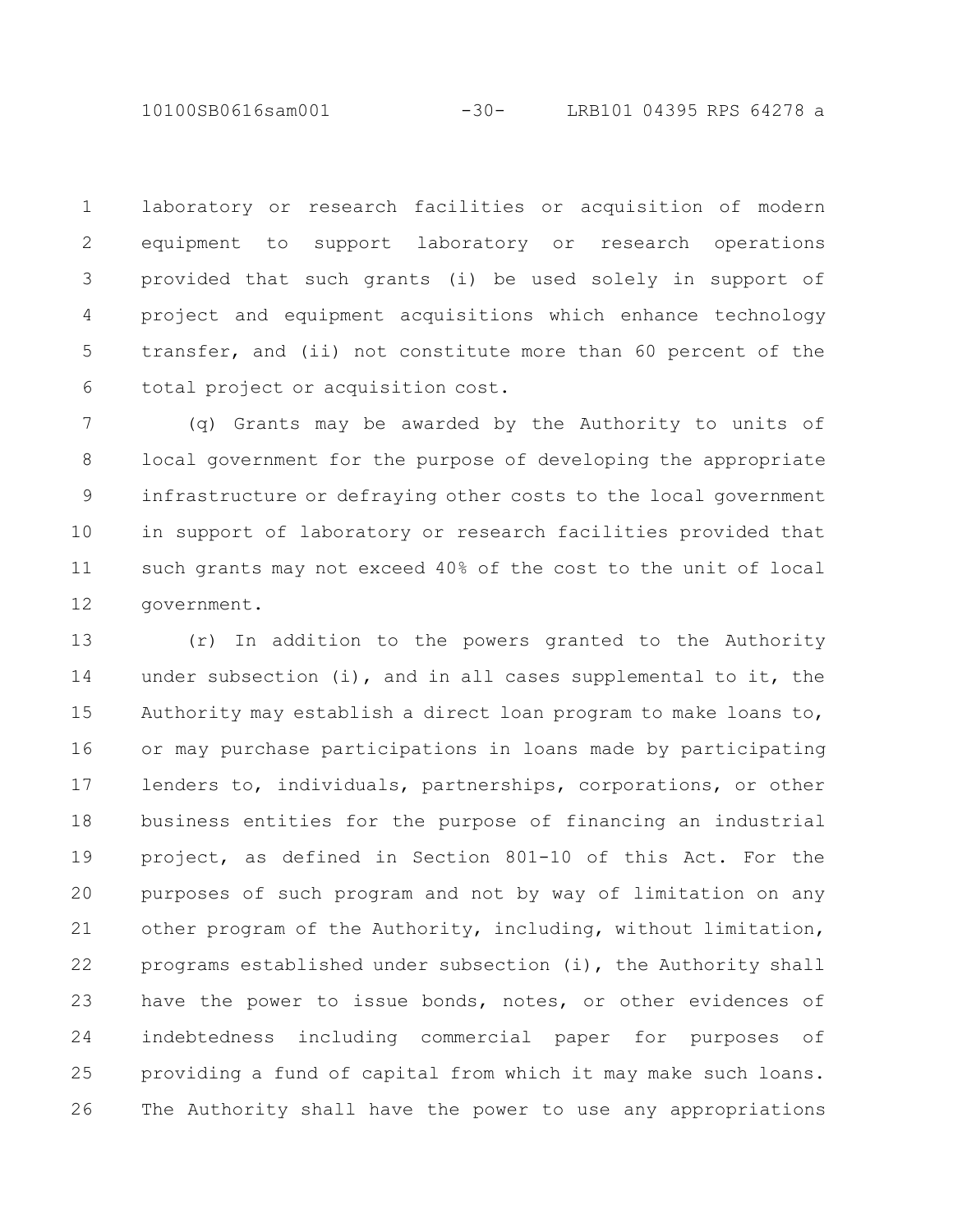laboratory or research facilities or acquisition of modern equipment to support laboratory or research operations provided that such grants (i) be used solely in support of project and equipment acquisitions which enhance technology transfer, and (ii) not constitute more than 60 percent of the total project or acquisition cost.

(q) Grants may be awarded by the Authority to units of local government for the purpose of developing the appropriate infrastructure or defraying other costs to the local government in support of laboratory or research facilities provided that such grants may not exceed 40% of the cost to the unit of local government.

(r) In addition to the powers granted to the Authority under subsection (i), and in all cases supplemental to it, the Authority may establish a direct loan program to make loans to, or may purchase participations in loans made by participating lenders to, individuals, partnerships, corporations, or other business entities for the purpose of financing an industrial project, as defined in Section 801-10 of this Act. For the purposes of such program and not by way of limitation on any other program of the Authority, including, without limitation, programs established under subsection (i), the Authority shall have the power to issue bonds, notes, or other evidences of indebtedness including commercial paper for purposes of providing a fund of capital from which it may make such loans. The Authority shall have the power to use any appropriations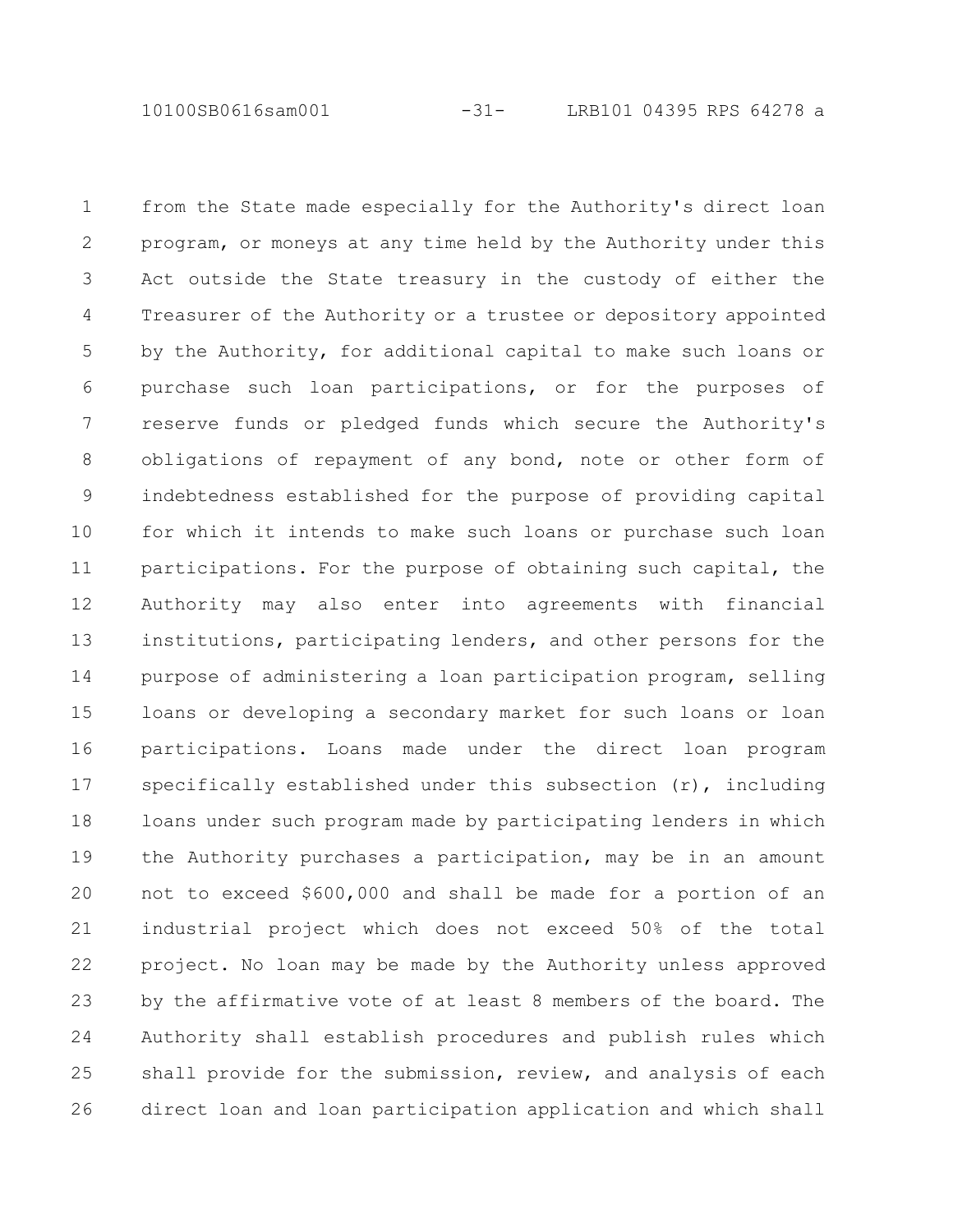from the State made especially for the Authority's direct loan program, or moneys at any time held by the Authority under this Act outside the State treasury in the custody of either the Treasurer of the Authority or a trustee or depository appointed by the Authority, for additional capital to make such loans or purchase such loan participations, or for the purposes of reserve funds or pledged funds which secure the Authority's obligations of repayment of any bond, note or other form of indebtedness established for the purpose of providing capital for which it intends to make such loans or purchase such loan participations. For the purpose of obtaining such capital, the Authority may also enter into agreements with financial institutions, participating lenders, and other persons for the purpose of administering a loan participation program, selling loans or developing a secondary market for such loans or loan participations. Loans made under the direct loan program specifically established under this subsection (r), including loans under such program made by participating lenders in which the Authority purchases a participation, may be in an amount not to exceed $600,000 and shall be made for a portion of an industrial project which does not exceed 50% of the total project. No loan may be made by the Authority unless approved by the affirmative vote of at least 8 members of the board. The Authority shall establish procedures and publish rules which shall provide for the submission, review, and analysis of each direct loan and loan participation application and which shall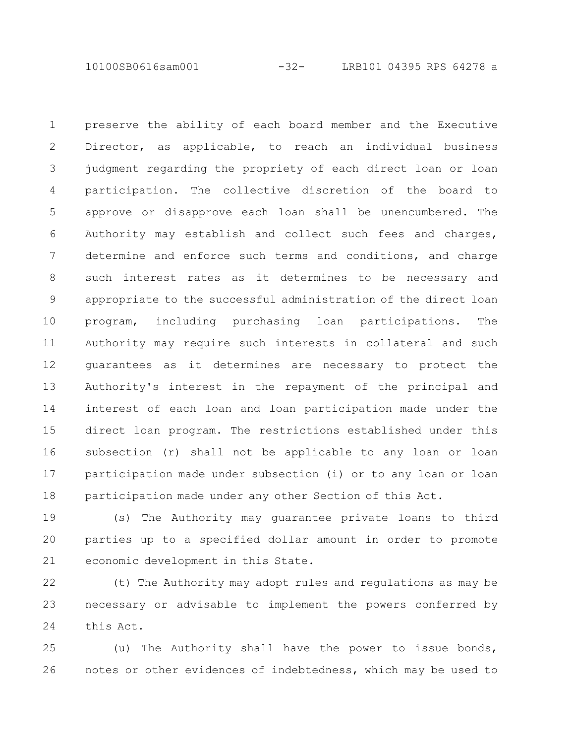preserve the ability of each board member and the Executive Director, as applicable, to reach an individual business judgment regarding the propriety of each direct loan or loan participation. The collective discretion of the board to approve or disapprove each loan shall be unencumbered. The Authority may establish and collect such fees and charges, determine and enforce such terms and conditions, and charge such interest rates as it determines to be necessary and appropriate to the successful administration of the direct loan program, including purchasing loan participations. The Authority may require such interests in collateral and such guarantees as it determines are necessary to protect the Authority's interest in the repayment of the principal and interest of each loan and loan participation made under the direct loan program. The restrictions established under this subsection (r) shall not be applicable to any loan or loan participation made under subsection (i) or to any loan or loan participation made under any other Section of this Act.

(s) The Authority may guarantee private loans to third parties up to a specified dollar amount in order to promote economic development in this State.

(t) The Authority may adopt rules and regulations as may be necessary or advisable to implement the powers conferred by this Act.

(u) The Authority shall have the power to issue bonds, notes or other evidences of indebtedness, which may be used to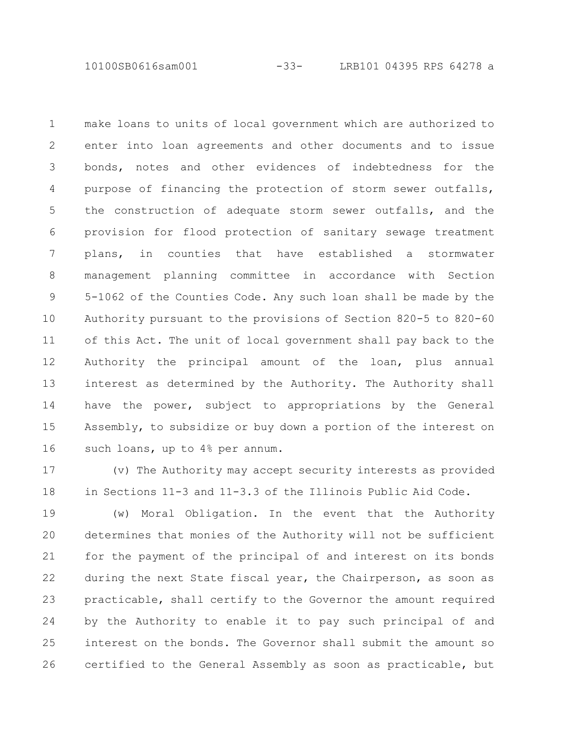make loans to units of local government which are authorized to enter into loan agreements and other documents and to issue bonds, notes and other evidences of indebtedness for the purpose of financing the protection of storm sewer outfalls, the construction of adequate storm sewer outfalls, and the provision for flood protection of sanitary sewage treatment plans, in counties that have established a stormwater management planning committee in accordance with Section 5-1062 of the Counties Code. Any such loan shall be made by the Authority pursuant to the provisions of Section 820-5 to 820-60 of this Act. The unit of local government shall pay back to the Authority the principal amount of the loan, plus annual interest as determined by the Authority. The Authority shall have the power, subject to appropriations by the General Assembly, to subsidize or buy down a portion of the interest on such loans, up to 4% per annum.

(v) The Authority may accept security interests as provided in Sections 11-3 and 11-3.3 of the Illinois Public Aid Code.

(w) Moral Obligation. In the event that the Authority determines that monies of the Authority will not be sufficient for the payment of the principal of and interest on its bonds during the next State fiscal year, the Chairperson, as soon as practicable, shall certify to the Governor the amount required by the Authority to enable it to pay such principal of and interest on the bonds. The Governor shall submit the amount so certified to the General Assembly as soon as practicable, but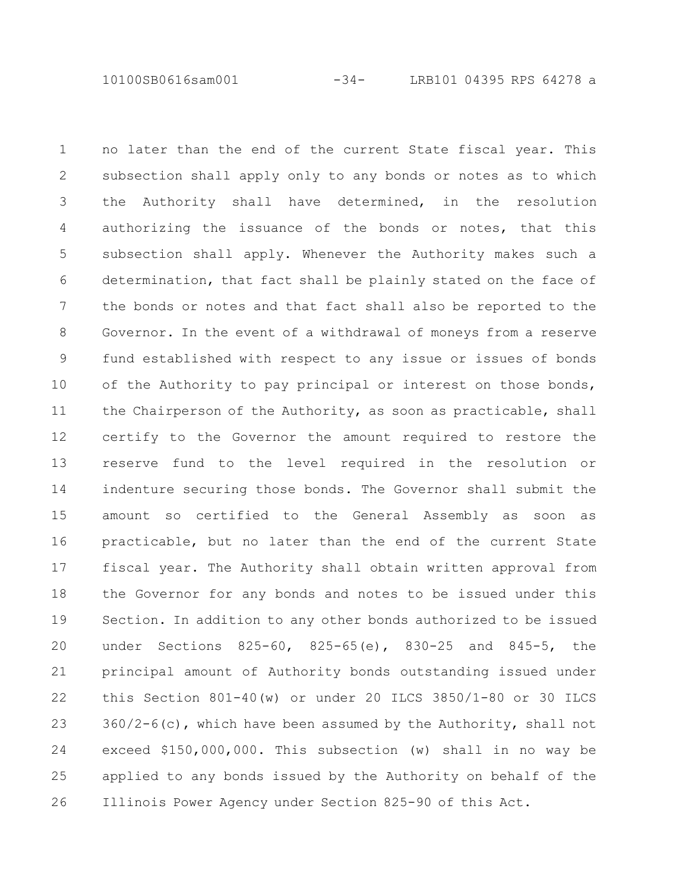no later than the end of the current State fiscal year. This subsection shall apply only to any bonds or notes as to which the Authority shall have determined, in the resolution authorizing the issuance of the bonds or notes, that this subsection shall apply. Whenever the Authority makes such a determination, that fact shall be plainly stated on the face of the bonds or notes and that fact shall also be reported to the Governor. In the event of a withdrawal of moneys from a reserve fund established with respect to any issue or issues of bonds of the Authority to pay principal or interest on those bonds, the Chairperson of the Authority, as soon as practicable, shall certify to the Governor the amount required to restore the reserve fund to the level required in the resolution or indenture securing those bonds. The Governor shall submit the amount so certified to the General Assembly as soon as practicable, but no later than the end of the current State fiscal year. The Authority shall obtain written approval from the Governor for any bonds and notes to be issued under this Section. In addition to any other bonds authorized to be issued under Sections 825-60, 825-65(e), 830-25 and 845-5, the principal amount of Authority bonds outstanding issued under this Section 801-40(w) or under 20 ILCS 3850/1-80 or 30 ILCS 360/2-6(c), which have been assumed by the Authority, shall not exceed $150,000,000. This subsection (w) shall in no way be applied to any bonds issued by the Authority on behalf of the Illinois Power Agency under Section 825-90 of this Act.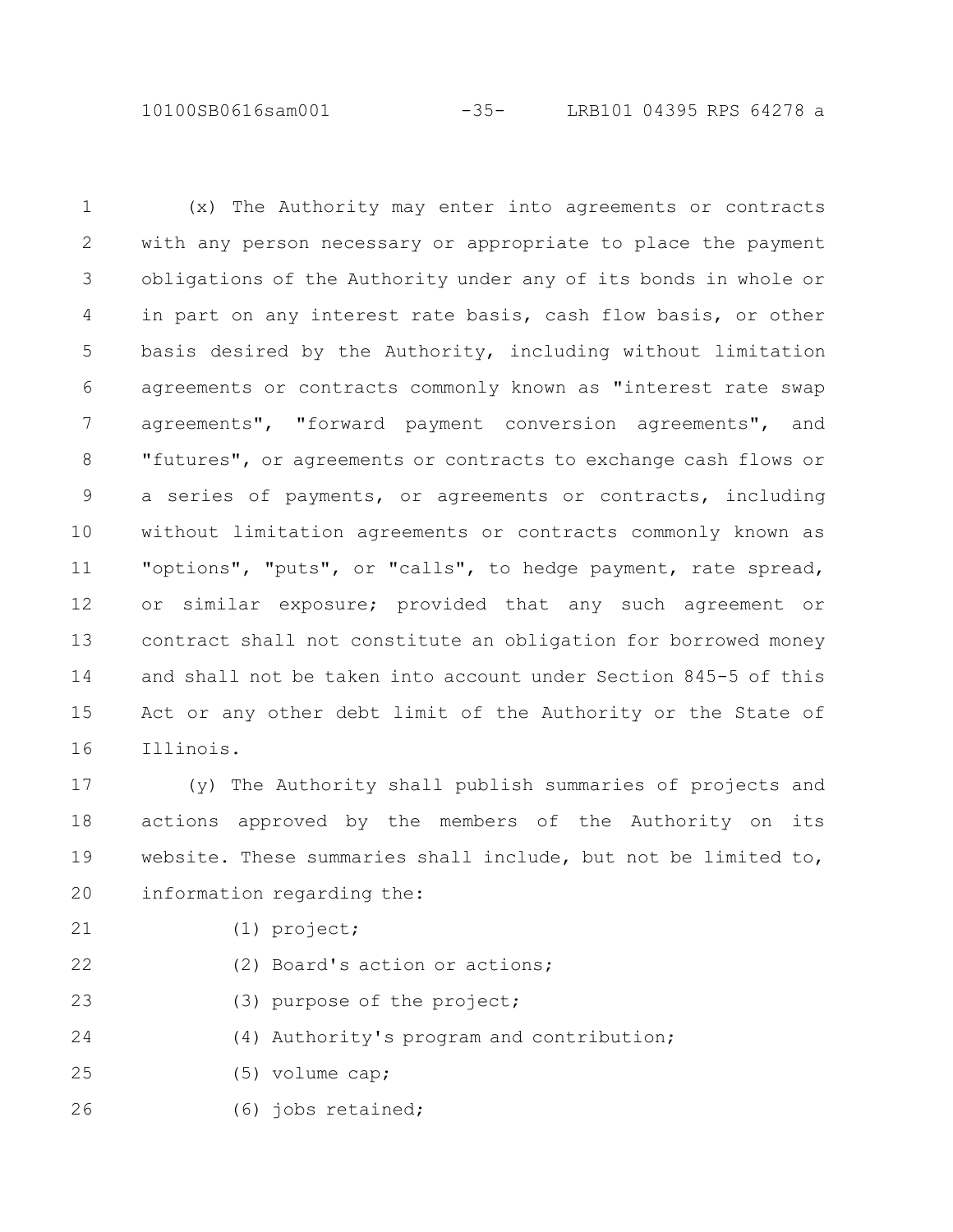(x) The Authority may enter into agreements or contracts with any person necessary or appropriate to place the payment obligations of the Authority under any of its bonds in whole or in part on any interest rate basis, cash flow basis, or other basis desired by the Authority, including without limitation agreements or contracts commonly known as "interest rate swap agreements", "forward payment conversion agreements", and "futures", or agreements or contracts to exchange cash flows or a series of payments, or agreements or contracts, including without limitation agreements or contracts commonly known as "options", "puts", or "calls", to hedge payment, rate spread, or similar exposure; provided that any such agreement or contract shall not constitute an obligation for borrowed money and shall not be taken into account under Section 845-5 of this Act or any other debt limit of the Authority or the State of Illinois.

(y) The Authority shall publish summaries of projects and actions approved by the members of the Authority on its website. These summaries shall include, but not be limited to, information regarding the:

(1) project;

(2) Board's action or actions;

(3) purpose of the project;

(4) Authority's program and contribution;

(5) volume cap;

(6) jobs retained;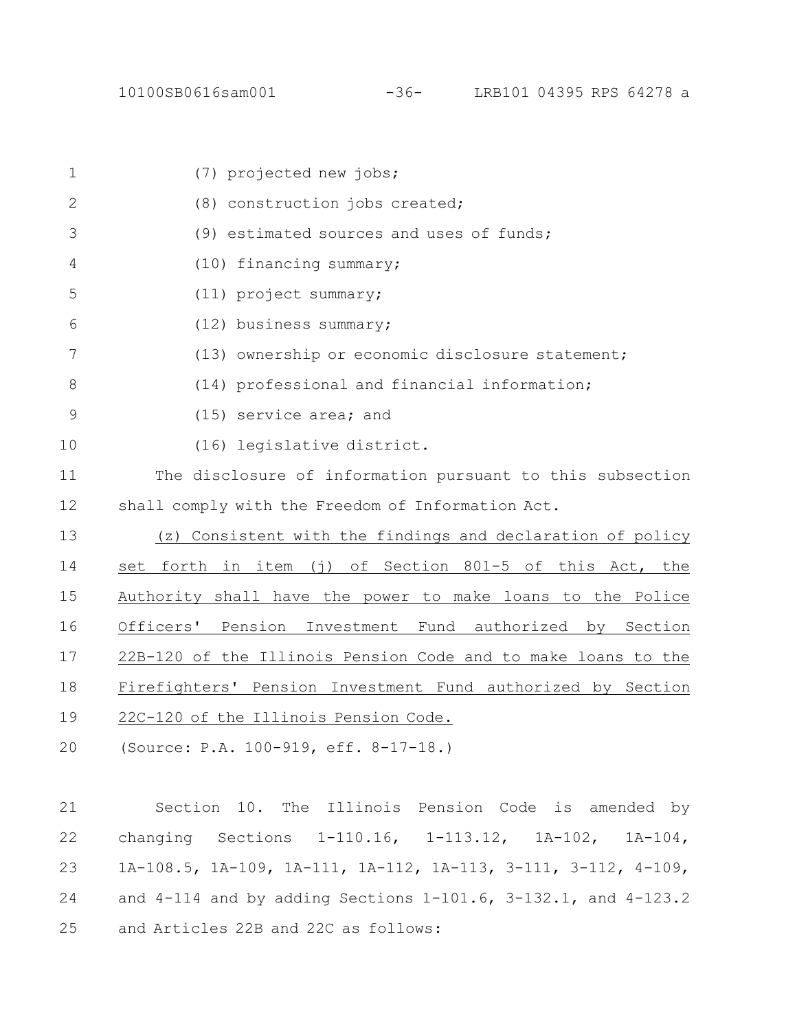(7) projected new jobs;

(8) construction jobs created;

(9) estimated sources and uses of funds;

(10) financing summary;

(11) project summary;

(12) business summary;

(13) ownership or economic disclosure statement;

(14) professional and financial information;

(15) service area; and

(16) legislative district.

The disclosure of information pursuant to this subsection shall comply with the Freedom of Information Act.

(z) Consistent with the findings and declaration of policy set forth in item (j) of Section 801-5 of this Act, the Authority shall have the power to make loans to the Police Officers' Pension Investment Fund authorized by Section 22B-120 of the Illinois Pension Code and to make loans to the Firefighters' Pension Investment Fund authorized by Section 22C-120 of the Illinois Pension Code.

(Source: P.A. 100-919, eff. 8-17-18.)

Section 10. The Illinois Pension Code is amended by changing Sections 1-110.16, 1-113.12, 1A-102, 1A-104, 1A-108.5, 1A-109, 1A-111, 1A-112, 1A-113, 3-111, 3-112, 4-109, and 4-114 and by adding Sections 1-101.6, 3-132.1, and 4-123.2 and Articles 22B and 22C as follows: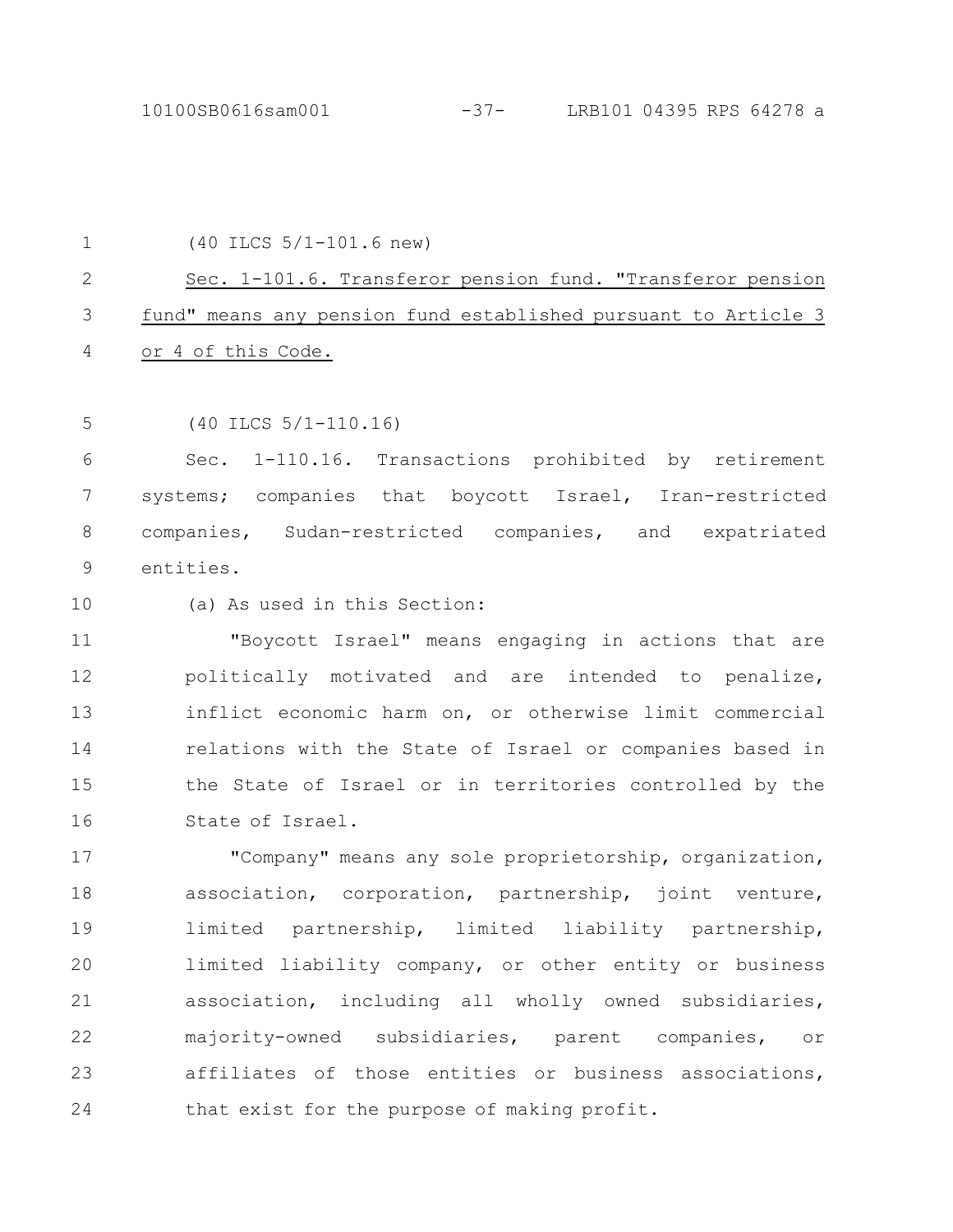(40 ILCS 5/1-101.6 new)

Sec. 1-101.6. Transferor pension fund. "Transferor pension fund" means any pension fund established pursuant to Article 3 or 4 of this Code.

(40 ILCS 5/1-110.16)

Sec. 1-110.16. Transactions prohibited by retirement systems; companies that boycott Israel, Iran-restricted companies, Sudan-restricted companies, and expatriated entities.

(a) As used in this Section:

"Boycott Israel" means engaging in actions that are politically motivated and are intended to penalize, inflict economic harm on, or otherwise limit commercial relations with the State of Israel or companies based in the State of Israel or in territories controlled by the State of Israel.

"Company" means any sole proprietorship, organization, association, corporation, partnership, joint venture, limited partnership, limited liability partnership, limited liability company, or other entity or business association, including all wholly owned subsidiaries, majority-owned subsidiaries, parent companies, or affiliates of those entities or business associations, that exist for the purpose of making profit.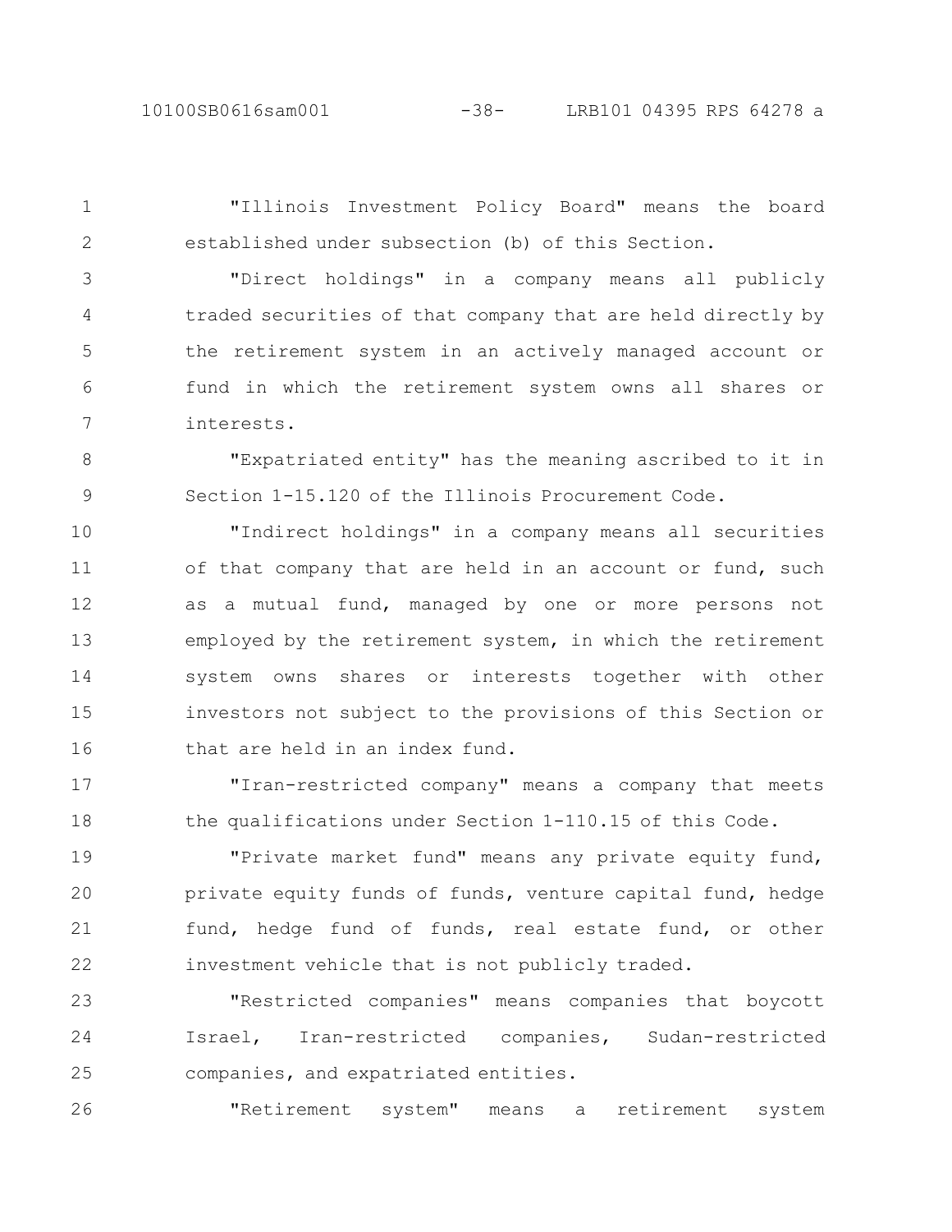"Illinois Investment Policy Board" means the board established under subsection (b) of this Section.

"Direct holdings" in a company means all publicly traded securities of that company that are held directly by the retirement system in an actively managed account or fund in which the retirement system owns all shares or interests.

"Expatriated entity" has the meaning ascribed to it in Section 1-15.120 of the Illinois Procurement Code.

"Indirect holdings" in a company means all securities of that company that are held in an account or fund, such as a mutual fund, managed by one or more persons not employed by the retirement system, in which the retirement system owns shares or interests together with other investors not subject to the provisions of this Section or that are held in an index fund.

"Iran-restricted company" means a company that meets the qualifications under Section 1-110.15 of this Code.

"Private market fund" means any private equity fund, private equity funds of funds, venture capital fund, hedge fund, hedge fund of funds, real estate fund, or other investment vehicle that is not publicly traded.

"Restricted companies" means companies that boycott Israel, Iran-restricted companies, Sudan-restricted companies, and expatriated entities.

"Retirement system" means a retirement system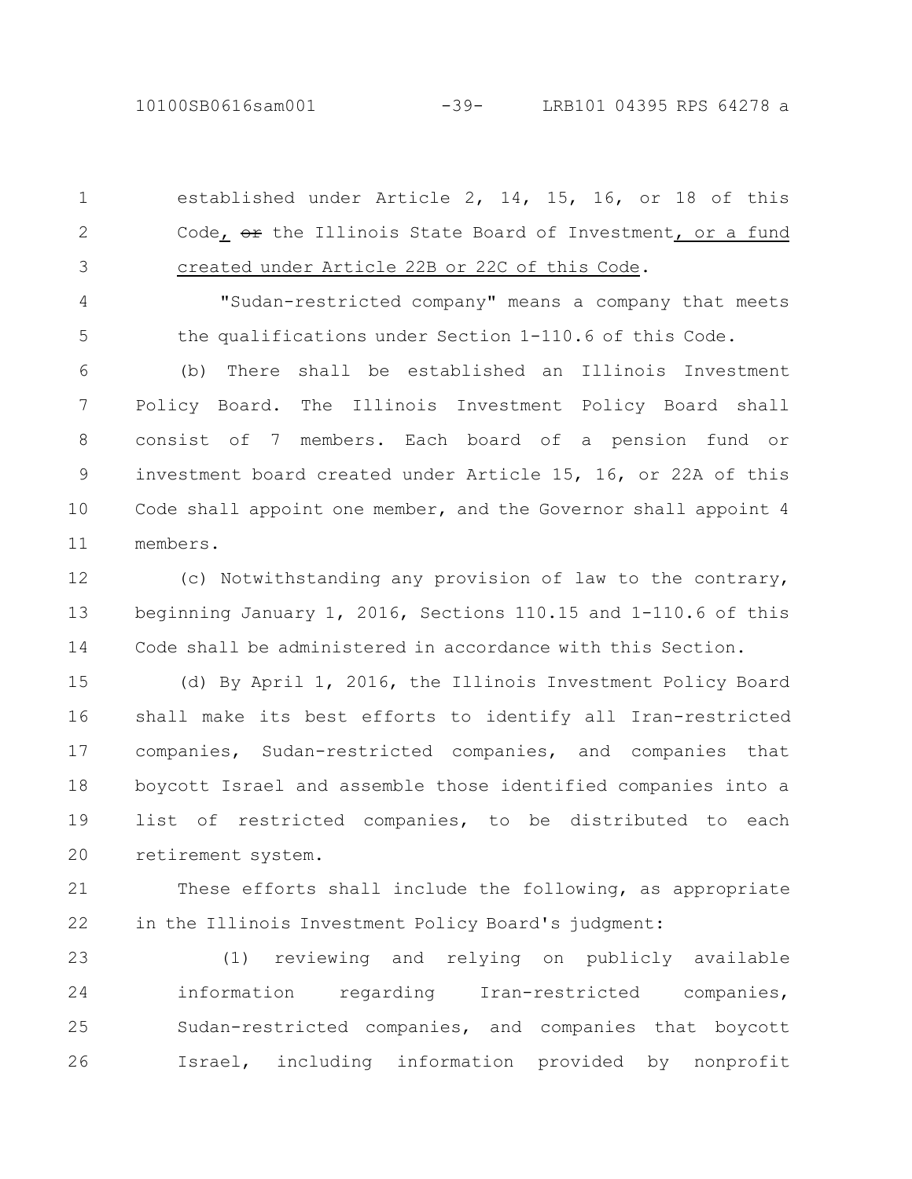established under Article 2, 14, 15, 16, or 18 of this Code, ~~or~~ the Illinois State Board of Investment, or a fund created under Article 22B or 22C of this Code.

"Sudan-restricted company" means a company that meets the qualifications under Section 1-110.6 of this Code.

(b) There shall be established an Illinois Investment Policy Board. The Illinois Investment Policy Board shall consist of 7 members. Each board of a pension fund or investment board created under Article 15, 16, or 22A of this Code shall appoint one member, and the Governor shall appoint 4 members.

(c) Notwithstanding any provision of law to the contrary, beginning January 1, 2016, Sections 110.15 and 1-110.6 of this Code shall be administered in accordance with this Section.

(d) By April 1, 2016, the Illinois Investment Policy Board shall make its best efforts to identify all Iran-restricted companies, Sudan-restricted companies, and companies that boycott Israel and assemble those identified companies into a list of restricted companies, to be distributed to each retirement system.

These efforts shall include the following, as appropriate in the Illinois Investment Policy Board's judgment:

(1) reviewing and relying on publicly available information regarding Iran-restricted companies, Sudan-restricted companies, and companies that boycott Israel, including information provided by nonprofit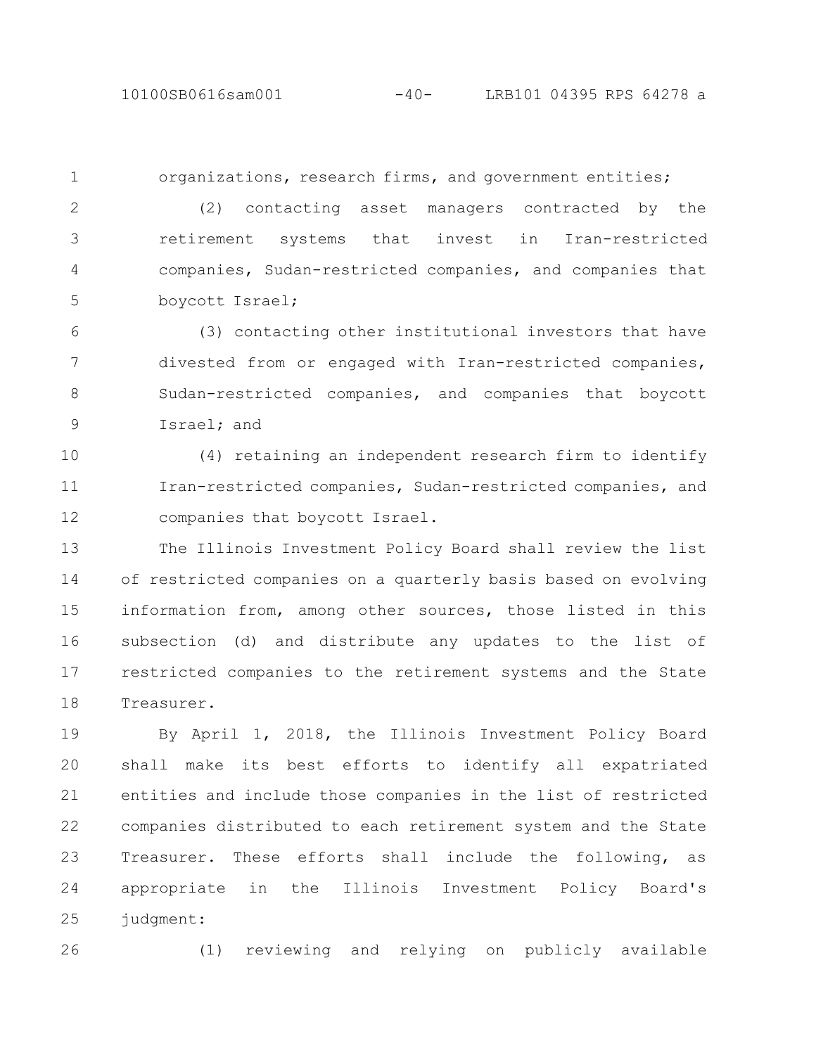organizations, research firms, and government entities;

(2) contacting asset managers contracted by the retirement systems that invest in Iran-restricted companies, Sudan-restricted companies, and companies that boycott Israel;

(3) contacting other institutional investors that have divested from or engaged with Iran-restricted companies, Sudan-restricted companies, and companies that boycott Israel; and

(4) retaining an independent research firm to identify Iran-restricted companies, Sudan-restricted companies, and companies that boycott Israel.

The Illinois Investment Policy Board shall review the list of restricted companies on a quarterly basis based on evolving information from, among other sources, those listed in this subsection (d) and distribute any updates to the list of restricted companies to the retirement systems and the State Treasurer.

By April 1, 2018, the Illinois Investment Policy Board shall make its best efforts to identify all expatriated entities and include those companies in the list of restricted companies distributed to each retirement system and the State Treasurer. These efforts shall include the following, as appropriate in the Illinois Investment Policy Board's judgment:

(1) reviewing and relying on publicly available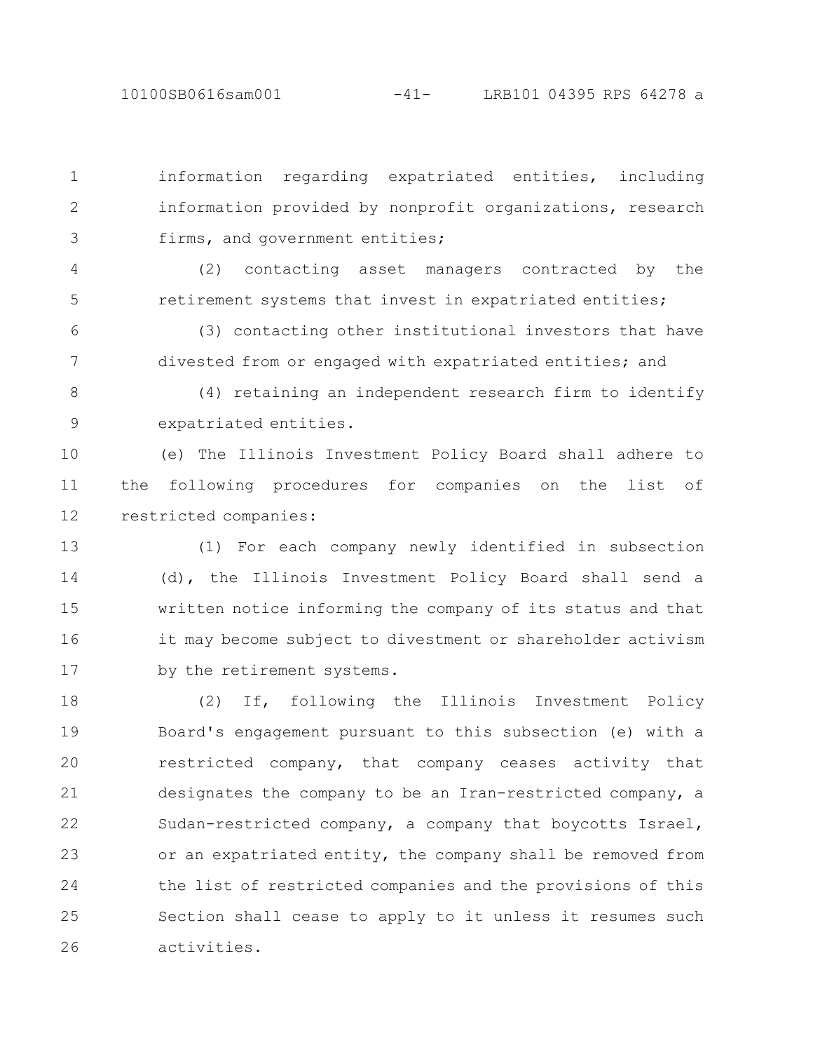information regarding expatriated entities, including information provided by nonprofit organizations, research firms, and government entities;

(2) contacting asset managers contracted by the retirement systems that invest in expatriated entities;

(3) contacting other institutional investors that have divested from or engaged with expatriated entities; and

(4) retaining an independent research firm to identify expatriated entities.

(e) The Illinois Investment Policy Board shall adhere to the following procedures for companies on the list of restricted companies:

(1) For each company newly identified in subsection (d), the Illinois Investment Policy Board shall send a written notice informing the company of its status and that it may become subject to divestment or shareholder activism by the retirement systems.

(2) If, following the Illinois Investment Policy Board's engagement pursuant to this subsection (e) with a restricted company, that company ceases activity that designates the company to be an Iran-restricted company, a Sudan-restricted company, a company that boycotts Israel, or an expatriated entity, the company shall be removed from the list of restricted companies and the provisions of this Section shall cease to apply to it unless it resumes such activities.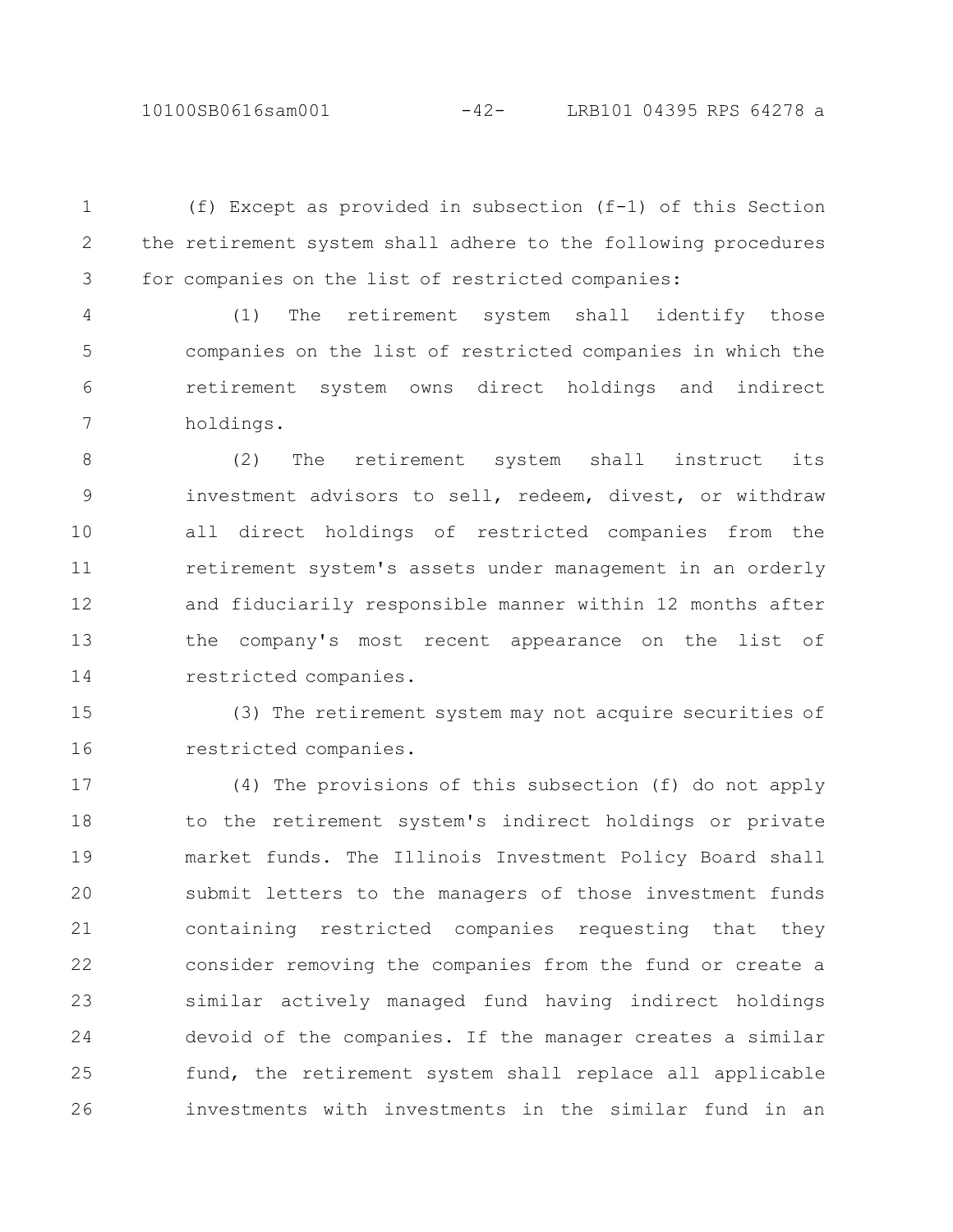(f) Except as provided in subsection (f-1) of this Section the retirement system shall adhere to the following procedures for companies on the list of restricted companies:

(1) The retirement system shall identify those companies on the list of restricted companies in which the retirement system owns direct holdings and indirect holdings.

(2) The retirement system shall instruct its investment advisors to sell, redeem, divest, or withdraw all direct holdings of restricted companies from the retirement system's assets under management in an orderly and fiduciarily responsible manner within 12 months after the company's most recent appearance on the list of restricted companies.

(3) The retirement system may not acquire securities of restricted companies.

(4) The provisions of this subsection (f) do not apply to the retirement system's indirect holdings or private market funds. The Illinois Investment Policy Board shall submit letters to the managers of those investment funds containing restricted companies requesting that they consider removing the companies from the fund or create a similar actively managed fund having indirect holdings devoid of the companies. If the manager creates a similar fund, the retirement system shall replace all applicable investments with investments in the similar fund in an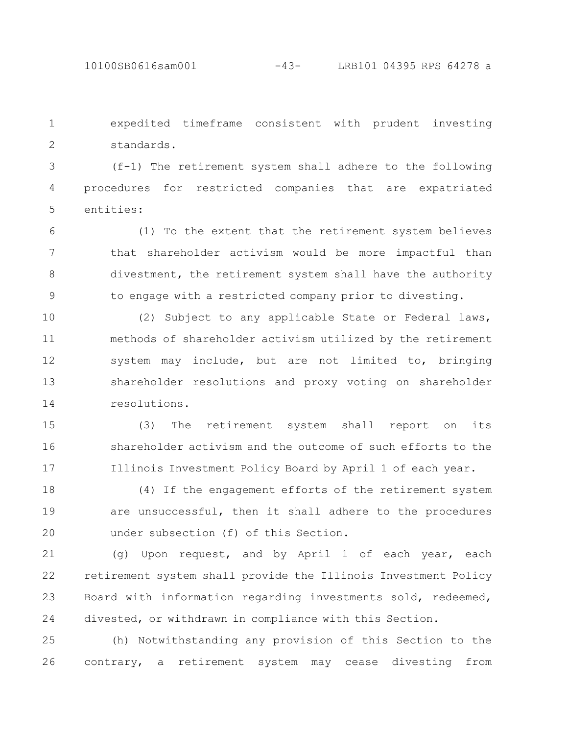expedited timeframe consistent with prudent investing standards.

(f-1) The retirement system shall adhere to the following procedures for restricted companies that are expatriated entities:

(1) To the extent that the retirement system believes that shareholder activism would be more impactful than divestment, the retirement system shall have the authority to engage with a restricted company prior to divesting.

(2) Subject to any applicable State or Federal laws, methods of shareholder activism utilized by the retirement system may include, but are not limited to, bringing shareholder resolutions and proxy voting on shareholder resolutions.

(3) The retirement system shall report on its shareholder activism and the outcome of such efforts to the Illinois Investment Policy Board by April 1 of each year.

(4) If the engagement efforts of the retirement system are unsuccessful, then it shall adhere to the procedures under subsection (f) of this Section.

(g) Upon request, and by April 1 of each year, each retirement system shall provide the Illinois Investment Policy Board with information regarding investments sold, redeemed, divested, or withdrawn in compliance with this Section.

(h) Notwithstanding any provision of this Section to the contrary, a retirement system may cease divesting from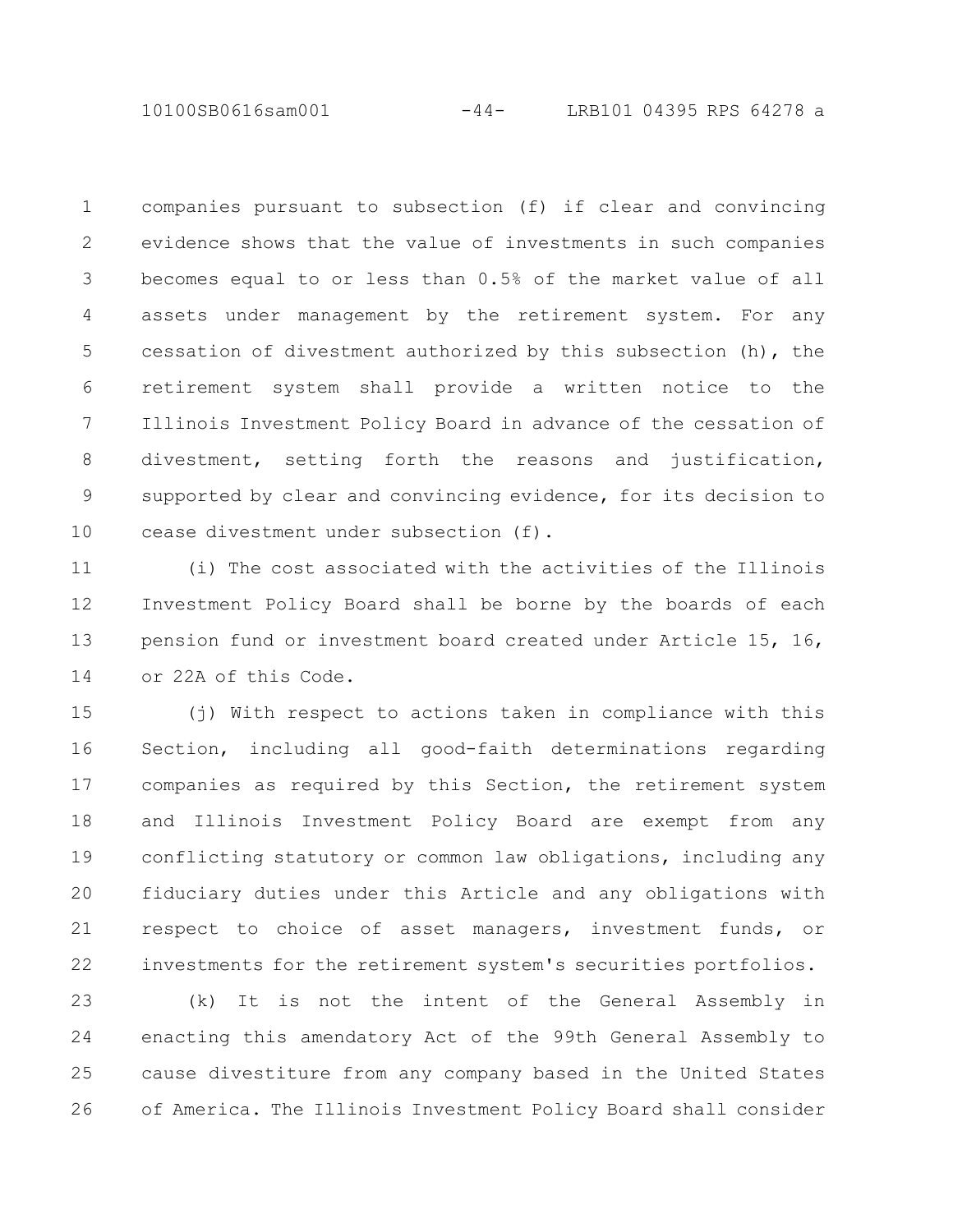companies pursuant to subsection (f) if clear and convincing evidence shows that the value of investments in such companies becomes equal to or less than 0.5% of the market value of all assets under management by the retirement system. For any cessation of divestment authorized by this subsection (h), the retirement system shall provide a written notice to the Illinois Investment Policy Board in advance of the cessation of divestment, setting forth the reasons and justification, supported by clear and convincing evidence, for its decision to cease divestment under subsection (f).

(i) The cost associated with the activities of the Illinois Investment Policy Board shall be borne by the boards of each pension fund or investment board created under Article 15, 16, or 22A of this Code.

(j) With respect to actions taken in compliance with this Section, including all good-faith determinations regarding companies as required by this Section, the retirement system and Illinois Investment Policy Board are exempt from any conflicting statutory or common law obligations, including any fiduciary duties under this Article and any obligations with respect to choice of asset managers, investment funds, or investments for the retirement system's securities portfolios.

(k) It is not the intent of the General Assembly in enacting this amendatory Act of the 99th General Assembly to cause divestiture from any company based in the United States of America. The Illinois Investment Policy Board shall consider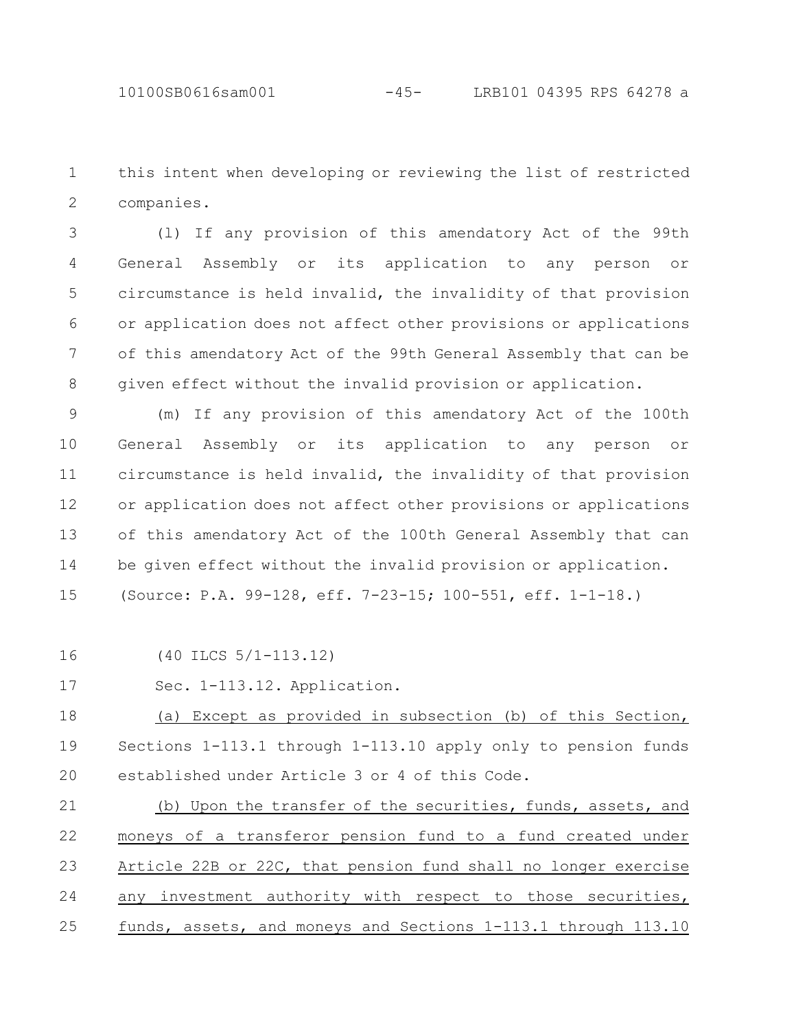this intent when developing or reviewing the list of restricted companies.

(l) If any provision of this amendatory Act of the 99th General Assembly or its application to any person or circumstance is held invalid, the invalidity of that provision or application does not affect other provisions or applications of this amendatory Act of the 99th General Assembly that can be given effect without the invalid provision or application.

(m) If any provision of this amendatory Act of the 100th General Assembly or its application to any person or circumstance is held invalid, the invalidity of that provision or application does not affect other provisions or applications of this amendatory Act of the 100th General Assembly that can be given effect without the invalid provision or application.

(Source: P.A. 99-128, eff. 7-23-15; 100-551, eff. 1-1-18.)

(40 ILCS 5/1-113.12)

Sec. 1-113.12. Application.

<u>(a) Except as provided in subsection (b) of this Section,</u> Sections 1-113.1 through 1-113.10 apply only to pension funds established under Article 3 or 4 of this Code.

<u>(b) Upon the transfer of the securities, funds, assets, and moneys of a transferor pension fund to a fund created under Article 22B or 22C, that pension fund shall no longer exercise any investment authority with respect to those securities, funds, assets, and moneys and Sections 1-113.1 through 113.10</u>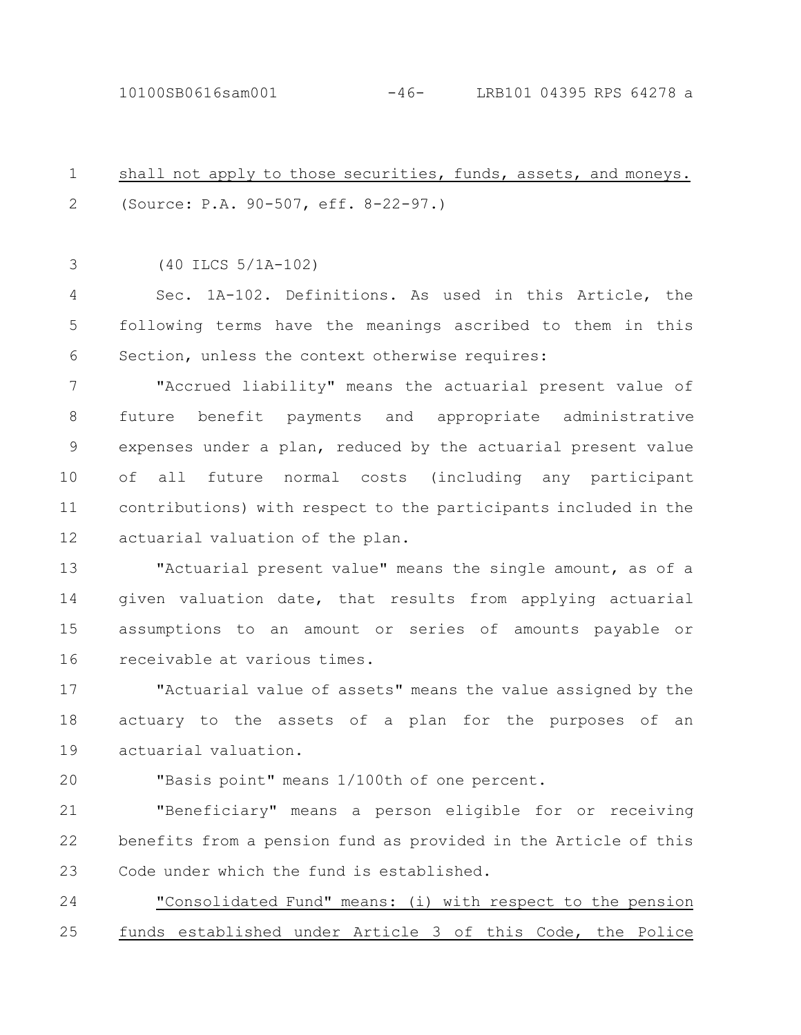shall not apply to those securities, funds, assets, and moneys.
(Source: P.A. 90-507, eff. 8-22-97.)

(40 ILCS 5/1A-102)

Sec. 1A-102. Definitions. As used in this Article, the following terms have the meanings ascribed to them in this Section, unless the context otherwise requires:

"Accrued liability" means the actuarial present value of future benefit payments and appropriate administrative expenses under a plan, reduced by the actuarial present value of all future normal costs (including any participant contributions) with respect to the participants included in the actuarial valuation of the plan.

"Actuarial present value" means the single amount, as of a given valuation date, that results from applying actuarial assumptions to an amount or series of amounts payable or receivable at various times.

"Actuarial value of assets" means the value assigned by the actuary to the assets of a plan for the purposes of an actuarial valuation.

"Basis point" means 1/100th of one percent.

"Beneficiary" means a person eligible for or receiving benefits from a pension fund as provided in the Article of this Code under which the fund is established.

"Consolidated Fund" means: (i) with respect to the pension funds established under Article 3 of this Code, the Police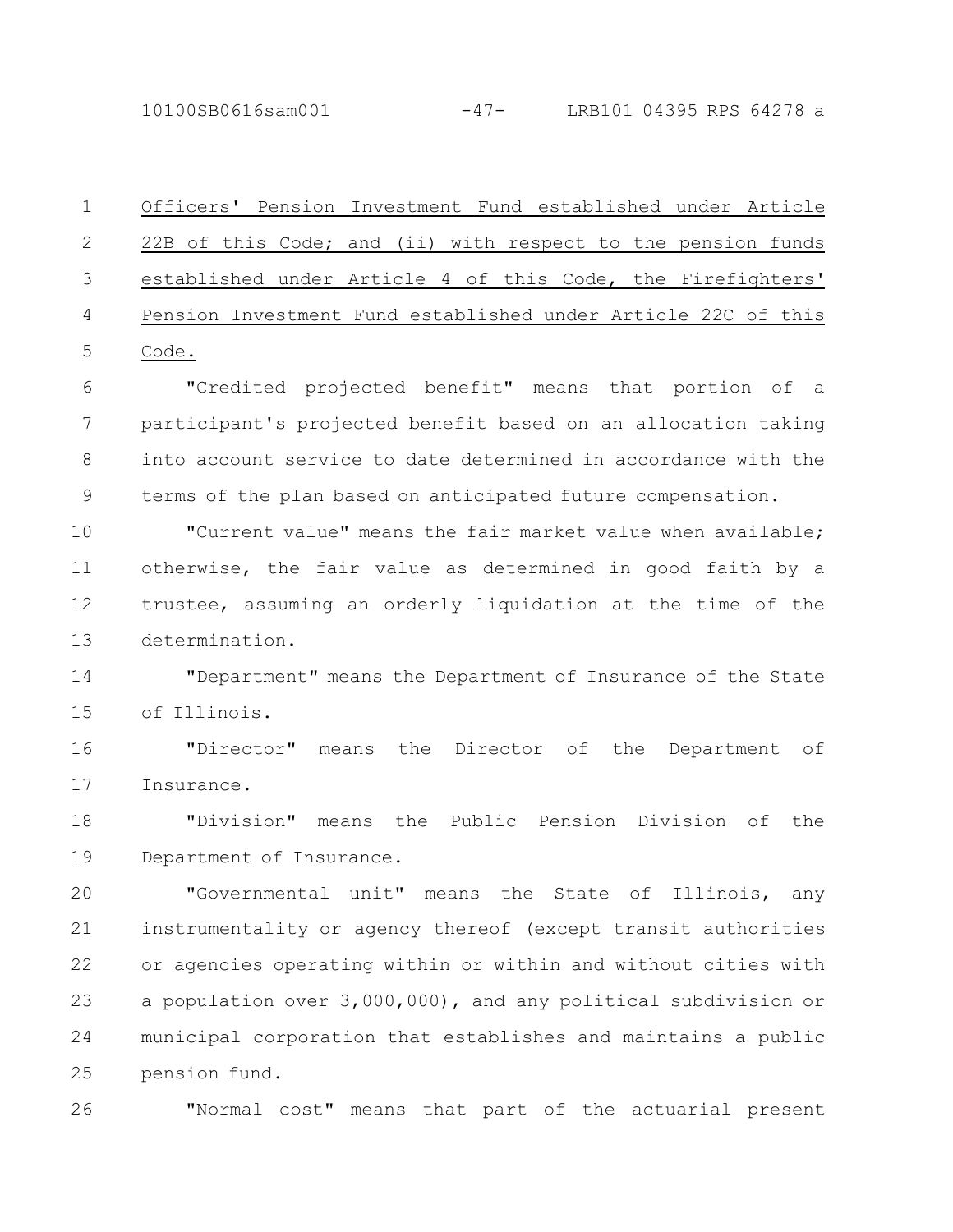<u>Officers' Pension Investment Fund established under Article 22B of this Code; and (ii) with respect to the pension funds established under Article 4 of this Code, the Firefighters' Pension Investment Fund established under Article 22C of this Code.</u>

"Credited projected benefit" means that portion of a participant's projected benefit based on an allocation taking into account service to date determined in accordance with the terms of the plan based on anticipated future compensation.

"Current value" means the fair market value when available; otherwise, the fair value as determined in good faith by a trustee, assuming an orderly liquidation at the time of the determination.

"Department" means the Department of Insurance of the State of Illinois.

"Director" means the Director of the Department of Insurance.

"Division" means the Public Pension Division of the Department of Insurance.

"Governmental unit" means the State of Illinois, any instrumentality or agency thereof (except transit authorities or agencies operating within or within and without cities with a population over 3,000,000), and any political subdivision or municipal corporation that establishes and maintains a public pension fund.

"Normal cost" means that part of the actuarial present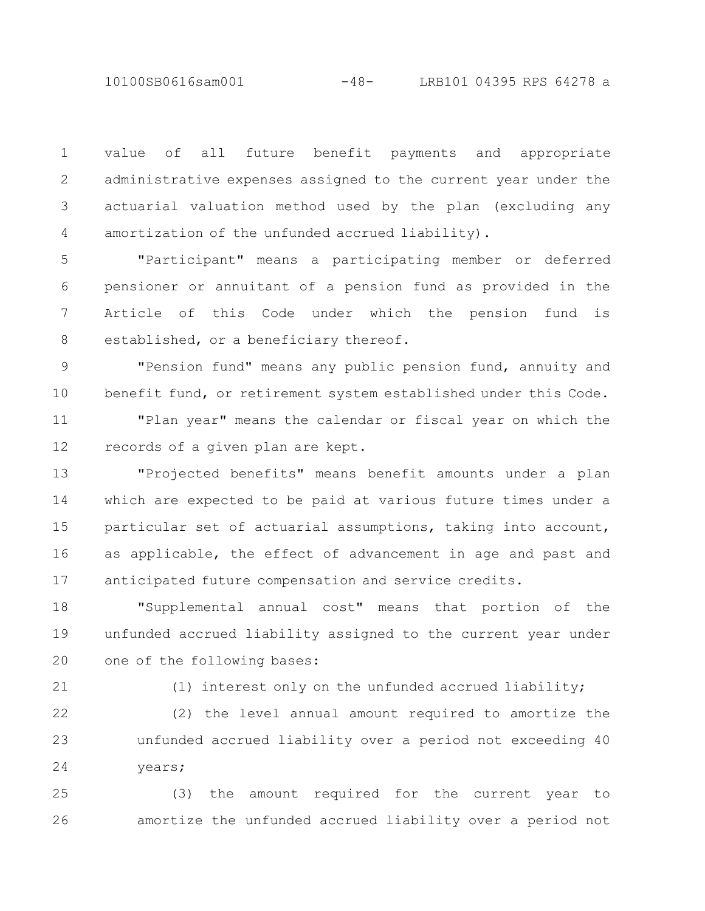value of all future benefit payments and appropriate administrative expenses assigned to the current year under the actuarial valuation method used by the plan (excluding any amortization of the unfunded accrued liability).

"Participant" means a participating member or deferred pensioner or annuitant of a pension fund as provided in the Article of this Code under which the pension fund is established, or a beneficiary thereof.

"Pension fund" means any public pension fund, annuity and benefit fund, or retirement system established under this Code.

"Plan year" means the calendar or fiscal year on which the records of a given plan are kept.

"Projected benefits" means benefit amounts under a plan which are expected to be paid at various future times under a particular set of actuarial assumptions, taking into account, as applicable, the effect of advancement in age and past and anticipated future compensation and service credits.

"Supplemental annual cost" means that portion of the unfunded accrued liability assigned to the current year under one of the following bases:

(1) interest only on the unfunded accrued liability;

(2) the level annual amount required to amortize the unfunded accrued liability over a period not exceeding 40 years;

(3) the amount required for the current year to amortize the unfunded accrued liability over a period not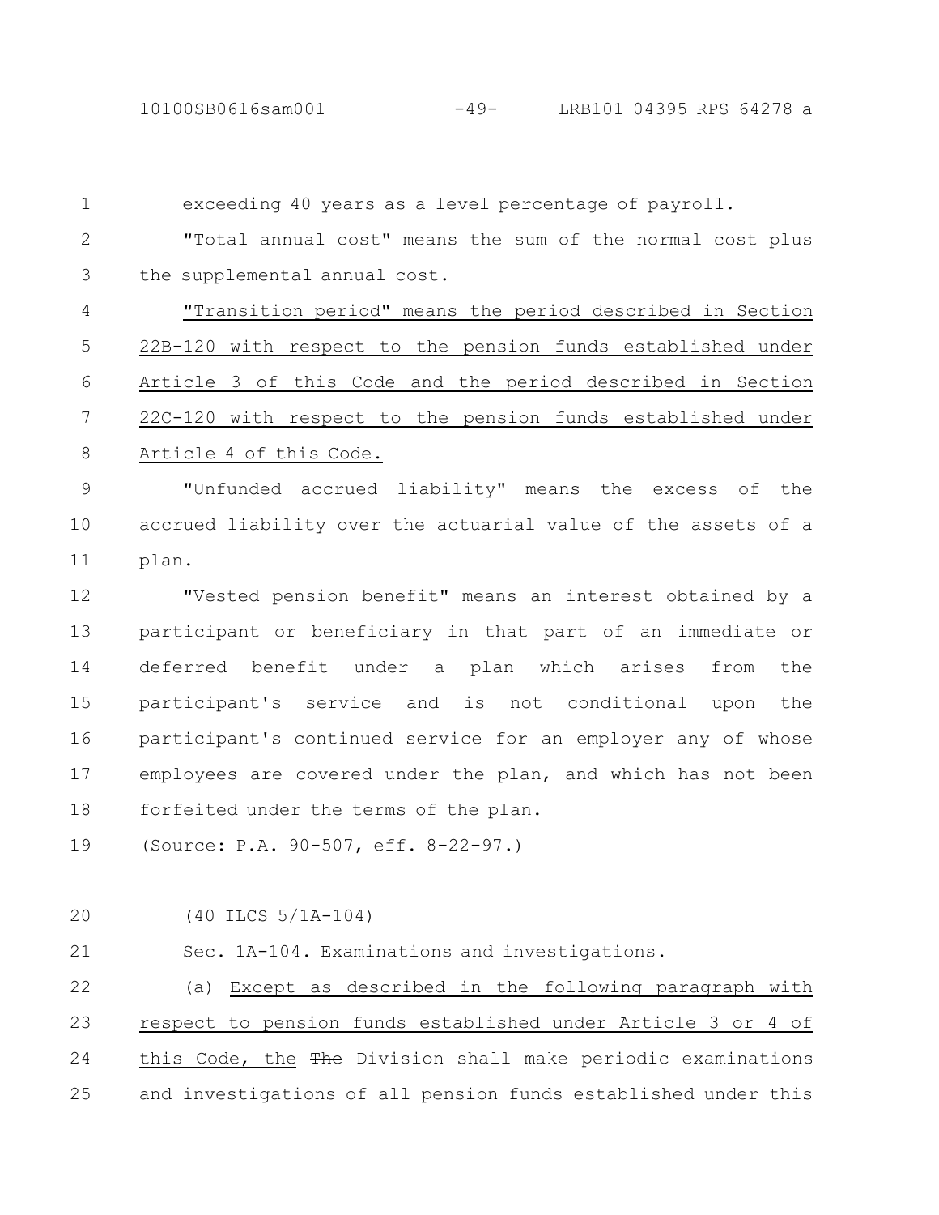exceeding 40 years as a level percentage of payroll.

"Total annual cost" means the sum of the normal cost plus the supplemental annual cost.

<u>"Transition period" means the period described in Section 22B-120 with respect to the pension funds established under Article 3 of this Code and the period described in Section 22C-120 with respect to the pension funds established under Article 4 of this Code.</u>

"Unfunded accrued liability" means the excess of the accrued liability over the actuarial value of the assets of a plan.

"Vested pension benefit" means an interest obtained by a participant or beneficiary in that part of an immediate or deferred benefit under a plan which arises from the participant's service and is not conditional upon the participant's continued service for an employer any of whose employees are covered under the plan, and which has not been forfeited under the terms of the plan.

(Source: P.A. 90-507, eff. 8-22-97.)

(40 ILCS 5/1A-104)

Sec. 1A-104. Examinations and investigations.

(a) <u>Except as described in the following paragraph with respect to pension funds established under Article 3 or 4 of this Code, the</u> ~~The~~ Division shall make periodic examinations and investigations of all pension funds established under this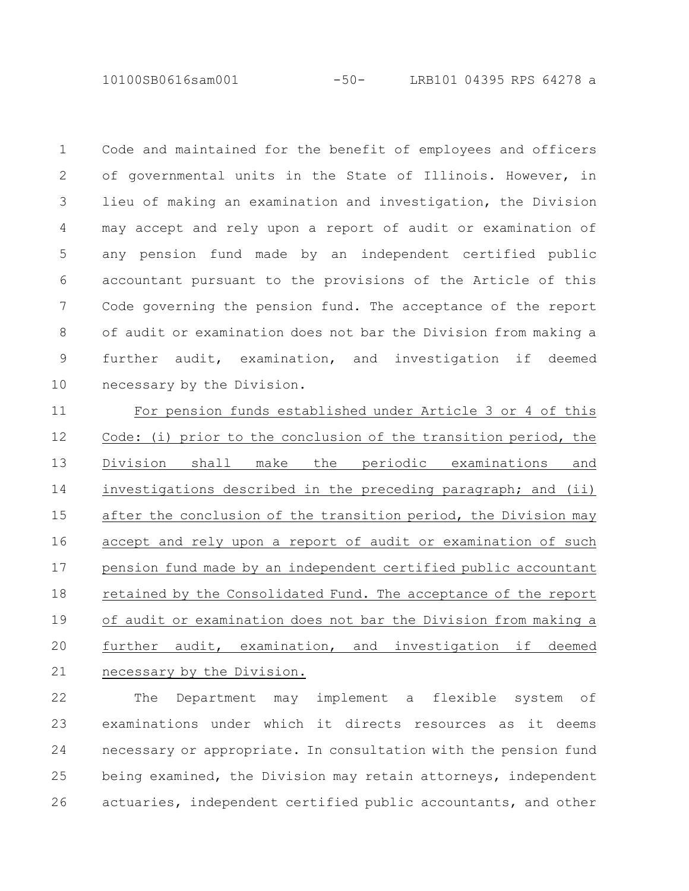Code and maintained for the benefit of employees and officers of governmental units in the State of Illinois. However, in lieu of making an examination and investigation, the Division may accept and rely upon a report of audit or examination of any pension fund made by an independent certified public accountant pursuant to the provisions of the Article of this Code governing the pension fund. The acceptance of the report of audit or examination does not bar the Division from making a further audit, examination, and investigation if deemed necessary by the Division.

For pension funds established under Article 3 or 4 of this Code: (i) prior to the conclusion of the transition period, the Division shall make the periodic examinations and investigations described in the preceding paragraph; and (ii) after the conclusion of the transition period, the Division may accept and rely upon a report of audit or examination of such pension fund made by an independent certified public accountant retained by the Consolidated Fund. The acceptance of the report of audit or examination does not bar the Division from making a further audit, examination, and investigation if deemed necessary by the Division.

The Department may implement a flexible system of examinations under which it directs resources as it deems necessary or appropriate. In consultation with the pension fund being examined, the Division may retain attorneys, independent actuaries, independent certified public accountants, and other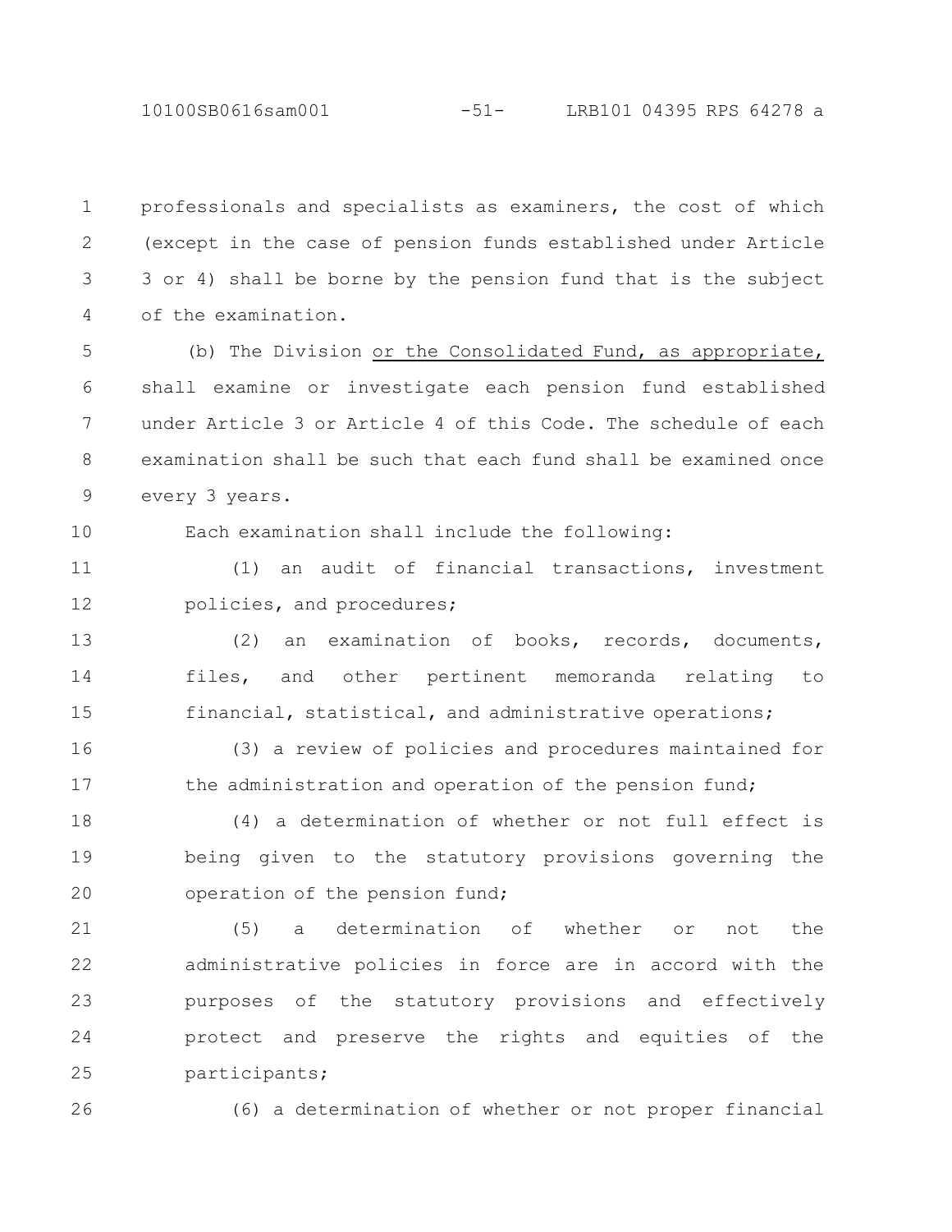professionals and specialists as examiners, the cost of which (except in the case of pension funds established under Article 3 or 4) shall be borne by the pension fund that is the subject of the examination.

(b) The Division <u>or the Consolidated Fund, as appropriate,</u> shall examine or investigate each pension fund established under Article 3 or Article 4 of this Code. The schedule of each examination shall be such that each fund shall be examined once every 3 years.

Each examination shall include the following:

(1) an audit of financial transactions, investment policies, and procedures;

(2) an examination of books, records, documents, files, and other pertinent memoranda relating to financial, statistical, and administrative operations;

(3) a review of policies and procedures maintained for the administration and operation of the pension fund;

(4) a determination of whether or not full effect is being given to the statutory provisions governing the operation of the pension fund;

(5) a determination of whether or not the administrative policies in force are in accord with the purposes of the statutory provisions and effectively protect and preserve the rights and equities of the participants;

(6) a determination of whether or not proper financial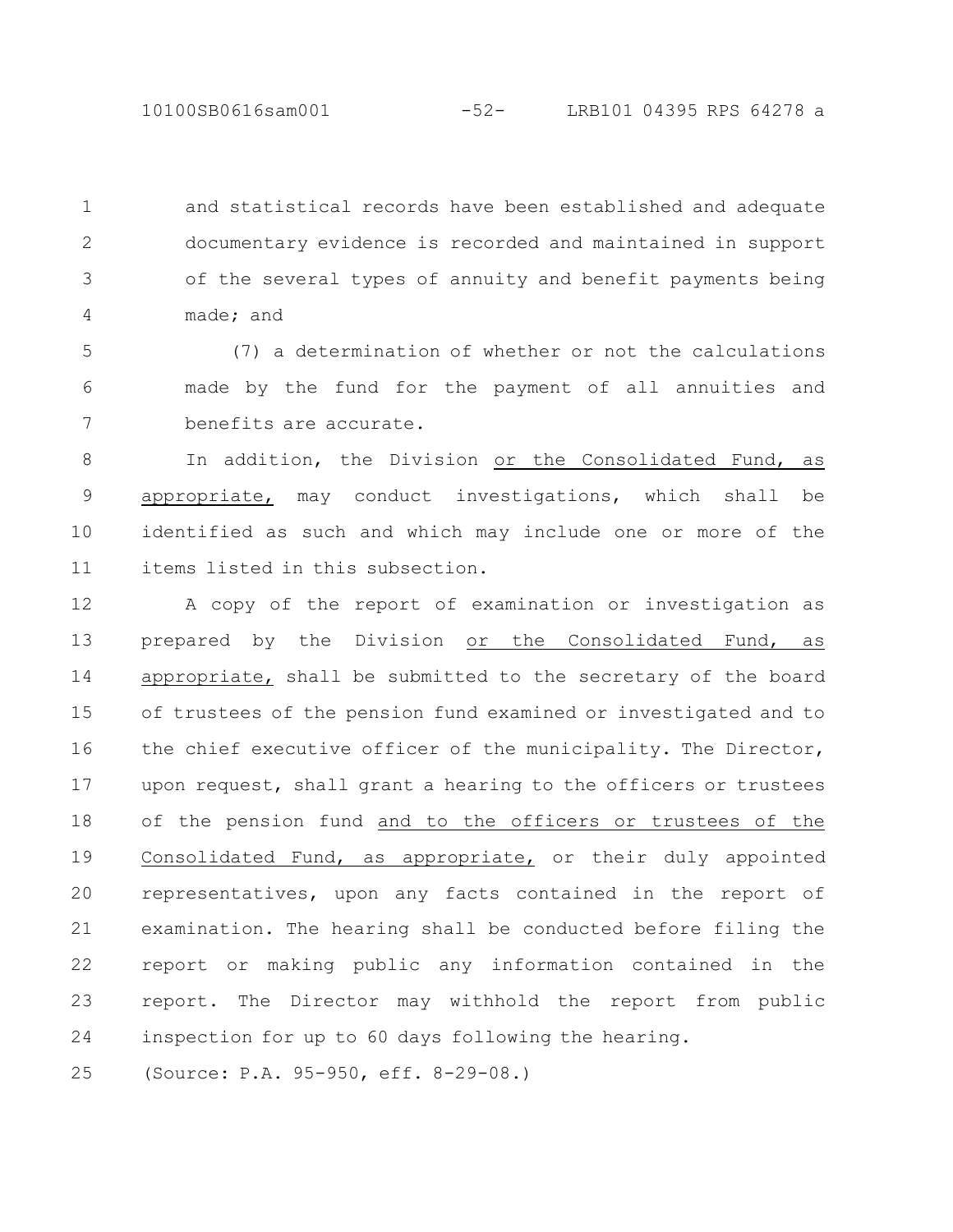and statistical records have been established and adequate documentary evidence is recorded and maintained in support of the several types of annuity and benefit payments being made; and

(7) a determination of whether or not the calculations made by the fund for the payment of all annuities and benefits are accurate.

In addition, the Division or the Consolidated Fund, as appropriate, may conduct investigations, which shall be identified as such and which may include one or more of the items listed in this subsection.

A copy of the report of examination or investigation as prepared by the Division or the Consolidated Fund, as appropriate, shall be submitted to the secretary of the board of trustees of the pension fund examined or investigated and to the chief executive officer of the municipality. The Director, upon request, shall grant a hearing to the officers or trustees of the pension fund and to the officers or trustees of the Consolidated Fund, as appropriate, or their duly appointed representatives, upon any facts contained in the report of examination. The hearing shall be conducted before filing the report or making public any information contained in the report. The Director may withhold the report from public inspection for up to 60 days following the hearing.

(Source: P.A. 95-950, eff. 8-29-08.)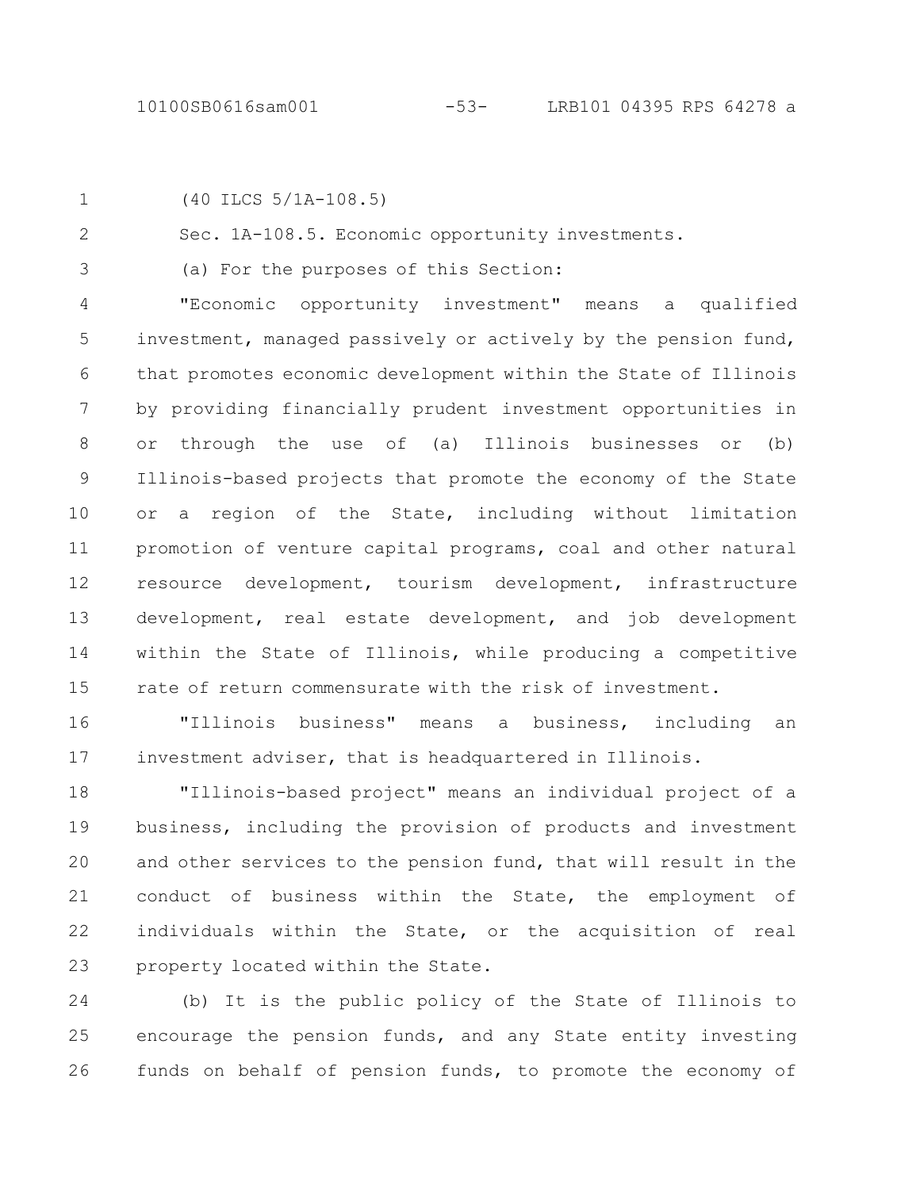(40 ILCS 5/1A-108.5)

Sec. 1A-108.5. Economic opportunity investments.

(a) For the purposes of this Section:

"Economic opportunity investment" means a qualified investment, managed passively or actively by the pension fund, that promotes economic development within the State of Illinois by providing financially prudent investment opportunities in or through the use of (a) Illinois businesses or (b) Illinois-based projects that promote the economy of the State or a region of the State, including without limitation promotion of venture capital programs, coal and other natural resource development, tourism development, infrastructure development, real estate development, and job development within the State of Illinois, while producing a competitive rate of return commensurate with the risk of investment.

"Illinois business" means a business, including an investment adviser, that is headquartered in Illinois.

"Illinois-based project" means an individual project of a business, including the provision of products and investment and other services to the pension fund, that will result in the conduct of business within the State, the employment of individuals within the State, or the acquisition of real property located within the State.

(b) It is the public policy of the State of Illinois to encourage the pension funds, and any State entity investing funds on behalf of pension funds, to promote the economy of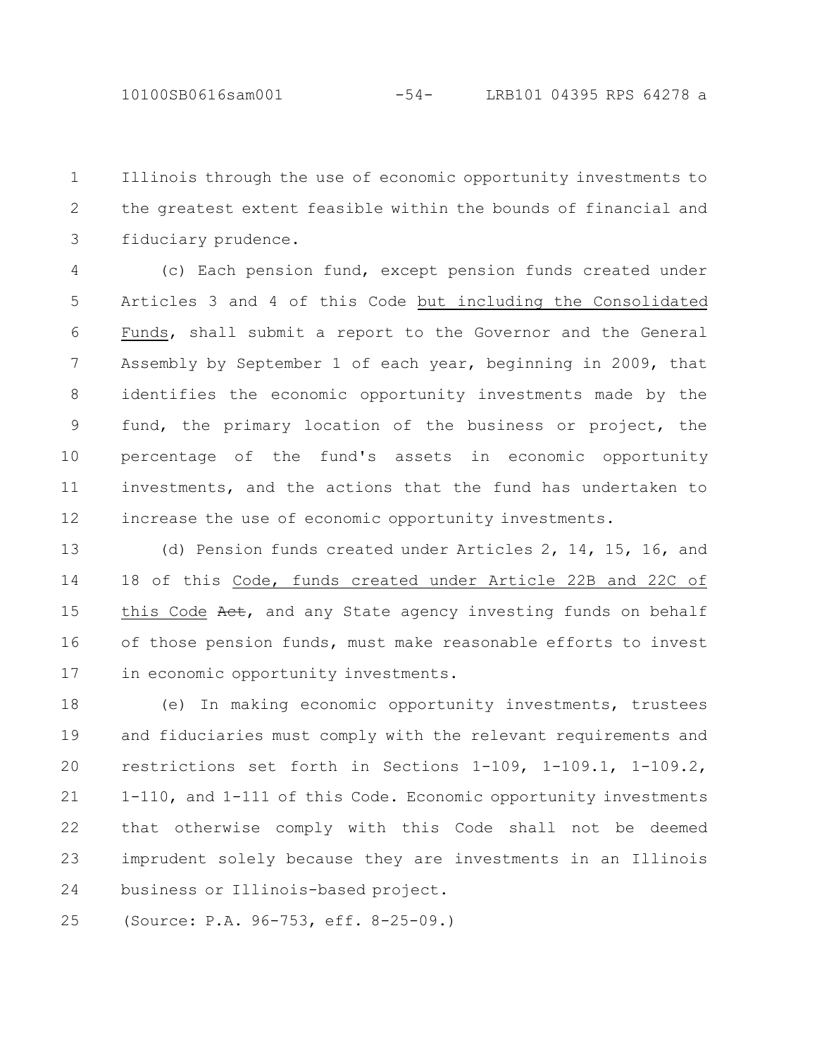Illinois through the use of economic opportunity investments to the greatest extent feasible within the bounds of financial and fiduciary prudence.

(c) Each pension fund, except pension funds created under Articles 3 and 4 of this Code but including the Consolidated Funds, shall submit a report to the Governor and the General Assembly by September 1 of each year, beginning in 2009, that identifies the economic opportunity investments made by the fund, the primary location of the business or project, the percentage of the fund's assets in economic opportunity investments, and the actions that the fund has undertaken to increase the use of economic opportunity investments.

(d) Pension funds created under Articles 2, 14, 15, 16, and 18 of this Code, funds created under Article 22B and 22C of this Code ~~Act~~, and any State agency investing funds on behalf of those pension funds, must make reasonable efforts to invest in economic opportunity investments.

(e) In making economic opportunity investments, trustees and fiduciaries must comply with the relevant requirements and restrictions set forth in Sections 1-109, 1-109.1, 1-109.2, 1-110, and 1-111 of this Code. Economic opportunity investments that otherwise comply with this Code shall not be deemed imprudent solely because they are investments in an Illinois business or Illinois-based project.

(Source: P.A. 96-753, eff. 8-25-09.)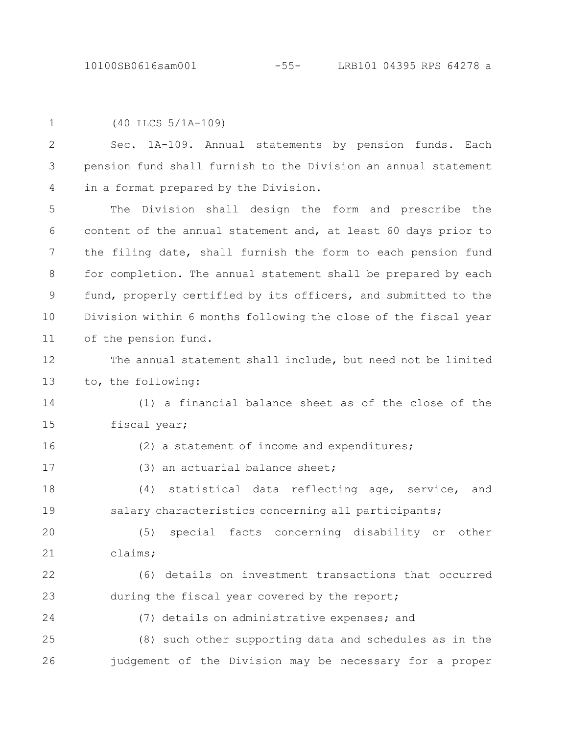(40 ILCS 5/1A-109)

Sec. 1A-109. Annual statements by pension funds. Each pension fund shall furnish to the Division an annual statement in a format prepared by the Division.

The Division shall design the form and prescribe the content of the annual statement and, at least 60 days prior to the filing date, shall furnish the form to each pension fund for completion. The annual statement shall be prepared by each fund, properly certified by its officers, and submitted to the Division within 6 months following the close of the fiscal year of the pension fund.

The annual statement shall include, but need not be limited to, the following:

(1) a financial balance sheet as of the close of the fiscal year;

(2) a statement of income and expenditures;

(3) an actuarial balance sheet;

(4) statistical data reflecting age, service, and salary characteristics concerning all participants;

(5) special facts concerning disability or other claims;

(6) details on investment transactions that occurred during the fiscal year covered by the report;

(7) details on administrative expenses; and

(8) such other supporting data and schedules as in the judgement of the Division may be necessary for a proper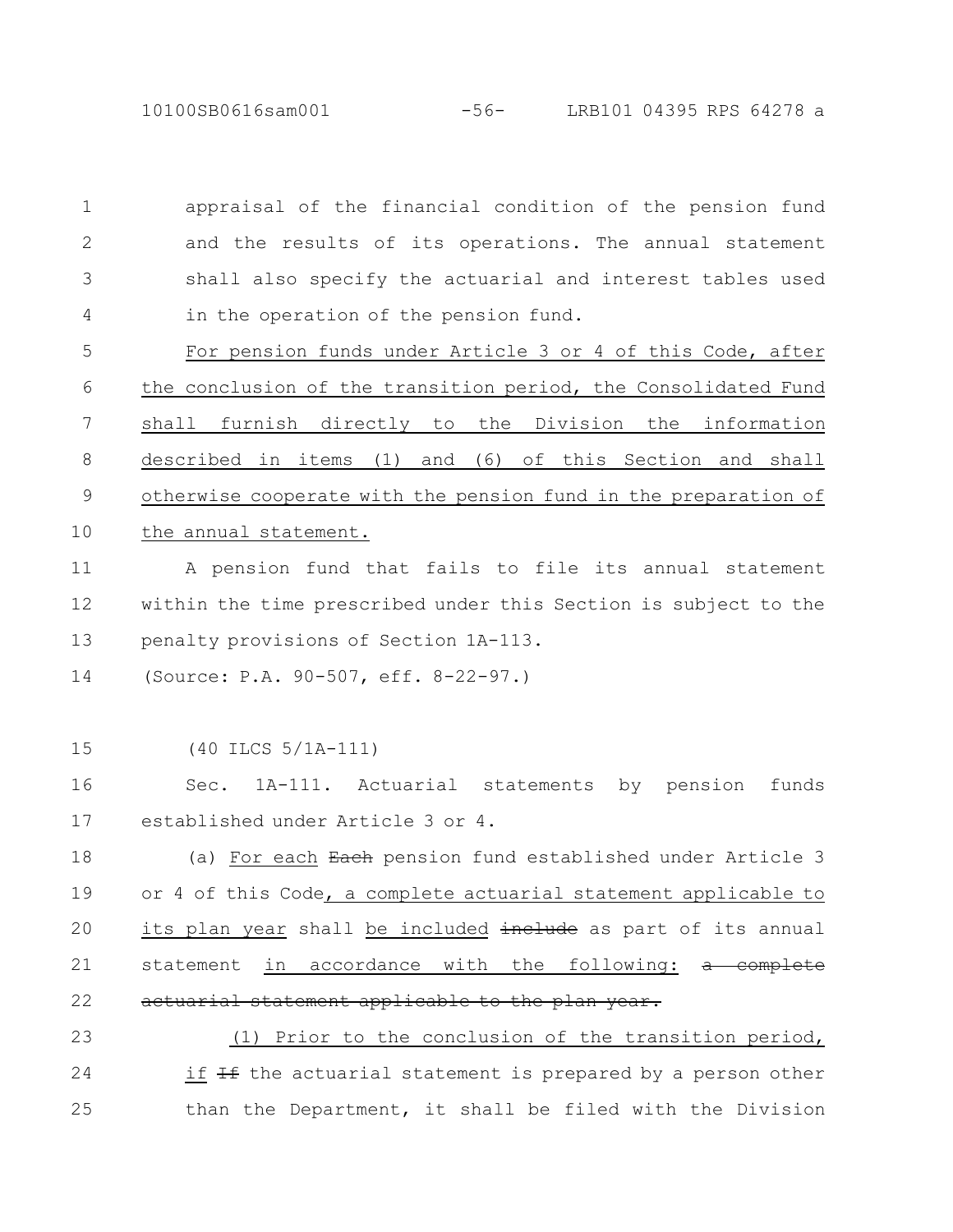appraisal of the financial condition of the pension fund and the results of its operations. The annual statement shall also specify the actuarial and interest tables used in the operation of the pension fund.

For pension funds under Article 3 or 4 of this Code, after the conclusion of the transition period, the Consolidated Fund shall furnish directly to the Division the information described in items (1) and (6) of this Section and shall otherwise cooperate with the pension fund in the preparation of the annual statement.

A pension fund that fails to file its annual statement within the time prescribed under this Section is subject to the penalty provisions of Section 1A-113.

(Source: P.A. 90-507, eff. 8-22-97.)

(40 ILCS 5/1A-111)

Sec. 1A-111. Actuarial statements by pension funds established under Article 3 or 4.

(a) For each ~~Each~~ pension fund established under Article 3 or 4 of this Code, a complete actuarial statement applicable to its plan year shall be included ~~include~~ as part of its annual statement in accordance with the following: ~~a complete actuarial statement applicable to the plan year.~~

(1) Prior to the conclusion of the transition period, if ~~If~~ the actuarial statement is prepared by a person other than the Department, it shall be filed with the Division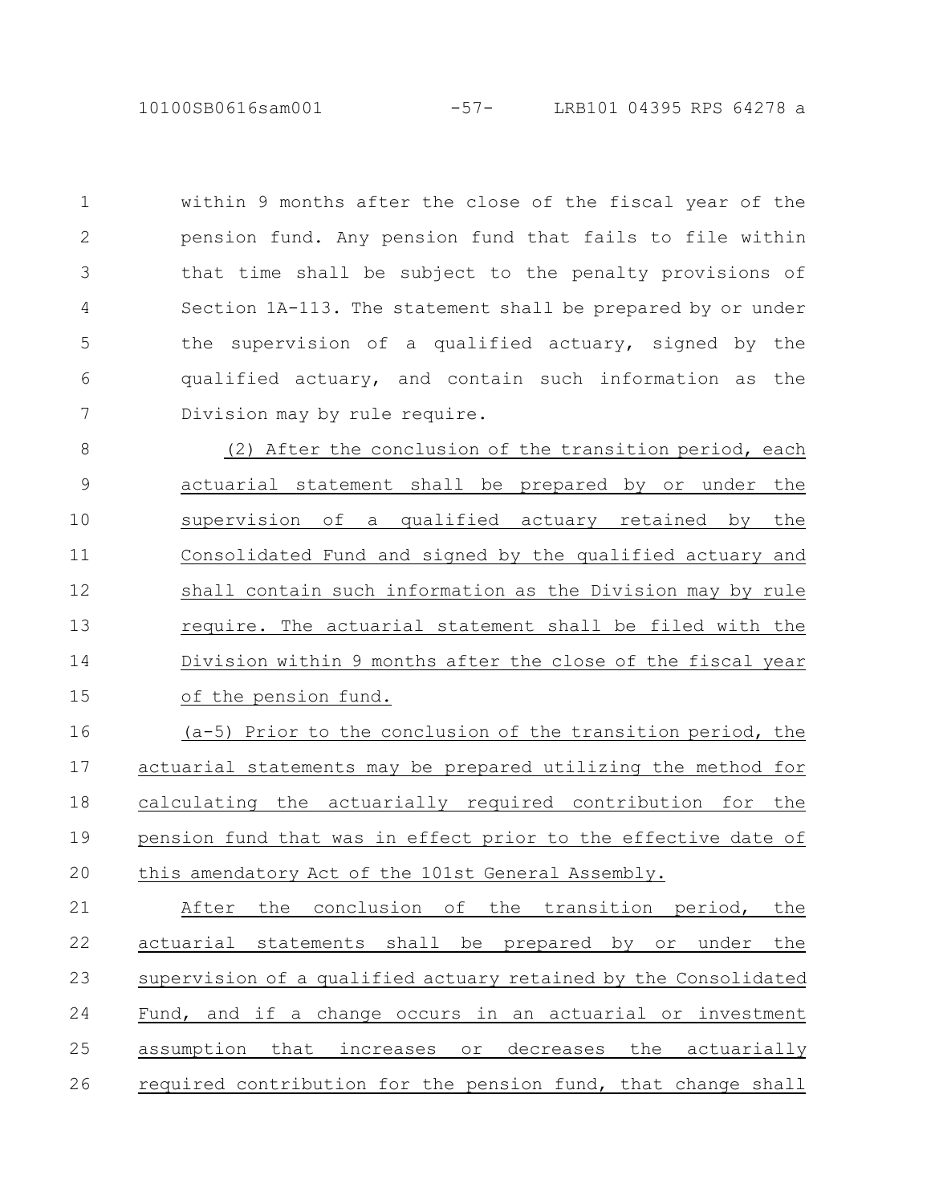within 9 months after the close of the fiscal year of the pension fund. Any pension fund that fails to file within that time shall be subject to the penalty provisions of Section 1A-113. The statement shall be prepared by or under the supervision of a qualified actuary, signed by the qualified actuary, and contain such information as the Division may by rule require.

(2) After the conclusion of the transition period, each actuarial statement shall be prepared by or under the supervision of a qualified actuary retained by the Consolidated Fund and signed by the qualified actuary and shall contain such information as the Division may by rule require. The actuarial statement shall be filed with the Division within 9 months after the close of the fiscal year of the pension fund.

(a-5) Prior to the conclusion of the transition period, the actuarial statements may be prepared utilizing the method for calculating the actuarially required contribution for the pension fund that was in effect prior to the effective date of this amendatory Act of the 101st General Assembly.

After the conclusion of the transition period, the actuarial statements shall be prepared by or under the supervision of a qualified actuary retained by the Consolidated Fund, and if a change occurs in an actuarial or investment assumption that increases or decreases the actuarially required contribution for the pension fund, that change shall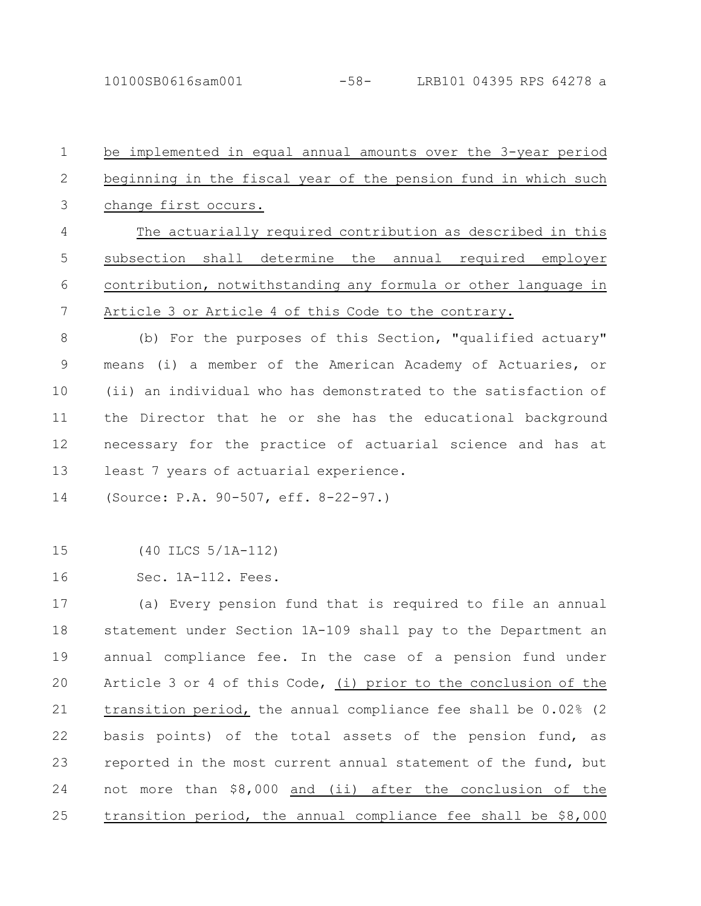be implemented in equal annual amounts over the 3-year period beginning in the fiscal year of the pension fund in which such change first occurs.

The actuarially required contribution as described in this subsection shall determine the annual required employer contribution, notwithstanding any formula or other language in Article 3 or Article 4 of this Code to the contrary.

(b) For the purposes of this Section, "qualified actuary" means (i) a member of the American Academy of Actuaries, or (ii) an individual who has demonstrated to the satisfaction of the Director that he or she has the educational background necessary for the practice of actuarial science and has at least 7 years of actuarial experience.

(Source: P.A. 90-507, eff. 8-22-97.)

(40 ILCS 5/1A-112)

Sec. 1A-112. Fees.

(a) Every pension fund that is required to file an annual statement under Section 1A-109 shall pay to the Department an annual compliance fee. In the case of a pension fund under Article 3 or 4 of this Code, (i) prior to the conclusion of the transition period, the annual compliance fee shall be 0.02% (2 basis points) of the total assets of the pension fund, as reported in the most current annual statement of the fund, but not more than $8,000 and (ii) after the conclusion of the transition period, the annual compliance fee shall be $8,000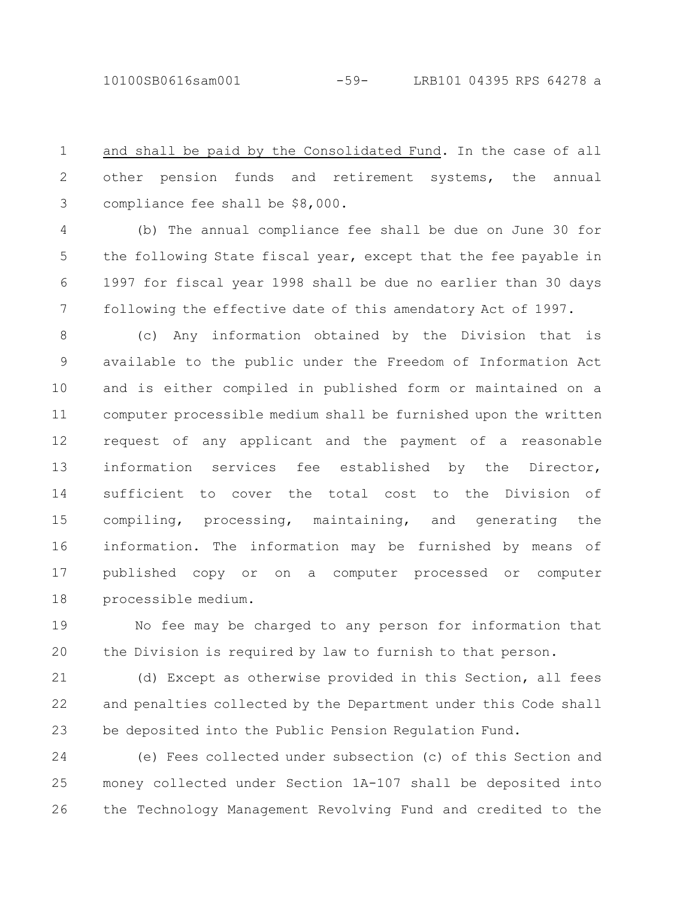and shall be paid by the Consolidated Fund. In the case of all other pension funds and retirement systems, the annual compliance fee shall be $8,000.

(b) The annual compliance fee shall be due on June 30 for the following State fiscal year, except that the fee payable in 1997 for fiscal year 1998 shall be due no earlier than 30 days following the effective date of this amendatory Act of 1997.

(c) Any information obtained by the Division that is available to the public under the Freedom of Information Act and is either compiled in published form or maintained on a computer processible medium shall be furnished upon the written request of any applicant and the payment of a reasonable information services fee established by the Director, sufficient to cover the total cost to the Division of compiling, processing, maintaining, and generating the information. The information may be furnished by means of published copy or on a computer processed or computer processible medium.

No fee may be charged to any person for information that the Division is required by law to furnish to that person.

(d) Except as otherwise provided in this Section, all fees and penalties collected by the Department under this Code shall be deposited into the Public Pension Regulation Fund.

(e) Fees collected under subsection (c) of this Section and money collected under Section 1A-107 shall be deposited into the Technology Management Revolving Fund and credited to the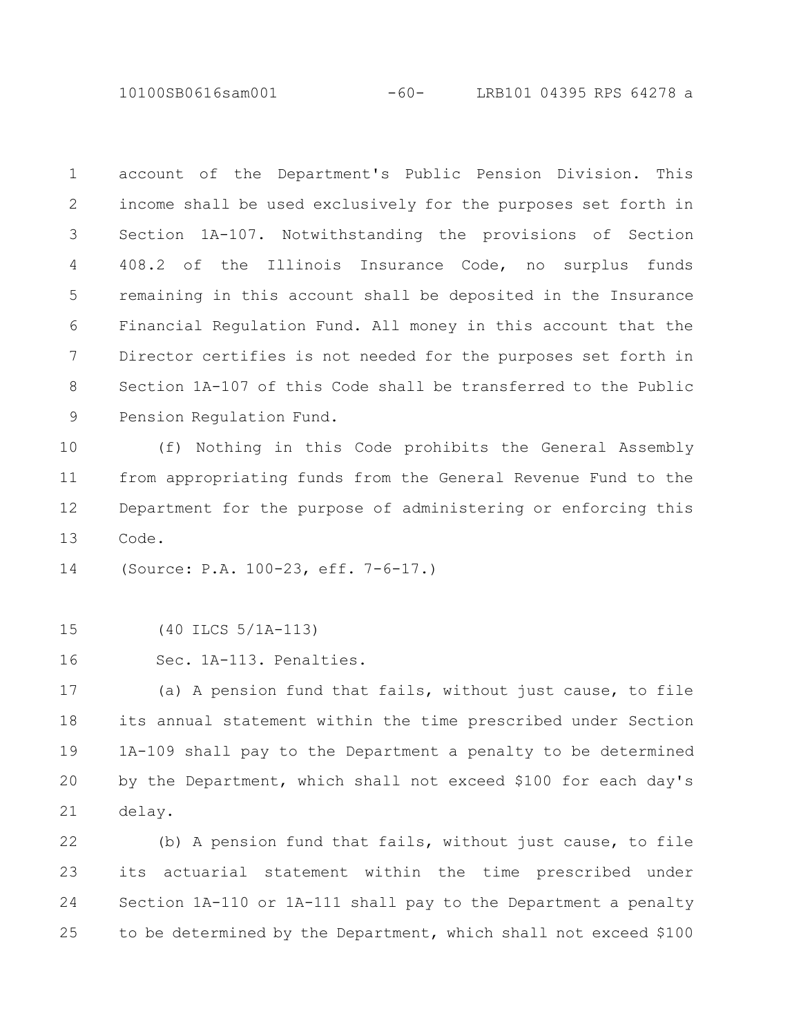account of the Department's Public Pension Division. This income shall be used exclusively for the purposes set forth in Section 1A-107. Notwithstanding the provisions of Section 408.2 of the Illinois Insurance Code, no surplus funds remaining in this account shall be deposited in the Insurance Financial Regulation Fund. All money in this account that the Director certifies is not needed for the purposes set forth in Section 1A-107 of this Code shall be transferred to the Public Pension Regulation Fund.

(f) Nothing in this Code prohibits the General Assembly from appropriating funds from the General Revenue Fund to the Department for the purpose of administering or enforcing this Code.

(Source: P.A. 100-23, eff. 7-6-17.)

(40 ILCS 5/1A-113)

Sec. 1A-113. Penalties.

(a) A pension fund that fails, without just cause, to file its annual statement within the time prescribed under Section 1A-109 shall pay to the Department a penalty to be determined by the Department, which shall not exceed $100 for each day's delay.

(b) A pension fund that fails, without just cause, to file its actuarial statement within the time prescribed under Section 1A-110 or 1A-111 shall pay to the Department a penalty to be determined by the Department, which shall not exceed $100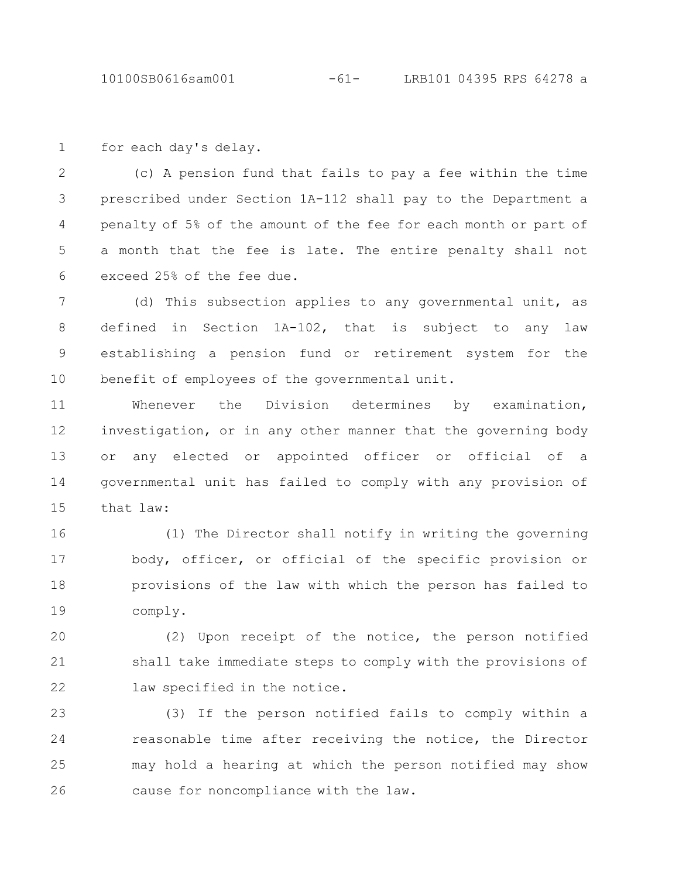for each day's delay.

(c) A pension fund that fails to pay a fee within the time prescribed under Section 1A-112 shall pay to the Department a penalty of 5% of the amount of the fee for each month or part of a month that the fee is late. The entire penalty shall not exceed 25% of the fee due.

(d) This subsection applies to any governmental unit, as defined in Section 1A-102, that is subject to any law establishing a pension fund or retirement system for the benefit of employees of the governmental unit.

Whenever the Division determines by examination, investigation, or in any other manner that the governing body or any elected or appointed officer or official of a governmental unit has failed to comply with any provision of that law:

(1) The Director shall notify in writing the governing body, officer, or official of the specific provision or provisions of the law with which the person has failed to comply.

(2) Upon receipt of the notice, the person notified shall take immediate steps to comply with the provisions of law specified in the notice.

(3) If the person notified fails to comply within a reasonable time after receiving the notice, the Director may hold a hearing at which the person notified may show cause for noncompliance with the law.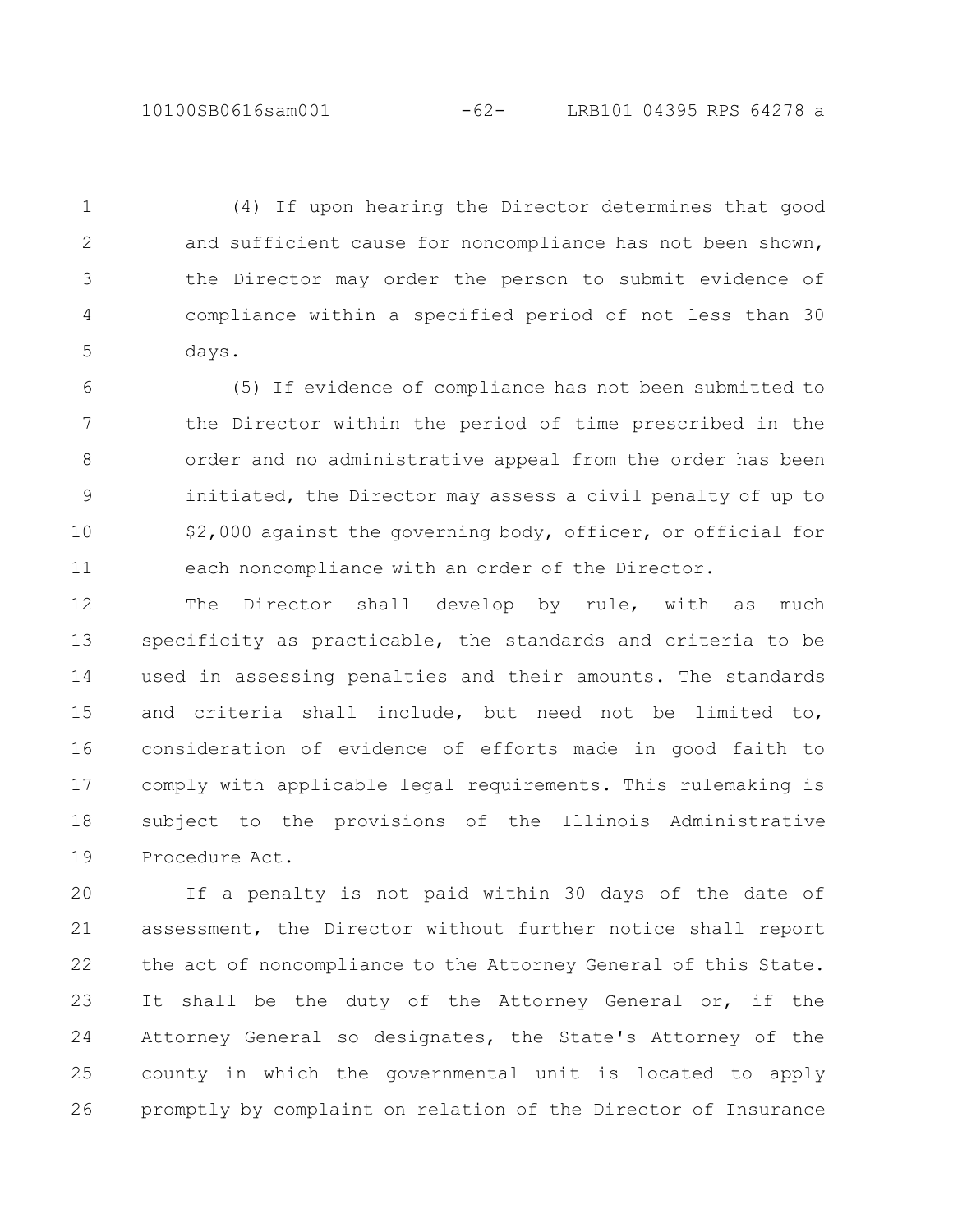(4) If upon hearing the Director determines that good and sufficient cause for noncompliance has not been shown, the Director may order the person to submit evidence of compliance within a specified period of not less than 30 days.

(5) If evidence of compliance has not been submitted to the Director within the period of time prescribed in the order and no administrative appeal from the order has been initiated, the Director may assess a civil penalty of up to $2,000 against the governing body, officer, or official for each noncompliance with an order of the Director.

The Director shall develop by rule, with as much specificity as practicable, the standards and criteria to be used in assessing penalties and their amounts. The standards and criteria shall include, but need not be limited to, consideration of evidence of efforts made in good faith to comply with applicable legal requirements. This rulemaking is subject to the provisions of the Illinois Administrative Procedure Act.

If a penalty is not paid within 30 days of the date of assessment, the Director without further notice shall report the act of noncompliance to the Attorney General of this State. It shall be the duty of the Attorney General or, if the Attorney General so designates, the State's Attorney of the county in which the governmental unit is located to apply promptly by complaint on relation of the Director of Insurance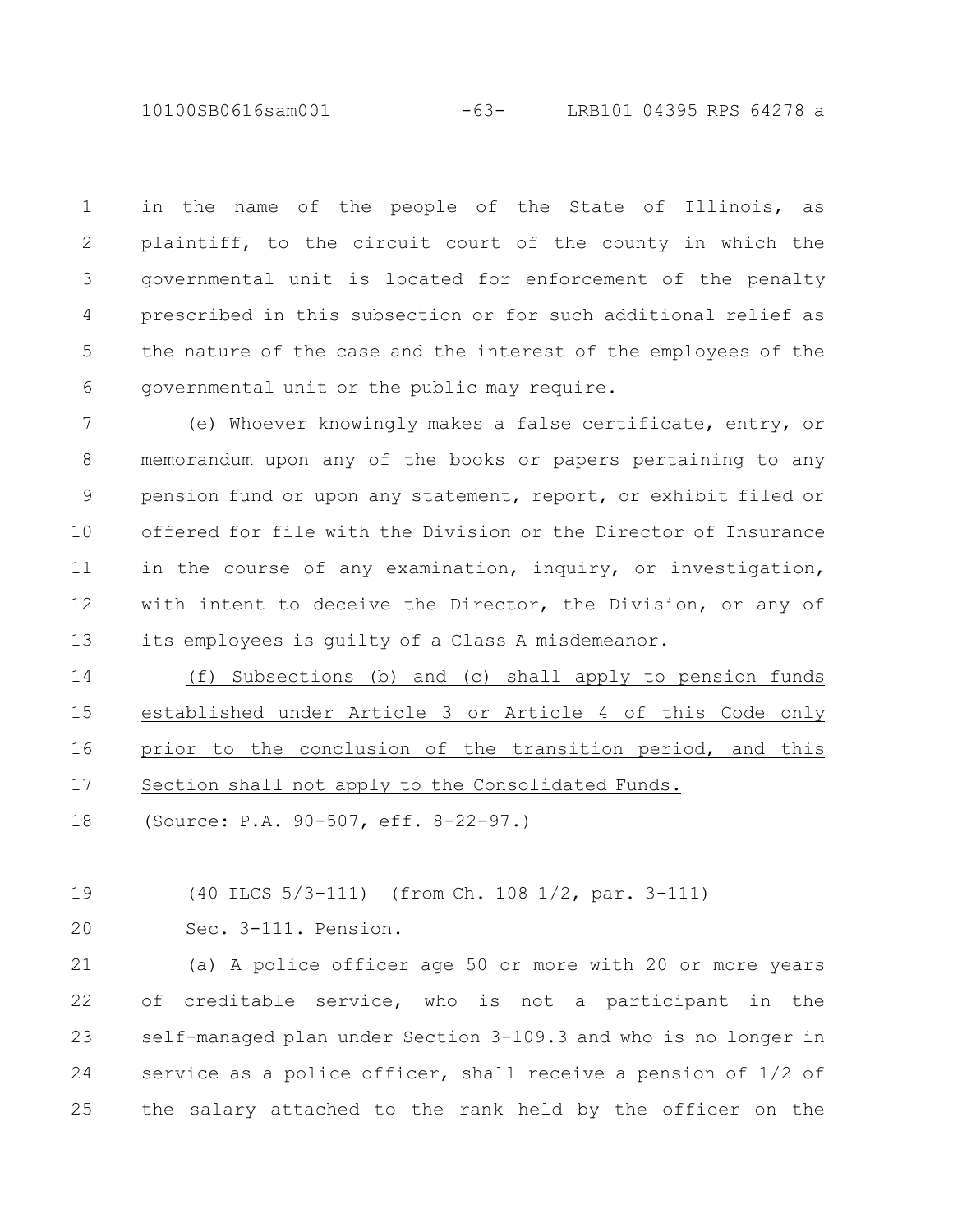in the name of the people of the State of Illinois, as plaintiff, to the circuit court of the county in which the governmental unit is located for enforcement of the penalty prescribed in this subsection or for such additional relief as the nature of the case and the interest of the employees of the governmental unit or the public may require.

(e) Whoever knowingly makes a false certificate, entry, or memorandum upon any of the books or papers pertaining to any pension fund or upon any statement, report, or exhibit filed or offered for file with the Division or the Director of Insurance in the course of any examination, inquiry, or investigation, with intent to deceive the Director, the Division, or any of its employees is guilty of a Class A misdemeanor.

(f) Subsections (b) and (c) shall apply to pension funds established under Article 3 or Article 4 of this Code only prior to the conclusion of the transition period, and this Section shall not apply to the Consolidated Funds.

(Source: P.A. 90-507, eff. 8-22-97.)

(40 ILCS 5/3-111) (from Ch. 108 1/2, par. 3-111)

Sec. 3-111. Pension.

(a) A police officer age 50 or more with 20 or more years of creditable service, who is not a participant in the self-managed plan under Section 3-109.3 and who is no longer in service as a police officer, shall receive a pension of 1/2 of the salary attached to the rank held by the officer on the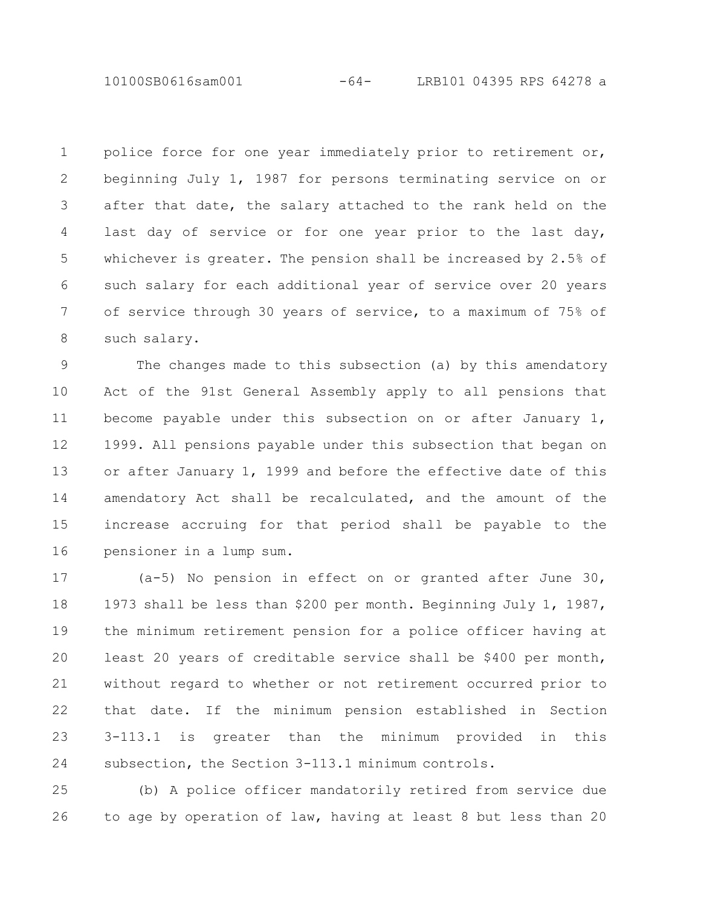police force for one year immediately prior to retirement or, beginning July 1, 1987 for persons terminating service on or after that date, the salary attached to the rank held on the last day of service or for one year prior to the last day, whichever is greater. The pension shall be increased by 2.5% of such salary for each additional year of service over 20 years of service through 30 years of service, to a maximum of 75% of such salary.

The changes made to this subsection (a) by this amendatory Act of the 91st General Assembly apply to all pensions that become payable under this subsection on or after January 1, 1999. All pensions payable under this subsection that began on or after January 1, 1999 and before the effective date of this amendatory Act shall be recalculated, and the amount of the increase accruing for that period shall be payable to the pensioner in a lump sum.

(a-5) No pension in effect on or granted after June 30, 1973 shall be less than $200 per month. Beginning July 1, 1987, the minimum retirement pension for a police officer having at least 20 years of creditable service shall be $400 per month, without regard to whether or not retirement occurred prior to that date. If the minimum pension established in Section 3-113.1 is greater than the minimum provided in this subsection, the Section 3-113.1 minimum controls.

(b) A police officer mandatorily retired from service due to age by operation of law, having at least 8 but less than 20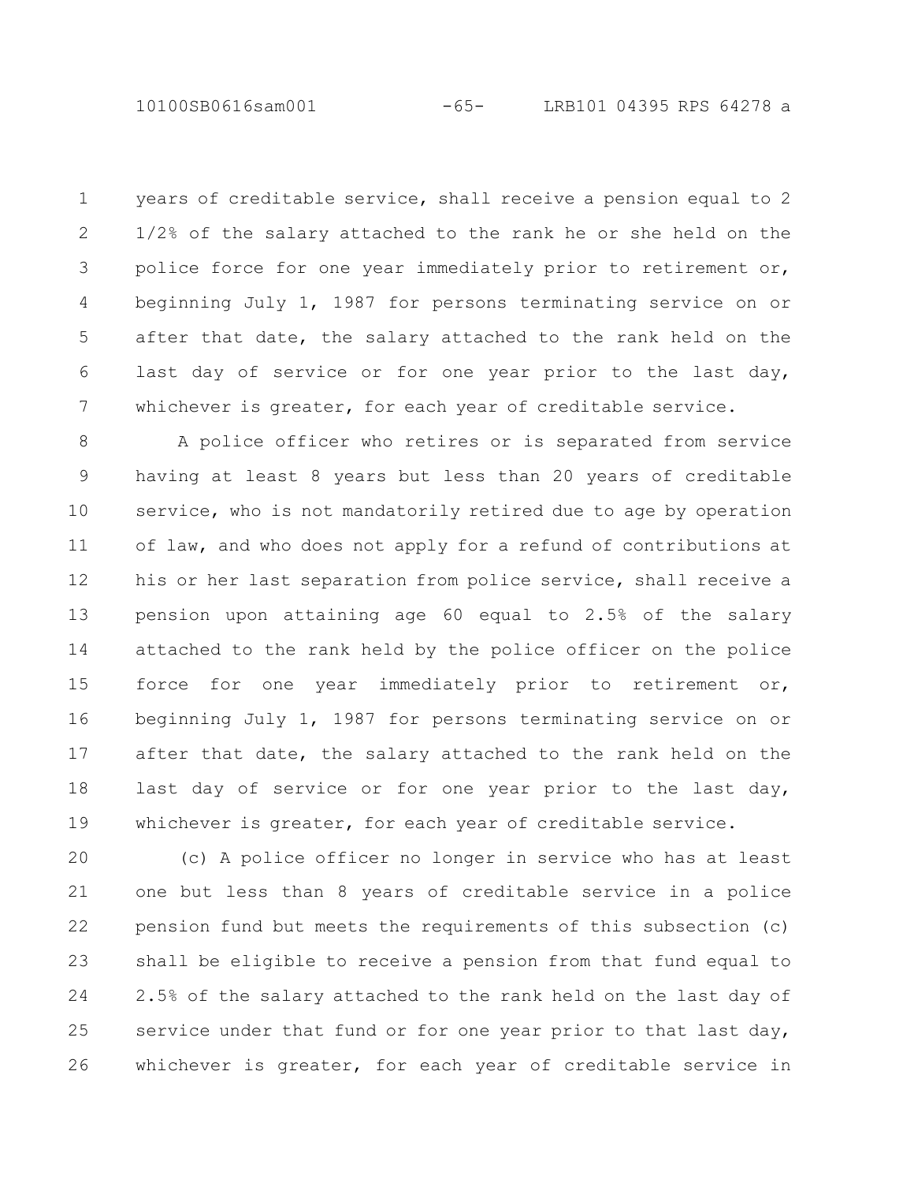years of creditable service, shall receive a pension equal to 2 1/2% of the salary attached to the rank he or she held on the police force for one year immediately prior to retirement or, beginning July 1, 1987 for persons terminating service on or after that date, the salary attached to the rank held on the last day of service or for one year prior to the last day, whichever is greater, for each year of creditable service.

A police officer who retires or is separated from service having at least 8 years but less than 20 years of creditable service, who is not mandatorily retired due to age by operation of law, and who does not apply for a refund of contributions at his or her last separation from police service, shall receive a pension upon attaining age 60 equal to 2.5% of the salary attached to the rank held by the police officer on the police force for one year immediately prior to retirement or, beginning July 1, 1987 for persons terminating service on or after that date, the salary attached to the rank held on the last day of service or for one year prior to the last day, whichever is greater, for each year of creditable service.

(c) A police officer no longer in service who has at least one but less than 8 years of creditable service in a police pension fund but meets the requirements of this subsection (c) shall be eligible to receive a pension from that fund equal to 2.5% of the salary attached to the rank held on the last day of service under that fund or for one year prior to that last day, whichever is greater, for each year of creditable service in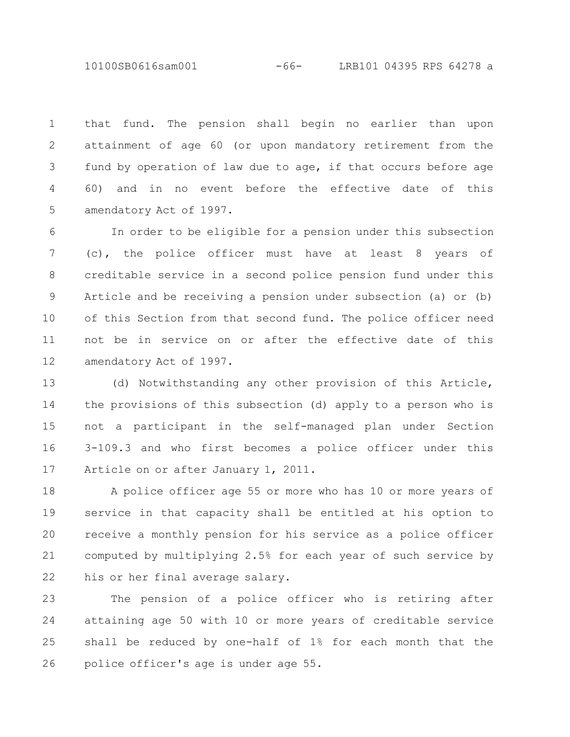that fund. The pension shall begin no earlier than upon attainment of age 60 (or upon mandatory retirement from the fund by operation of law due to age, if that occurs before age 60) and in no event before the effective date of this amendatory Act of 1997.

In order to be eligible for a pension under this subsection (c), the police officer must have at least 8 years of creditable service in a second police pension fund under this Article and be receiving a pension under subsection (a) or (b) of this Section from that second fund. The police officer need not be in service on or after the effective date of this amendatory Act of 1997.

(d) Notwithstanding any other provision of this Article, the provisions of this subsection (d) apply to a person who is not a participant in the self-managed plan under Section 3-109.3 and who first becomes a police officer under this Article on or after January 1, 2011.

A police officer age 55 or more who has 10 or more years of service in that capacity shall be entitled at his option to receive a monthly pension for his service as a police officer computed by multiplying 2.5% for each year of such service by his or her final average salary.

The pension of a police officer who is retiring after attaining age 50 with 10 or more years of creditable service shall be reduced by one-half of 1% for each month that the police officer's age is under age 55.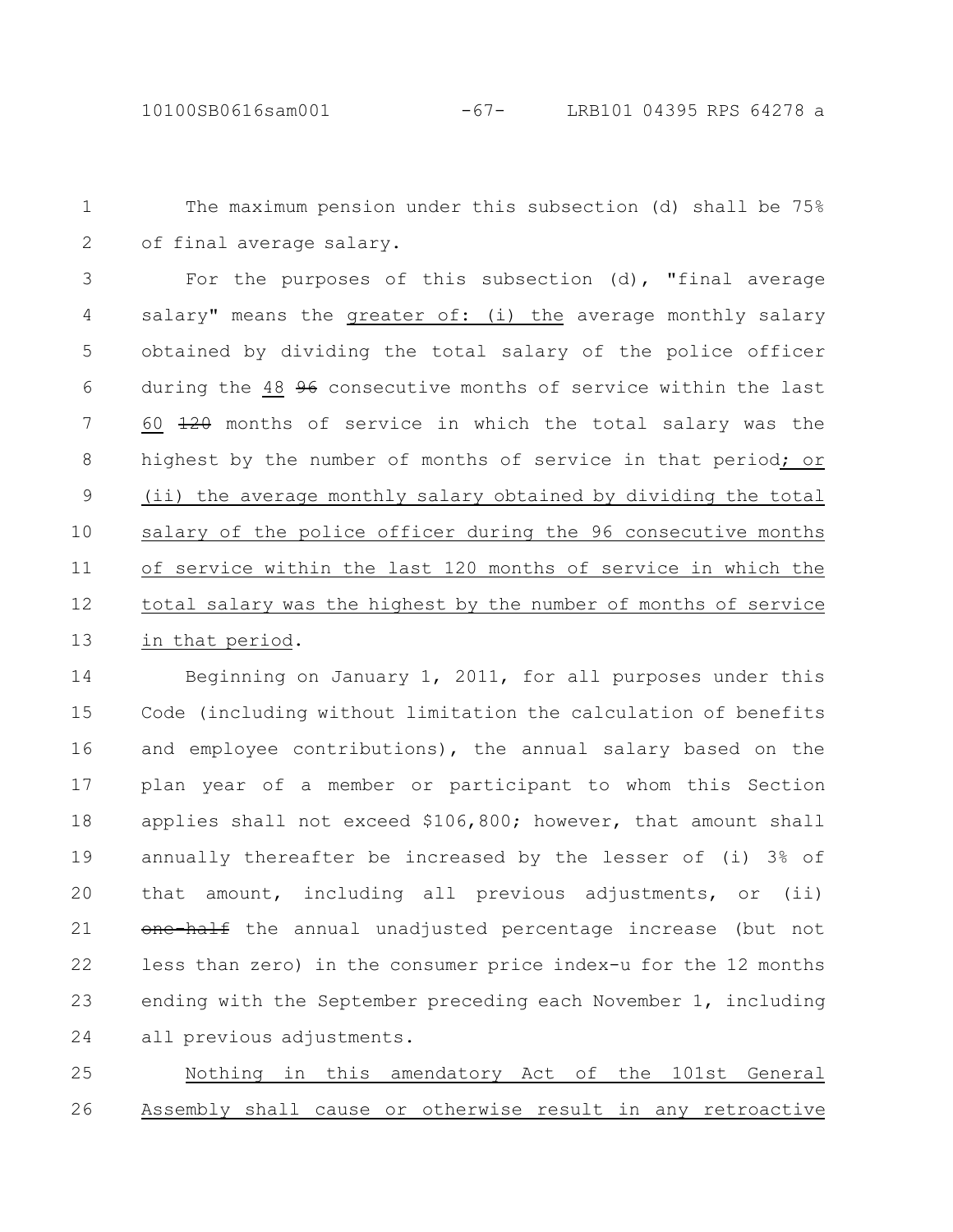The maximum pension under this subsection (d) shall be 75% of final average salary.

For the purposes of this subsection (d), "final average salary" means the greater of: (i) the average monthly salary obtained by dividing the total salary of the police officer during the 48 ~~96~~ consecutive months of service within the last 60 ~~120~~ months of service in which the total salary was the highest by the number of months of service in that period; or (ii) the average monthly salary obtained by dividing the total salary of the police officer during the 96 consecutive months of service within the last 120 months of service in which the total salary was the highest by the number of months of service in that period.

Beginning on January 1, 2011, for all purposes under this Code (including without limitation the calculation of benefits and employee contributions), the annual salary based on the plan year of a member or participant to whom this Section applies shall not exceed $106,800; however, that amount shall annually thereafter be increased by the lesser of (i) 3% of that amount, including all previous adjustments, or (ii) ~~one-half~~ the annual unadjusted percentage increase (but not less than zero) in the consumer price index-u for the 12 months ending with the September preceding each November 1, including all previous adjustments.

Nothing in this amendatory Act of the 101st General Assembly shall cause or otherwise result in any retroactive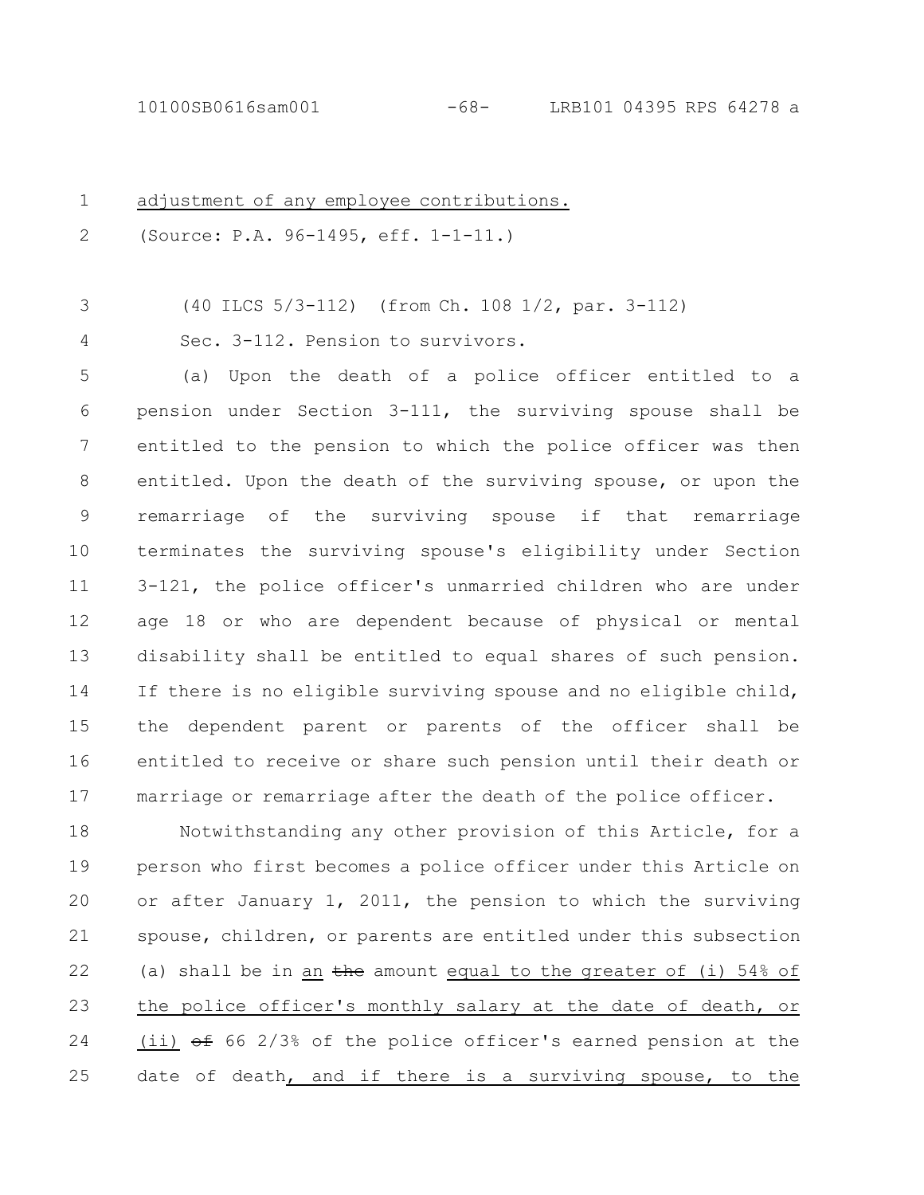adjustment of any employee contributions.

(Source: P.A. 96-1495, eff. 1-1-11.)

(40 ILCS 5/3-112) (from Ch. 108 1/2, par. 3-112)

Sec. 3-112. Pension to survivors.

(a) Upon the death of a police officer entitled to a pension under Section 3-111, the surviving spouse shall be entitled to the pension to which the police officer was then entitled. Upon the death of the surviving spouse, or upon the remarriage of the surviving spouse if that remarriage terminates the surviving spouse's eligibility under Section 3-121, the police officer's unmarried children who are under age 18 or who are dependent because of physical or mental disability shall be entitled to equal shares of such pension. If there is no eligible surviving spouse and no eligible child, the dependent parent or parents of the officer shall be entitled to receive or share such pension until their death or marriage or remarriage after the death of the police officer.

Notwithstanding any other provision of this Article, for a person who first becomes a police officer under this Article on or after January 1, 2011, the pension to which the surviving spouse, children, or parents are entitled under this subsection (a) shall be in an ~~the~~ amount equal to the greater of (i) 54% of the police officer's monthly salary at the date of death, or (ii) ~~of~~ 66 2/3% of the police officer's earned pension at the date of death, and if there is a surviving spouse, to the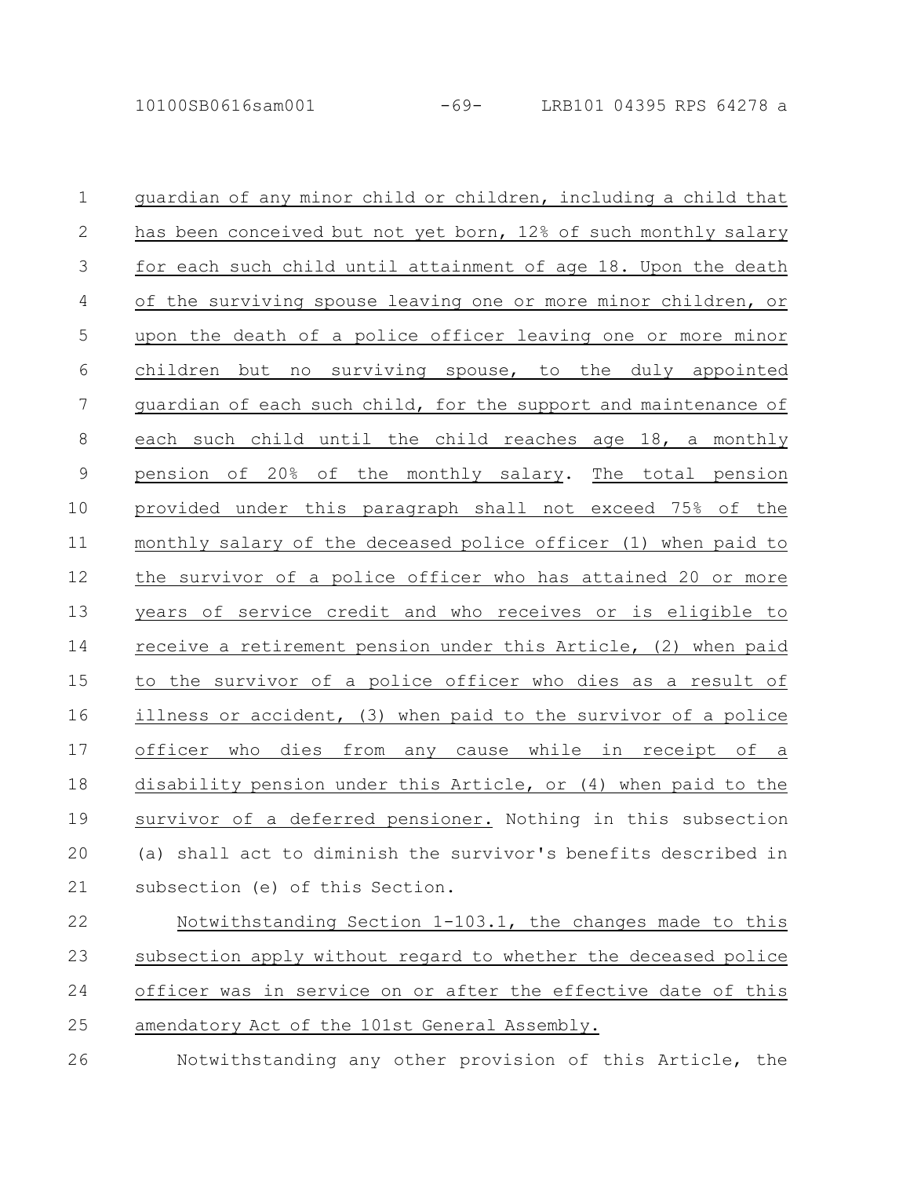guardian of any minor child or children, including a child that has been conceived but not yet born, 12% of such monthly salary for each such child until attainment of age 18. Upon the death of the surviving spouse leaving one or more minor children, or upon the death of a police officer leaving one or more minor children but no surviving spouse, to the duly appointed guardian of each such child, for the support and maintenance of each such child until the child reaches age 18, a monthly pension of 20% of the monthly salary. The total pension provided under this paragraph shall not exceed 75% of the monthly salary of the deceased police officer (1) when paid to the survivor of a police officer who has attained 20 or more years of service credit and who receives or is eligible to receive a retirement pension under this Article, (2) when paid to the survivor of a police officer who dies as a result of illness or accident, (3) when paid to the survivor of a police officer who dies from any cause while in receipt of a disability pension under this Article, or (4) when paid to the survivor of a deferred pensioner. Nothing in this subsection (a) shall act to diminish the survivor's benefits described in subsection (e) of this Section.

Notwithstanding Section 1-103.1, the changes made to this subsection apply without regard to whether the deceased police officer was in service on or after the effective date of this amendatory Act of the 101st General Assembly.

Notwithstanding any other provision of this Article, the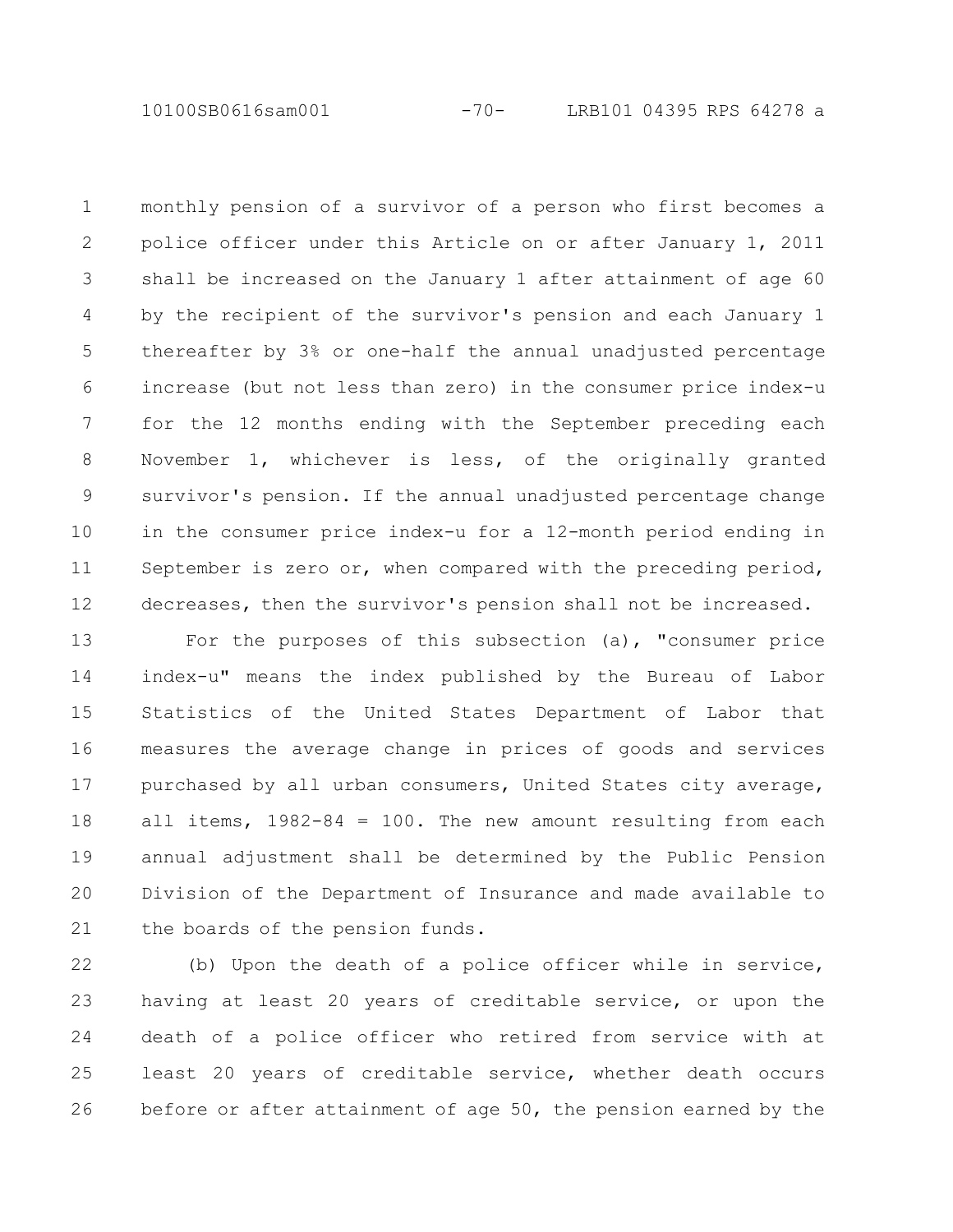monthly pension of a survivor of a person who first becomes a police officer under this Article on or after January 1, 2011 shall be increased on the January 1 after attainment of age 60 by the recipient of the survivor's pension and each January 1 thereafter by 3% or one-half the annual unadjusted percentage increase (but not less than zero) in the consumer price index-u for the 12 months ending with the September preceding each November 1, whichever is less, of the originally granted survivor's pension. If the annual unadjusted percentage change in the consumer price index-u for a 12-month period ending in September is zero or, when compared with the preceding period, decreases, then the survivor's pension shall not be increased.

For the purposes of this subsection (a), "consumer price index-u" means the index published by the Bureau of Labor Statistics of the United States Department of Labor that measures the average change in prices of goods and services purchased by all urban consumers, United States city average, all items, 1982-84 = 100. The new amount resulting from each annual adjustment shall be determined by the Public Pension Division of the Department of Insurance and made available to the boards of the pension funds.

(b) Upon the death of a police officer while in service, having at least 20 years of creditable service, or upon the death of a police officer who retired from service with at least 20 years of creditable service, whether death occurs before or after attainment of age 50, the pension earned by the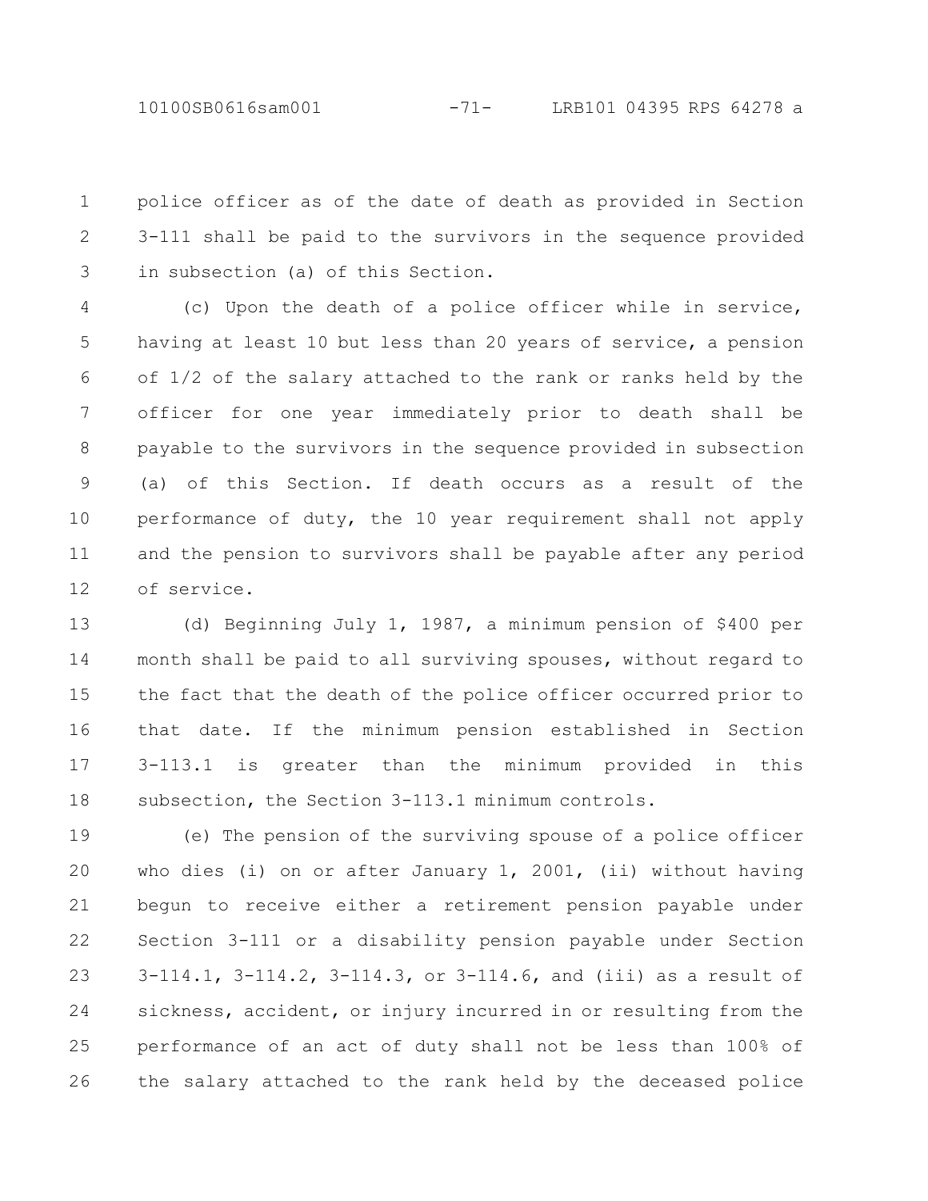police officer as of the date of death as provided in Section 3-111 shall be paid to the survivors in the sequence provided in subsection (a) of this Section.

(c) Upon the death of a police officer while in service, having at least 10 but less than 20 years of service, a pension of 1/2 of the salary attached to the rank or ranks held by the officer for one year immediately prior to death shall be payable to the survivors in the sequence provided in subsection (a) of this Section. If death occurs as a result of the performance of duty, the 10 year requirement shall not apply and the pension to survivors shall be payable after any period of service.

(d) Beginning July 1, 1987, a minimum pension of $400 per month shall be paid to all surviving spouses, without regard to the fact that the death of the police officer occurred prior to that date. If the minimum pension established in Section 3-113.1 is greater than the minimum provided in this subsection, the Section 3-113.1 minimum controls.

(e) The pension of the surviving spouse of a police officer who dies (i) on or after January 1, 2001, (ii) without having begun to receive either a retirement pension payable under Section 3-111 or a disability pension payable under Section 3-114.1, 3-114.2, 3-114.3, or 3-114.6, and (iii) as a result of sickness, accident, or injury incurred in or resulting from the performance of an act of duty shall not be less than 100% of the salary attached to the rank held by the deceased police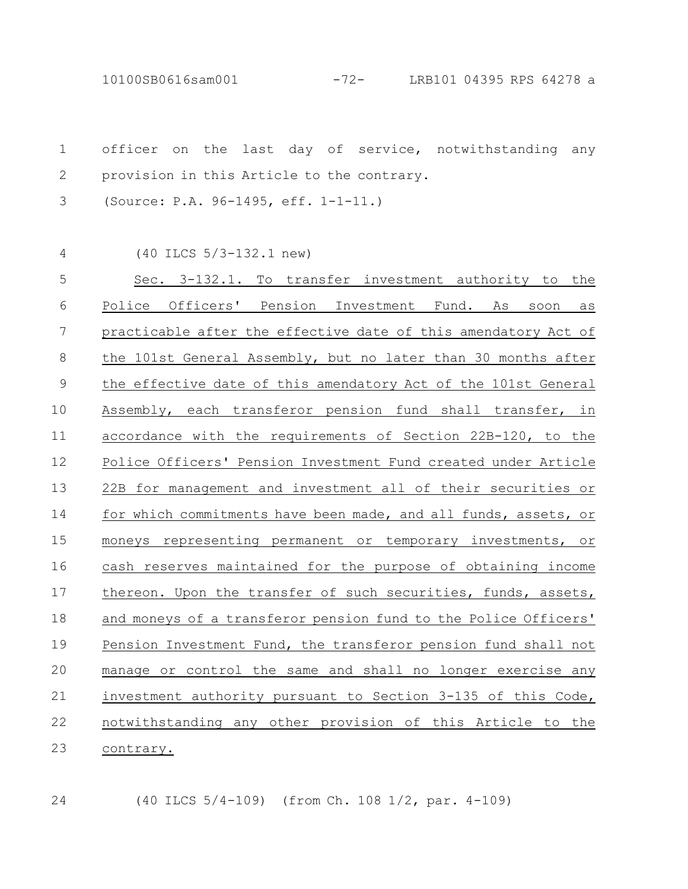officer on the last day of service, notwithstanding any provision in this Article to the contrary.

(Source: P.A. 96-1495, eff. 1-1-11.)

(40 ILCS 5/3-132.1 new)

Sec. 3-132.1. To transfer investment authority to the Police Officers' Pension Investment Fund. As soon as practicable after the effective date of this amendatory Act of the 101st General Assembly, but no later than 30 months after the effective date of this amendatory Act of the 101st General Assembly, each transferor pension fund shall transfer, in accordance with the requirements of Section 22B-120, to the Police Officers' Pension Investment Fund created under Article 22B for management and investment all of their securities or for which commitments have been made, and all funds, assets, or moneys representing permanent or temporary investments, or cash reserves maintained for the purpose of obtaining income thereon. Upon the transfer of such securities, funds, assets, and moneys of a transferor pension fund to the Police Officers' Pension Investment Fund, the transferor pension fund shall not manage or control the same and shall no longer exercise any investment authority pursuant to Section 3-135 of this Code, notwithstanding any other provision of this Article to the contrary.

(40 ILCS 5/4-109) (from Ch. 108 1/2, par. 4-109)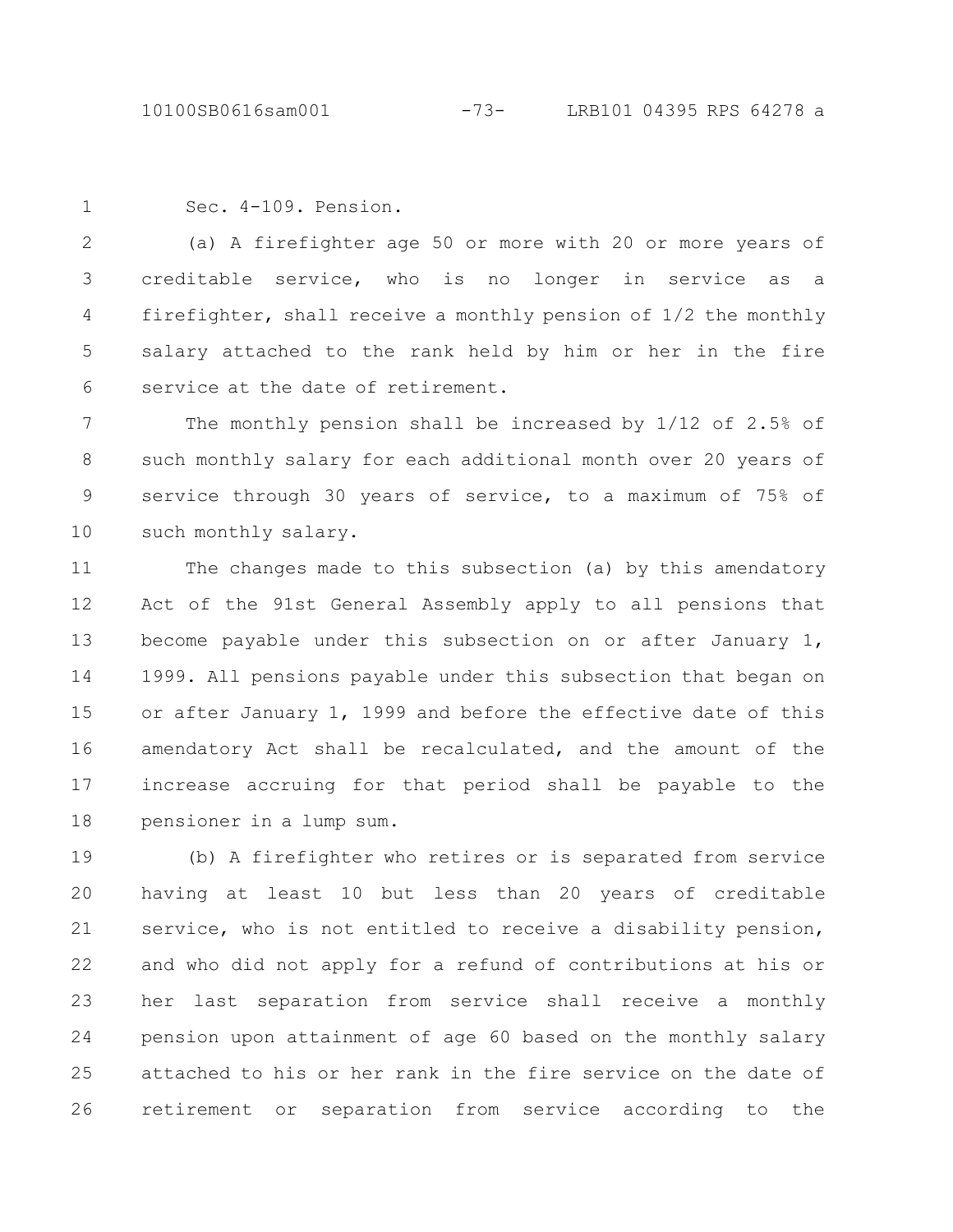Sec. 4-109. Pension.

(a) A firefighter age 50 or more with 20 or more years of creditable service, who is no longer in service as a firefighter, shall receive a monthly pension of 1/2 the monthly salary attached to the rank held by him or her in the fire service at the date of retirement.

The monthly pension shall be increased by 1/12 of 2.5% of such monthly salary for each additional month over 20 years of service through 30 years of service, to a maximum of 75% of such monthly salary.

The changes made to this subsection (a) by this amendatory Act of the 91st General Assembly apply to all pensions that become payable under this subsection on or after January 1, 1999. All pensions payable under this subsection that began on or after January 1, 1999 and before the effective date of this amendatory Act shall be recalculated, and the amount of the increase accruing for that period shall be payable to the pensioner in a lump sum.

(b) A firefighter who retires or is separated from service having at least 10 but less than 20 years of creditable service, who is not entitled to receive a disability pension, and who did not apply for a refund of contributions at his or her last separation from service shall receive a monthly pension upon attainment of age 60 based on the monthly salary attached to his or her rank in the fire service on the date of retirement or separation from service according to the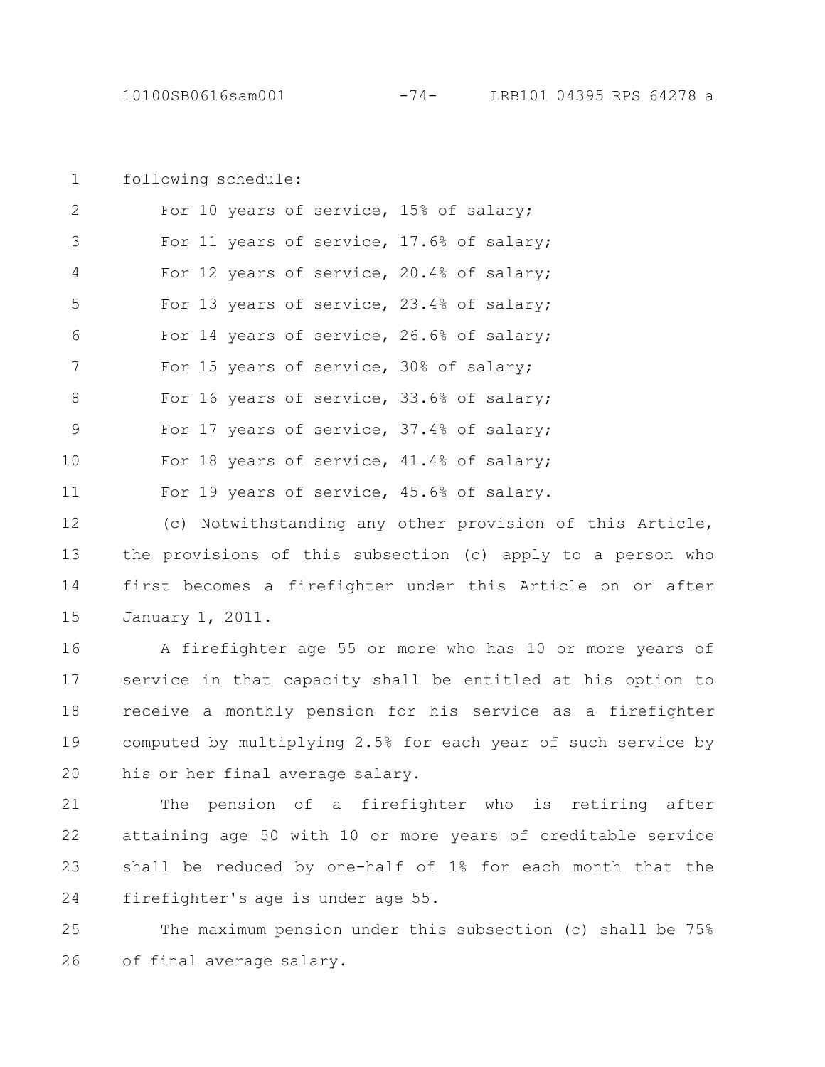following schedule:

For 10 years of service, 15% of salary;

For 11 years of service, 17.6% of salary;

For 12 years of service, 20.4% of salary;

For 13 years of service, 23.4% of salary;

For 14 years of service, 26.6% of salary;

For 15 years of service, 30% of salary;

For 16 years of service, 33.6% of salary;

For 17 years of service, 37.4% of salary;

For 18 years of service, 41.4% of salary;

For 19 years of service, 45.6% of salary.

(c) Notwithstanding any other provision of this Article, the provisions of this subsection (c) apply to a person who first becomes a firefighter under this Article on or after January 1, 2011.

A firefighter age 55 or more who has 10 or more years of service in that capacity shall be entitled at his option to receive a monthly pension for his service as a firefighter computed by multiplying 2.5% for each year of such service by his or her final average salary.

The pension of a firefighter who is retiring after attaining age 50 with 10 or more years of creditable service shall be reduced by one-half of 1% for each month that the firefighter's age is under age 55.

The maximum pension under this subsection (c) shall be 75% of final average salary.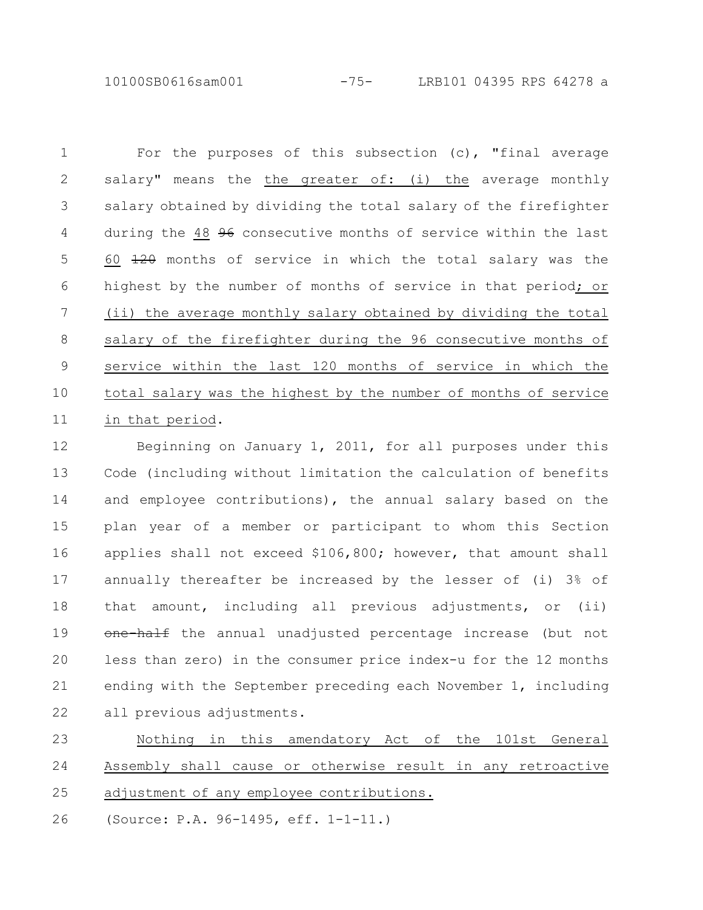For the purposes of this subsection (c), "final average salary" means the the greater of: (i) the average monthly salary obtained by dividing the total salary of the firefighter during the 48 ~~96~~ consecutive months of service within the last 60 ~~120~~ months of service in which the total salary was the highest by the number of months of service in that period; or (ii) the average monthly salary obtained by dividing the total salary of the firefighter during the 96 consecutive months of service within the last 120 months of service in which the total salary was the highest by the number of months of service in that period.

Beginning on January 1, 2011, for all purposes under this Code (including without limitation the calculation of benefits and employee contributions), the annual salary based on the plan year of a member or participant to whom this Section applies shall not exceed $106,800; however, that amount shall annually thereafter be increased by the lesser of (i) 3% of that amount, including all previous adjustments, or (ii) ~~one-half~~ the annual unadjusted percentage increase (but not less than zero) in the consumer price index-u for the 12 months ending with the September preceding each November 1, including all previous adjustments.

Nothing in this amendatory Act of the 101st General Assembly shall cause or otherwise result in any retroactive adjustment of any employee contributions.

(Source: P.A. 96-1495, eff. 1-1-11.)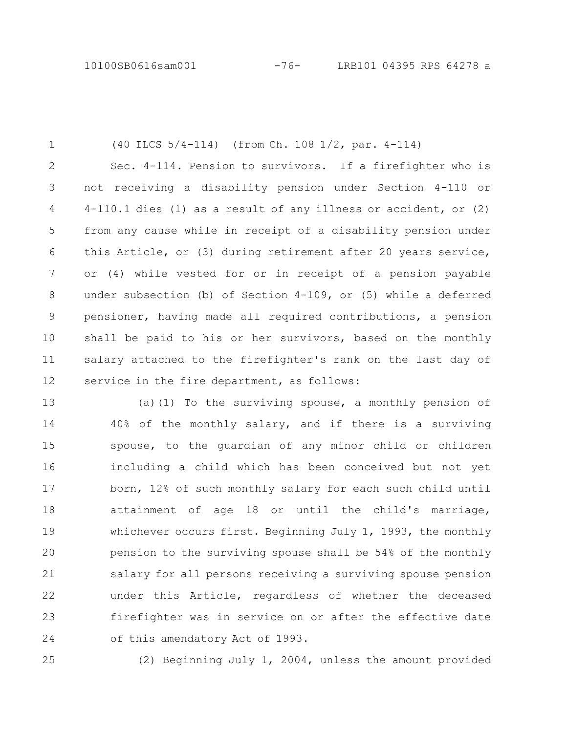(40 ILCS 5/4-114) (from Ch. 108 1/2, par. 4-114)

Sec. 4-114. Pension to survivors. If a firefighter who is not receiving a disability pension under Section 4-110 or 4-110.1 dies (1) as a result of any illness or accident, or (2) from any cause while in receipt of a disability pension under this Article, or (3) during retirement after 20 years service, or (4) while vested for or in receipt of a pension payable under subsection (b) of Section 4-109, or (5) while a deferred pensioner, having made all required contributions, a pension shall be paid to his or her survivors, based on the monthly salary attached to the firefighter's rank on the last day of service in the fire department, as follows:

(a)(1) To the surviving spouse, a monthly pension of 40% of the monthly salary, and if there is a surviving spouse, to the guardian of any minor child or children including a child which has been conceived but not yet born, 12% of such monthly salary for each such child until attainment of age 18 or until the child's marriage, whichever occurs first. Beginning July 1, 1993, the monthly pension to the surviving spouse shall be 54% of the monthly salary for all persons receiving a surviving spouse pension under this Article, regardless of whether the deceased firefighter was in service on or after the effective date of this amendatory Act of 1993.

(2) Beginning July 1, 2004, unless the amount provided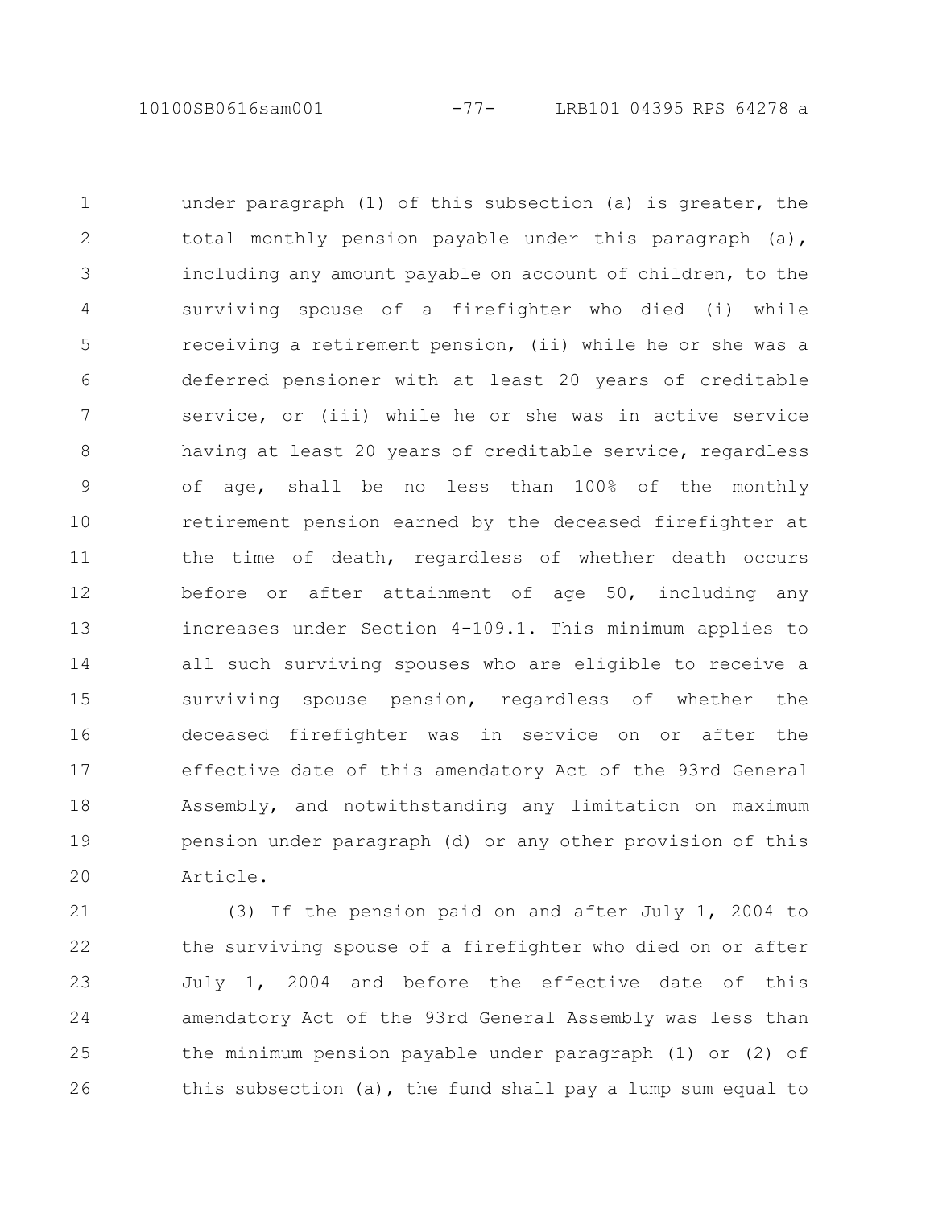under paragraph (1) of this subsection (a) is greater, the total monthly pension payable under this paragraph (a), including any amount payable on account of children, to the surviving spouse of a firefighter who died (i) while receiving a retirement pension, (ii) while he or she was a deferred pensioner with at least 20 years of creditable service, or (iii) while he or she was in active service having at least 20 years of creditable service, regardless of age, shall be no less than 100% of the monthly retirement pension earned by the deceased firefighter at the time of death, regardless of whether death occurs before or after attainment of age 50, including any increases under Section 4-109.1. This minimum applies to all such surviving spouses who are eligible to receive a surviving spouse pension, regardless of whether the deceased firefighter was in service on or after the effective date of this amendatory Act of the 93rd General Assembly, and notwithstanding any limitation on maximum pension under paragraph (d) or any other provision of this Article.

(3) If the pension paid on and after July 1, 2004 to the surviving spouse of a firefighter who died on or after July 1, 2004 and before the effective date of this amendatory Act of the 93rd General Assembly was less than the minimum pension payable under paragraph (1) or (2) of this subsection (a), the fund shall pay a lump sum equal to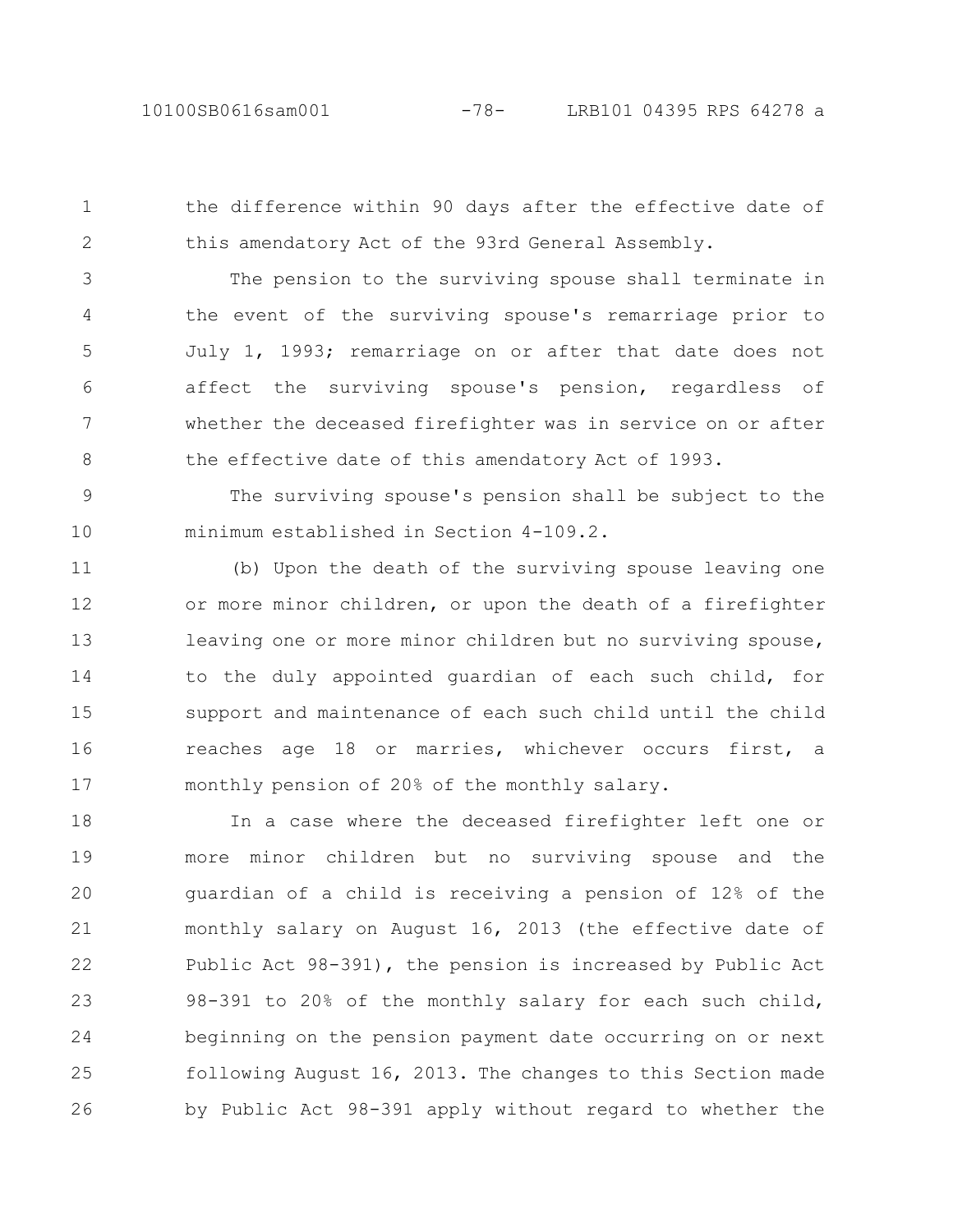the difference within 90 days after the effective date of this amendatory Act of the 93rd General Assembly.

The pension to the surviving spouse shall terminate in the event of the surviving spouse's remarriage prior to July 1, 1993; remarriage on or after that date does not affect the surviving spouse's pension, regardless of whether the deceased firefighter was in service on or after the effective date of this amendatory Act of 1993.

The surviving spouse's pension shall be subject to the minimum established in Section 4-109.2.

(b) Upon the death of the surviving spouse leaving one or more minor children, or upon the death of a firefighter leaving one or more minor children but no surviving spouse, to the duly appointed guardian of each such child, for support and maintenance of each such child until the child reaches age 18 or marries, whichever occurs first, a monthly pension of 20% of the monthly salary.

In a case where the deceased firefighter left one or more minor children but no surviving spouse and the guardian of a child is receiving a pension of 12% of the monthly salary on August 16, 2013 (the effective date of Public Act 98-391), the pension is increased by Public Act 98-391 to 20% of the monthly salary for each such child, beginning on the pension payment date occurring on or next following August 16, 2013. The changes to this Section made by Public Act 98-391 apply without regard to whether the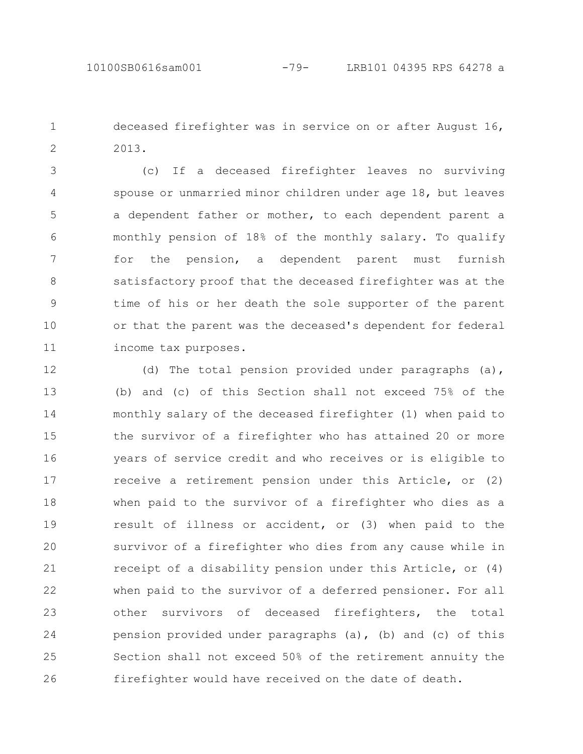deceased firefighter was in service on or after August 16, 2013.

(c) If a deceased firefighter leaves no surviving spouse or unmarried minor children under age 18, but leaves a dependent father or mother, to each dependent parent a monthly pension of 18% of the monthly salary. To qualify for the pension, a dependent parent must furnish satisfactory proof that the deceased firefighter was at the time of his or her death the sole supporter of the parent or that the parent was the deceased's dependent for federal income tax purposes.

(d) The total pension provided under paragraphs (a), (b) and (c) of this Section shall not exceed 75% of the monthly salary of the deceased firefighter (1) when paid to the survivor of a firefighter who has attained 20 or more years of service credit and who receives or is eligible to receive a retirement pension under this Article, or (2) when paid to the survivor of a firefighter who dies as a result of illness or accident, or (3) when paid to the survivor of a firefighter who dies from any cause while in receipt of a disability pension under this Article, or (4) when paid to the survivor of a deferred pensioner. For all other survivors of deceased firefighters, the total pension provided under paragraphs (a), (b) and (c) of this Section shall not exceed 50% of the retirement annuity the firefighter would have received on the date of death.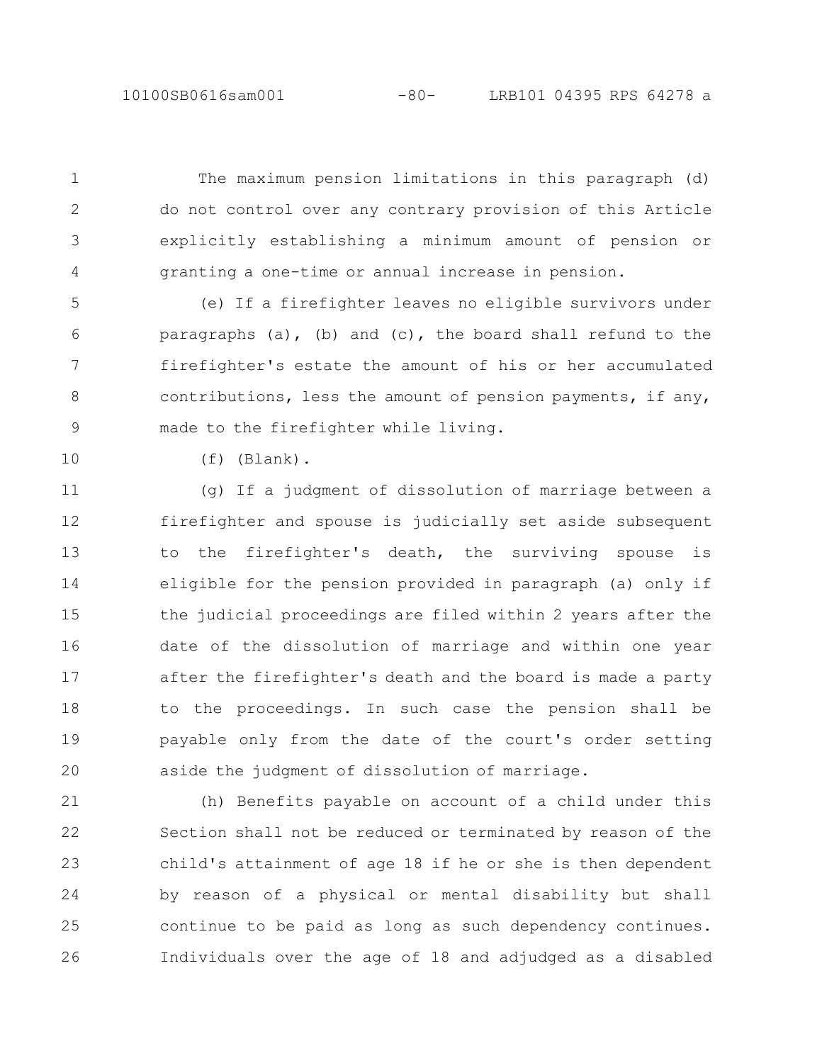The maximum pension limitations in this paragraph (d) do not control over any contrary provision of this Article explicitly establishing a minimum amount of pension or granting a one-time or annual increase in pension.

(e) If a firefighter leaves no eligible survivors under paragraphs (a), (b) and (c), the board shall refund to the firefighter's estate the amount of his or her accumulated contributions, less the amount of pension payments, if any, made to the firefighter while living.

(f) (Blank).

(g) If a judgment of dissolution of marriage between a firefighter and spouse is judicially set aside subsequent to the firefighter's death, the surviving spouse is eligible for the pension provided in paragraph (a) only if the judicial proceedings are filed within 2 years after the date of the dissolution of marriage and within one year after the firefighter's death and the board is made a party to the proceedings. In such case the pension shall be payable only from the date of the court's order setting aside the judgment of dissolution of marriage.

(h) Benefits payable on account of a child under this Section shall not be reduced or terminated by reason of the child's attainment of age 18 if he or she is then dependent by reason of a physical or mental disability but shall continue to be paid as long as such dependency continues. Individuals over the age of 18 and adjudged as a disabled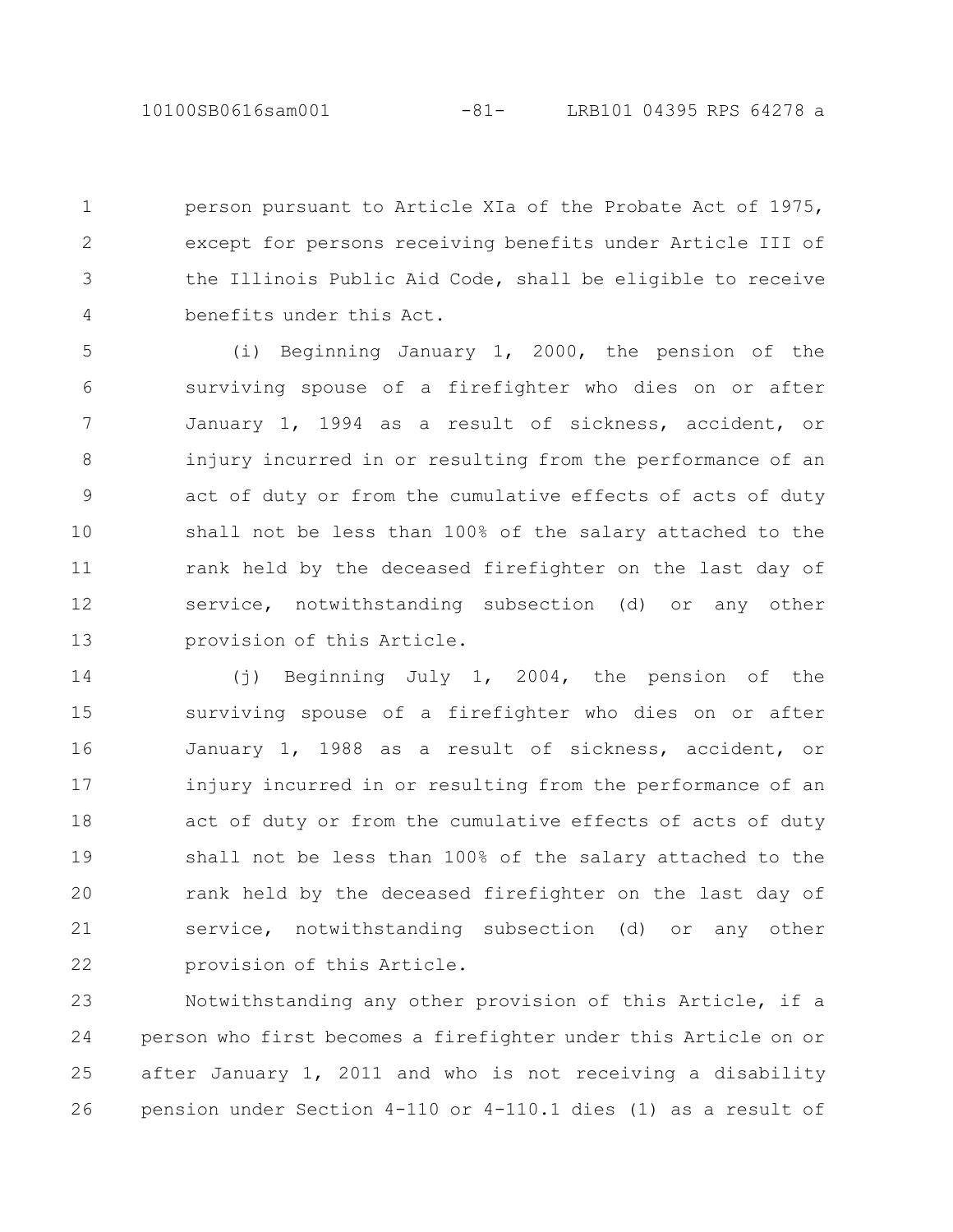person pursuant to Article XIa of the Probate Act of 1975, except for persons receiving benefits under Article III of the Illinois Public Aid Code, shall be eligible to receive benefits under this Act.

(i) Beginning January 1, 2000, the pension of the surviving spouse of a firefighter who dies on or after January 1, 1994 as a result of sickness, accident, or injury incurred in or resulting from the performance of an act of duty or from the cumulative effects of acts of duty shall not be less than 100% of the salary attached to the rank held by the deceased firefighter on the last day of service, notwithstanding subsection (d) or any other provision of this Article.

(j) Beginning July 1, 2004, the pension of the surviving spouse of a firefighter who dies on or after January 1, 1988 as a result of sickness, accident, or injury incurred in or resulting from the performance of an act of duty or from the cumulative effects of acts of duty shall not be less than 100% of the salary attached to the rank held by the deceased firefighter on the last day of service, notwithstanding subsection (d) or any other provision of this Article.

Notwithstanding any other provision of this Article, if a person who first becomes a firefighter under this Article on or after January 1, 2011 and who is not receiving a disability pension under Section 4-110 or 4-110.1 dies (1) as a result of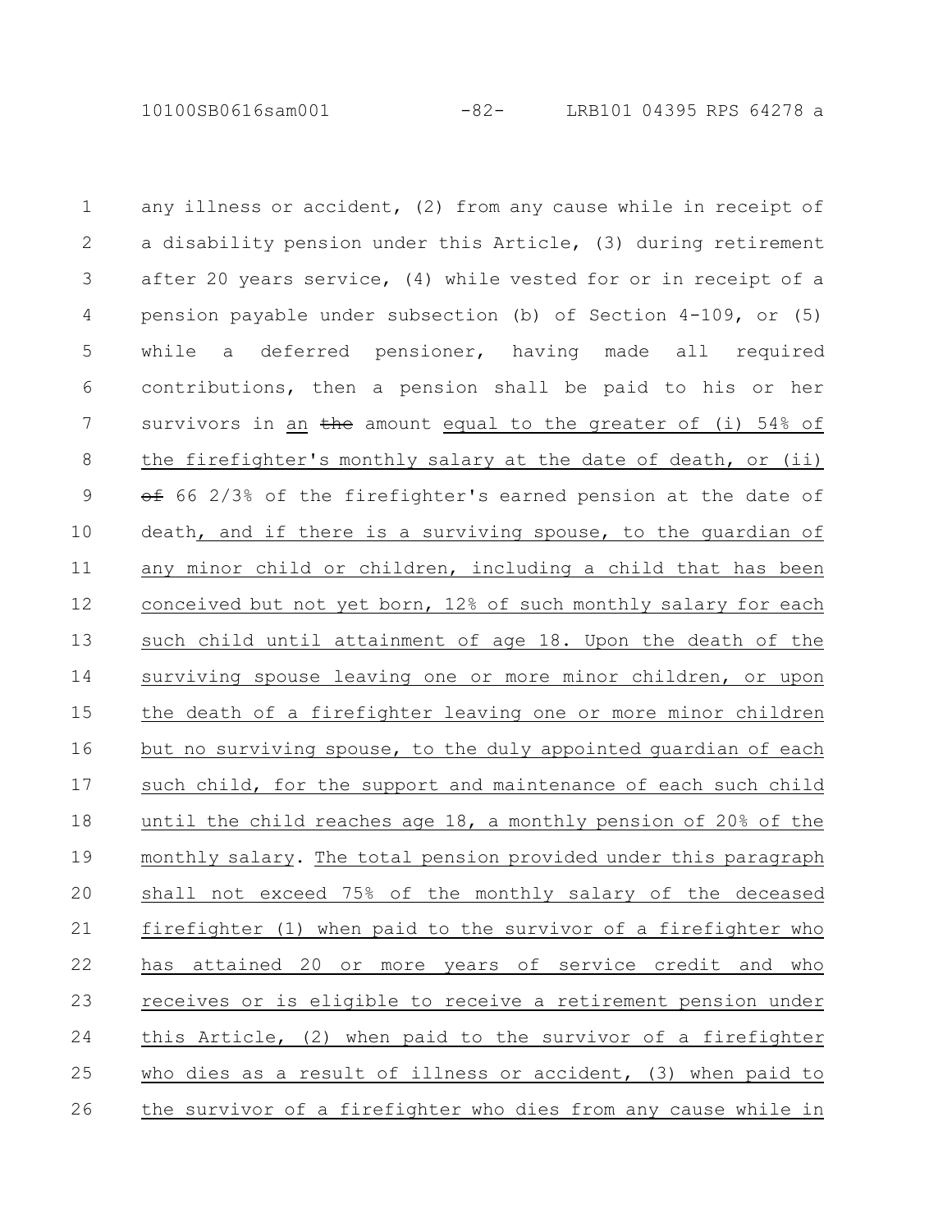any illness or accident, (2) from any cause while in receipt of a disability pension under this Article, (3) during retirement after 20 years service, (4) while vested for or in receipt of a pension payable under subsection (b) of Section 4-109, or (5) while a deferred pensioner, having made all required contributions, then a pension shall be paid to his or her survivors in an ~~the~~ amount equal to the greater of (i) 54% of the firefighter's monthly salary at the date of death, or (ii) ~~of~~ 66 2/3% of the firefighter's earned pension at the date of death, and if there is a surviving spouse, to the guardian of any minor child or children, including a child that has been conceived but not yet born, 12% of such monthly salary for each such child until attainment of age 18. Upon the death of the surviving spouse leaving one or more minor children, or upon the death of a firefighter leaving one or more minor children but no surviving spouse, to the duly appointed guardian of each such child, for the support and maintenance of each such child until the child reaches age 18, a monthly pension of 20% of the monthly salary. The total pension provided under this paragraph shall not exceed 75% of the monthly salary of the deceased firefighter (1) when paid to the survivor of a firefighter who has attained 20 or more years of service credit and who receives or is eligible to receive a retirement pension under this Article, (2) when paid to the survivor of a firefighter who dies as a result of illness or accident, (3) when paid to the survivor of a firefighter who dies from any cause while in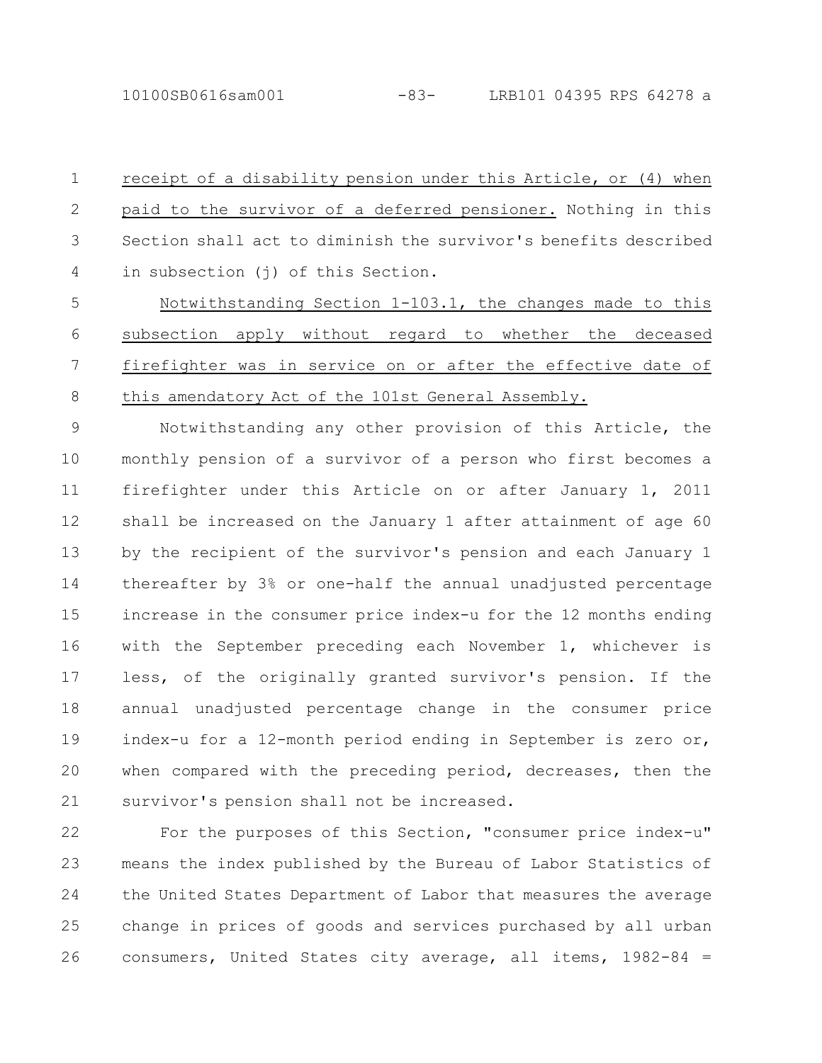receipt of a disability pension under this Article, or (4) when paid to the survivor of a deferred pensioner. Nothing in this Section shall act to diminish the survivor's benefits described in subsection (j) of this Section.

Notwithstanding Section 1-103.1, the changes made to this subsection apply without regard to whether the deceased firefighter was in service on or after the effective date of this amendatory Act of the 101st General Assembly.

Notwithstanding any other provision of this Article, the monthly pension of a survivor of a person who first becomes a firefighter under this Article on or after January 1, 2011 shall be increased on the January 1 after attainment of age 60 by the recipient of the survivor's pension and each January 1 thereafter by 3% or one-half the annual unadjusted percentage increase in the consumer price index-u for the 12 months ending with the September preceding each November 1, whichever is less, of the originally granted survivor's pension. If the annual unadjusted percentage change in the consumer price index-u for a 12-month period ending in September is zero or, when compared with the preceding period, decreases, then the survivor's pension shall not be increased.

For the purposes of this Section, "consumer price index-u" means the index published by the Bureau of Labor Statistics of the United States Department of Labor that measures the average change in prices of goods and services purchased by all urban consumers, United States city average, all items, 1982-84 =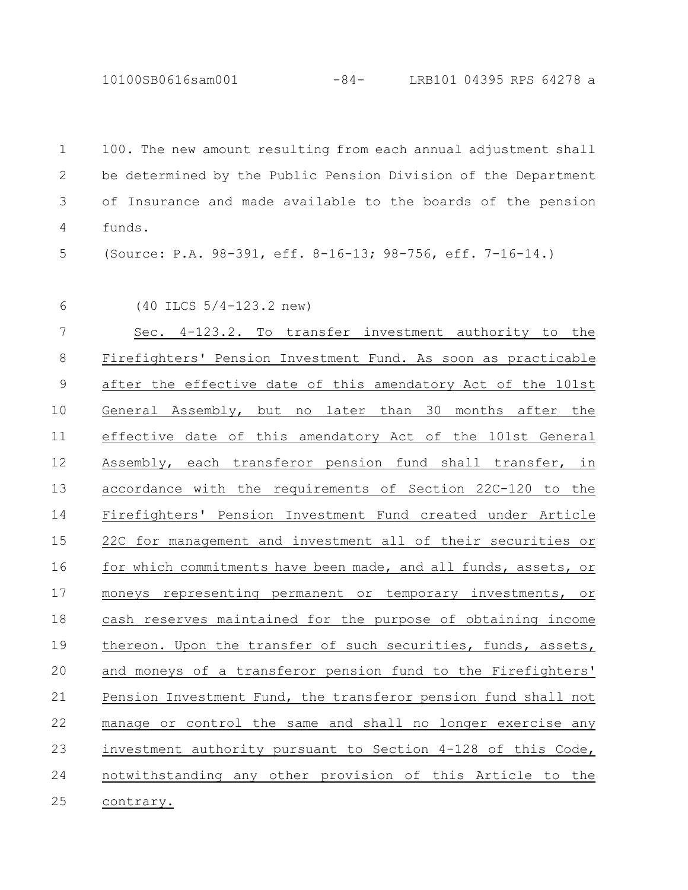100. The new amount resulting from each annual adjustment shall be determined by the Public Pension Division of the Department of Insurance and made available to the boards of the pension funds.

(Source: P.A. 98-391, eff. 8-16-13; 98-756, eff. 7-16-14.)

(40 ILCS 5/4-123.2 new)

Sec. 4-123.2. To transfer investment authority to the Firefighters' Pension Investment Fund. As soon as practicable after the effective date of this amendatory Act of the 101st General Assembly, but no later than 30 months after the effective date of this amendatory Act of the 101st General Assembly, each transferor pension fund shall transfer, in accordance with the requirements of Section 22C-120 to the Firefighters' Pension Investment Fund created under Article 22C for management and investment all of their securities or for which commitments have been made, and all funds, assets, or moneys representing permanent or temporary investments, or cash reserves maintained for the purpose of obtaining income thereon. Upon the transfer of such securities, funds, assets, and moneys of a transferor pension fund to the Firefighters' Pension Investment Fund, the transferor pension fund shall not manage or control the same and shall no longer exercise any investment authority pursuant to Section 4-128 of this Code, notwithstanding any other provision of this Article to the contrary.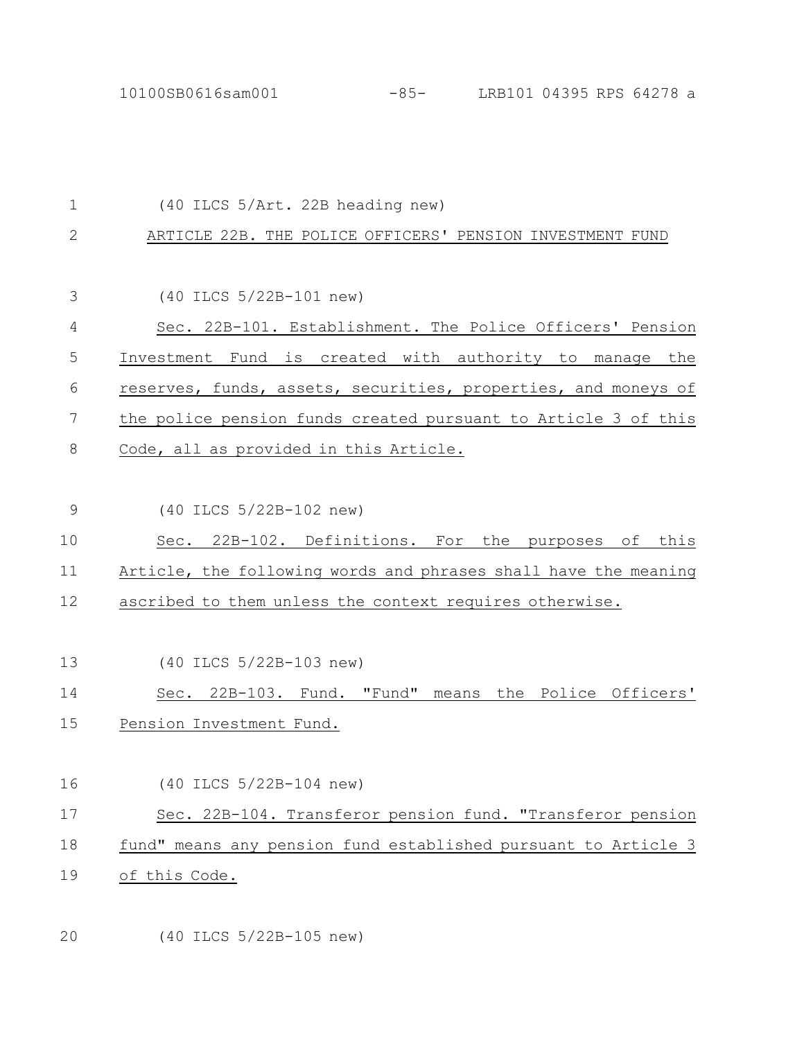(40 ILCS 5/Art. 22B heading new)

ARTICLE 22B. THE POLICE OFFICERS' PENSION INVESTMENT FUND

(40 ILCS 5/22B-101 new)

Sec. 22B-101. Establishment. The Police Officers' Pension Investment Fund is created with authority to manage the reserves, funds, assets, securities, properties, and moneys of the police pension funds created pursuant to Article 3 of this Code, all as provided in this Article.

(40 ILCS 5/22B-102 new)

Sec. 22B-102. Definitions. For the purposes of this Article, the following words and phrases shall have the meaning ascribed to them unless the context requires otherwise.

(40 ILCS 5/22B-103 new)

Sec. 22B-103. Fund. "Fund" means the Police Officers' Pension Investment Fund.

(40 ILCS 5/22B-104 new)

Sec. 22B-104. Transferor pension fund. "Transferor pension fund" means any pension fund established pursuant to Article 3 of this Code.

(40 ILCS 5/22B-105 new)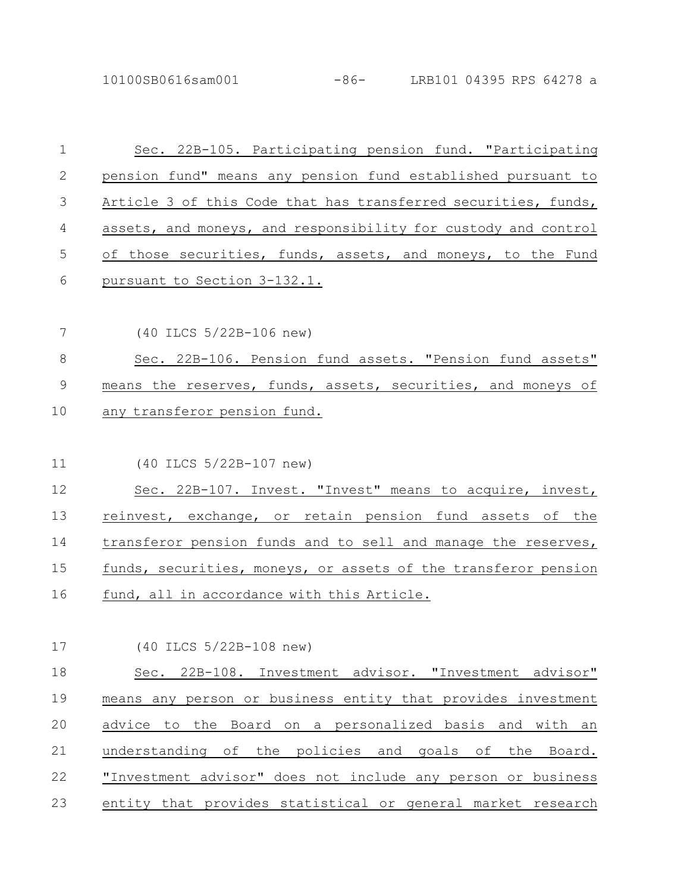Sec. 22B-105. Participating pension fund. "Participating pension fund" means any pension fund established pursuant to Article 3 of this Code that has transferred securities, funds, assets, and moneys, and responsibility for custody and control of those securities, funds, assets, and moneys, to the Fund pursuant to Section 3-132.1.

(40 ILCS 5/22B-106 new)

Sec. 22B-106. Pension fund assets. "Pension fund assets" means the reserves, funds, assets, securities, and moneys of any transferor pension fund.

(40 ILCS 5/22B-107 new)

Sec. 22B-107. Invest. "Invest" means to acquire, invest, reinvest, exchange, or retain pension fund assets of the transferor pension funds and to sell and manage the reserves, funds, securities, moneys, or assets of the transferor pension fund, all in accordance with this Article.

(40 ILCS 5/22B-108 new)

Sec. 22B-108. Investment advisor. "Investment advisor" means any person or business entity that provides investment advice to the Board on a personalized basis and with an understanding of the policies and goals of the Board. "Investment advisor" does not include any person or business entity that provides statistical or general market research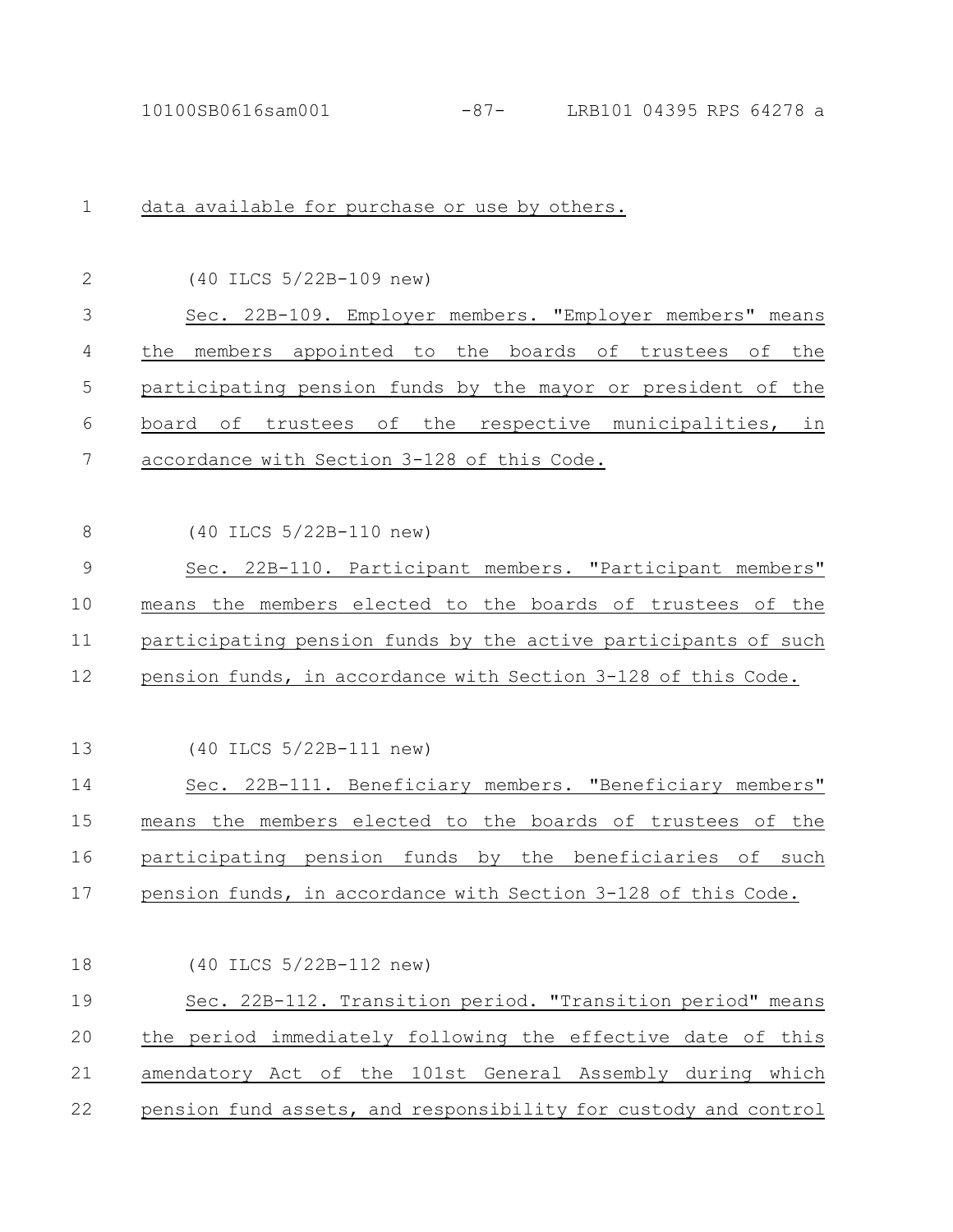data available for purchase or use by others.

(40 ILCS 5/22B-109 new)

Sec. 22B-109. Employer members. "Employer members" means the members appointed to the boards of trustees of the participating pension funds by the mayor or president of the board of trustees of the respective municipalities, in accordance with Section 3-128 of this Code.

(40 ILCS 5/22B-110 new)

Sec. 22B-110. Participant members. "Participant members" means the members elected to the boards of trustees of the participating pension funds by the active participants of such pension funds, in accordance with Section 3-128 of this Code.

(40 ILCS 5/22B-111 new)

Sec. 22B-111. Beneficiary members. "Beneficiary members" means the members elected to the boards of trustees of the participating pension funds by the beneficiaries of such pension funds, in accordance with Section 3-128 of this Code.

(40 ILCS 5/22B-112 new)

Sec. 22B-112. Transition period. "Transition period" means the period immediately following the effective date of this amendatory Act of the 101st General Assembly during which pension fund assets, and responsibility for custody and control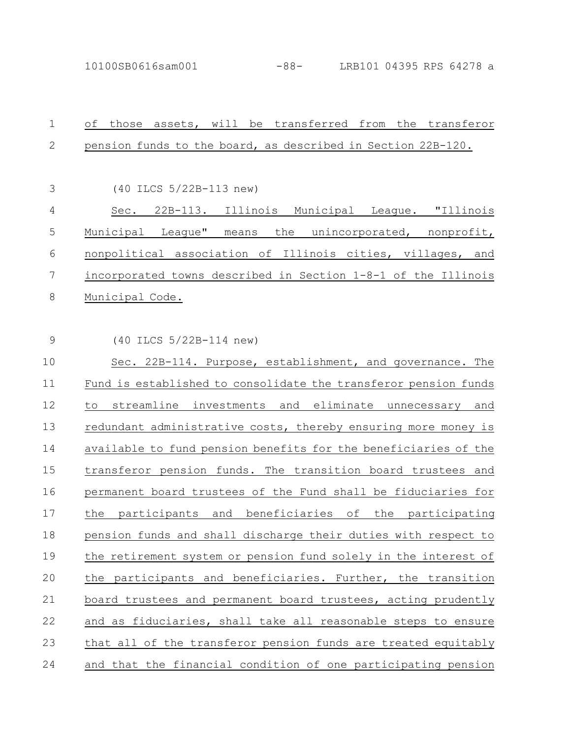of those assets, will be transferred from the transferor pension funds to the board, as described in Section 22B-120.

(40 ILCS 5/22B-113 new)

Sec. 22B-113. Illinois Municipal League. "Illinois Municipal League" means the unincorporated, nonprofit, nonpolitical association of Illinois cities, villages, and incorporated towns described in Section 1-8-1 of the Illinois Municipal Code.

(40 ILCS 5/22B-114 new)

Sec. 22B-114. Purpose, establishment, and governance. The Fund is established to consolidate the transferor pension funds to streamline investments and eliminate unnecessary and redundant administrative costs, thereby ensuring more money is available to fund pension benefits for the beneficiaries of the transferor pension funds. The transition board trustees and permanent board trustees of the Fund shall be fiduciaries for the participants and beneficiaries of the participating pension funds and shall discharge their duties with respect to the retirement system or pension fund solely in the interest of the participants and beneficiaries. Further, the transition board trustees and permanent board trustees, acting prudently and as fiduciaries, shall take all reasonable steps to ensure that all of the transferor pension funds are treated equitably and that the financial condition of one participating pension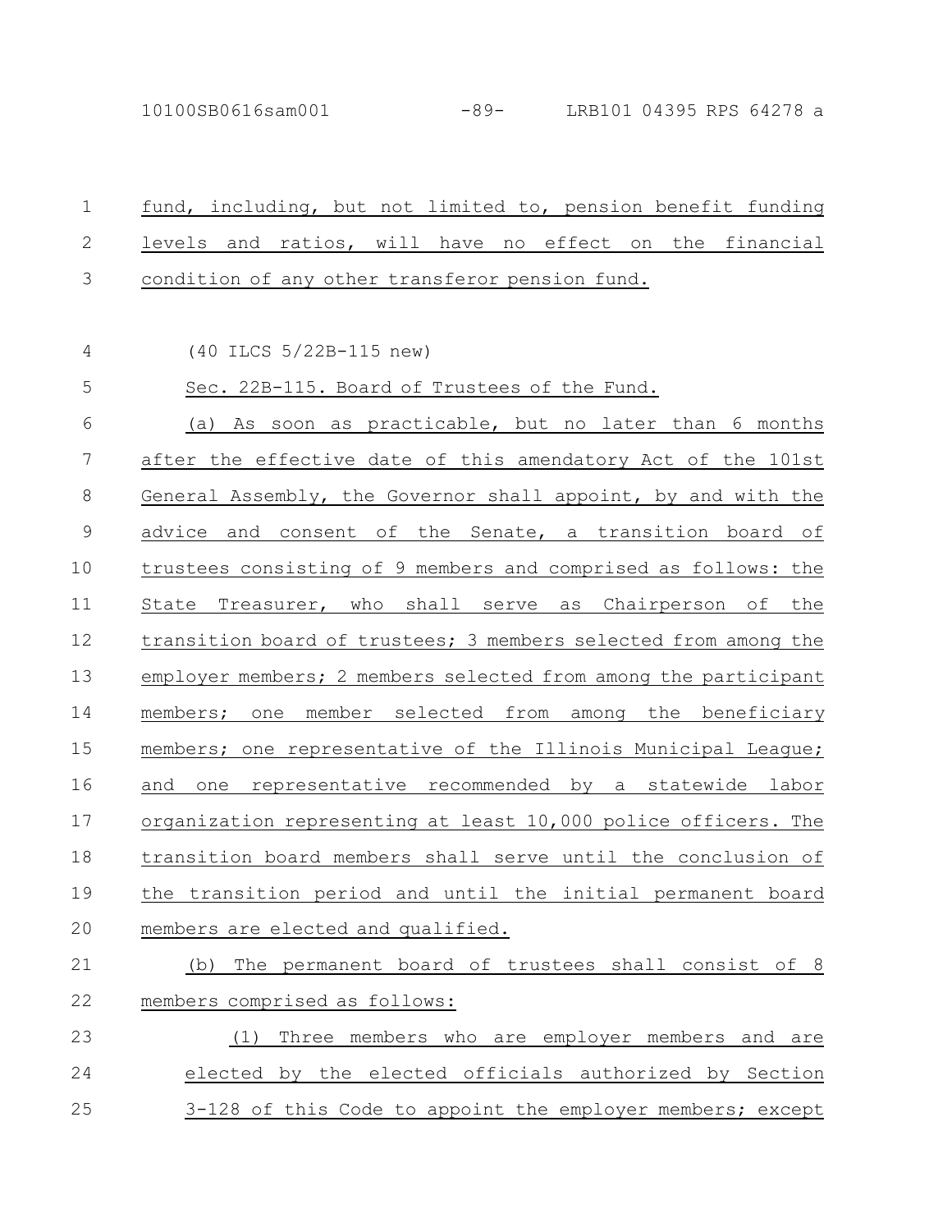fund, including, but not limited to, pension benefit funding levels and ratios, will have no effect on the financial condition of any other transferor pension fund.

(40 ILCS 5/22B-115 new)

Sec. 22B-115. Board of Trustees of the Fund.

(a) As soon as practicable, but no later than 6 months after the effective date of this amendatory Act of the 101st General Assembly, the Governor shall appoint, by and with the advice and consent of the Senate, a transition board of trustees consisting of 9 members and comprised as follows: the State Treasurer, who shall serve as Chairperson of the transition board of trustees; 3 members selected from among the employer members; 2 members selected from among the participant members; one member selected from among the beneficiary members; one representative of the Illinois Municipal League; and one representative recommended by a statewide labor organization representing at least 10,000 police officers. The transition board members shall serve until the conclusion of the transition period and until the initial permanent board members are elected and qualified.

(b) The permanent board of trustees shall consist of 8 members comprised as follows:

(1) Three members who are employer members and are elected by the elected officials authorized by Section 3-128 of this Code to appoint the employer members; except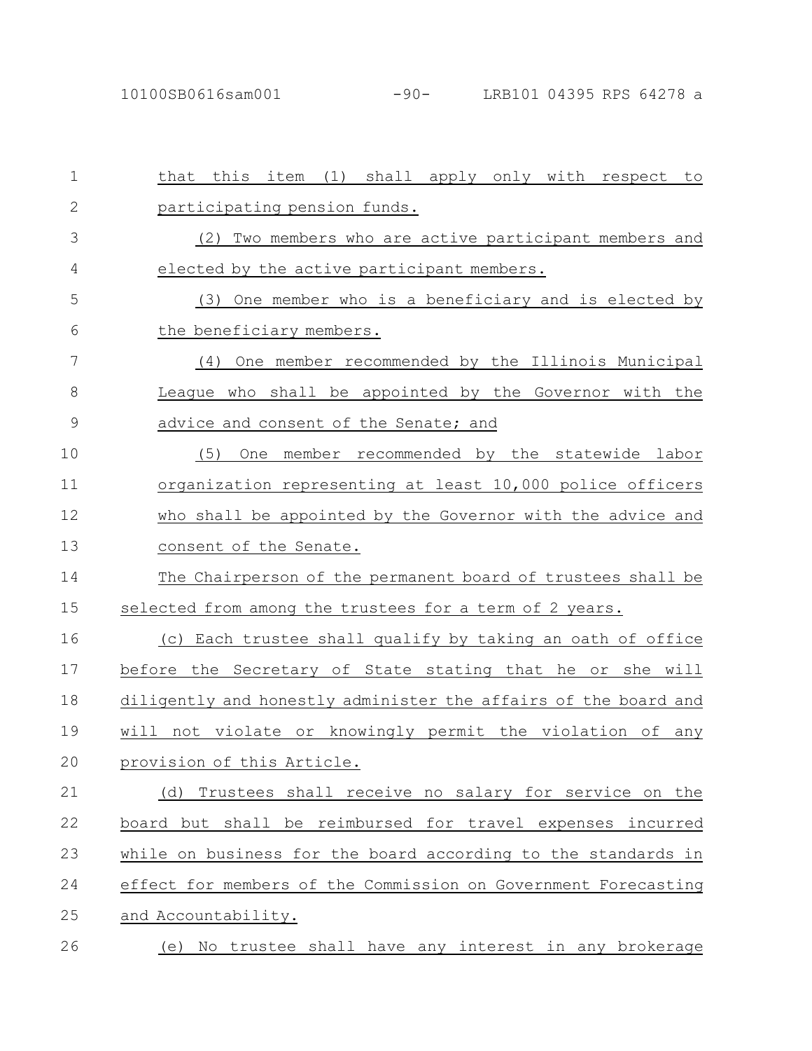that this item (1) shall apply only with respect to participating pension funds.

(2) Two members who are active participant members and elected by the active participant members.

(3) One member who is a beneficiary and is elected by the beneficiary members.

(4) One member recommended by the Illinois Municipal League who shall be appointed by the Governor with the advice and consent of the Senate; and

(5) One member recommended by the statewide labor organization representing at least 10,000 police officers who shall be appointed by the Governor with the advice and consent of the Senate.

The Chairperson of the permanent board of trustees shall be selected from among the trustees for a term of 2 years.

(c) Each trustee shall qualify by taking an oath of office before the Secretary of State stating that he or she will diligently and honestly administer the affairs of the board and will not violate or knowingly permit the violation of any provision of this Article.

(d) Trustees shall receive no salary for service on the board but shall be reimbursed for travel expenses incurred while on business for the board according to the standards in effect for members of the Commission on Government Forecasting and Accountability.

(e) No trustee shall have any interest in any brokerage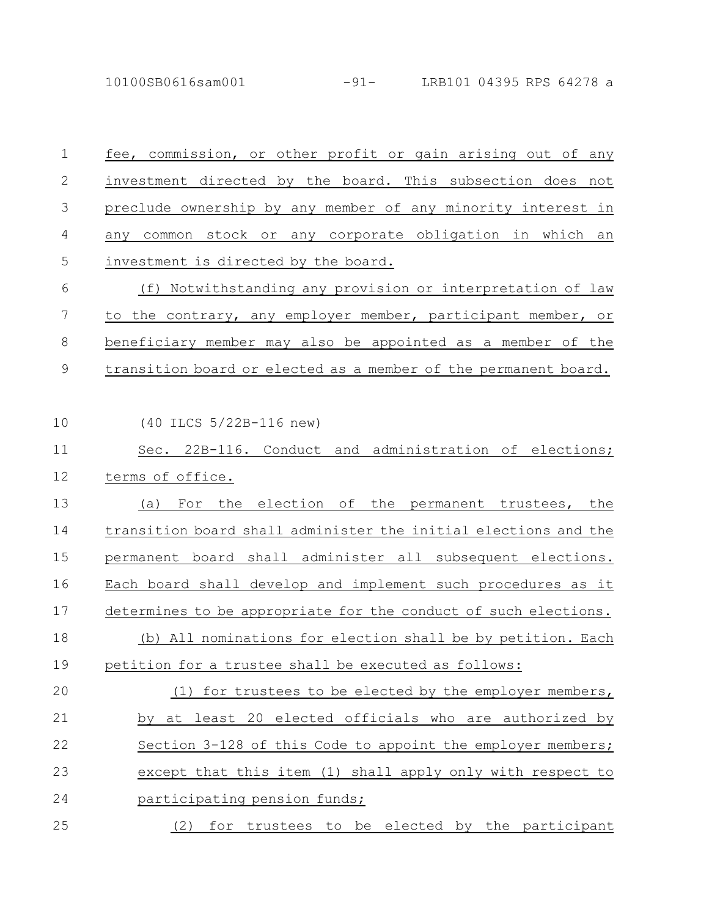fee, commission, or other profit or gain arising out of any investment directed by the board. This subsection does not preclude ownership by any member of any minority interest in any common stock or any corporate obligation in which an investment is directed by the board.

(f) Notwithstanding any provision or interpretation of law to the contrary, any employer member, participant member, or beneficiary member may also be appointed as a member of the transition board or elected as a member of the permanent board.

(40 ILCS 5/22B-116 new)

Sec. 22B-116. Conduct and administration of elections; terms of office.

(a) For the election of the permanent trustees, the transition board shall administer the initial elections and the permanent board shall administer all subsequent elections. Each board shall develop and implement such procedures as it determines to be appropriate for the conduct of such elections.

(b) All nominations for election shall be by petition. Each petition for a trustee shall be executed as follows:

(1) for trustees to be elected by the employer members, by at least 20 elected officials who are authorized by Section 3-128 of this Code to appoint the employer members; except that this item (1) shall apply only with respect to participating pension funds;

(2) for trustees to be elected by the participant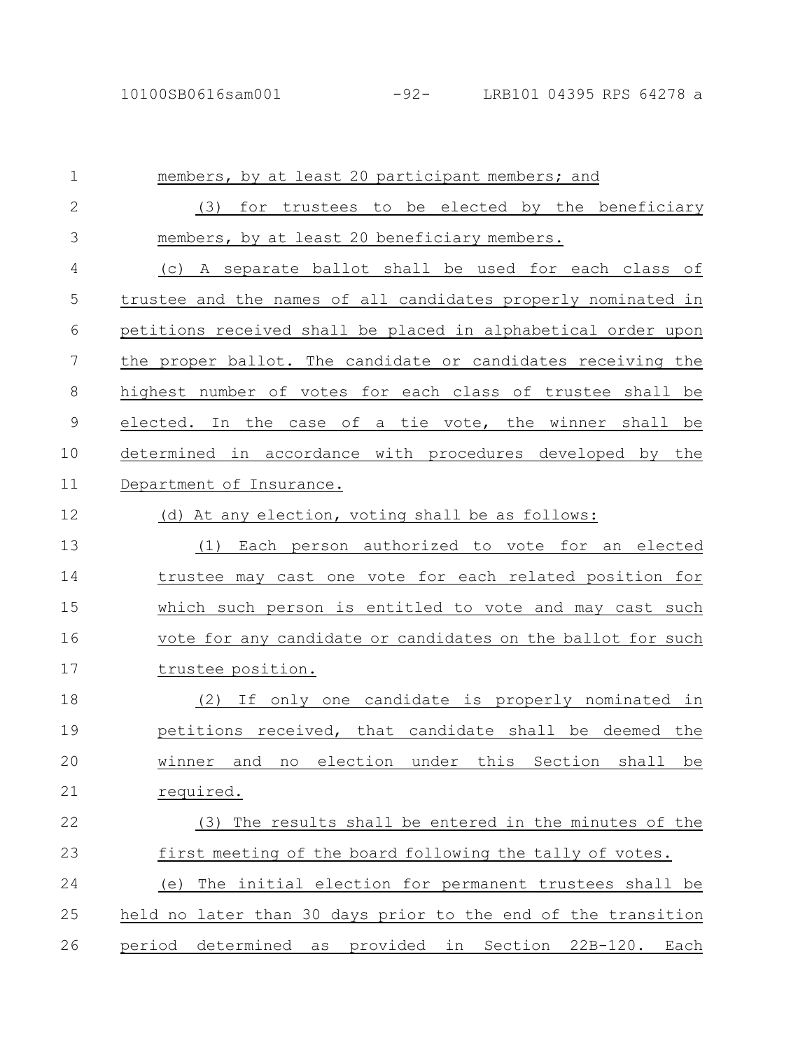members, by at least 20 participant members; and

(3) for trustees to be elected by the beneficiary members, by at least 20 beneficiary members.

(c) A separate ballot shall be used for each class of trustee and the names of all candidates properly nominated in petitions received shall be placed in alphabetical order upon the proper ballot. The candidate or candidates receiving the highest number of votes for each class of trustee shall be elected. In the case of a tie vote, the winner shall be determined in accordance with procedures developed by the Department of Insurance.

(d) At any election, voting shall be as follows:

(1) Each person authorized to vote for an elected trustee may cast one vote for each related position for which such person is entitled to vote and may cast such vote for any candidate or candidates on the ballot for such trustee position.

(2) If only one candidate is properly nominated in petitions received, that candidate shall be deemed the winner and no election under this Section shall be required.

(3) The results shall be entered in the minutes of the first meeting of the board following the tally of votes.

(e) The initial election for permanent trustees shall be held no later than 30 days prior to the end of the transition period determined as provided in Section 22B-120. Each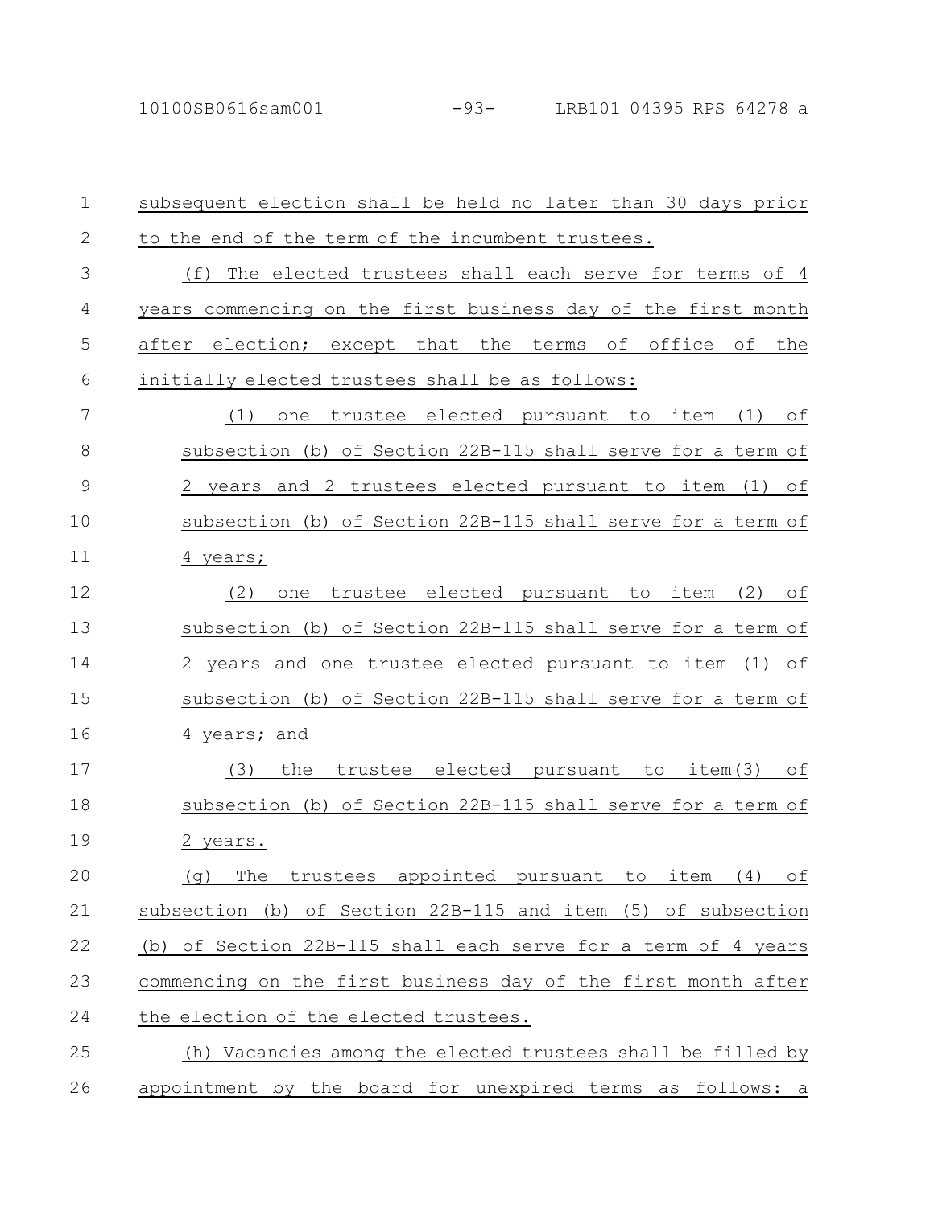subsequent election shall be held no later than 30 days prior to the end of the term of the incumbent trustees.

(f) The elected trustees shall each serve for terms of 4 years commencing on the first business day of the first month after election; except that the terms of office of the initially elected trustees shall be as follows:

(1) one trustee elected pursuant to item (1) of subsection (b) of Section 22B-115 shall serve for a term of 2 years and 2 trustees elected pursuant to item (1) of subsection (b) of Section 22B-115 shall serve for a term of 4 years;

(2) one trustee elected pursuant to item (2) of subsection (b) of Section 22B-115 shall serve for a term of 2 years and one trustee elected pursuant to item (1) of subsection (b) of Section 22B-115 shall serve for a term of 4 years; and

(3) the trustee elected pursuant to item(3) of subsection (b) of Section 22B-115 shall serve for a term of 2 years.

(g) The trustees appointed pursuant to item (4) of subsection (b) of Section 22B-115 and item (5) of subsection (b) of Section 22B-115 shall each serve for a term of 4 years commencing on the first business day of the first month after the election of the elected trustees.

(h) Vacancies among the elected trustees shall be filled by appointment by the board for unexpired terms as follows: a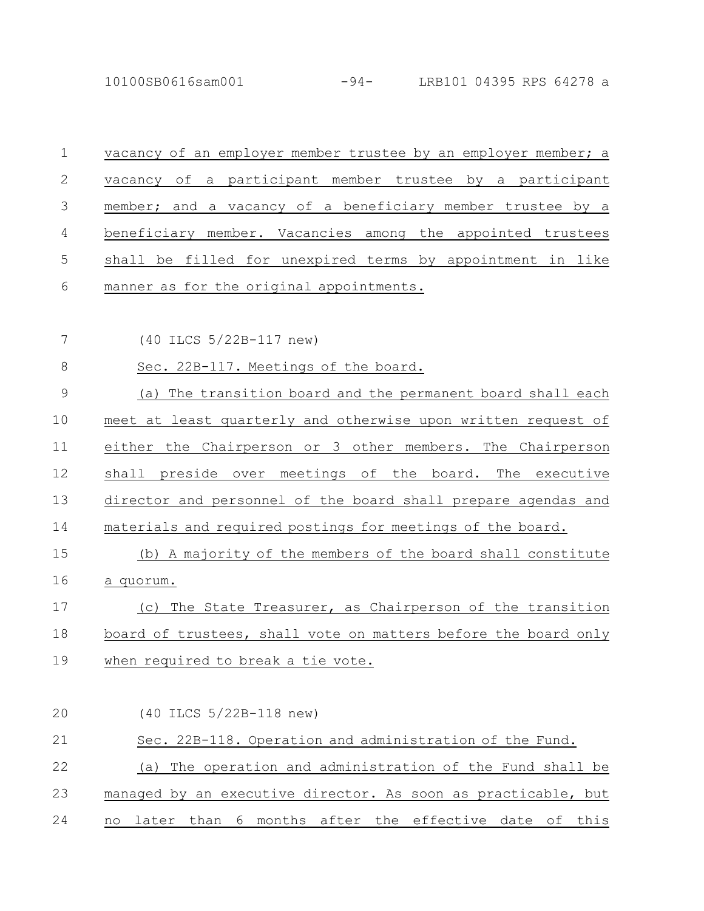vacancy of an employer member trustee by an employer member; a vacancy of a participant member trustee by a participant member; and a vacancy of a beneficiary member trustee by a beneficiary member. Vacancies among the appointed trustees shall be filled for unexpired terms by appointment in like manner as for the original appointments.

(40 ILCS 5/22B-117 new)

Sec. 22B-117. Meetings of the board.

(a) The transition board and the permanent board shall each meet at least quarterly and otherwise upon written request of either the Chairperson or 3 other members. The Chairperson shall preside over meetings of the board. The executive director and personnel of the board shall prepare agendas and materials and required postings for meetings of the board.

(b) A majority of the members of the board shall constitute a quorum.

(c) The State Treasurer, as Chairperson of the transition board of trustees, shall vote on matters before the board only when required to break a tie vote.

(40 ILCS 5/22B-118 new)

Sec. 22B-118. Operation and administration of the Fund.

(a) The operation and administration of the Fund shall be managed by an executive director. As soon as practicable, but no later than 6 months after the effective date of this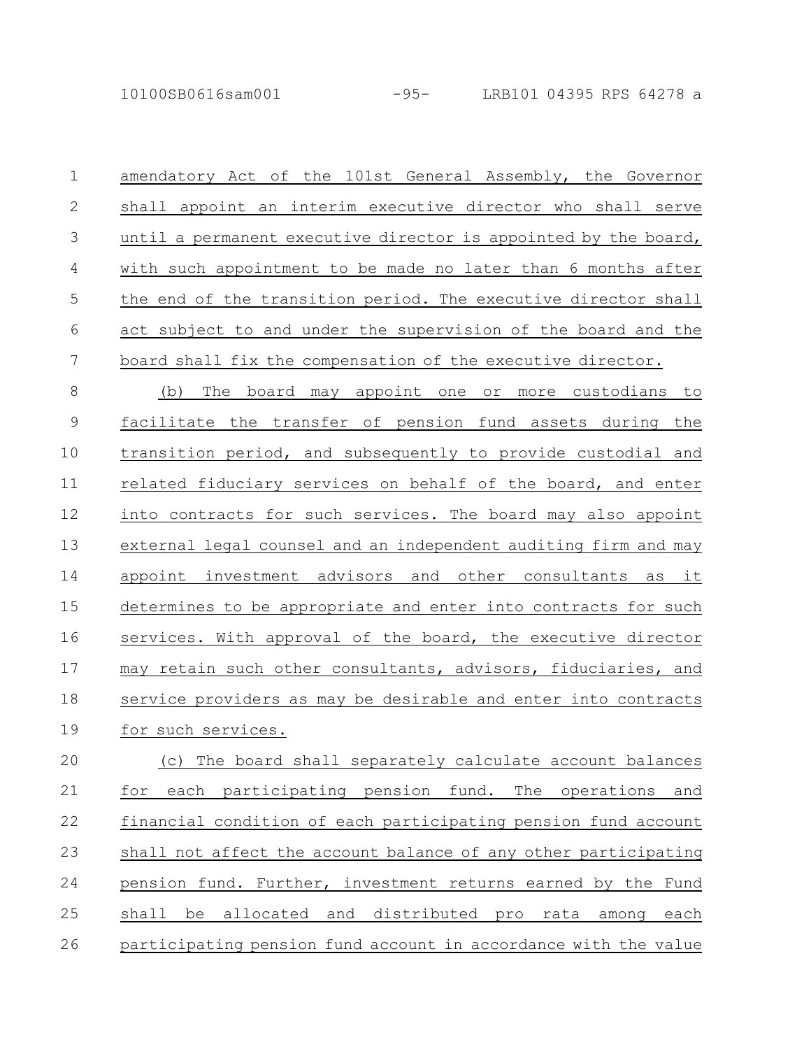amendatory Act of the 101st General Assembly, the Governor shall appoint an interim executive director who shall serve until a permanent executive director is appointed by the board, with such appointment to be made no later than 6 months after the end of the transition period. The executive director shall act subject to and under the supervision of the board and the board shall fix the compensation of the executive director.

(b) The board may appoint one or more custodians to facilitate the transfer of pension fund assets during the transition period, and subsequently to provide custodial and related fiduciary services on behalf of the board, and enter into contracts for such services. The board may also appoint external legal counsel and an independent auditing firm and may appoint investment advisors and other consultants as it determines to be appropriate and enter into contracts for such services. With approval of the board, the executive director may retain such other consultants, advisors, fiduciaries, and service providers as may be desirable and enter into contracts for such services.

(c) The board shall separately calculate account balances for each participating pension fund. The operations and financial condition of each participating pension fund account shall not affect the account balance of any other participating pension fund. Further, investment returns earned by the Fund shall be allocated and distributed pro rata among each participating pension fund account in accordance with the value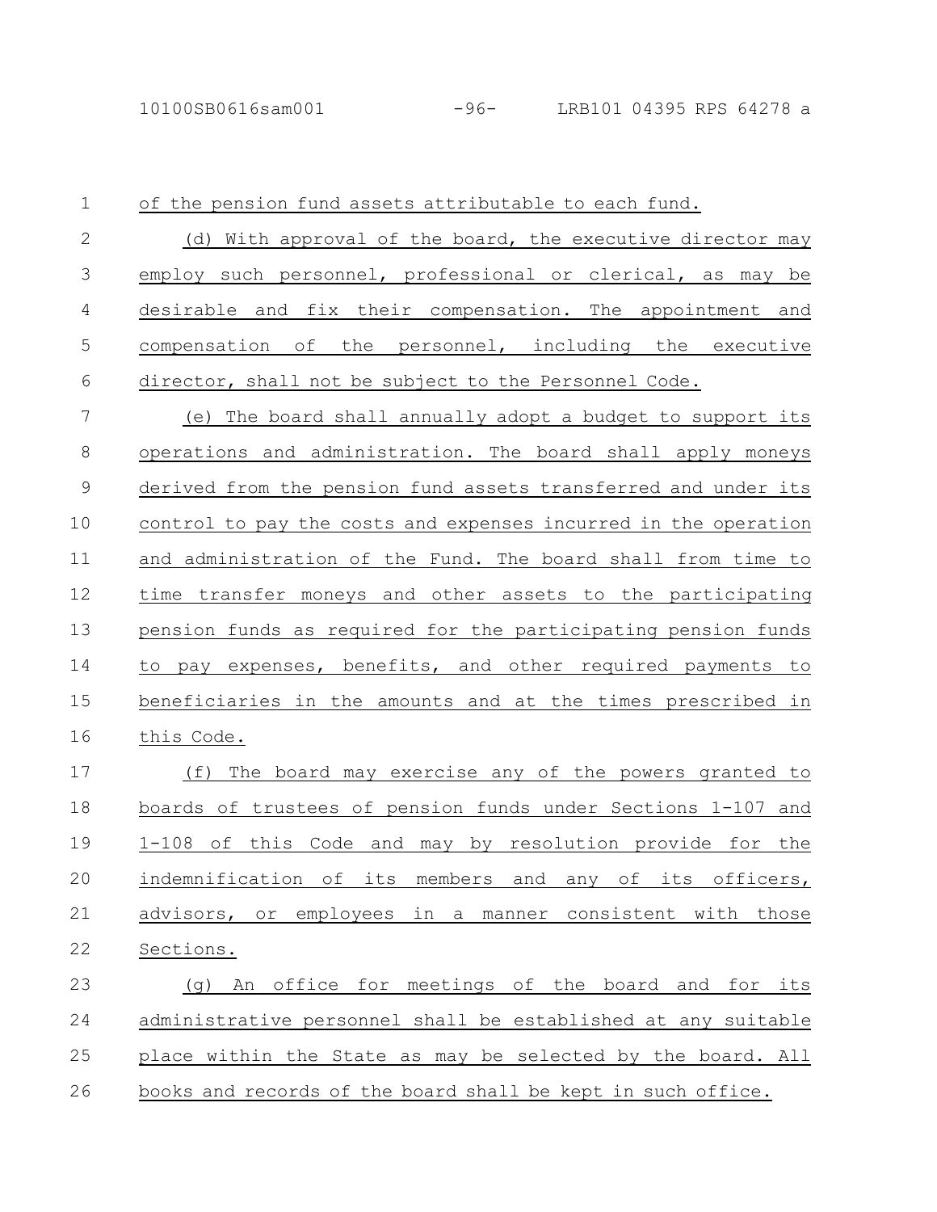of the pension fund assets attributable to each fund.

(d) With approval of the board, the executive director may employ such personnel, professional or clerical, as may be desirable and fix their compensation. The appointment and compensation of the personnel, including the executive director, shall not be subject to the Personnel Code.

(e) The board shall annually adopt a budget to support its operations and administration. The board shall apply moneys derived from the pension fund assets transferred and under its control to pay the costs and expenses incurred in the operation and administration of the Fund. The board shall from time to time transfer moneys and other assets to the participating pension funds as required for the participating pension funds to pay expenses, benefits, and other required payments to beneficiaries in the amounts and at the times prescribed in this Code.

(f) The board may exercise any of the powers granted to boards of trustees of pension funds under Sections 1-107 and 1-108 of this Code and may by resolution provide for the indemnification of its members and any of its officers, advisors, or employees in a manner consistent with those Sections.

(g) An office for meetings of the board and for its administrative personnel shall be established at any suitable place within the State as may be selected by the board. All books and records of the board shall be kept in such office.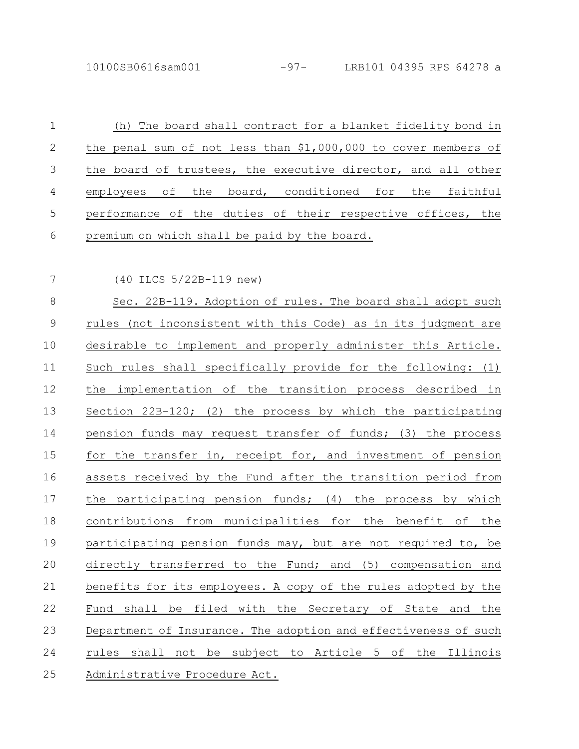(h) The board shall contract for a blanket fidelity bond in the penal sum of not less than $1,000,000 to cover members of the board of trustees, the executive director, and all other employees of the board, conditioned for the faithful performance of the duties of their respective offices, the premium on which shall be paid by the board.

(40 ILCS 5/22B-119 new)

Sec. 22B-119. Adoption of rules. The board shall adopt such rules (not inconsistent with this Code) as in its judgment are desirable to implement and properly administer this Article. Such rules shall specifically provide for the following: (1) the implementation of the transition process described in Section 22B-120; (2) the process by which the participating pension funds may request transfer of funds; (3) the process for the transfer in, receipt for, and investment of pension assets received by the Fund after the transition period from the participating pension funds; (4) the process by which contributions from municipalities for the benefit of the participating pension funds may, but are not required to, be directly transferred to the Fund; and (5) compensation and benefits for its employees. A copy of the rules adopted by the Fund shall be filed with the Secretary of State and the Department of Insurance. The adoption and effectiveness of such rules shall not be subject to Article 5 of the Illinois Administrative Procedure Act.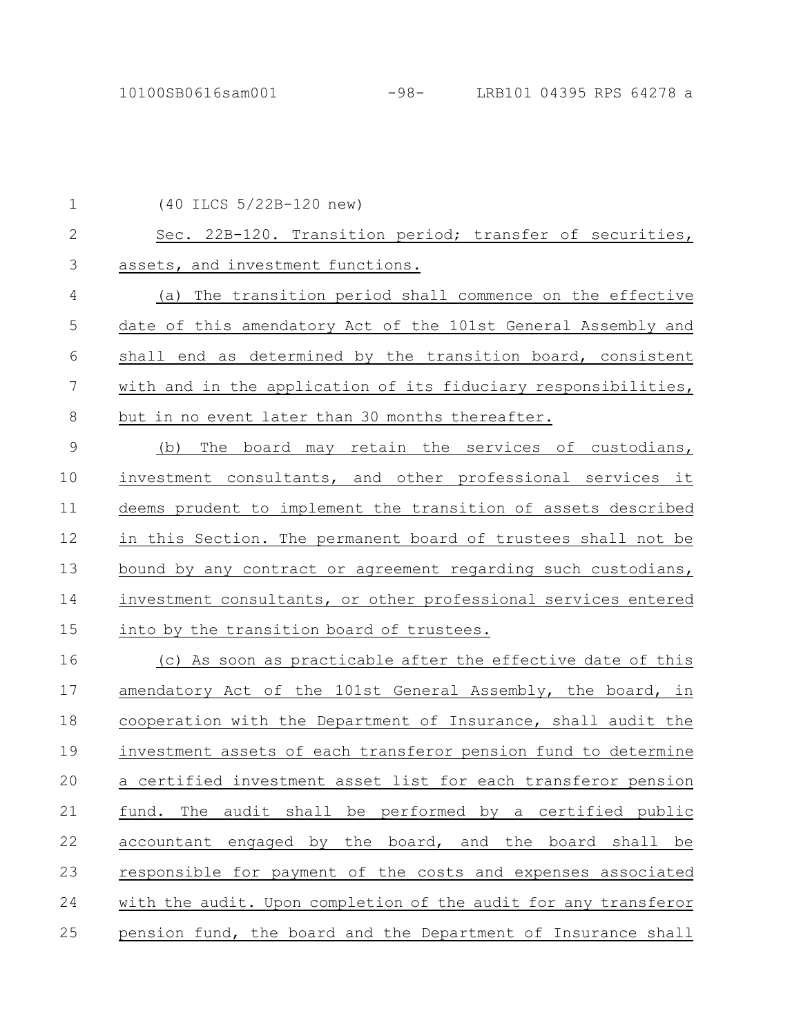(40 ILCS 5/22B-120 new)

Sec. 22B-120. Transition period; transfer of securities, assets, and investment functions.

(a) The transition period shall commence on the effective date of this amendatory Act of the 101st General Assembly and shall end as determined by the transition board, consistent with and in the application of its fiduciary responsibilities, but in no event later than 30 months thereafter.

(b) The board may retain the services of custodians, investment consultants, and other professional services it deems prudent to implement the transition of assets described in this Section. The permanent board of trustees shall not be bound by any contract or agreement regarding such custodians, investment consultants, or other professional services entered into by the transition board of trustees.

(c) As soon as practicable after the effective date of this amendatory Act of the 101st General Assembly, the board, in cooperation with the Department of Insurance, shall audit the investment assets of each transferor pension fund to determine a certified investment asset list for each transferor pension fund. The audit shall be performed by a certified public accountant engaged by the board, and the board shall be responsible for payment of the costs and expenses associated with the audit. Upon completion of the audit for any transferor pension fund, the board and the Department of Insurance shall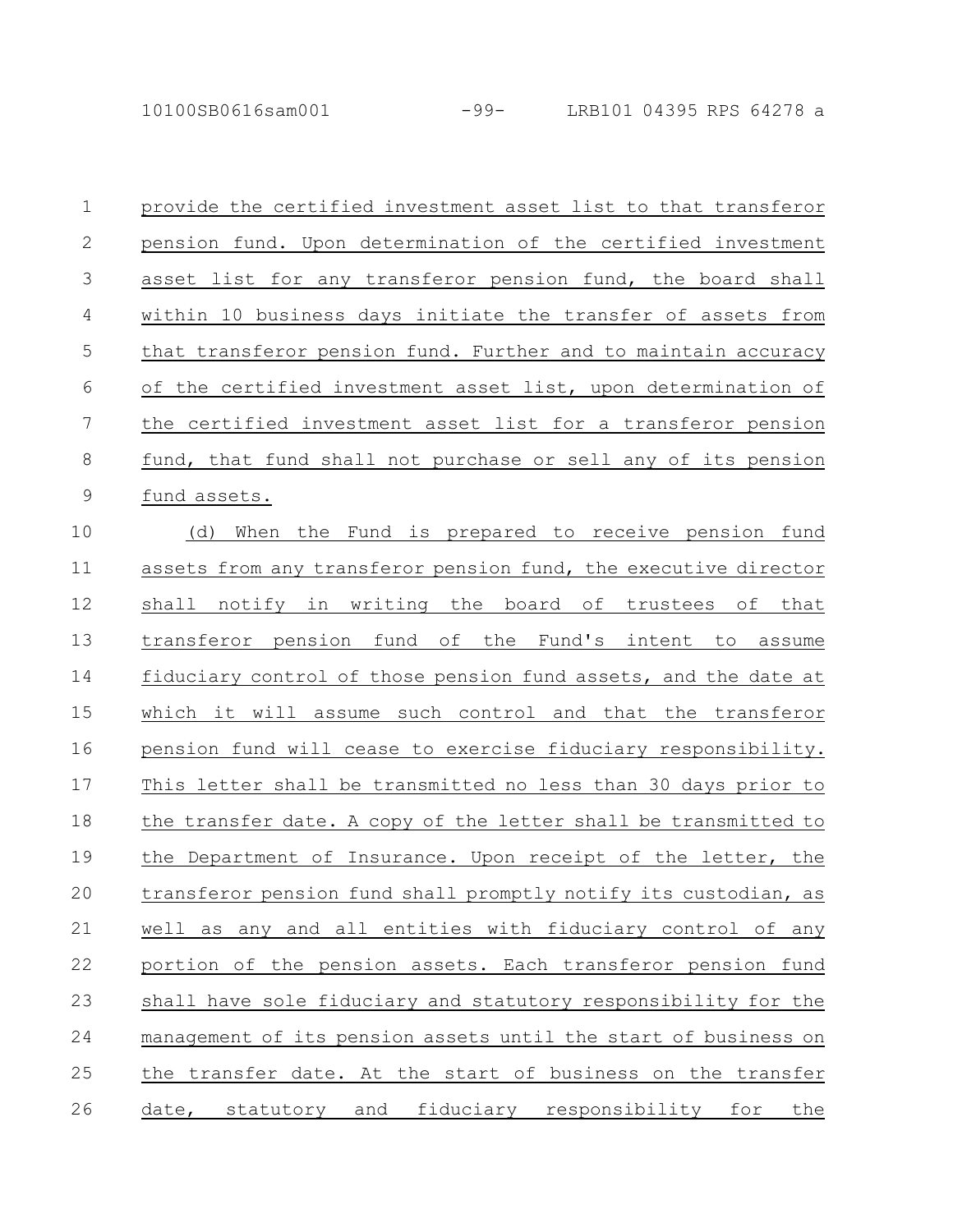provide the certified investment asset list to that transferor pension fund. Upon determination of the certified investment asset list for any transferor pension fund, the board shall within 10 business days initiate the transfer of assets from that transferor pension fund. Further and to maintain accuracy of the certified investment asset list, upon determination of the certified investment asset list for a transferor pension fund, that fund shall not purchase or sell any of its pension fund assets.

(d) When the Fund is prepared to receive pension fund assets from any transferor pension fund, the executive director shall notify in writing the board of trustees of that transferor pension fund of the Fund's intent to assume fiduciary control of those pension fund assets, and the date at which it will assume such control and that the transferor pension fund will cease to exercise fiduciary responsibility. This letter shall be transmitted no less than 30 days prior to the transfer date. A copy of the letter shall be transmitted to the Department of Insurance. Upon receipt of the letter, the transferor pension fund shall promptly notify its custodian, as well as any and all entities with fiduciary control of any portion of the pension assets. Each transferor pension fund shall have sole fiduciary and statutory responsibility for the management of its pension assets until the start of business on the transfer date. At the start of business on the transfer date, statutory and fiduciary responsibility for the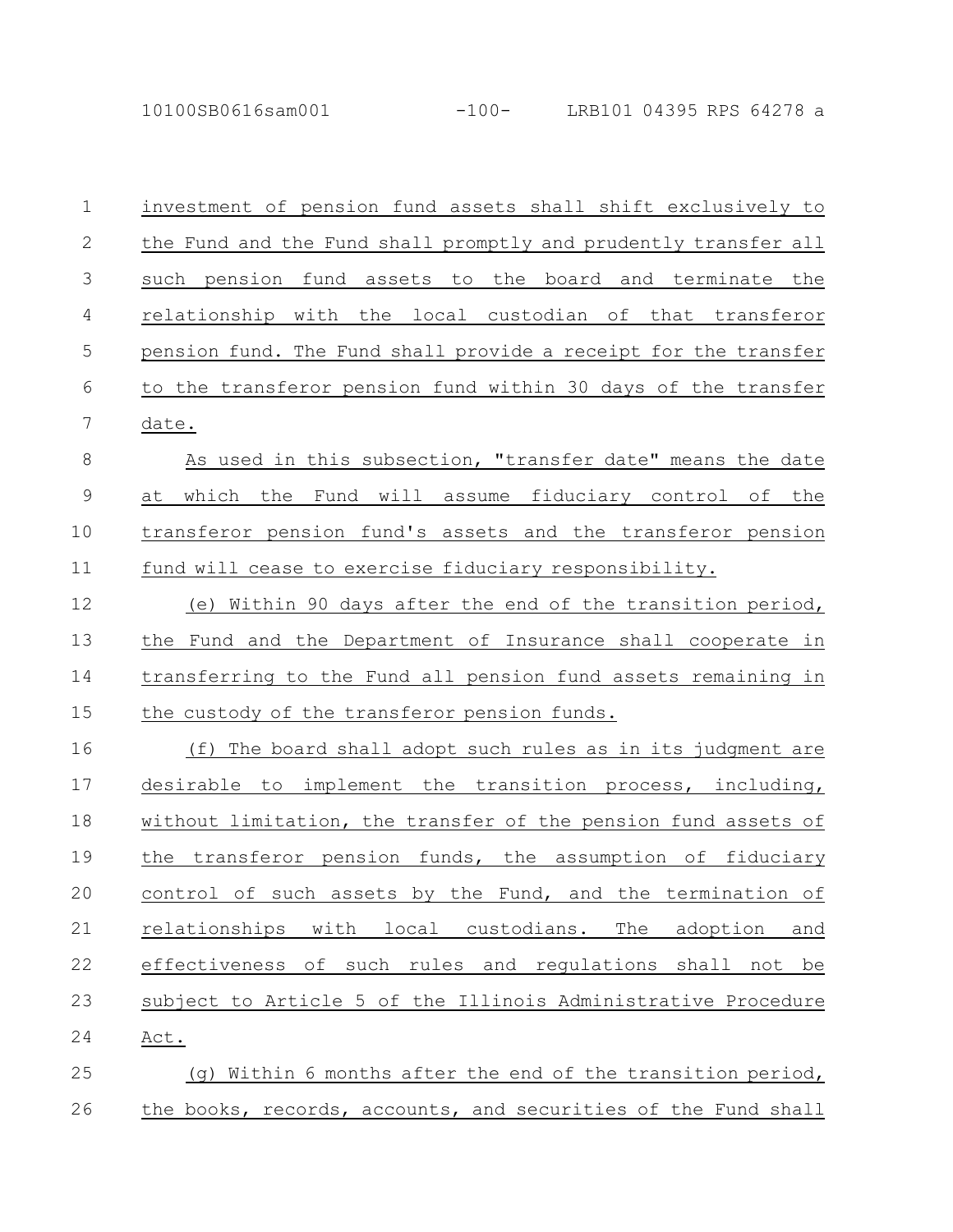investment of pension fund assets shall shift exclusively to the Fund and the Fund shall promptly and prudently transfer all such pension fund assets to the board and terminate the relationship with the local custodian of that transferor pension fund. The Fund shall provide a receipt for the transfer to the transferor pension fund within 30 days of the transfer date.

As used in this subsection, "transfer date" means the date at which the Fund will assume fiduciary control of the transferor pension fund's assets and the transferor pension fund will cease to exercise fiduciary responsibility.

(e) Within 90 days after the end of the transition period, the Fund and the Department of Insurance shall cooperate in transferring to the Fund all pension fund assets remaining in the custody of the transferor pension funds.

(f) The board shall adopt such rules as in its judgment are desirable to implement the transition process, including, without limitation, the transfer of the pension fund assets of the transferor pension funds, the assumption of fiduciary control of such assets by the Fund, and the termination of relationships with local custodians. The adoption and effectiveness of such rules and regulations shall not be subject to Article 5 of the Illinois Administrative Procedure Act.

(g) Within 6 months after the end of the transition period, the books, records, accounts, and securities of the Fund shall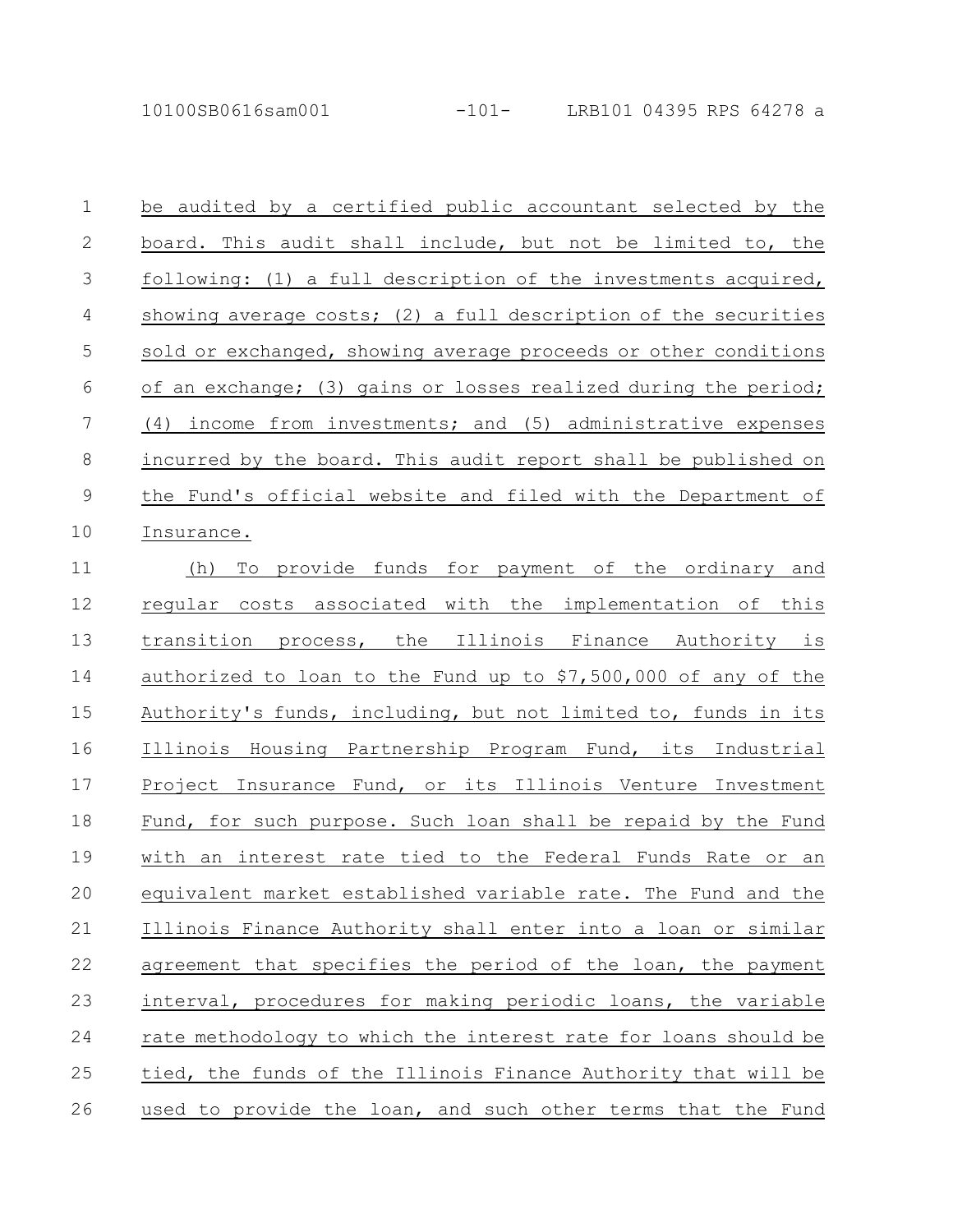be audited by a certified public accountant selected by the board. This audit shall include, but not be limited to, the following: (1) a full description of the investments acquired, showing average costs; (2) a full description of the securities sold or exchanged, showing average proceeds or other conditions of an exchange; (3) gains or losses realized during the period; (4) income from investments; and (5) administrative expenses incurred by the board. This audit report shall be published on the Fund's official website and filed with the Department of Insurance.

(h) To provide funds for payment of the ordinary and regular costs associated with the implementation of this transition process, the Illinois Finance Authority is authorized to loan to the Fund up to $7,500,000 of any of the Authority's funds, including, but not limited to, funds in its Illinois Housing Partnership Program Fund, its Industrial Project Insurance Fund, or its Illinois Venture Investment Fund, for such purpose. Such loan shall be repaid by the Fund with an interest rate tied to the Federal Funds Rate or an equivalent market established variable rate. The Fund and the Illinois Finance Authority shall enter into a loan or similar agreement that specifies the period of the loan, the payment interval, procedures for making periodic loans, the variable rate methodology to which the interest rate for loans should be tied, the funds of the Illinois Finance Authority that will be used to provide the loan, and such other terms that the Fund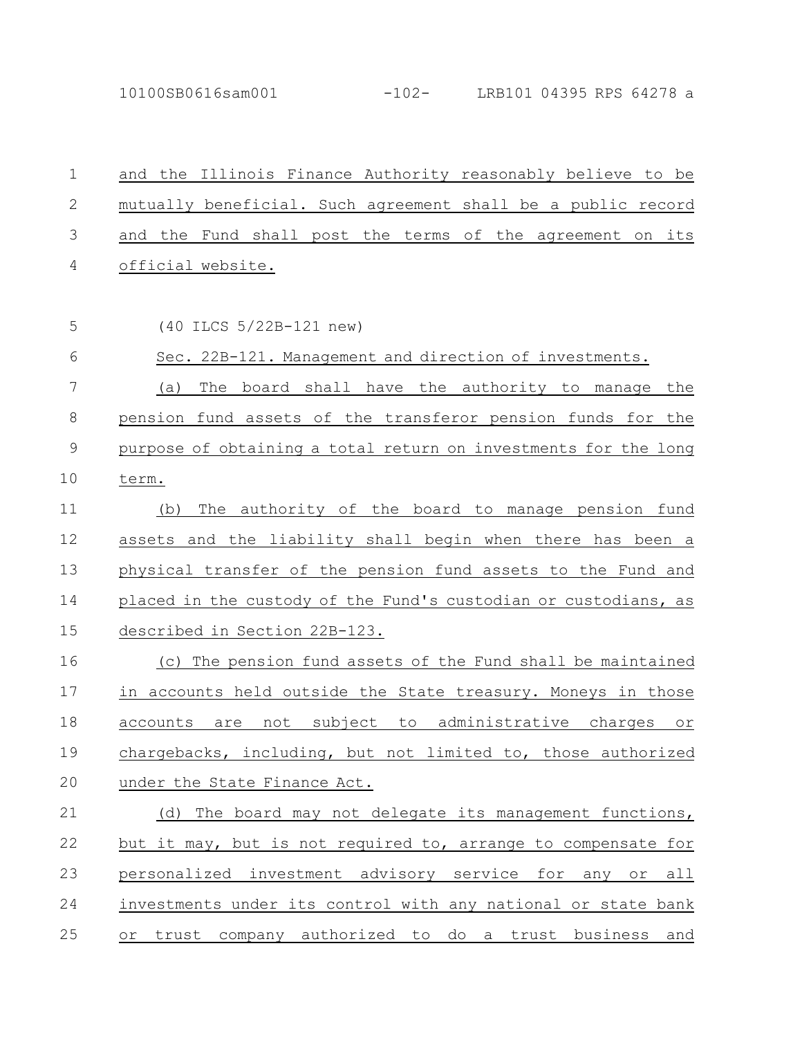and the Illinois Finance Authority reasonably believe to be mutually beneficial. Such agreement shall be a public record and the Fund shall post the terms of the agreement on its official website.

(40 ILCS 5/22B-121 new)

Sec. 22B-121. Management and direction of investments.

(a) The board shall have the authority to manage the pension fund assets of the transferor pension funds for the purpose of obtaining a total return on investments for the long term.

(b) The authority of the board to manage pension fund assets and the liability shall begin when there has been a physical transfer of the pension fund assets to the Fund and placed in the custody of the Fund's custodian or custodians, as described in Section 22B-123.

(c) The pension fund assets of the Fund shall be maintained in accounts held outside the State treasury. Moneys in those accounts are not subject to administrative charges or chargebacks, including, but not limited to, those authorized under the State Finance Act.

(d) The board may not delegate its management functions, but it may, but is not required to, arrange to compensate for personalized investment advisory service for any or all investments under its control with any national or state bank or trust company authorized to do a trust business and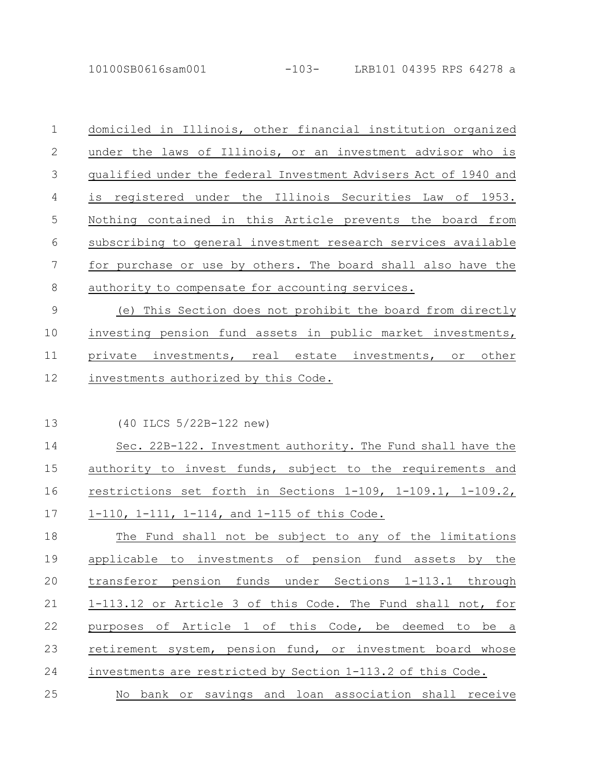domiciled in Illinois, other financial institution organized under the laws of Illinois, or an investment advisor who is qualified under the federal Investment Advisers Act of 1940 and is registered under the Illinois Securities Law of 1953. Nothing contained in this Article prevents the board from subscribing to general investment research services available for purchase or use by others. The board shall also have the authority to compensate for accounting services.

(e) This Section does not prohibit the board from directly investing pension fund assets in public market investments, private investments, real estate investments, or other investments authorized by this Code.

(40 ILCS 5/22B-122 new)

Sec. 22B-122. Investment authority. The Fund shall have the authority to invest funds, subject to the requirements and restrictions set forth in Sections 1-109, 1-109.1, 1-109.2, 1-110, 1-111, 1-114, and 1-115 of this Code.

The Fund shall not be subject to any of the limitations applicable to investments of pension fund assets by the transferor pension funds under Sections 1-113.1 through 1-113.12 or Article 3 of this Code. The Fund shall not, for purposes of Article 1 of this Code, be deemed to be a retirement system, pension fund, or investment board whose investments are restricted by Section 1-113.2 of this Code.

No bank or savings and loan association shall receive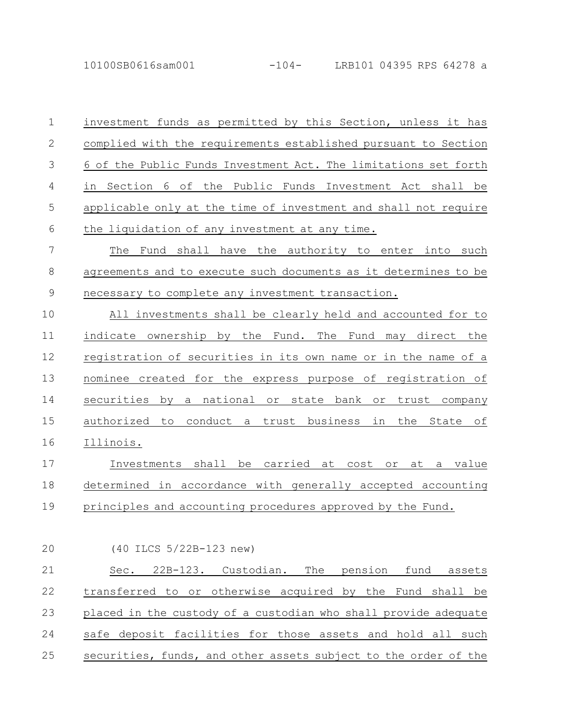investment funds as permitted by this Section, unless it has complied with the requirements established pursuant to Section 6 of the Public Funds Investment Act. The limitations set forth in Section 6 of the Public Funds Investment Act shall be applicable only at the time of investment and shall not require the liquidation of any investment at any time.

The Fund shall have the authority to enter into such agreements and to execute such documents as it determines to be necessary to complete any investment transaction.

All investments shall be clearly held and accounted for to indicate ownership by the Fund. The Fund may direct the registration of securities in its own name or in the name of a nominee created for the express purpose of registration of securities by a national or state bank or trust company authorized to conduct a trust business in the State of Illinois.

Investments shall be carried at cost or at a value determined in accordance with generally accepted accounting principles and accounting procedures approved by the Fund.

(40 ILCS 5/22B-123 new)

Sec. 22B-123. Custodian. The pension fund assets transferred to or otherwise acquired by the Fund shall be placed in the custody of a custodian who shall provide adequate safe deposit facilities for those assets and hold all such securities, funds, and other assets subject to the order of the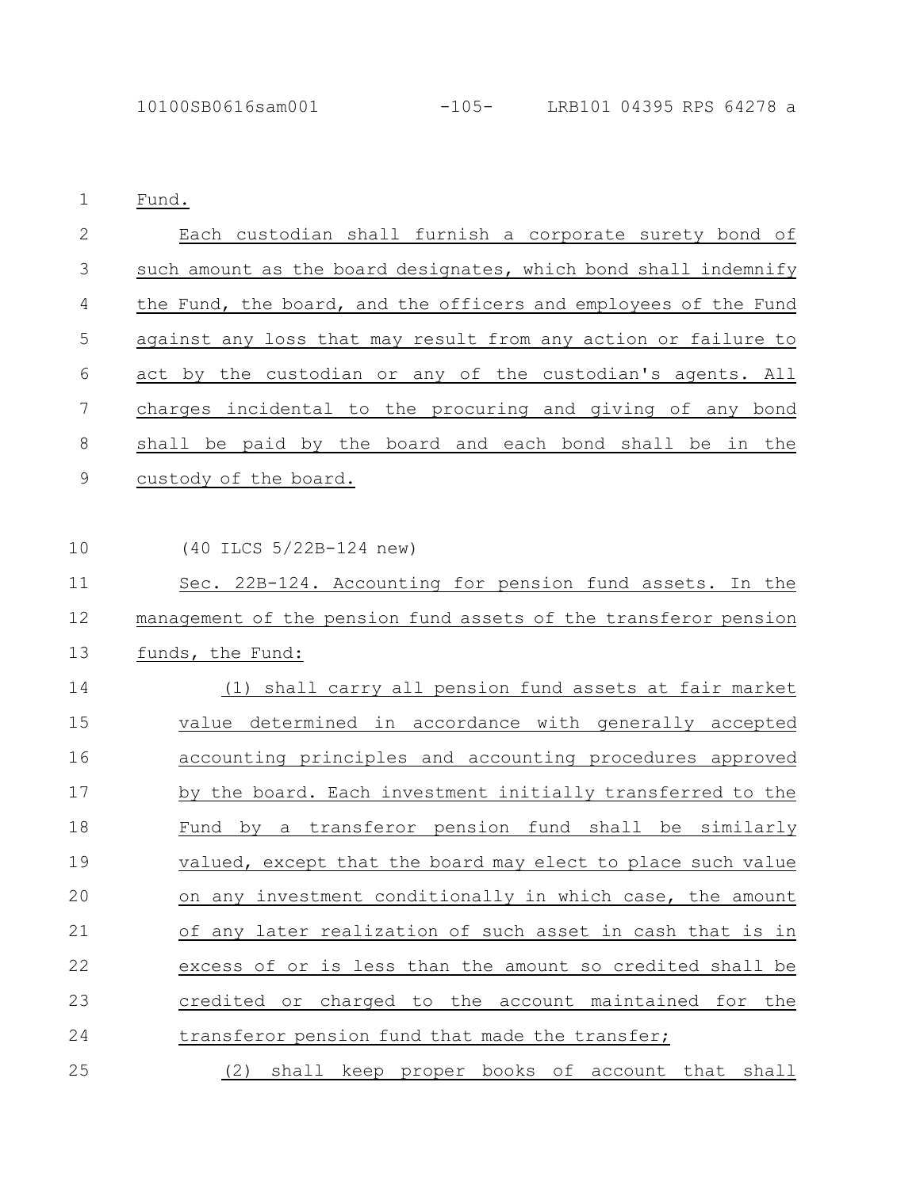Fund.

Each custodian shall furnish a corporate surety bond of such amount as the board designates, which bond shall indemnify the Fund, the board, and the officers and employees of the Fund against any loss that may result from any action or failure to act by the custodian or any of the custodian's agents. All charges incidental to the procuring and giving of any bond shall be paid by the board and each bond shall be in the custody of the board.

(40 ILCS 5/22B-124 new)

Sec. 22B-124. Accounting for pension fund assets. In the management of the pension fund assets of the transferor pension funds, the Fund:

(1) shall carry all pension fund assets at fair market value determined in accordance with generally accepted accounting principles and accounting procedures approved by the board. Each investment initially transferred to the Fund by a transferor pension fund shall be similarly valued, except that the board may elect to place such value on any investment conditionally in which case, the amount of any later realization of such asset in cash that is in excess of or is less than the amount so credited shall be credited or charged to the account maintained for the transferor pension fund that made the transfer;

(2) shall keep proper books of account that shall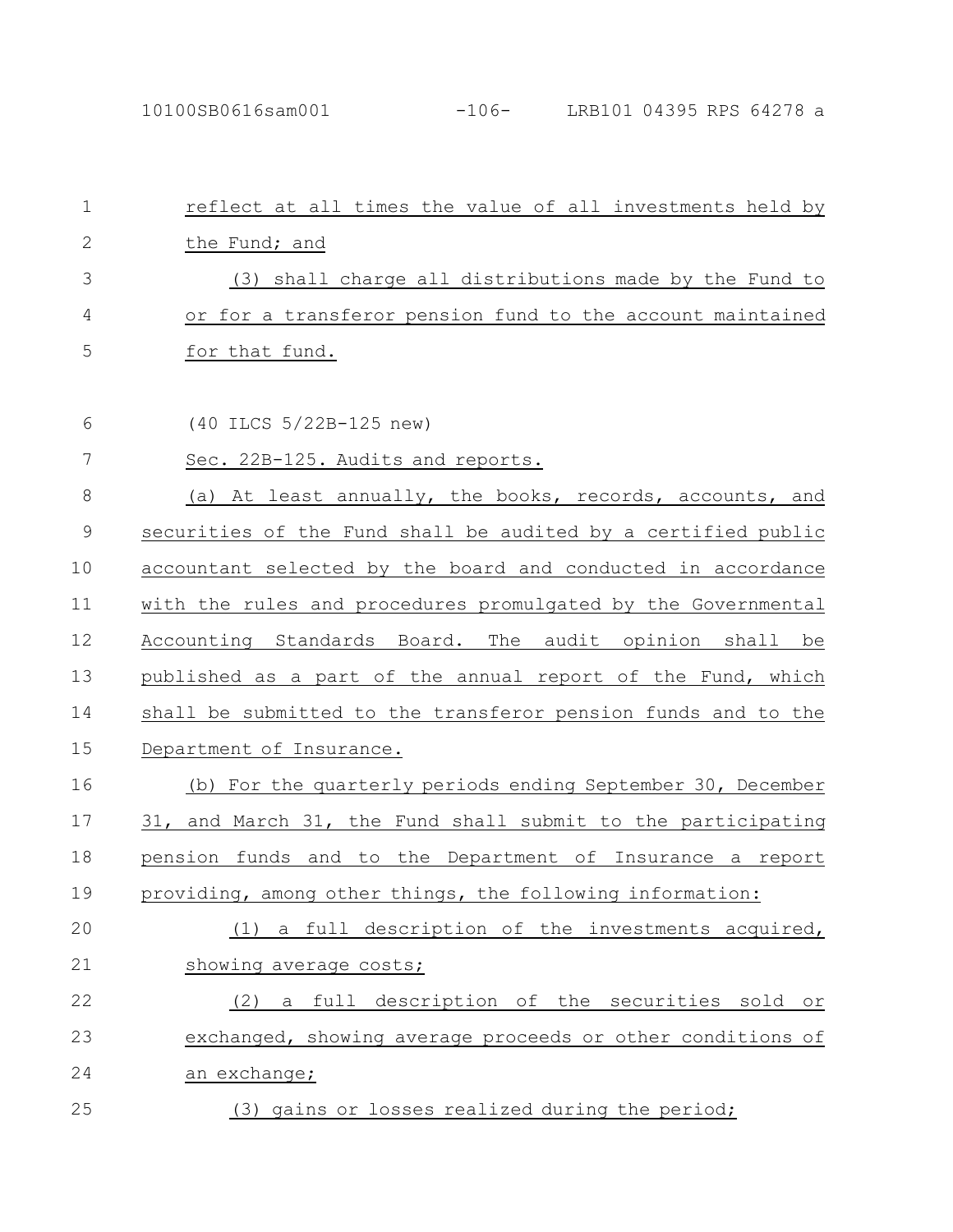reflect at all times the value of all investments held by the Fund; and

(3) shall charge all distributions made by the Fund to or for a transferor pension fund to the account maintained for that fund.

(40 ILCS 5/22B-125 new)

Sec. 22B-125. Audits and reports.

(a) At least annually, the books, records, accounts, and securities of the Fund shall be audited by a certified public accountant selected by the board and conducted in accordance with the rules and procedures promulgated by the Governmental Accounting Standards Board. The audit opinion shall be published as a part of the annual report of the Fund, which shall be submitted to the transferor pension funds and to the Department of Insurance.

(b) For the quarterly periods ending September 30, December 31, and March 31, the Fund shall submit to the participating pension funds and to the Department of Insurance a report providing, among other things, the following information:

(1) a full description of the investments acquired, showing average costs;

(2) a full description of the securities sold or exchanged, showing average proceeds or other conditions of an exchange;

(3) gains or losses realized during the period;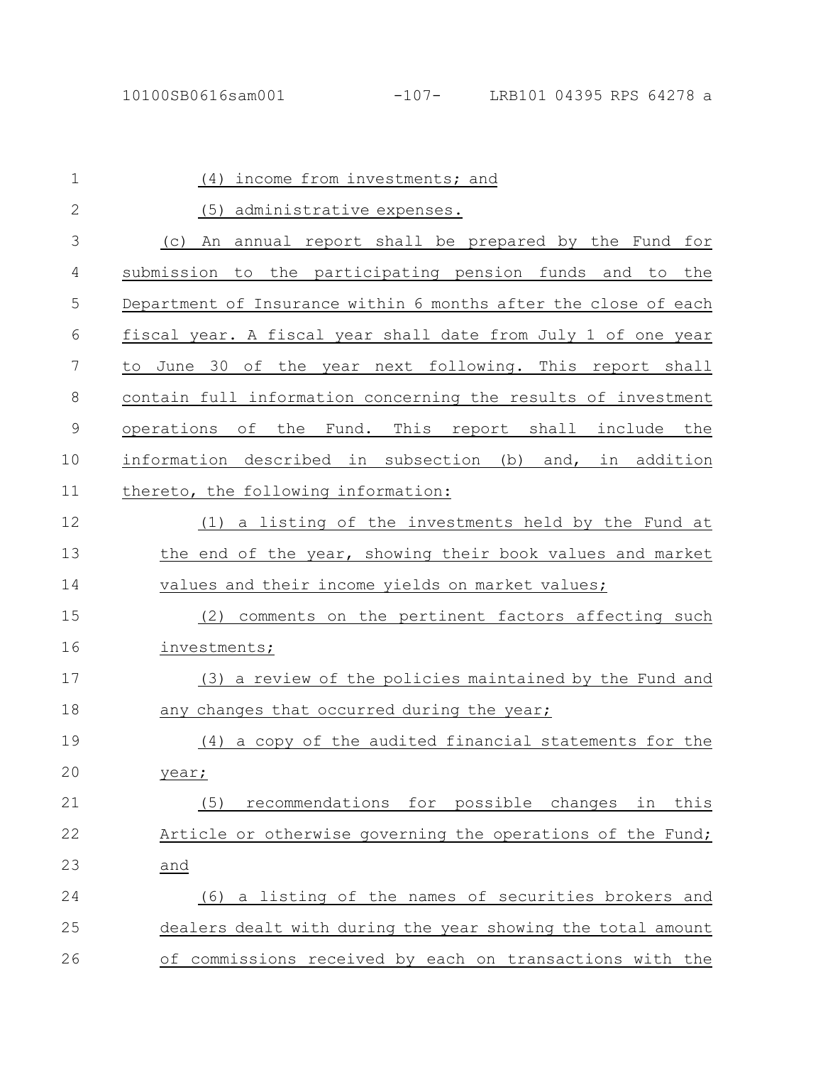(4) income from investments; and

(5) administrative expenses.

(c) An annual report shall be prepared by the Fund for submission to the participating pension funds and to the Department of Insurance within 6 months after the close of each fiscal year. A fiscal year shall date from July 1 of one year to June 30 of the year next following. This report shall contain full information concerning the results of investment operations of the Fund. This report shall include the information described in subsection (b) and, in addition thereto, the following information:

(1) a listing of the investments held by the Fund at the end of the year, showing their book values and market values and their income yields on market values;

(2) comments on the pertinent factors affecting such investments;

(3) a review of the policies maintained by the Fund and any changes that occurred during the year;

(4) a copy of the audited financial statements for the year;

(5) recommendations for possible changes in this Article or otherwise governing the operations of the Fund; and

(6) a listing of the names of securities brokers and dealers dealt with during the year showing the total amount of commissions received by each on transactions with the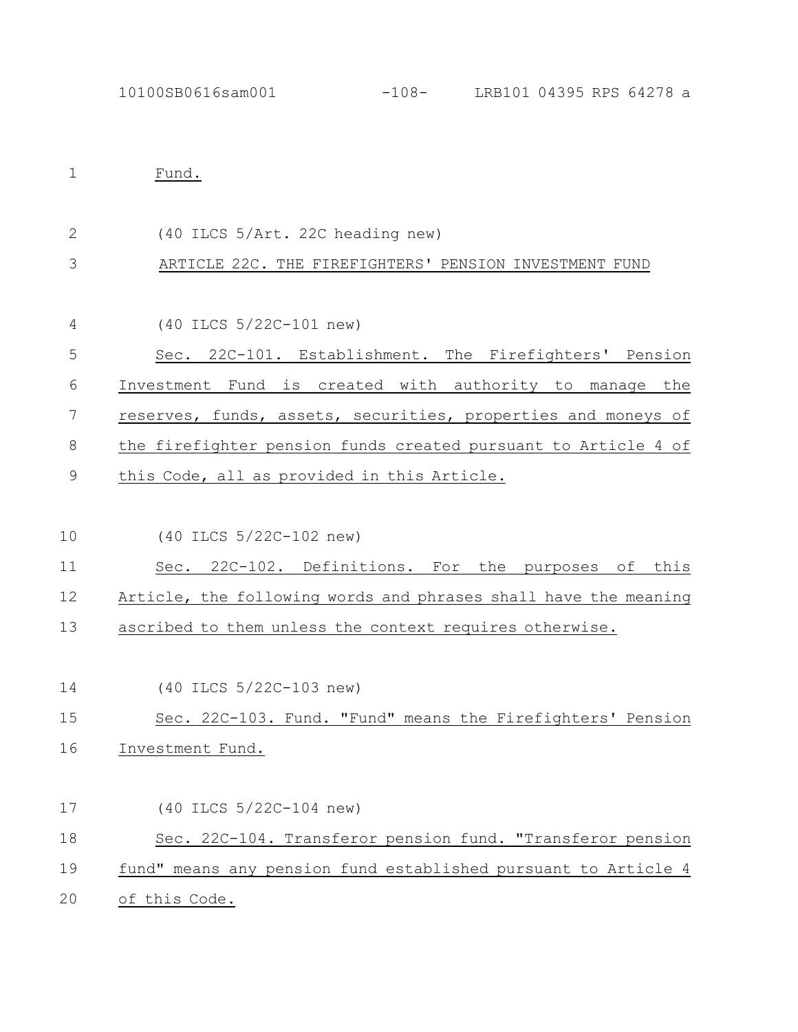Fund.

(40 ILCS 5/Art. 22C heading new)

ARTICLE 22C. THE FIREFIGHTERS' PENSION INVESTMENT FUND

(40 ILCS 5/22C-101 new)

Sec. 22C-101. Establishment. The Firefighters' Pension Investment Fund is created with authority to manage the reserves, funds, assets, securities, properties and moneys of the firefighter pension funds created pursuant to Article 4 of this Code, all as provided in this Article.

(40 ILCS 5/22C-102 new)

Sec. 22C-102. Definitions. For the purposes of this Article, the following words and phrases shall have the meaning ascribed to them unless the context requires otherwise.

(40 ILCS 5/22C-103 new)

Sec. 22C-103. Fund. "Fund" means the Firefighters' Pension Investment Fund.

(40 ILCS 5/22C-104 new)

Sec. 22C-104. Transferor pension fund. "Transferor pension fund" means any pension fund established pursuant to Article 4 of this Code.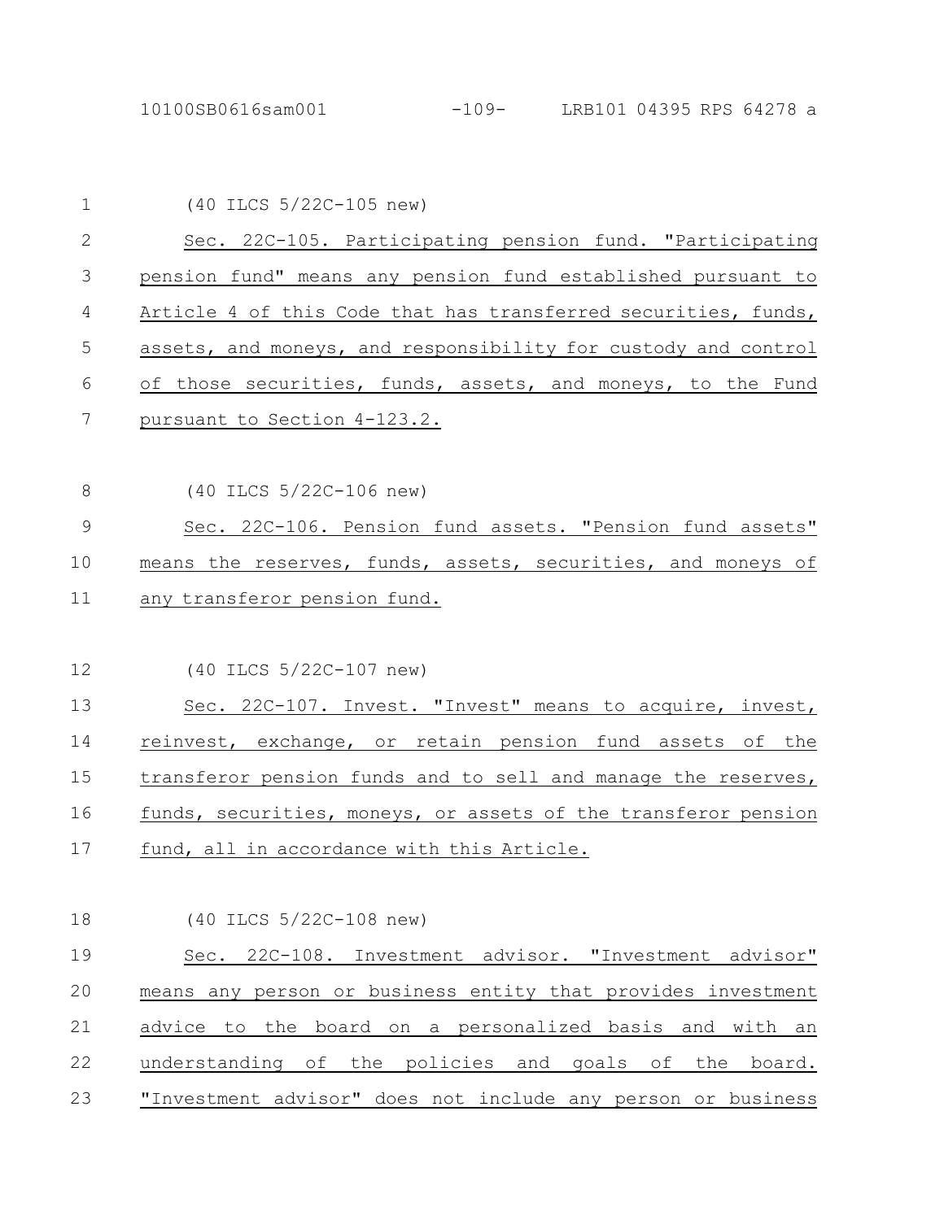(40 ILCS 5/22C-105 new)

Sec. 22C-105. Participating pension fund. "Participating pension fund" means any pension fund established pursuant to Article 4 of this Code that has transferred securities, funds, assets, and moneys, and responsibility for custody and control of those securities, funds, assets, and moneys, to the Fund pursuant to Section 4-123.2.

(40 ILCS 5/22C-106 new)

Sec. 22C-106. Pension fund assets. "Pension fund assets" means the reserves, funds, assets, securities, and moneys of any transferor pension fund.

(40 ILCS 5/22C-107 new)

Sec. 22C-107. Invest. "Invest" means to acquire, invest, reinvest, exchange, or retain pension fund assets of the transferor pension funds and to sell and manage the reserves, funds, securities, moneys, or assets of the transferor pension fund, all in accordance with this Article.

(40 ILCS 5/22C-108 new)

Sec. 22C-108. Investment advisor. "Investment advisor" means any person or business entity that provides investment advice to the board on a personalized basis and with an understanding of the policies and goals of the board. "Investment advisor" does not include any person or business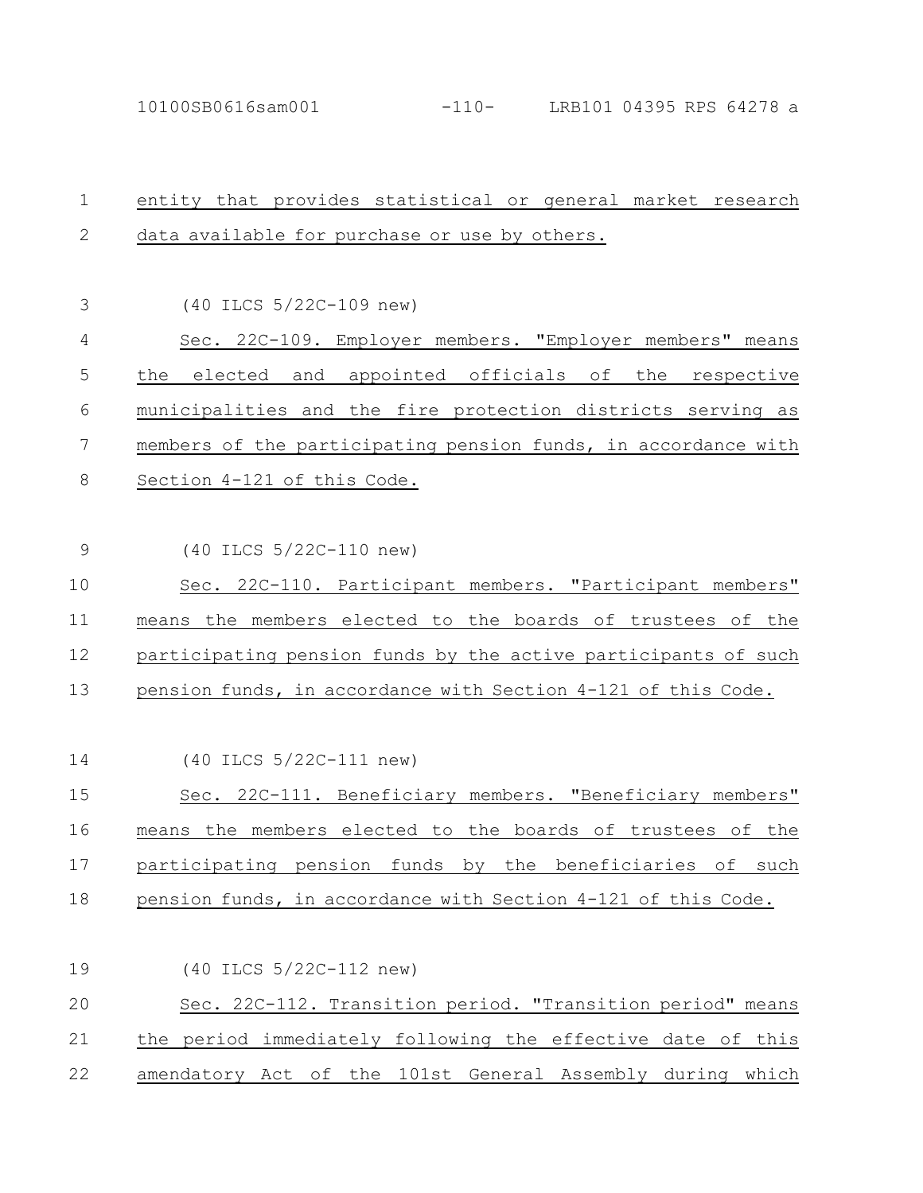entity that provides statistical or general market research data available for purchase or use by others.

(40 ILCS 5/22C-109 new)

Sec. 22C-109. Employer members. "Employer members" means the elected and appointed officials of the respective municipalities and the fire protection districts serving as members of the participating pension funds, in accordance with Section 4-121 of this Code.

(40 ILCS 5/22C-110 new)

Sec. 22C-110. Participant members. "Participant members" means the members elected to the boards of trustees of the participating pension funds by the active participants of such pension funds, in accordance with Section 4-121 of this Code.

(40 ILCS 5/22C-111 new)

Sec. 22C-111. Beneficiary members. "Beneficiary members" means the members elected to the boards of trustees of the participating pension funds by the beneficiaries of such pension funds, in accordance with Section 4-121 of this Code.

(40 ILCS 5/22C-112 new)

Sec. 22C-112. Transition period. "Transition period" means the period immediately following the effective date of this amendatory Act of the 101st General Assembly during which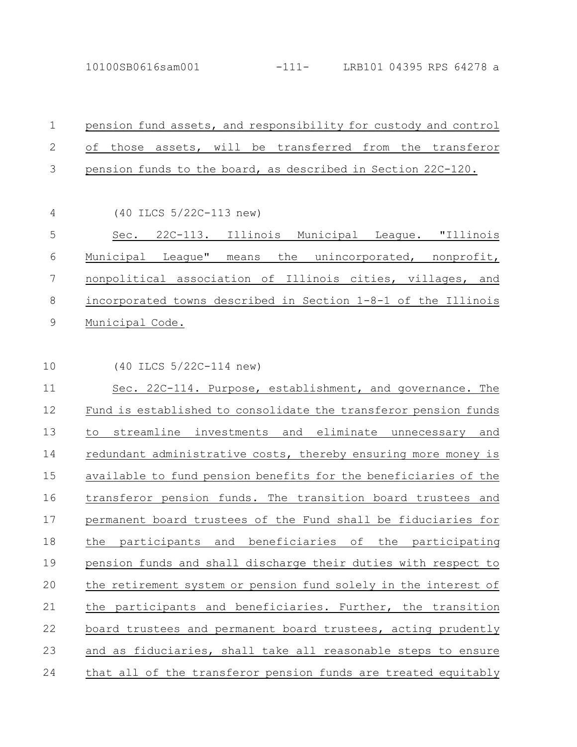pension fund assets, and responsibility for custody and control of those assets, will be transferred from the transferor pension funds to the board, as described in Section 22C-120.

(40 ILCS 5/22C-113 new)

Sec. 22C-113. Illinois Municipal League. "Illinois Municipal League" means the unincorporated, nonprofit, nonpolitical association of Illinois cities, villages, and incorporated towns described in Section 1-8-1 of the Illinois Municipal Code.

(40 ILCS 5/22C-114 new)

Sec. 22C-114. Purpose, establishment, and governance. The Fund is established to consolidate the transferor pension funds to streamline investments and eliminate unnecessary and redundant administrative costs, thereby ensuring more money is available to fund pension benefits for the beneficiaries of the transferor pension funds. The transition board trustees and permanent board trustees of the Fund shall be fiduciaries for the participants and beneficiaries of the participating pension funds and shall discharge their duties with respect to the retirement system or pension fund solely in the interest of the participants and beneficiaries. Further, the transition board trustees and permanent board trustees, acting prudently and as fiduciaries, shall take all reasonable steps to ensure that all of the transferor pension funds are treated equitably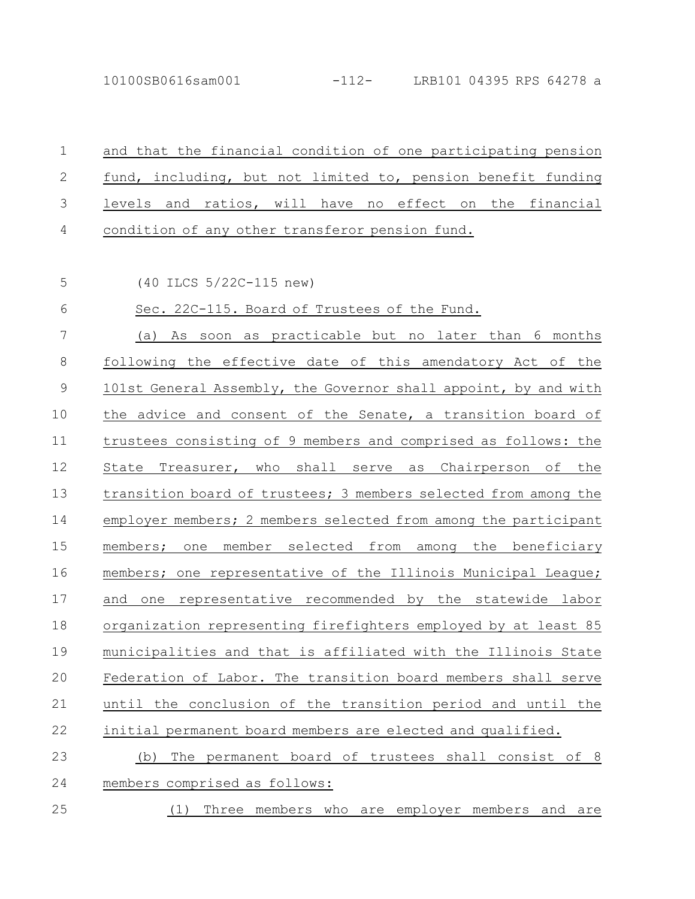and that the financial condition of one participating pension fund, including, but not limited to, pension benefit funding levels and ratios, will have no effect on the financial condition of any other transferor pension fund.

(40 ILCS 5/22C-115 new)

Sec. 22C-115. Board of Trustees of the Fund.

(a) As soon as practicable but no later than 6 months following the effective date of this amendatory Act of the 101st General Assembly, the Governor shall appoint, by and with the advice and consent of the Senate, a transition board of trustees consisting of 9 members and comprised as follows: the State Treasurer, who shall serve as Chairperson of the transition board of trustees; 3 members selected from among the employer members; 2 members selected from among the participant members; one member selected from among the beneficiary members; one representative of the Illinois Municipal League; and one representative recommended by the statewide labor organization representing firefighters employed by at least 85 municipalities and that is affiliated with the Illinois State Federation of Labor. The transition board members shall serve until the conclusion of the transition period and until the initial permanent board members are elected and qualified.

(b) The permanent board of trustees shall consist of 8 members comprised as follows:

(1) Three members who are employer members and are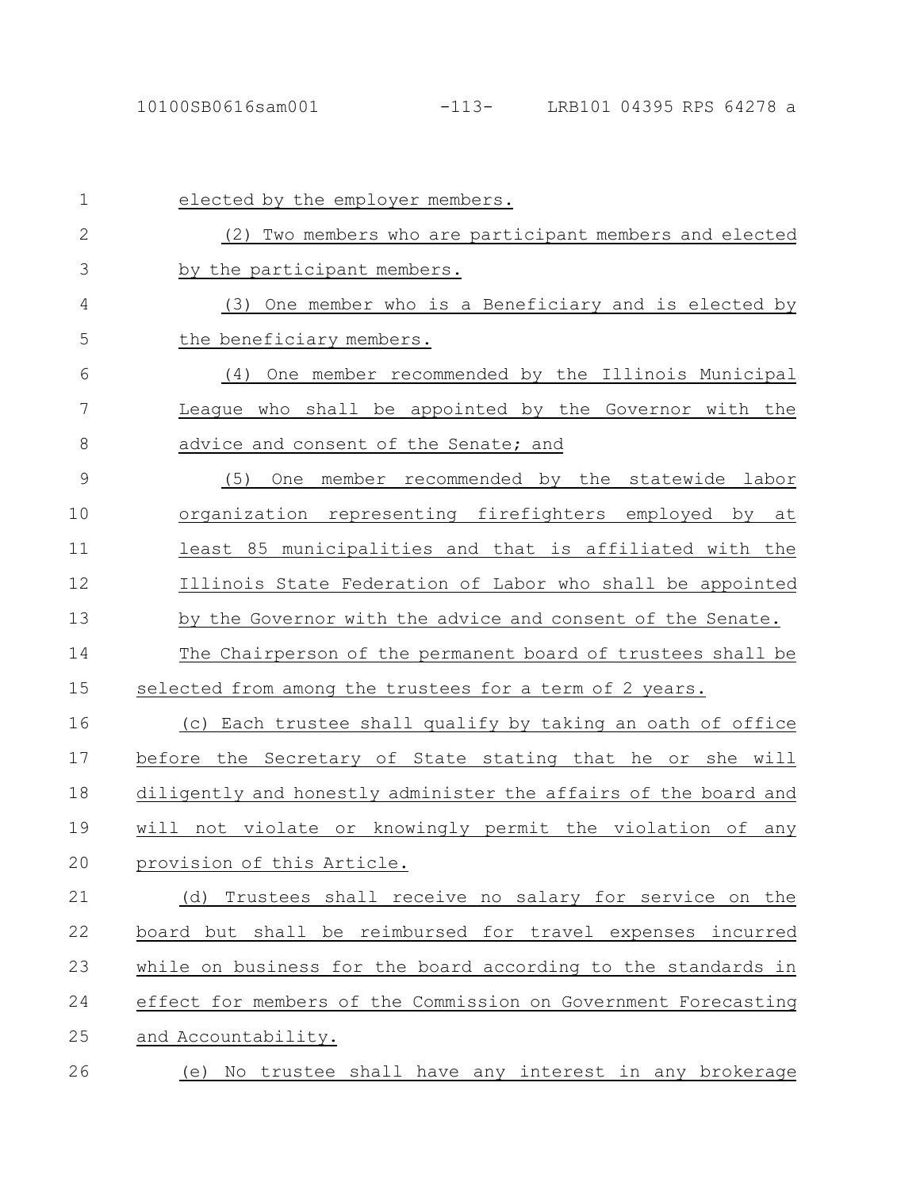elected by the employer members.

(2) Two members who are participant members and elected by the participant members.

(3) One member who is a Beneficiary and is elected by the beneficiary members.

(4) One member recommended by the Illinois Municipal League who shall be appointed by the Governor with the advice and consent of the Senate; and

(5) One member recommended by the statewide labor organization representing firefighters employed by at least 85 municipalities and that is affiliated with the Illinois State Federation of Labor who shall be appointed by the Governor with the advice and consent of the Senate.

The Chairperson of the permanent board of trustees shall be selected from among the trustees for a term of 2 years.

(c) Each trustee shall qualify by taking an oath of office before the Secretary of State stating that he or she will diligently and honestly administer the affairs of the board and will not violate or knowingly permit the violation of any provision of this Article.

(d) Trustees shall receive no salary for service on the board but shall be reimbursed for travel expenses incurred while on business for the board according to the standards in effect for members of the Commission on Government Forecasting and Accountability.

(e) No trustee shall have any interest in any brokerage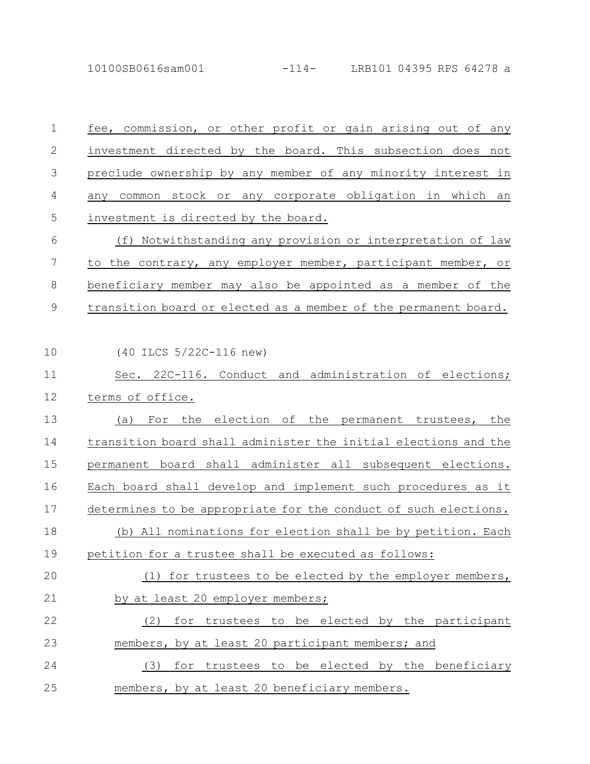fee, commission, or other profit or gain arising out of any investment directed by the board. This subsection does not preclude ownership by any member of any minority interest in any common stock or any corporate obligation in which an investment is directed by the board.

(f) Notwithstanding any provision or interpretation of law to the contrary, any employer member, participant member, or beneficiary member may also be appointed as a member of the transition board or elected as a member of the permanent board.

(40 ILCS 5/22C-116 new)

Sec. 22C-116. Conduct and administration of elections; terms of office.

(a) For the election of the permanent trustees, the transition board shall administer the initial elections and the permanent board shall administer all subsequent elections. Each board shall develop and implement such procedures as it determines to be appropriate for the conduct of such elections.

(b) All nominations for election shall be by petition. Each petition for a trustee shall be executed as follows:

(1) for trustees to be elected by the employer members, by at least 20 employer members;

(2) for trustees to be elected by the participant members, by at least 20 participant members; and

(3) for trustees to be elected by the beneficiary members, by at least 20 beneficiary members.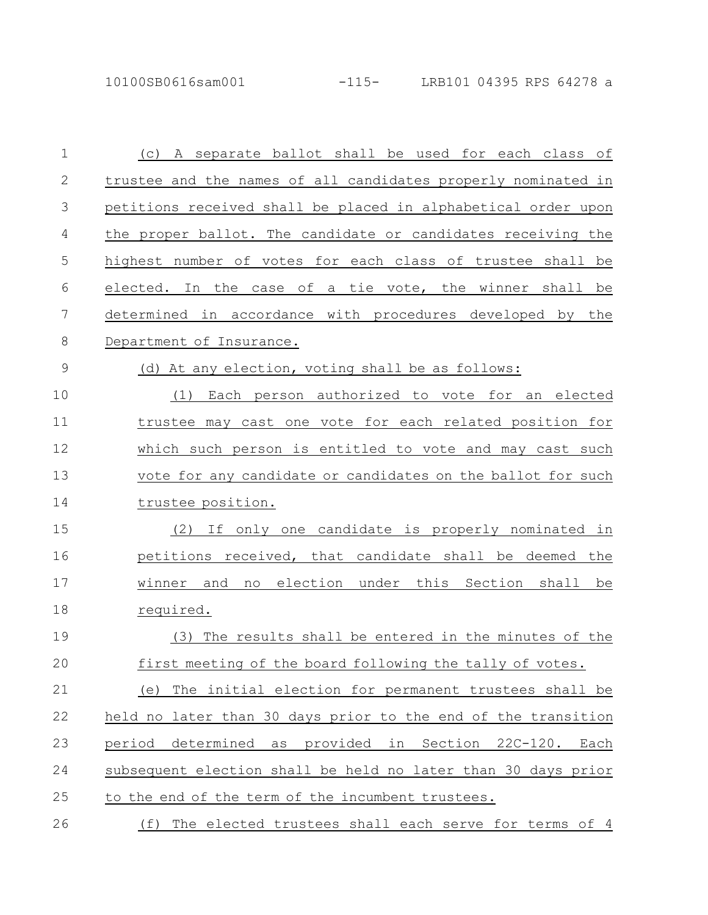(c) A separate ballot shall be used for each class of trustee and the names of all candidates properly nominated in petitions received shall be placed in alphabetical order upon the proper ballot. The candidate or candidates receiving the highest number of votes for each class of trustee shall be elected. In the case of a tie vote, the winner shall be determined in accordance with procedures developed by the Department of Insurance.

(d) At any election, voting shall be as follows:

(1) Each person authorized to vote for an elected trustee may cast one vote for each related position for which such person is entitled to vote and may cast such vote for any candidate or candidates on the ballot for such trustee position.

(2) If only one candidate is properly nominated in petitions received, that candidate shall be deemed the winner and no election under this Section shall be required.

(3) The results shall be entered in the minutes of the first meeting of the board following the tally of votes.

(e) The initial election for permanent trustees shall be held no later than 30 days prior to the end of the transition period determined as provided in Section 22C-120. Each subsequent election shall be held no later than 30 days prior to the end of the term of the incumbent trustees.

(f) The elected trustees shall each serve for terms of 4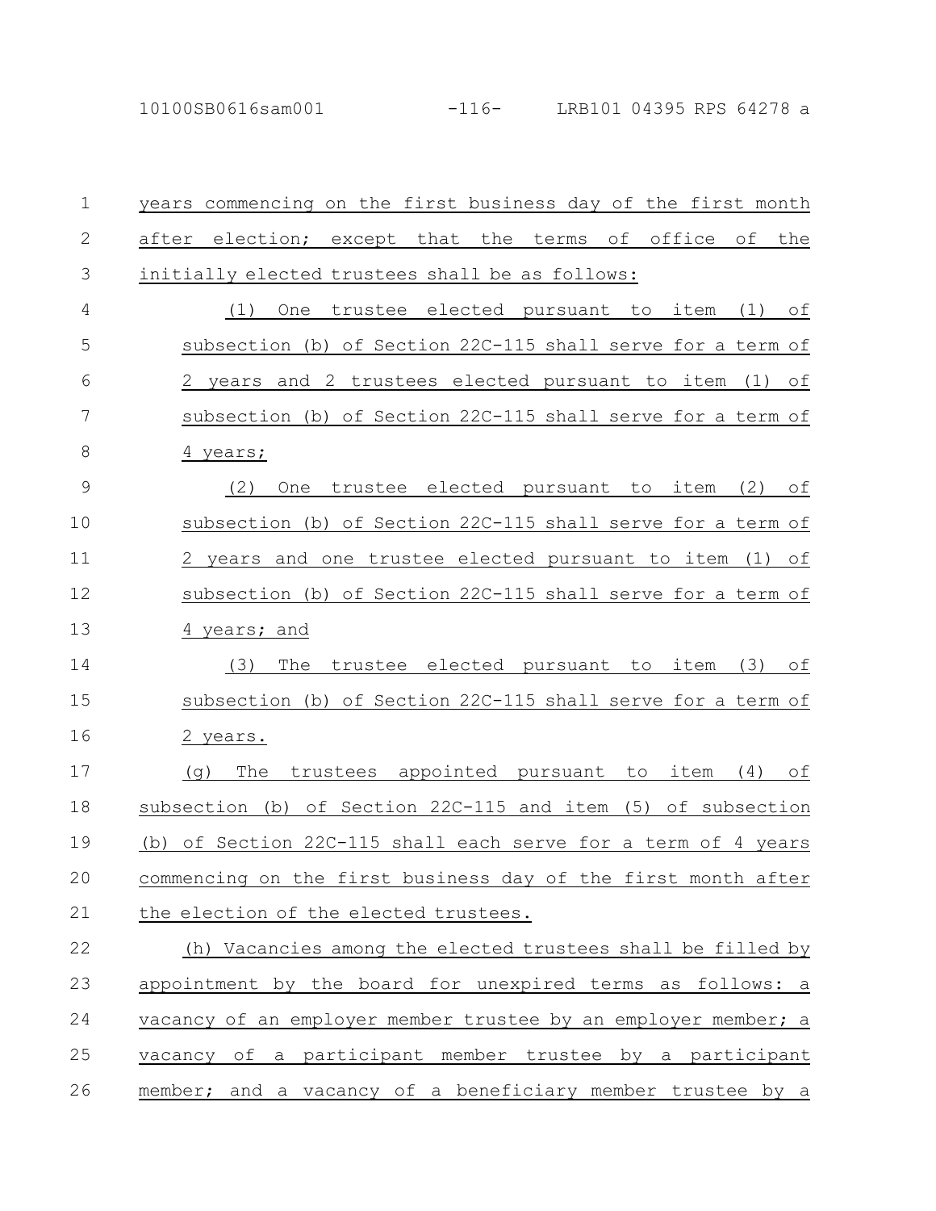years commencing on the first business day of the first month after election; except that the terms of office of the initially elected trustees shall be as follows:

(1) One trustee elected pursuant to item (1) of subsection (b) of Section 22C-115 shall serve for a term of 2 years and 2 trustees elected pursuant to item (1) of subsection (b) of Section 22C-115 shall serve for a term of 4 years;

(2) One trustee elected pursuant to item (2) of subsection (b) of Section 22C-115 shall serve for a term of 2 years and one trustee elected pursuant to item (1) of subsection (b) of Section 22C-115 shall serve for a term of 4 years; and

(3) The trustee elected pursuant to item (3) of subsection (b) of Section 22C-115 shall serve for a term of 2 years.

(g) The trustees appointed pursuant to item (4) of subsection (b) of Section 22C-115 and item (5) of subsection (b) of Section 22C-115 shall each serve for a term of 4 years commencing on the first business day of the first month after the election of the elected trustees.

(h) Vacancies among the elected trustees shall be filled by appointment by the board for unexpired terms as follows: a vacancy of an employer member trustee by an employer member; a vacancy of a participant member trustee by a participant member; and a vacancy of a beneficiary member trustee by a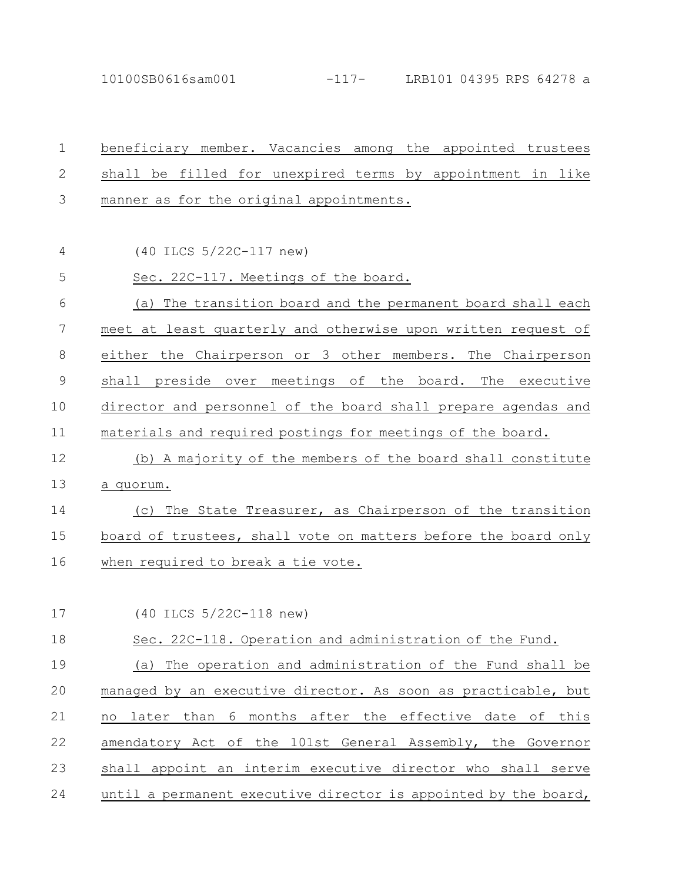beneficiary member. Vacancies among the appointed trustees shall be filled for unexpired terms by appointment in like manner as for the original appointments.

(40 ILCS 5/22C-117 new)

Sec. 22C-117. Meetings of the board.

(a) The transition board and the permanent board shall each meet at least quarterly and otherwise upon written request of either the Chairperson or 3 other members. The Chairperson shall preside over meetings of the board. The executive director and personnel of the board shall prepare agendas and materials and required postings for meetings of the board.

(b) A majority of the members of the board shall constitute a quorum.

(c) The State Treasurer, as Chairperson of the transition board of trustees, shall vote on matters before the board only when required to break a tie vote.

(40 ILCS 5/22C-118 new)

Sec. 22C-118. Operation and administration of the Fund.

(a) The operation and administration of the Fund shall be managed by an executive director. As soon as practicable, but no later than 6 months after the effective date of this amendatory Act of the 101st General Assembly, the Governor shall appoint an interim executive director who shall serve until a permanent executive director is appointed by the board,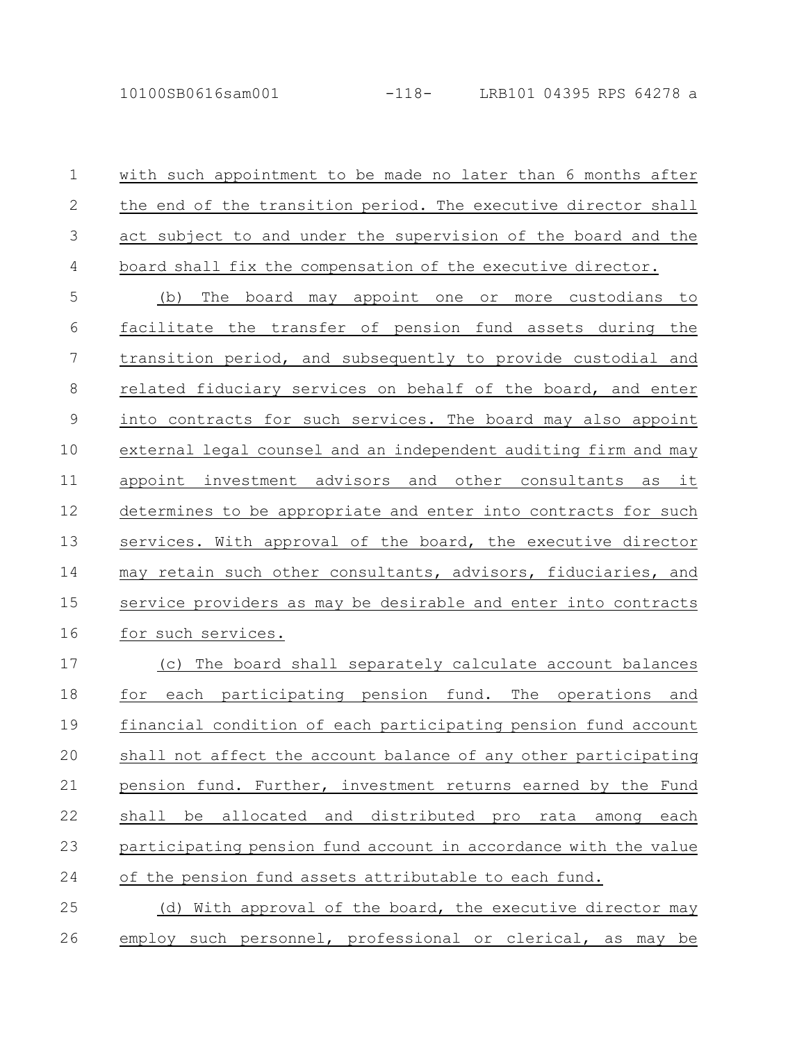with such appointment to be made no later than 6 months after the end of the transition period. The executive director shall act subject to and under the supervision of the board and the board shall fix the compensation of the executive director.

(b) The board may appoint one or more custodians to facilitate the transfer of pension fund assets during the transition period, and subsequently to provide custodial and related fiduciary services on behalf of the board, and enter into contracts for such services. The board may also appoint external legal counsel and an independent auditing firm and may appoint investment advisors and other consultants as it determines to be appropriate and enter into contracts for such services. With approval of the board, the executive director may retain such other consultants, advisors, fiduciaries, and service providers as may be desirable and enter into contracts for such services.

(c) The board shall separately calculate account balances for each participating pension fund. The operations and financial condition of each participating pension fund account shall not affect the account balance of any other participating pension fund. Further, investment returns earned by the Fund shall be allocated and distributed pro rata among each participating pension fund account in accordance with the value of the pension fund assets attributable to each fund.

(d) With approval of the board, the executive director may employ such personnel, professional or clerical, as may be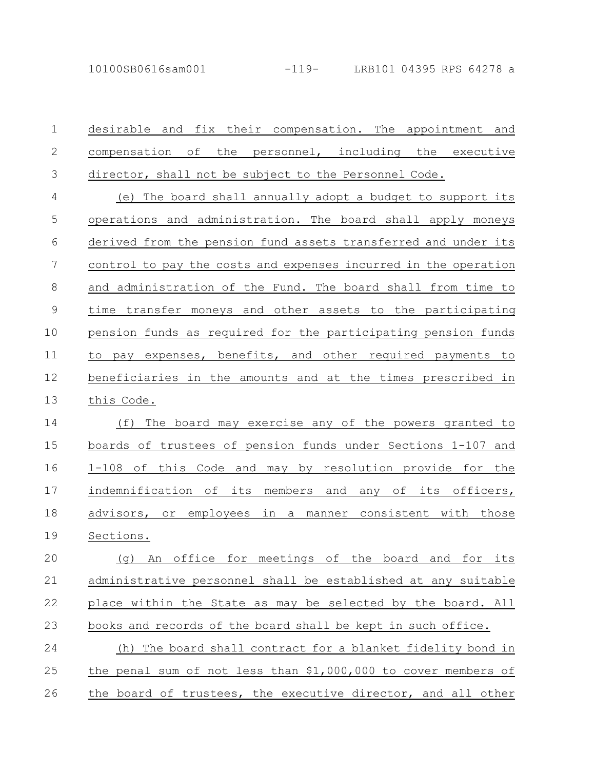desirable and fix their compensation. The appointment and compensation of the personnel, including the executive director, shall not be subject to the Personnel Code.

(e) The board shall annually adopt a budget to support its operations and administration. The board shall apply moneys derived from the pension fund assets transferred and under its control to pay the costs and expenses incurred in the operation and administration of the Fund. The board shall from time to time transfer moneys and other assets to the participating pension funds as required for the participating pension funds to pay expenses, benefits, and other required payments to beneficiaries in the amounts and at the times prescribed in this Code.

(f) The board may exercise any of the powers granted to boards of trustees of pension funds under Sections 1-107 and 1-108 of this Code and may by resolution provide for the indemnification of its members and any of its officers, advisors, or employees in a manner consistent with those Sections.

(g) An office for meetings of the board and for its administrative personnel shall be established at any suitable place within the State as may be selected by the board. All books and records of the board shall be kept in such office.

(h) The board shall contract for a blanket fidelity bond in the penal sum of not less than $1,000,000 to cover members of the board of trustees, the executive director, and all other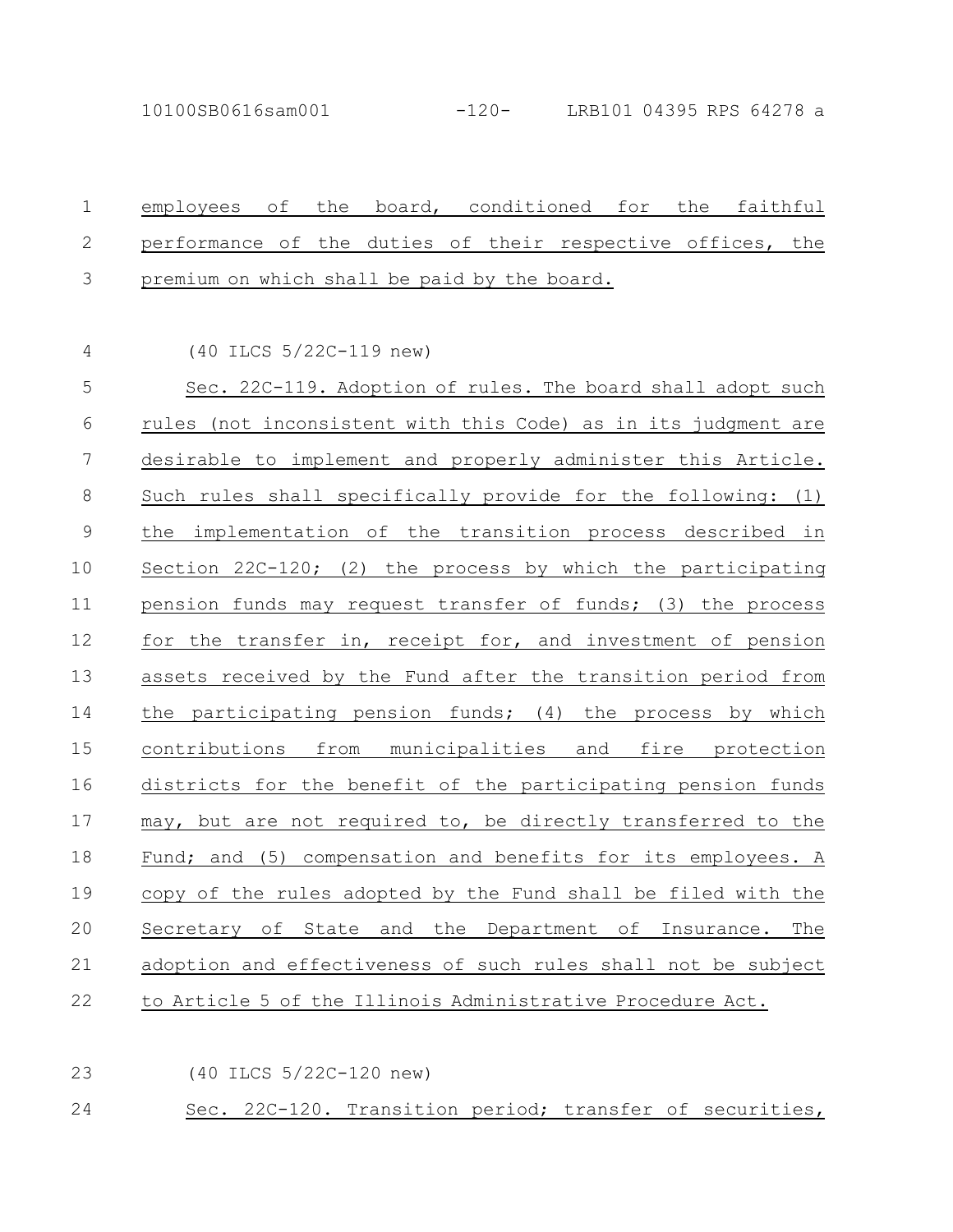employees of the board, conditioned for the faithful performance of the duties of their respective offices, the premium on which shall be paid by the board.

(40 ILCS 5/22C-119 new)

Sec. 22C-119. Adoption of rules. The board shall adopt such rules (not inconsistent with this Code) as in its judgment are desirable to implement and properly administer this Article. Such rules shall specifically provide for the following: (1) the implementation of the transition process described in Section 22C-120; (2) the process by which the participating pension funds may request transfer of funds; (3) the process for the transfer in, receipt for, and investment of pension assets received by the Fund after the transition period from the participating pension funds; (4) the process by which contributions from municipalities and fire protection districts for the benefit of the participating pension funds may, but are not required to, be directly transferred to the Fund; and (5) compensation and benefits for its employees. A copy of the rules adopted by the Fund shall be filed with the Secretary of State and the Department of Insurance. The adoption and effectiveness of such rules shall not be subject to Article 5 of the Illinois Administrative Procedure Act.

(40 ILCS 5/22C-120 new)

Sec. 22C-120. Transition period; transfer of securities,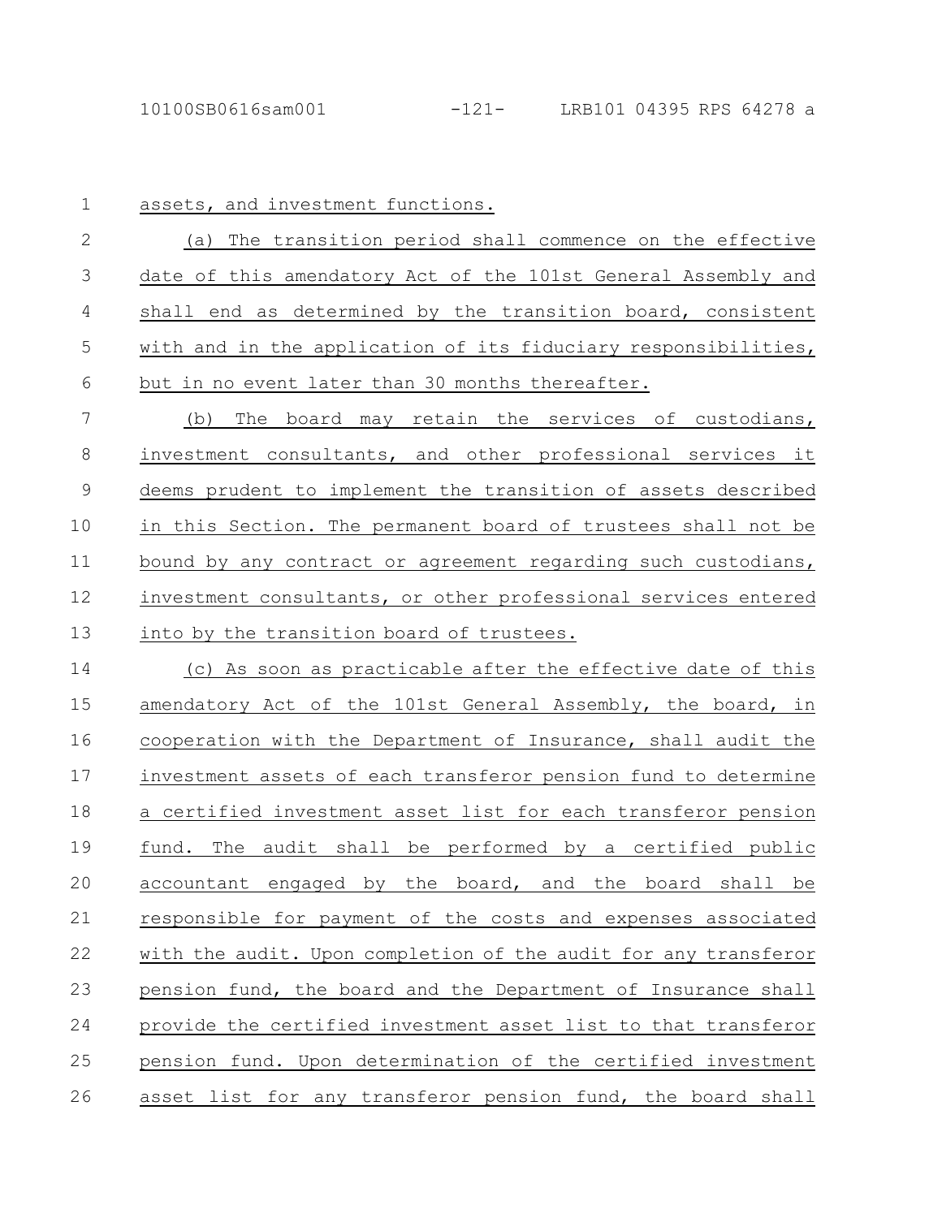assets, and investment functions.

(a) The transition period shall commence on the effective date of this amendatory Act of the 101st General Assembly and shall end as determined by the transition board, consistent with and in the application of its fiduciary responsibilities, but in no event later than 30 months thereafter.

(b) The board may retain the services of custodians, investment consultants, and other professional services it deems prudent to implement the transition of assets described in this Section. The permanent board of trustees shall not be bound by any contract or agreement regarding such custodians, investment consultants, or other professional services entered into by the transition board of trustees.

(c) As soon as practicable after the effective date of this amendatory Act of the 101st General Assembly, the board, in cooperation with the Department of Insurance, shall audit the investment assets of each transferor pension fund to determine a certified investment asset list for each transferor pension fund. The audit shall be performed by a certified public accountant engaged by the board, and the board shall be responsible for payment of the costs and expenses associated with the audit. Upon completion of the audit for any transferor pension fund, the board and the Department of Insurance shall provide the certified investment asset list to that transferor pension fund. Upon determination of the certified investment asset list for any transferor pension fund, the board shall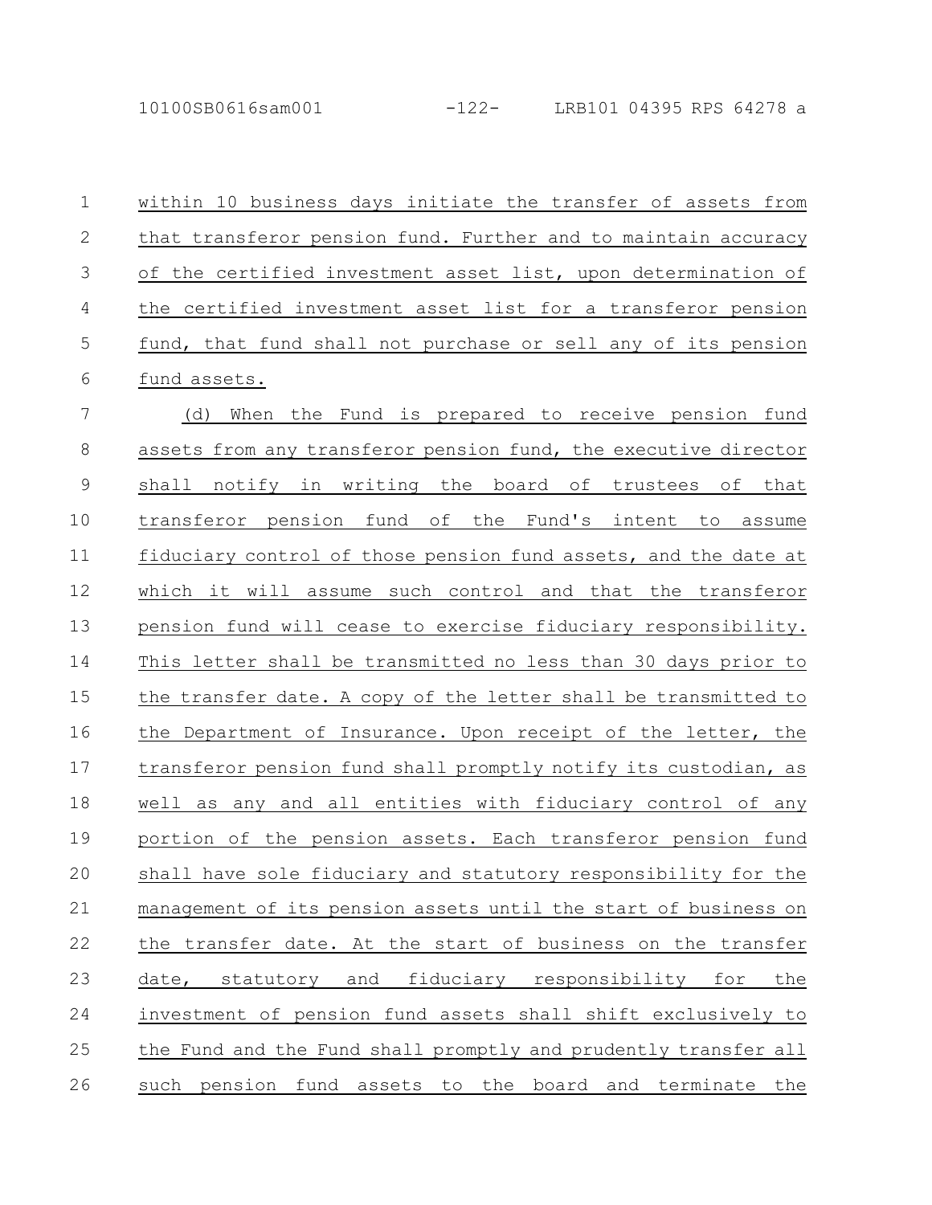within 10 business days initiate the transfer of assets from that transferor pension fund. Further and to maintain accuracy of the certified investment asset list, upon determination of the certified investment asset list for a transferor pension fund, that fund shall not purchase or sell any of its pension fund assets.

(d) When the Fund is prepared to receive pension fund assets from any transferor pension fund, the executive director shall notify in writing the board of trustees of that transferor pension fund of the Fund's intent to assume fiduciary control of those pension fund assets, and the date at which it will assume such control and that the transferor pension fund will cease to exercise fiduciary responsibility. This letter shall be transmitted no less than 30 days prior to the transfer date. A copy of the letter shall be transmitted to the Department of Insurance. Upon receipt of the letter, the transferor pension fund shall promptly notify its custodian, as well as any and all entities with fiduciary control of any portion of the pension assets. Each transferor pension fund shall have sole fiduciary and statutory responsibility for the management of its pension assets until the start of business on the transfer date. At the start of business on the transfer date, statutory and fiduciary responsibility for the investment of pension fund assets shall shift exclusively to the Fund and the Fund shall promptly and prudently transfer all such pension fund assets to the board and terminate the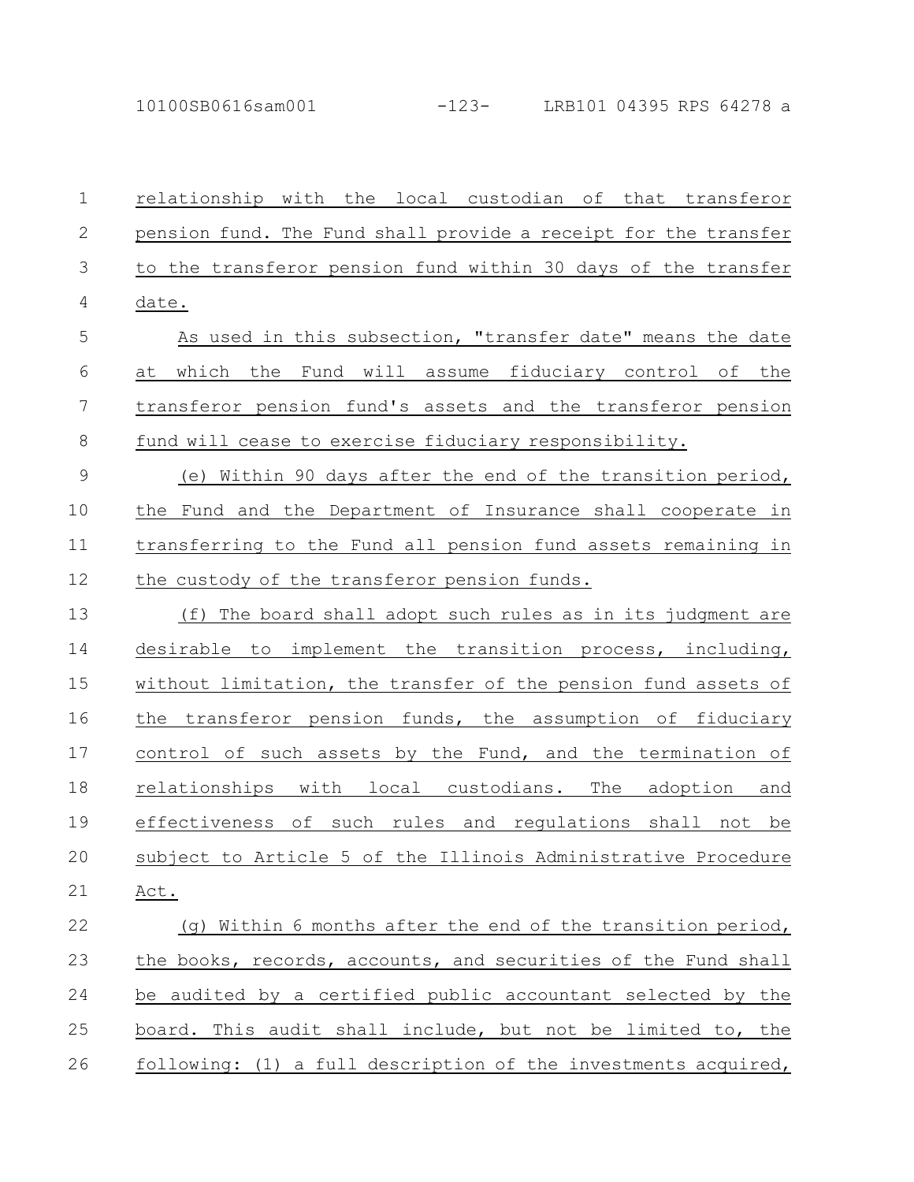relationship with the local custodian of that transferor pension fund. The Fund shall provide a receipt for the transfer to the transferor pension fund within 30 days of the transfer date.

As used in this subsection, "transfer date" means the date at which the Fund will assume fiduciary control of the transferor pension fund's assets and the transferor pension fund will cease to exercise fiduciary responsibility.

(e) Within 90 days after the end of the transition period, the Fund and the Department of Insurance shall cooperate in transferring to the Fund all pension fund assets remaining in the custody of the transferor pension funds.

(f) The board shall adopt such rules as in its judgment are desirable to implement the transition process, including, without limitation, the transfer of the pension fund assets of the transferor pension funds, the assumption of fiduciary control of such assets by the Fund, and the termination of relationships with local custodians. The adoption and effectiveness of such rules and regulations shall not be subject to Article 5 of the Illinois Administrative Procedure Act.

(g) Within 6 months after the end of the transition period, the books, records, accounts, and securities of the Fund shall be audited by a certified public accountant selected by the board. This audit shall include, but not be limited to, the following: (1) a full description of the investments acquired,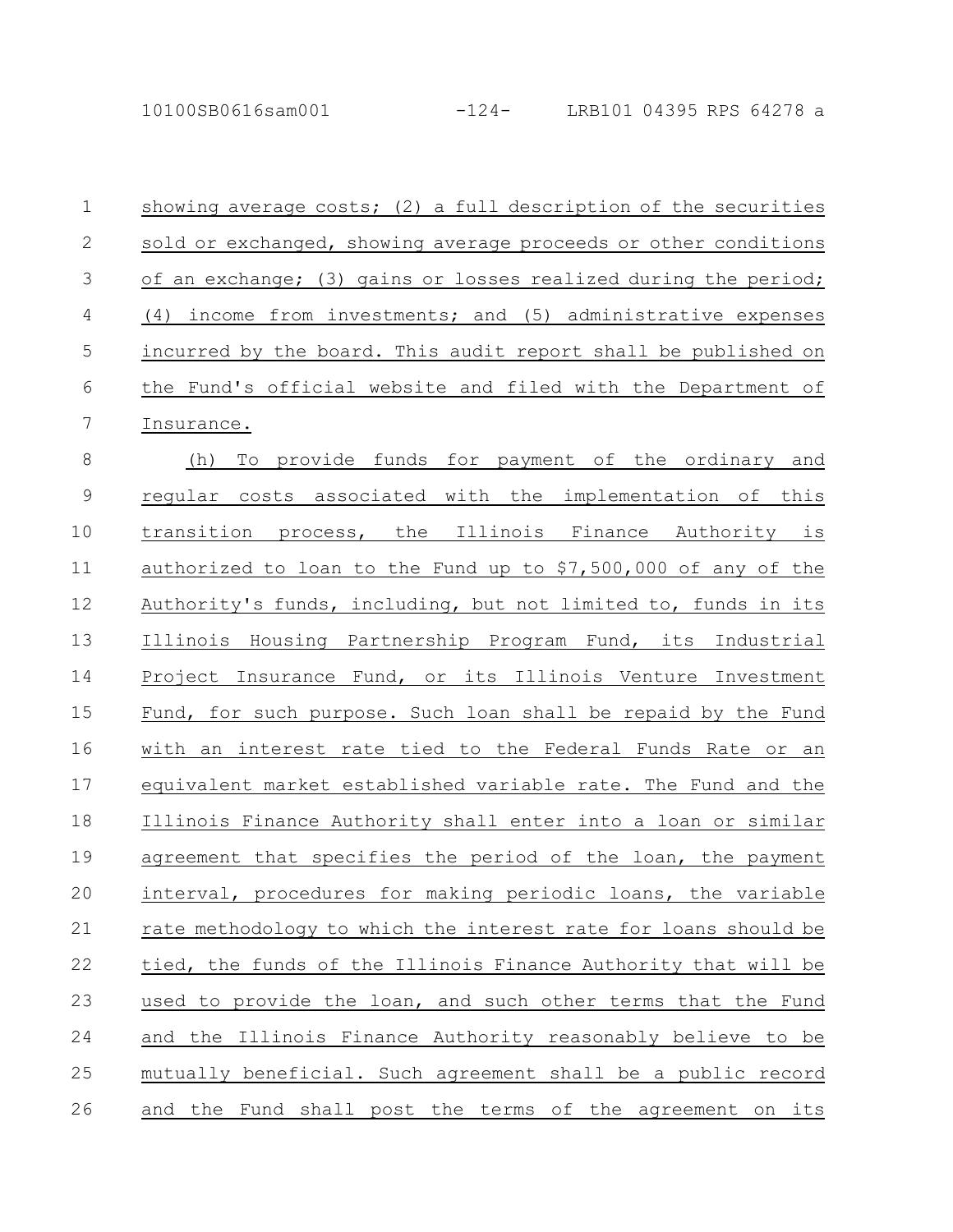showing average costs; (2) a full description of the securities sold or exchanged, showing average proceeds or other conditions of an exchange; (3) gains or losses realized during the period; (4) income from investments; and (5) administrative expenses incurred by the board. This audit report shall be published on the Fund's official website and filed with the Department of Insurance.

(h) To provide funds for payment of the ordinary and regular costs associated with the implementation of this transition process, the Illinois Finance Authority is authorized to loan to the Fund up to $7,500,000 of any of the Authority's funds, including, but not limited to, funds in its Illinois Housing Partnership Program Fund, its Industrial Project Insurance Fund, or its Illinois Venture Investment Fund, for such purpose. Such loan shall be repaid by the Fund with an interest rate tied to the Federal Funds Rate or an equivalent market established variable rate. The Fund and the Illinois Finance Authority shall enter into a loan or similar agreement that specifies the period of the loan, the payment interval, procedures for making periodic loans, the variable rate methodology to which the interest rate for loans should be tied, the funds of the Illinois Finance Authority that will be used to provide the loan, and such other terms that the Fund and the Illinois Finance Authority reasonably believe to be mutually beneficial. Such agreement shall be a public record and the Fund shall post the terms of the agreement on its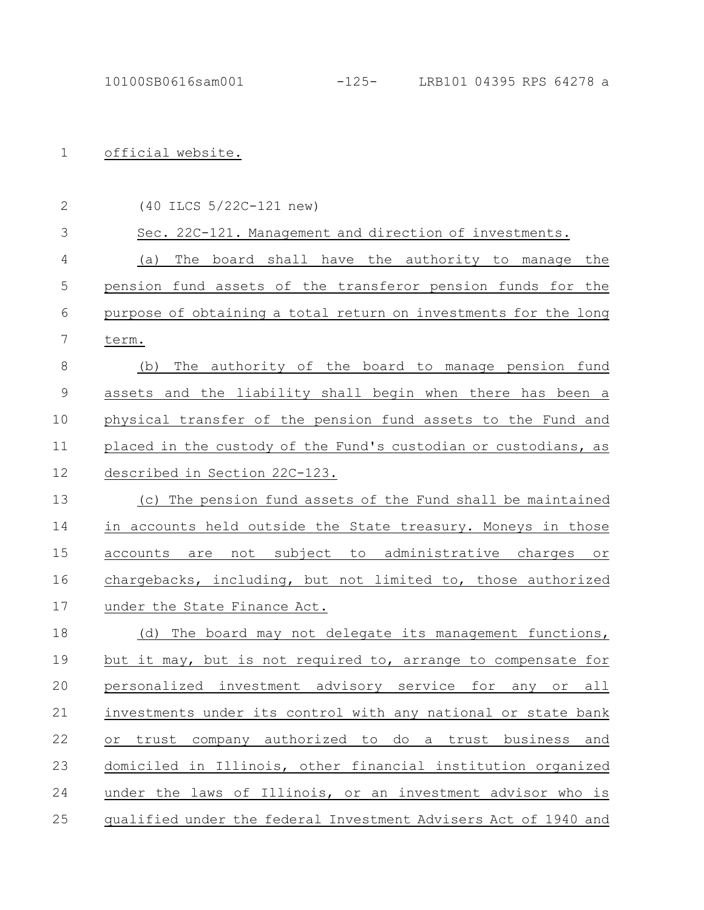official website.

(40 ILCS 5/22C-121 new)

Sec. 22C-121. Management and direction of investments.

(a) The board shall have the authority to manage the pension fund assets of the transferor pension funds for the purpose of obtaining a total return on investments for the long term.

(b) The authority of the board to manage pension fund assets and the liability shall begin when there has been a physical transfer of the pension fund assets to the Fund and placed in the custody of the Fund's custodian or custodians, as described in Section 22C-123.

(c) The pension fund assets of the Fund shall be maintained in accounts held outside the State treasury. Moneys in those accounts are not subject to administrative charges or chargebacks, including, but not limited to, those authorized under the State Finance Act.

(d) The board may not delegate its management functions, but it may, but is not required to, arrange to compensate for personalized investment advisory service for any or all investments under its control with any national or state bank or trust company authorized to do a trust business and domiciled in Illinois, other financial institution organized under the laws of Illinois, or an investment advisor who is qualified under the federal Investment Advisers Act of 1940 and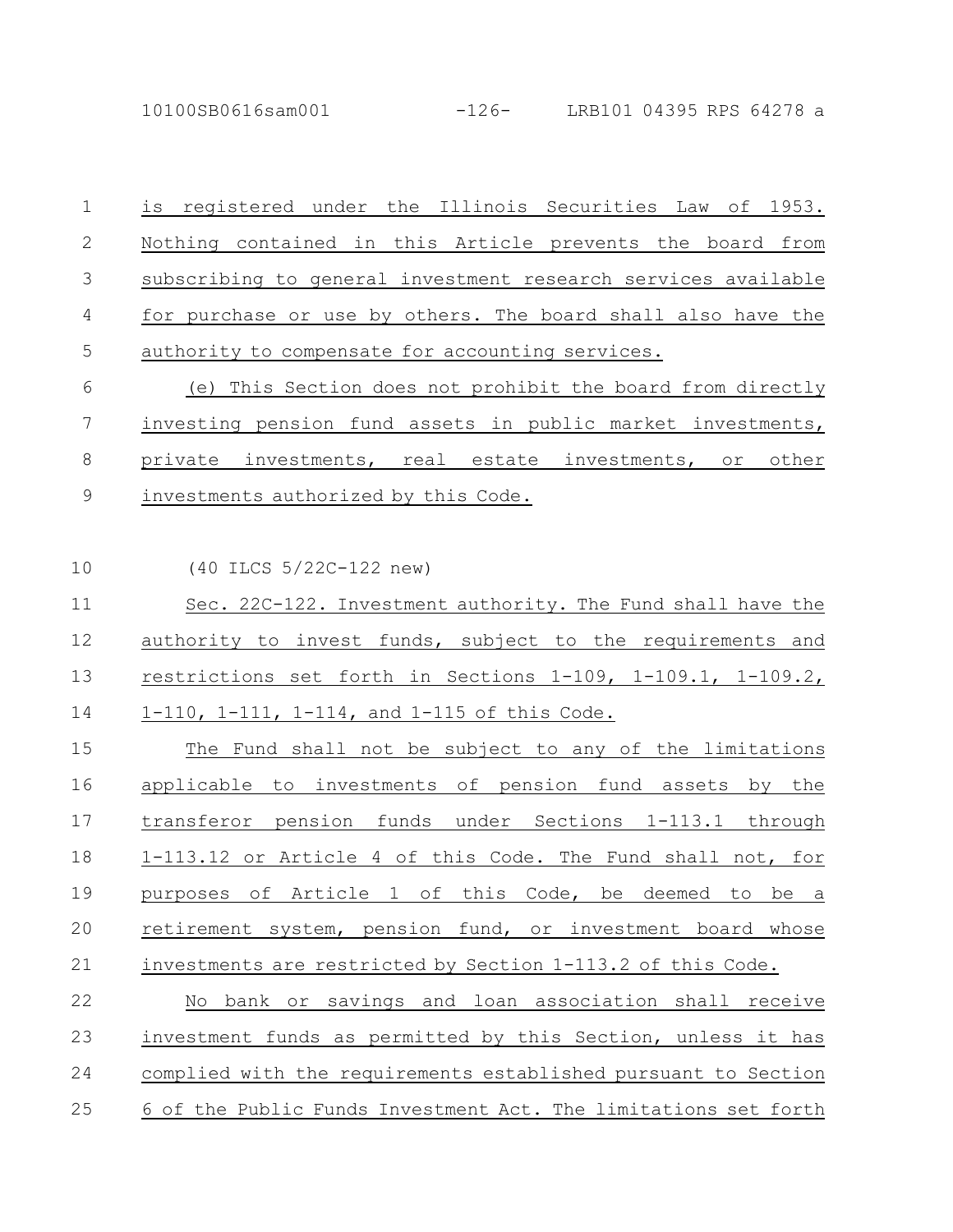is registered under the Illinois Securities Law of 1953. Nothing contained in this Article prevents the board from subscribing to general investment research services available for purchase or use by others. The board shall also have the authority to compensate for accounting services.

(e) This Section does not prohibit the board from directly investing pension fund assets in public market investments, private investments, real estate investments, or other investments authorized by this Code.

(40 ILCS 5/22C-122 new)

Sec. 22C-122. Investment authority. The Fund shall have the authority to invest funds, subject to the requirements and restrictions set forth in Sections 1-109, 1-109.1, 1-109.2, 1-110, 1-111, 1-114, and 1-115 of this Code.

The Fund shall not be subject to any of the limitations applicable to investments of pension fund assets by the transferor pension funds under Sections 1-113.1 through 1-113.12 or Article 4 of this Code. The Fund shall not, for purposes of Article 1 of this Code, be deemed to be a retirement system, pension fund, or investment board whose investments are restricted by Section 1-113.2 of this Code.

No bank or savings and loan association shall receive investment funds as permitted by this Section, unless it has complied with the requirements established pursuant to Section 6 of the Public Funds Investment Act. The limitations set forth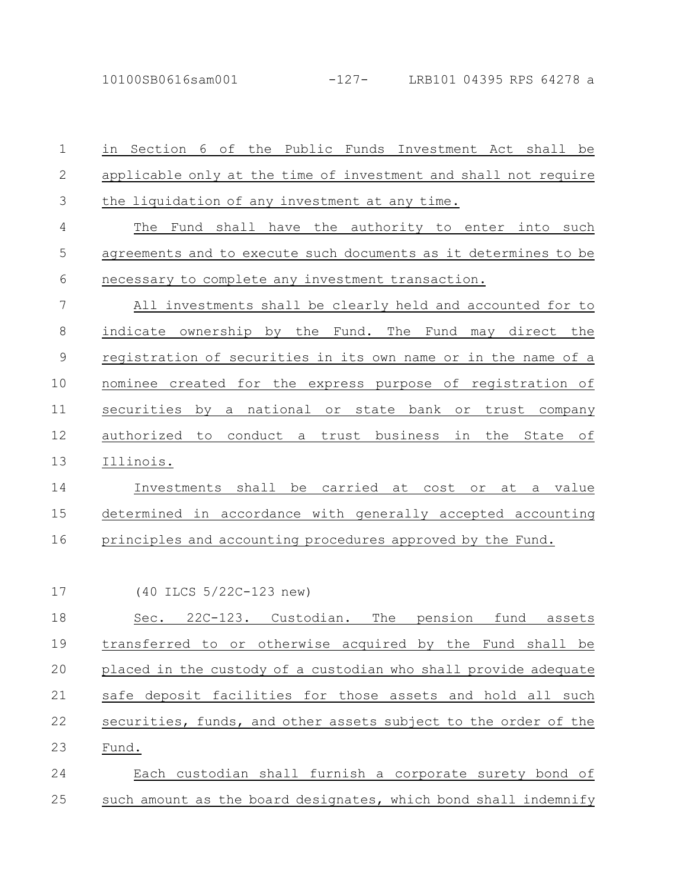in Section 6 of the Public Funds Investment Act shall be applicable only at the time of investment and shall not require the liquidation of any investment at any time.

The Fund shall have the authority to enter into such agreements and to execute such documents as it determines to be necessary to complete any investment transaction.

All investments shall be clearly held and accounted for to indicate ownership by the Fund. The Fund may direct the registration of securities in its own name or in the name of a nominee created for the express purpose of registration of securities by a national or state bank or trust company authorized to conduct a trust business in the State of Illinois.

Investments shall be carried at cost or at a value determined in accordance with generally accepted accounting principles and accounting procedures approved by the Fund.

(40 ILCS 5/22C-123 new)

Sec. 22C-123. Custodian. The pension fund assets transferred to or otherwise acquired by the Fund shall be placed in the custody of a custodian who shall provide adequate safe deposit facilities for those assets and hold all such securities, funds, and other assets subject to the order of the Fund.

Each custodian shall furnish a corporate surety bond of such amount as the board designates, which bond shall indemnify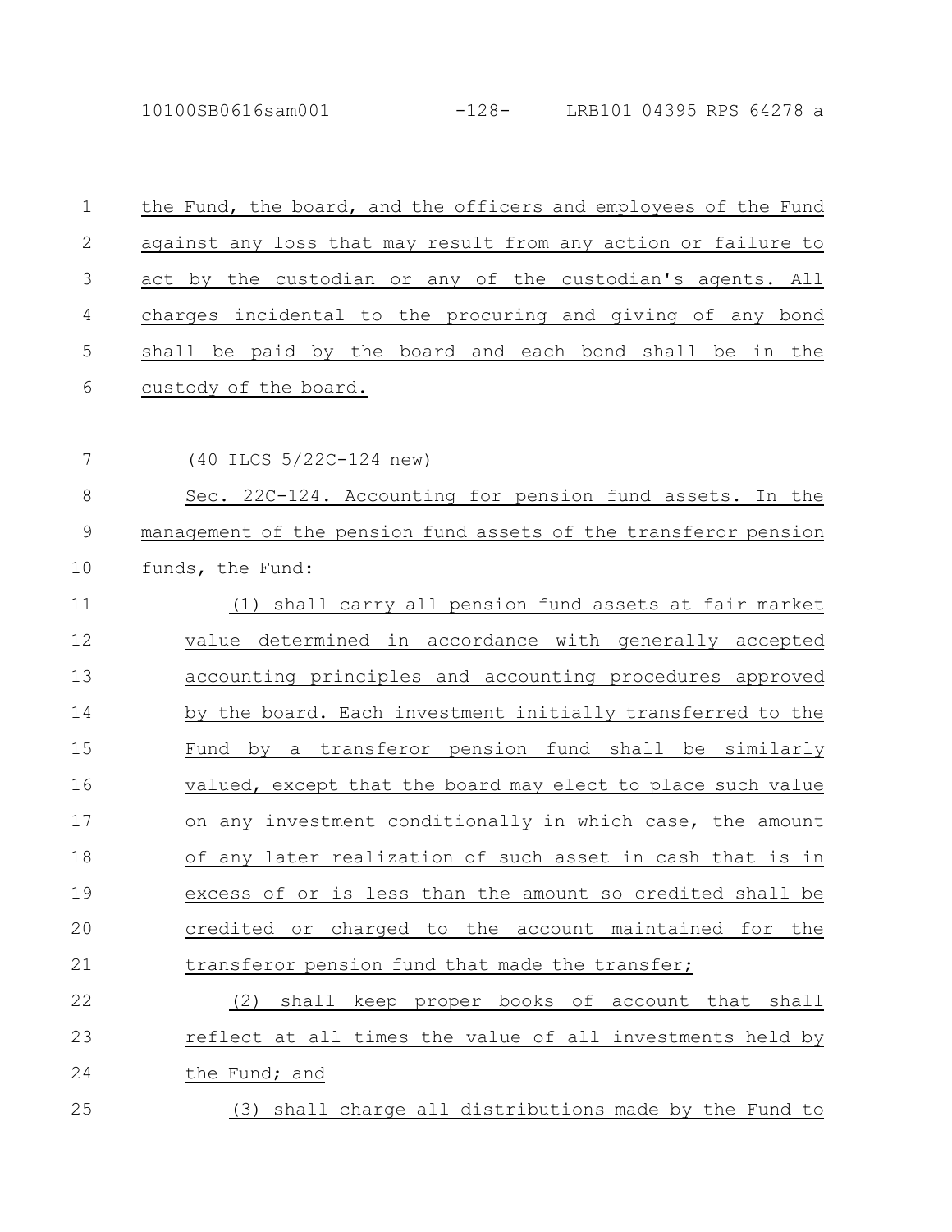the Fund, the board, and the officers and employees of the Fund against any loss that may result from any action or failure to act by the custodian or any of the custodian's agents. All charges incidental to the procuring and giving of any bond shall be paid by the board and each bond shall be in the custody of the board.

(40 ILCS 5/22C-124 new)

Sec. 22C-124. Accounting for pension fund assets. In the management of the pension fund assets of the transferor pension funds, the Fund:

(1) shall carry all pension fund assets at fair market value determined in accordance with generally accepted accounting principles and accounting procedures approved by the board. Each investment initially transferred to the Fund by a transferor pension fund shall be similarly valued, except that the board may elect to place such value on any investment conditionally in which case, the amount of any later realization of such asset in cash that is in excess of or is less than the amount so credited shall be credited or charged to the account maintained for the transferor pension fund that made the transfer;

(2) shall keep proper books of account that shall reflect at all times the value of all investments held by the Fund; and

(3) shall charge all distributions made by the Fund to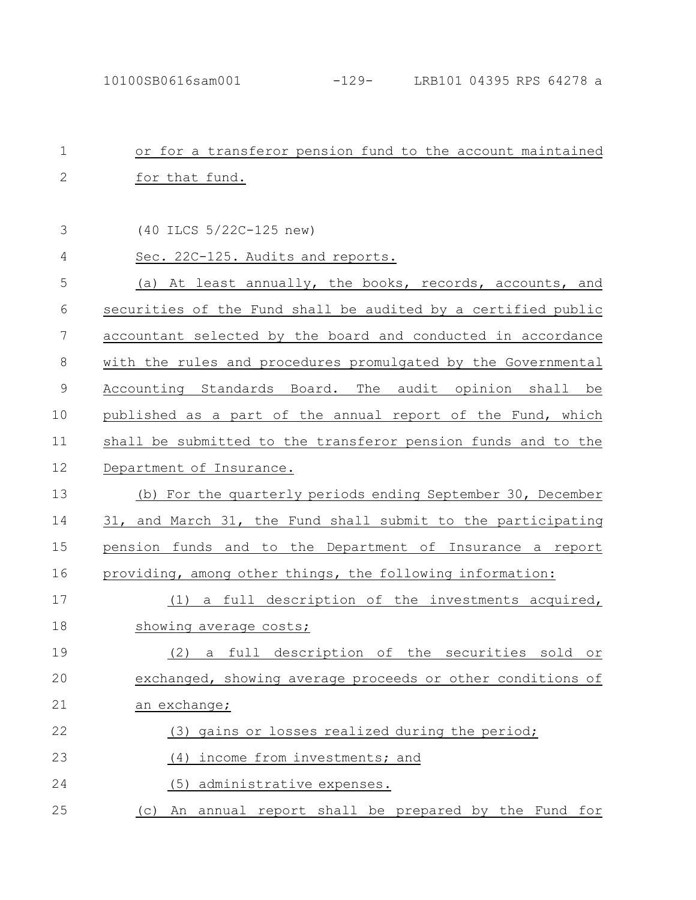or for a transferor pension fund to the account maintained for that fund.

(40 ILCS 5/22C-125 new)

Sec. 22C-125. Audits and reports.

(a) At least annually, the books, records, accounts, and securities of the Fund shall be audited by a certified public accountant selected by the board and conducted in accordance with the rules and procedures promulgated by the Governmental Accounting Standards Board. The audit opinion shall be published as a part of the annual report of the Fund, which shall be submitted to the transferor pension funds and to the Department of Insurance.

(b) For the quarterly periods ending September 30, December 31, and March 31, the Fund shall submit to the participating pension funds and to the Department of Insurance a report providing, among other things, the following information:

(1) a full description of the investments acquired, showing average costs;

(2) a full description of the securities sold or exchanged, showing average proceeds or other conditions of an exchange;

(3) gains or losses realized during the period;

(4) income from investments; and

(5) administrative expenses.

(c) An annual report shall be prepared by the Fund for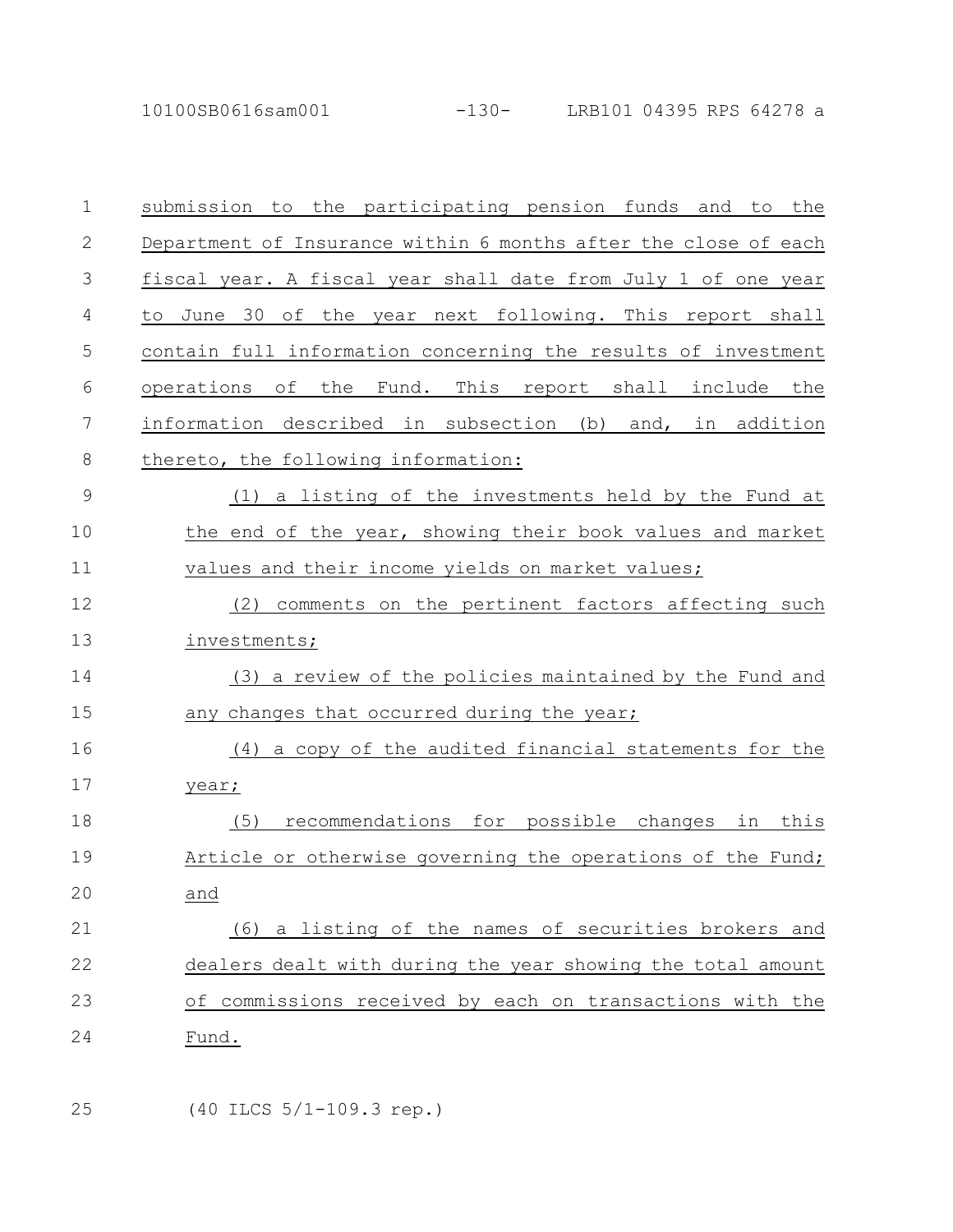submission to the participating pension funds and to the Department of Insurance within 6 months after the close of each fiscal year. A fiscal year shall date from July 1 of one year to June 30 of the year next following. This report shall contain full information concerning the results of investment operations of the Fund. This report shall include the information described in subsection (b) and, in addition thereto, the following information:

(1) a listing of the investments held by the Fund at the end of the year, showing their book values and market values and their income yields on market values;

(2) comments on the pertinent factors affecting such investments;

(3) a review of the policies maintained by the Fund and any changes that occurred during the year;

(4) a copy of the audited financial statements for the year;

(5) recommendations for possible changes in this Article or otherwise governing the operations of the Fund; and

(6) a listing of the names of securities brokers and dealers dealt with during the year showing the total amount of commissions received by each on transactions with the Fund.

(40 ILCS 5/1-109.3 rep.)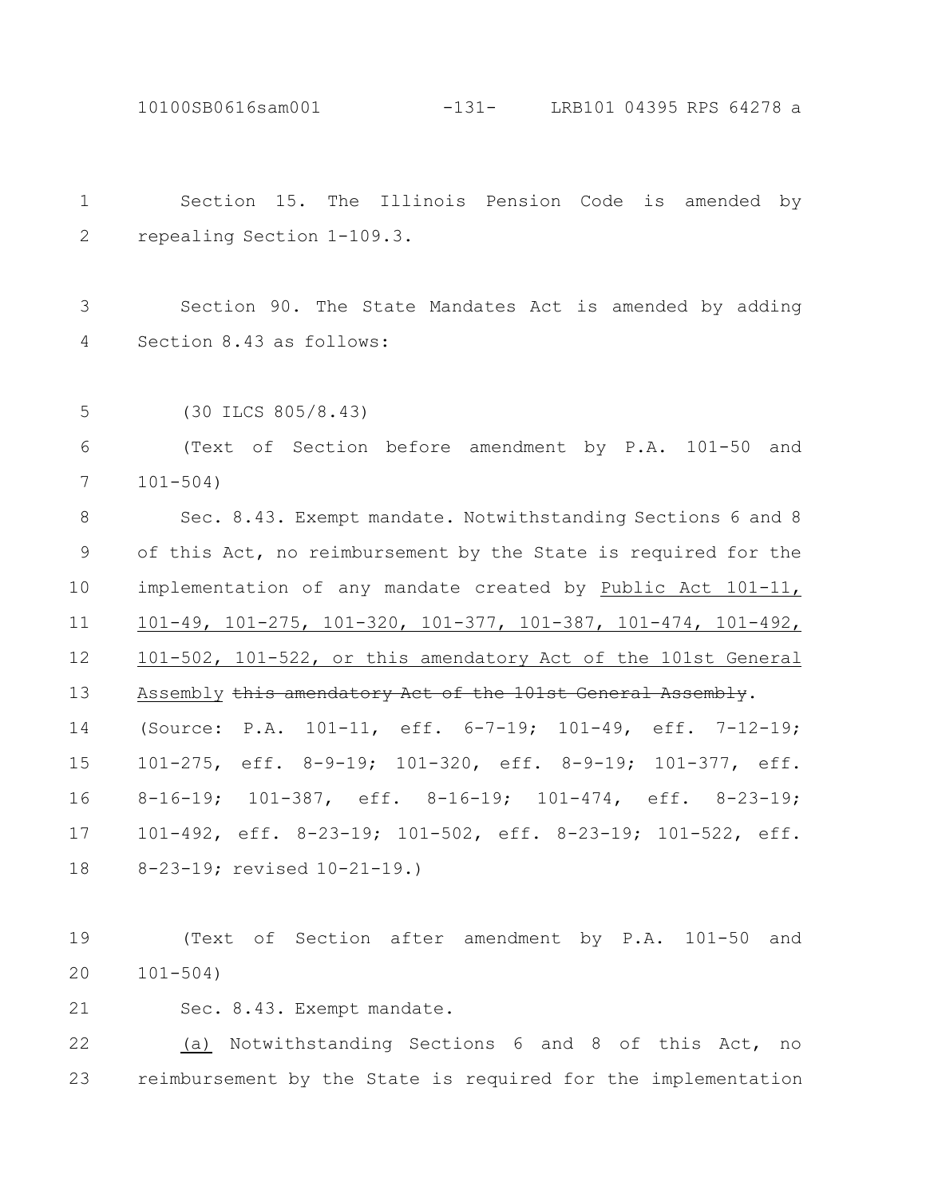Section 15. The Illinois Pension Code is amended by repealing Section 1-109.3.

Section 90. The State Mandates Act is amended by adding Section 8.43 as follows:

(30 ILCS 805/8.43)

(Text of Section before amendment by P.A. 101-50 and 101-504)

Sec. 8.43. Exempt mandate. Notwithstanding Sections 6 and 8 of this Act, no reimbursement by the State is required for the implementation of any mandate created by <u>Public Act 101-11, 101-49, 101-275, 101-320, 101-377, 101-387, 101-474, 101-492, 101-502, 101-522, or this amendatory Act of the 101st General Assembly</u> ~~this amendatory Act of the 101st General Assembly~~.

(Source: P.A. 101-11, eff. 6-7-19; 101-49, eff. 7-12-19; 101-275, eff. 8-9-19; 101-320, eff. 8-9-19; 101-377, eff. 8-16-19; 101-387, eff. 8-16-19; 101-474, eff. 8-23-19; 101-492, eff. 8-23-19; 101-502, eff. 8-23-19; 101-522, eff. 8-23-19; revised 10-21-19.)

(Text of Section after amendment by P.A. 101-50 and 101-504)

Sec. 8.43. Exempt mandate.

<u>(a)</u> Notwithstanding Sections 6 and 8 of this Act, no reimbursement by the State is required for the implementation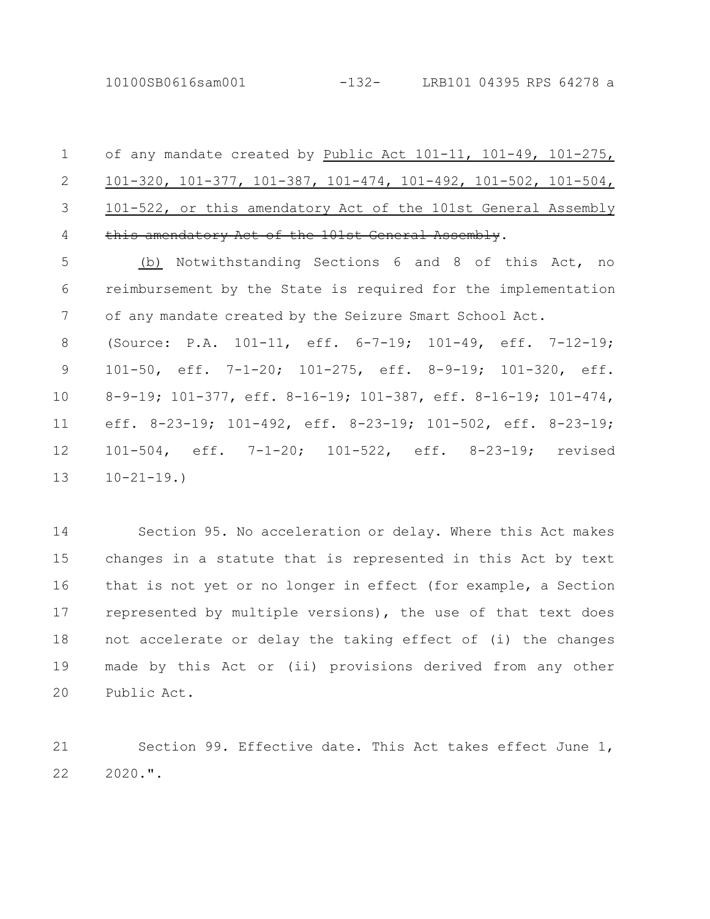of any mandate created by Public Act 101-11, 101-49, 101-275, 101-320, 101-377, 101-387, 101-474, 101-492, 101-502, 101-504, 101-522, or this amendatory Act of the 101st General Assembly ~~this amendatory Act of the 101st General Assembly~~.

(b) Notwithstanding Sections 6 and 8 of this Act, no reimbursement by the State is required for the implementation of any mandate created by the Seizure Smart School Act.

(Source: P.A. 101-11, eff. 6-7-19; 101-49, eff. 7-12-19; 101-50, eff. 7-1-20; 101-275, eff. 8-9-19; 101-320, eff. 8-9-19; 101-377, eff. 8-16-19; 101-387, eff. 8-16-19; 101-474, eff. 8-23-19; 101-492, eff. 8-23-19; 101-502, eff. 8-23-19; 101-504, eff. 7-1-20; 101-522, eff. 8-23-19; revised 10-21-19.)

Section 95. No acceleration or delay. Where this Act makes changes in a statute that is represented in this Act by text that is not yet or no longer in effect (for example, a Section represented by multiple versions), the use of that text does not accelerate or delay the taking effect of (i) the changes made by this Act or (ii) provisions derived from any other Public Act.

Section 99. Effective date. This Act takes effect June 1, 2020.".